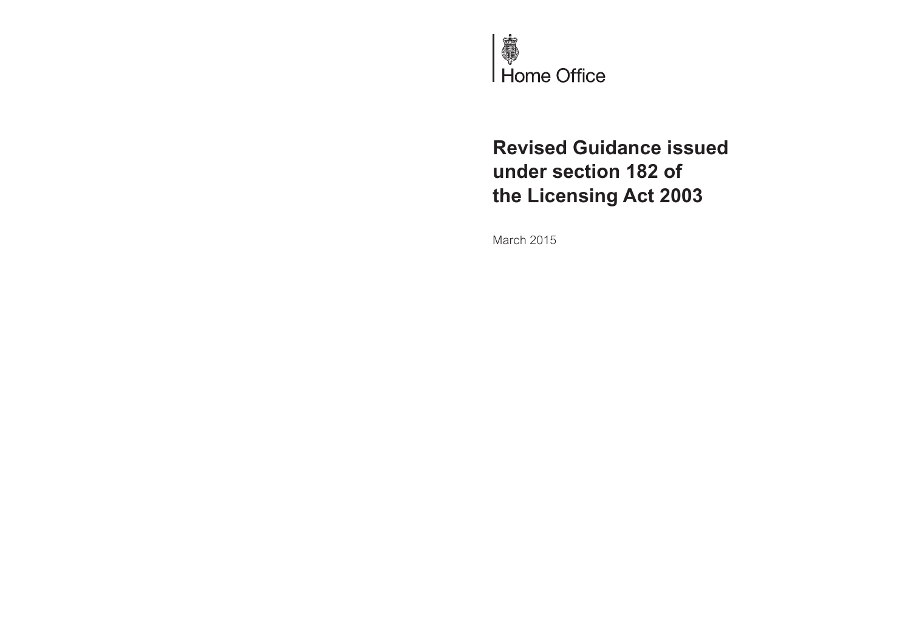Home Office

# Revised Guidance issued under section 182 of the Licensing Act 2003

March 2015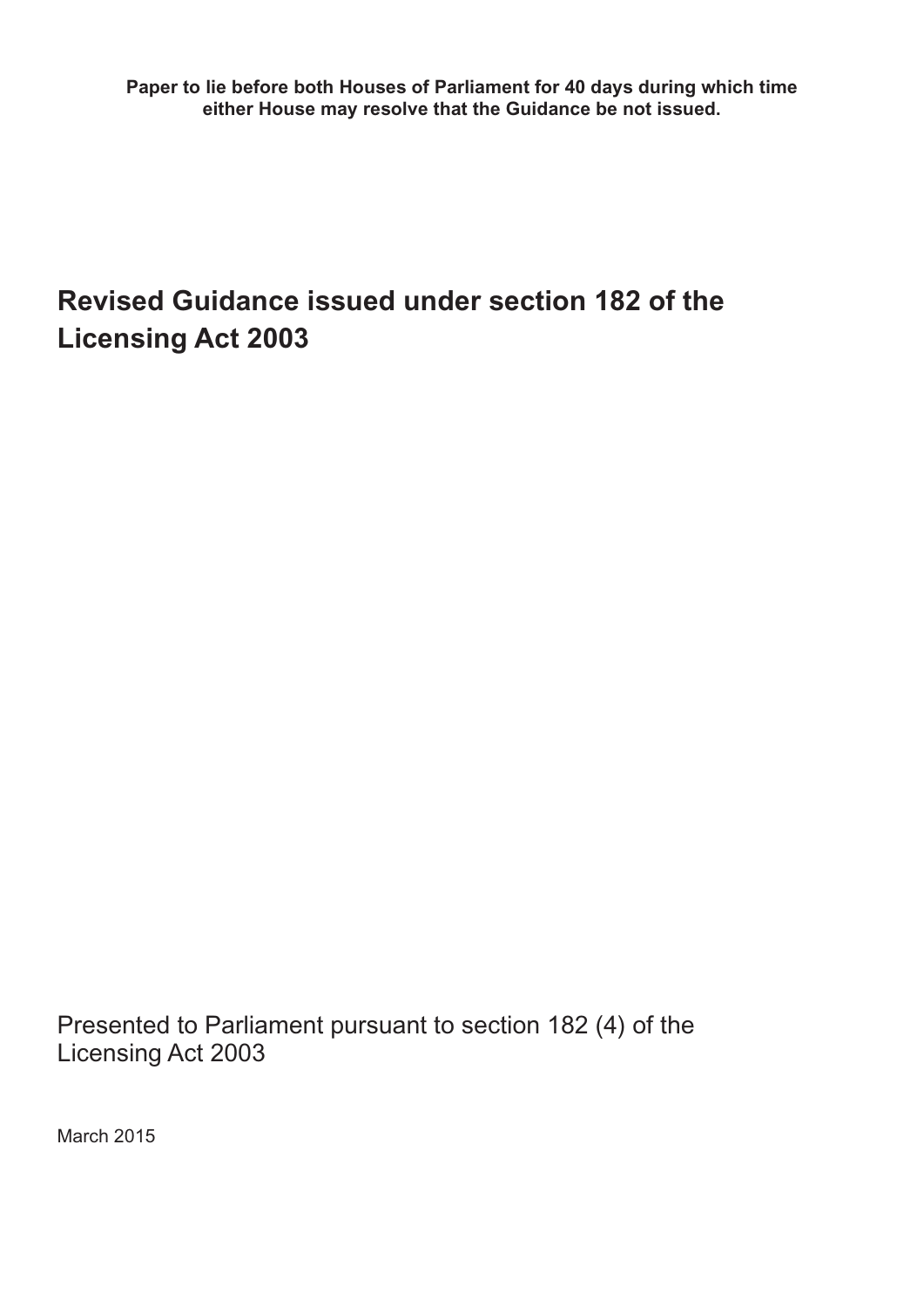**Paper to lie before both Houses of Parliament for 40 days during which time either House may resolve that the Guidance be not issued.**

# Revised Guidance issued under section 182 of the Licensing Act 2003

Presented to Parliament pursuant to section 182 (4) of the Licensing Act 2003

March 2015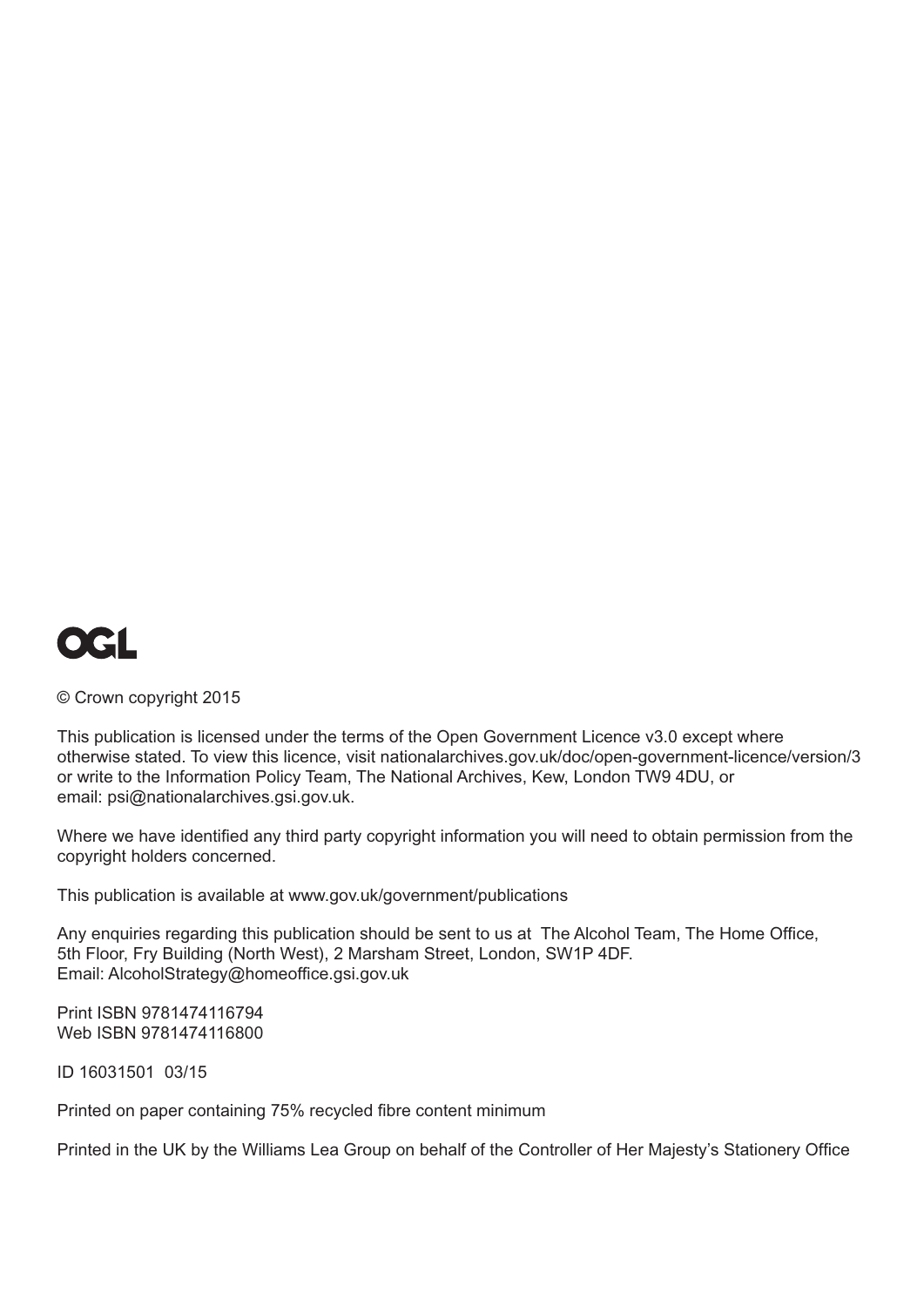OGL

© Crown copyright 2015

This publication is licensed under the terms of the Open Government Licence v3.0 except where otherwise stated. To view this licence, visit nationalarchives.gov.uk/doc/open-government-licence/version/3 or write to the Information Policy Team, The National Archives, Kew, London TW9 4DU, or email: psi@nationalarchives.gsi.gov.uk.

Where we have identified any third party copyright information you will need to obtain permission from the copyright holders concerned.

This publication is available at www.gov.uk/government/publications

Any enquiries regarding this publication should be sent to us at The Alcohol Team, The Home Office, 5th Floor, Fry Building (North West), 2 Marsham Street, London, SW1P 4DF.
Email: AlcoholStrategy@homeoffice.gsi.gov.uk

Print ISBN 9781474116794
Web ISBN 9781474116800

ID 16031501 03/15

Printed on paper containing 75% recycled fibre content minimum

Printed in the UK by the Williams Lea Group on behalf of the Controller of Her Majesty's Stationery Office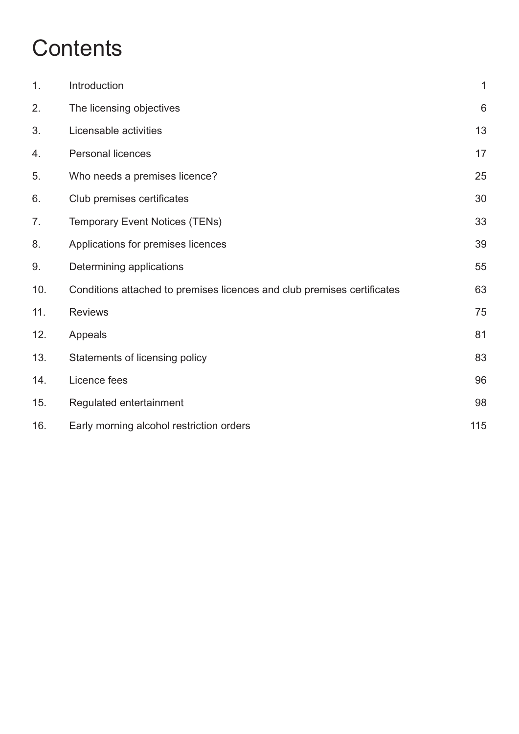# Contents

| | | |
|---|---|---|
| 1. | Introduction | 1 |
| 2. | The licensing objectives | 6 |
| 3. | Licensable activities | 13 |
| 4. | Personal licences | 17 |
| 5. | Who needs a premises licence? | 25 |
| 6. | Club premises certificates | 30 |
| 7. | Temporary Event Notices (TENs) | 33 |
| 8. | Applications for premises licences | 39 |
| 9. | Determining applications | 55 |
| 10. | Conditions attached to premises licences and club premises certificates | 63 |
| 11. | Reviews | 75 |
| 12. | Appeals | 81 |
| 13. | Statements of licensing policy | 83 |
| 14. | Licence fees | 96 |
| 15. | Regulated entertainment | 98 |
| 16. | Early morning alcohol restriction orders | 115 |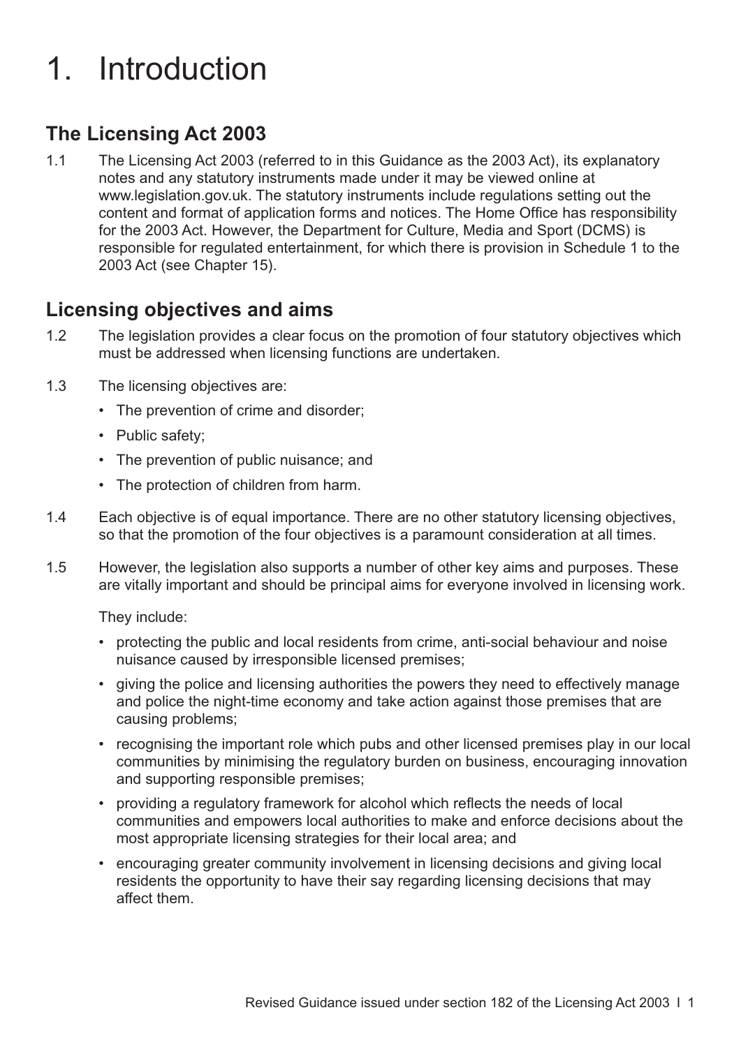# 1. Introduction

## The Licensing Act 2003

1.1 The Licensing Act 2003 (referred to in this Guidance as the 2003 Act), its explanatory notes and any statutory instruments made under it may be viewed online at www.legislation.gov.uk. The statutory instruments include regulations setting out the content and format of application forms and notices. The Home Office has responsibility for the 2003 Act. However, the Department for Culture, Media and Sport (DCMS) is responsible for regulated entertainment, for which there is provision in Schedule 1 to the 2003 Act (see Chapter 15).

## Licensing objectives and aims

1.2 The legislation provides a clear focus on the promotion of four statutory objectives which must be addressed when licensing functions are undertaken.

1.3 The licensing objectives are:

- The prevention of crime and disorder;
- Public safety;
- The prevention of public nuisance; and
- The protection of children from harm.

1.4 Each objective is of equal importance. There are no other statutory licensing objectives, so that the promotion of the four objectives is a paramount consideration at all times.

1.5 However, the legislation also supports a number of other key aims and purposes. These are vitally important and should be principal aims for everyone involved in licensing work.

They include:

- protecting the public and local residents from crime, anti-social behaviour and noise nuisance caused by irresponsible licensed premises;
- giving the police and licensing authorities the powers they need to effectively manage and police the night-time economy and take action against those premises that are causing problems;
- recognising the important role which pubs and other licensed premises play in our local communities by minimising the regulatory burden on business, encouraging innovation and supporting responsible premises;
- providing a regulatory framework for alcohol which reflects the needs of local communities and empowers local authorities to make and enforce decisions about the most appropriate licensing strategies for their local area; and
- encouraging greater community involvement in licensing decisions and giving local residents the opportunity to have their say regarding licensing decisions that may affect them.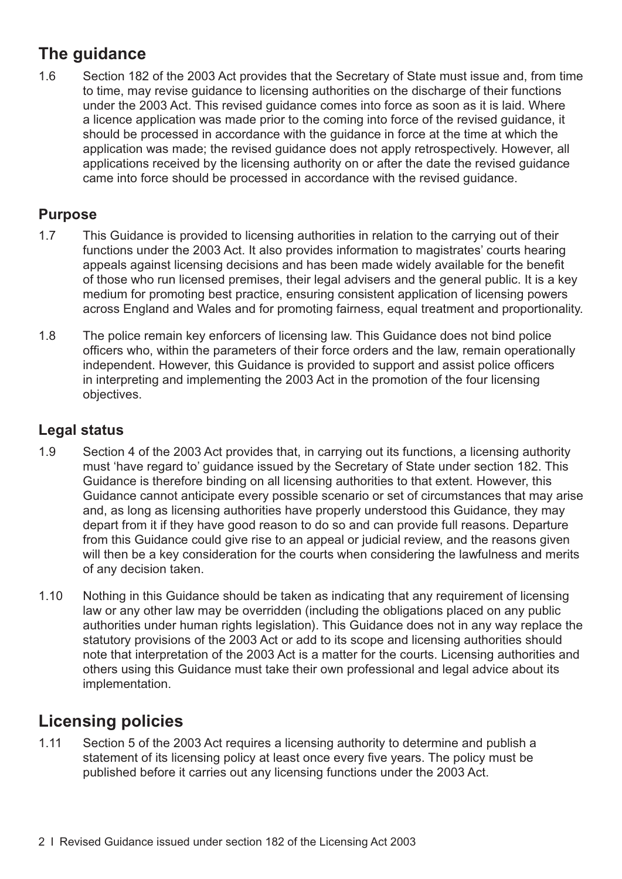## The guidance

1.6 Section 182 of the 2003 Act provides that the Secretary of State must issue and, from time to time, may revise guidance to licensing authorities on the discharge of their functions under the 2003 Act. This revised guidance comes into force as soon as it is laid. Where a licence application was made prior to the coming into force of the revised guidance, it should be processed in accordance with the guidance in force at the time at which the application was made; the revised guidance does not apply retrospectively. However, all applications received by the licensing authority on or after the date the revised guidance came into force should be processed in accordance with the revised guidance.

### Purpose

1.7 This Guidance is provided to licensing authorities in relation to the carrying out of their functions under the 2003 Act. It also provides information to magistrates' courts hearing appeals against licensing decisions and has been made widely available for the benefit of those who run licensed premises, their legal advisers and the general public. It is a key medium for promoting best practice, ensuring consistent application of licensing powers across England and Wales and for promoting fairness, equal treatment and proportionality.

1.8 The police remain key enforcers of licensing law. This Guidance does not bind police officers who, within the parameters of their force orders and the law, remain operationally independent. However, this Guidance is provided to support and assist police officers in interpreting and implementing the 2003 Act in the promotion of the four licensing objectives.

### Legal status

1.9 Section 4 of the 2003 Act provides that, in carrying out its functions, a licensing authority must 'have regard to' guidance issued by the Secretary of State under section 182. This Guidance is therefore binding on all licensing authorities to that extent. However, this Guidance cannot anticipate every possible scenario or set of circumstances that may arise and, as long as licensing authorities have properly understood this Guidance, they may depart from it if they have good reason to do so and can provide full reasons. Departure from this Guidance could give rise to an appeal or judicial review, and the reasons given will then be a key consideration for the courts when considering the lawfulness and merits of any decision taken.

1.10 Nothing in this Guidance should be taken as indicating that any requirement of licensing law or any other law may be overridden (including the obligations placed on any public authorities under human rights legislation). This Guidance does not in any way replace the statutory provisions of the 2003 Act or add to its scope and licensing authorities should note that interpretation of the 2003 Act is a matter for the courts. Licensing authorities and others using this Guidance must take their own professional and legal advice about its implementation.

## Licensing policies

1.11 Section 5 of the 2003 Act requires a licensing authority to determine and publish a statement of its licensing policy at least once every five years. The policy must be published before it carries out any licensing functions under the 2003 Act.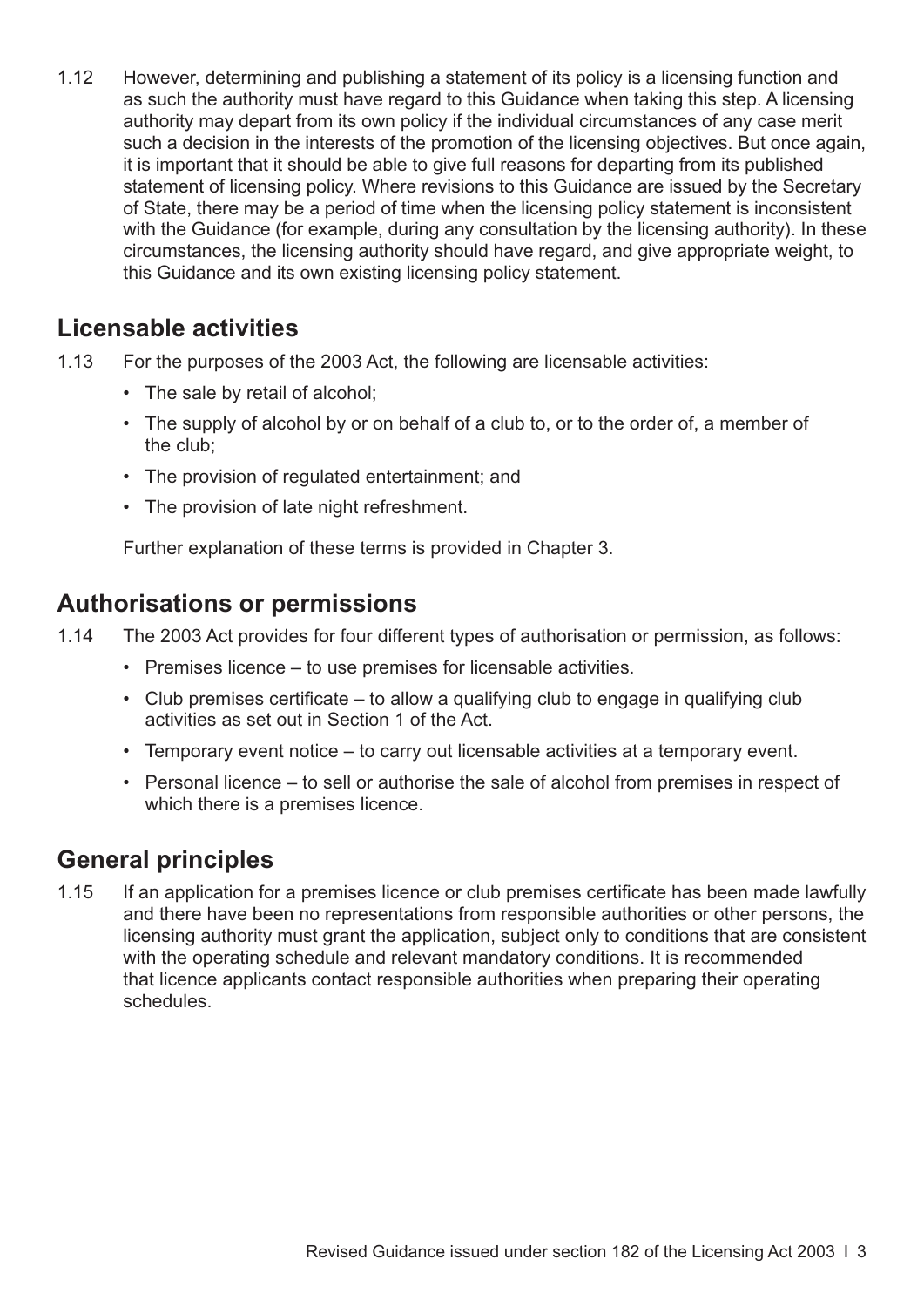1.12 However, determining and publishing a statement of its policy is a licensing function and as such the authority must have regard to this Guidance when taking this step. A licensing authority may depart from its own policy if the individual circumstances of any case merit such a decision in the interests of the promotion of the licensing objectives. But once again, it is important that it should be able to give full reasons for departing from its published statement of licensing policy. Where revisions to this Guidance are issued by the Secretary of State, there may be a period of time when the licensing policy statement is inconsistent with the Guidance (for example, during any consultation by the licensing authority). In these circumstances, the licensing authority should have regard, and give appropriate weight, to this Guidance and its own existing licensing policy statement.

## Licensable activities

1.13 For the purposes of the 2003 Act, the following are licensable activities:

- The sale by retail of alcohol;
- The supply of alcohol by or on behalf of a club to, or to the order of, a member of the club;
- The provision of regulated entertainment; and
- The provision of late night refreshment.

Further explanation of these terms is provided in Chapter 3.

## Authorisations or permissions

1.14 The 2003 Act provides for four different types of authorisation or permission, as follows:

- Premises licence – to use premises for licensable activities.
- Club premises certificate – to allow a qualifying club to engage in qualifying club activities as set out in Section 1 of the Act.
- Temporary event notice – to carry out licensable activities at a temporary event.
- Personal licence – to sell or authorise the sale of alcohol from premises in respect of which there is a premises licence.

## General principles

1.15 If an application for a premises licence or club premises certificate has been made lawfully and there have been no representations from responsible authorities or other persons, the licensing authority must grant the application, subject only to conditions that are consistent with the operating schedule and relevant mandatory conditions. It is recommended that licence applicants contact responsible authorities when preparing their operating schedules.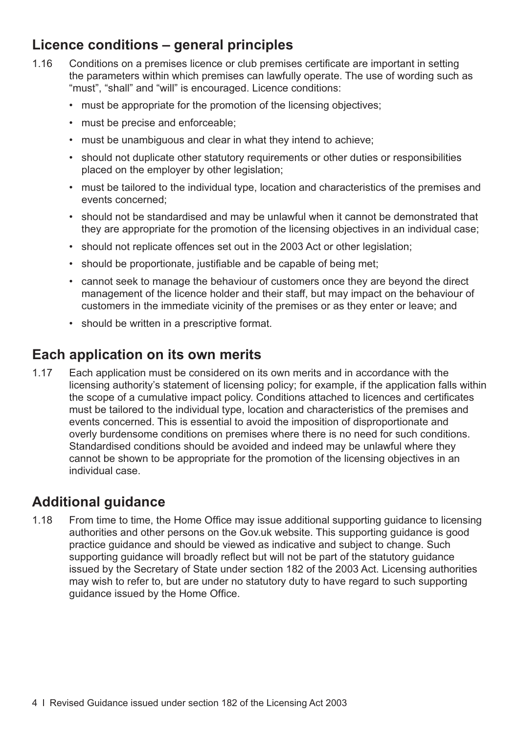## Licence conditions – general principles

1.16 Conditions on a premises licence or club premises certificate are important in setting the parameters within which premises can lawfully operate. The use of wording such as "must", "shall" and "will" is encouraged. Licence conditions:

- must be appropriate for the promotion of the licensing objectives;
- must be precise and enforceable;
- must be unambiguous and clear in what they intend to achieve;
- should not duplicate other statutory requirements or other duties or responsibilities placed on the employer by other legislation;
- must be tailored to the individual type, location and characteristics of the premises and events concerned;
- should not be standardised and may be unlawful when it cannot be demonstrated that they are appropriate for the promotion of the licensing objectives in an individual case;
- should not replicate offences set out in the 2003 Act or other legislation;
- should be proportionate, justifiable and be capable of being met;
- cannot seek to manage the behaviour of customers once they are beyond the direct management of the licence holder and their staff, but may impact on the behaviour of customers in the immediate vicinity of the premises or as they enter or leave; and
- should be written in a prescriptive format.

## Each application on its own merits

1.17 Each application must be considered on its own merits and in accordance with the licensing authority's statement of licensing policy; for example, if the application falls within the scope of a cumulative impact policy. Conditions attached to licences and certificates must be tailored to the individual type, location and characteristics of the premises and events concerned. This is essential to avoid the imposition of disproportionate and overly burdensome conditions on premises where there is no need for such conditions. Standardised conditions should be avoided and indeed may be unlawful where they cannot be shown to be appropriate for the promotion of the licensing objectives in an individual case.

## Additional guidance

1.18 From time to time, the Home Office may issue additional supporting guidance to licensing authorities and other persons on the Gov.uk website. This supporting guidance is good practice guidance and should be viewed as indicative and subject to change. Such supporting guidance will broadly reflect but will not be part of the statutory guidance issued by the Secretary of State under section 182 of the 2003 Act. Licensing authorities may wish to refer to, but are under no statutory duty to have regard to such supporting guidance issued by the Home Office.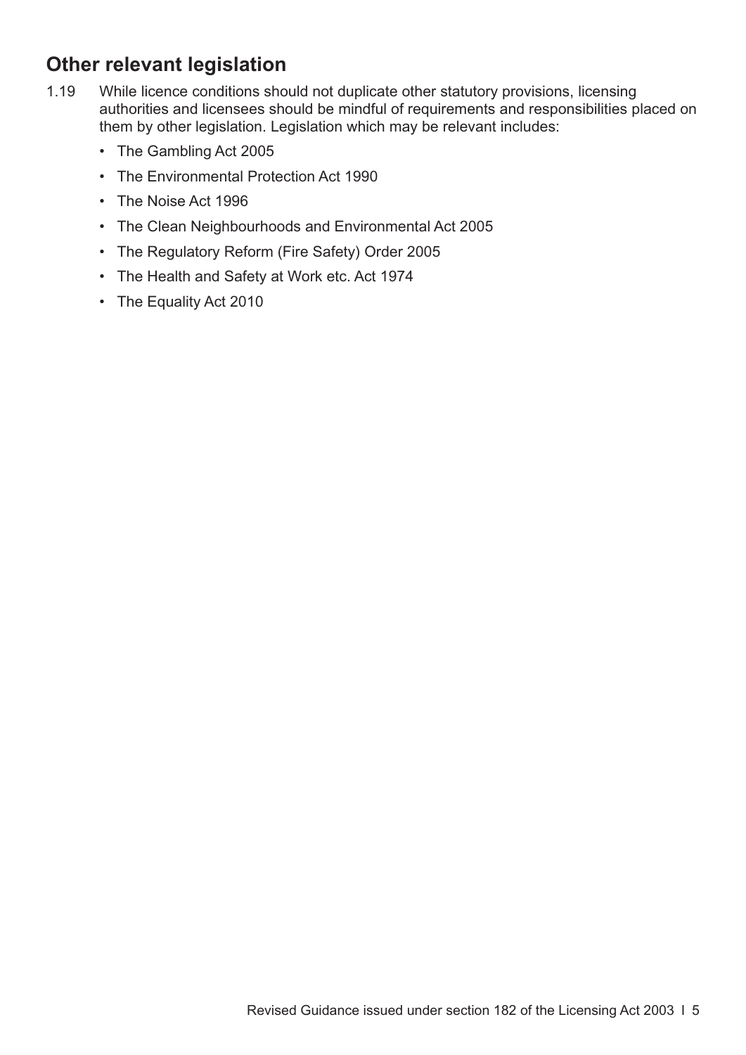## Other relevant legislation

1.19 While licence conditions should not duplicate other statutory provisions, licensing authorities and licensees should be mindful of requirements and responsibilities placed on them by other legislation. Legislation which may be relevant includes:

- The Gambling Act 2005
- The Environmental Protection Act 1990
- The Noise Act 1996
- The Clean Neighbourhoods and Environmental Act 2005
- The Regulatory Reform (Fire Safety) Order 2005
- The Health and Safety at Work etc. Act 1974
- The Equality Act 2010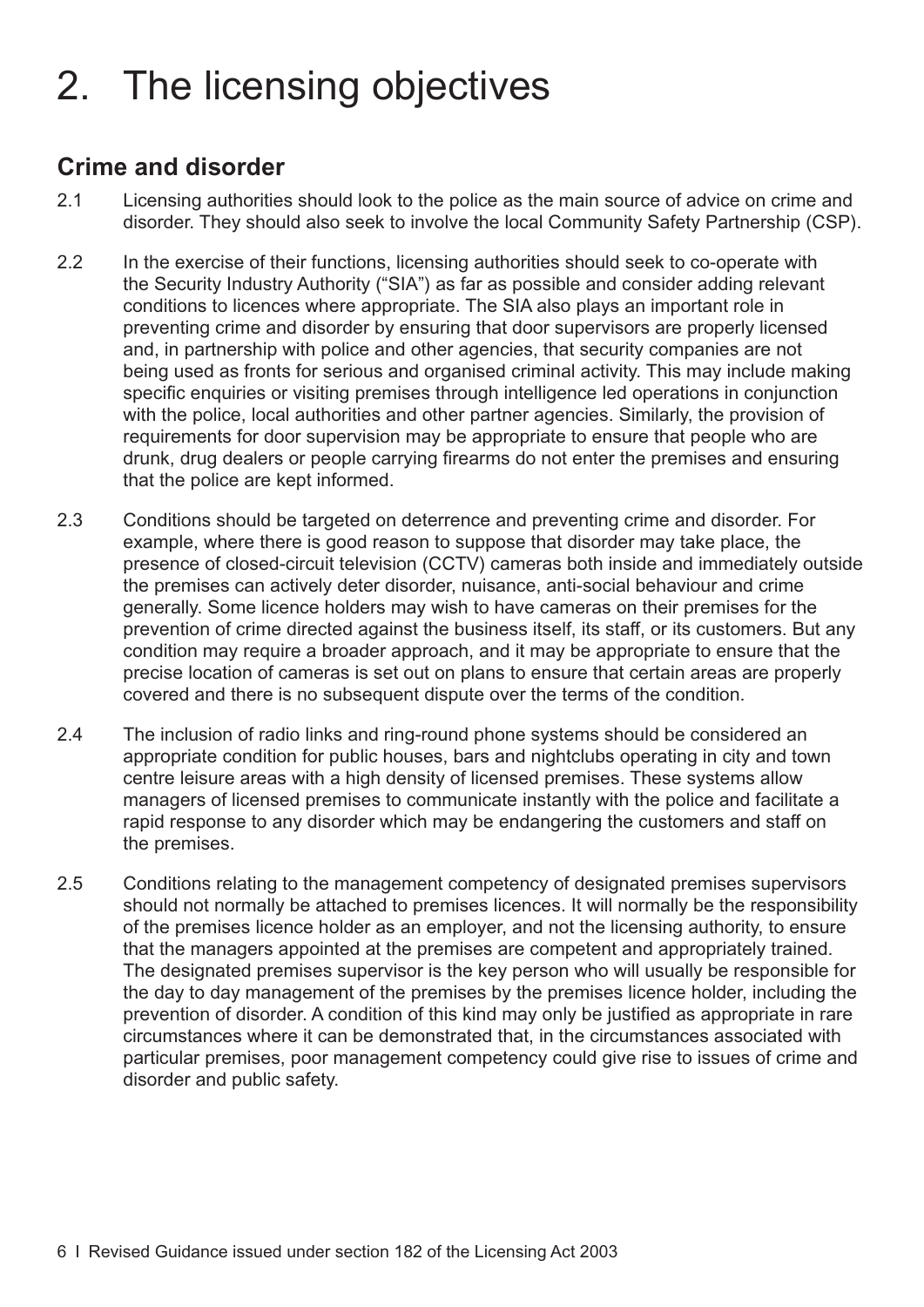# 2. The licensing objectives

## Crime and disorder

2.1 Licensing authorities should look to the police as the main source of advice on crime and disorder. They should also seek to involve the local Community Safety Partnership (CSP).

2.2 In the exercise of their functions, licensing authorities should seek to co-operate with the Security Industry Authority ("SIA") as far as possible and consider adding relevant conditions to licences where appropriate. The SIA also plays an important role in preventing crime and disorder by ensuring that door supervisors are properly licensed and, in partnership with police and other agencies, that security companies are not being used as fronts for serious and organised criminal activity. This may include making specific enquiries or visiting premises through intelligence led operations in conjunction with the police, local authorities and other partner agencies. Similarly, the provision of requirements for door supervision may be appropriate to ensure that people who are drunk, drug dealers or people carrying firearms do not enter the premises and ensuring that the police are kept informed.

2.3 Conditions should be targeted on deterrence and preventing crime and disorder. For example, where there is good reason to suppose that disorder may take place, the presence of closed-circuit television (CCTV) cameras both inside and immediately outside the premises can actively deter disorder, nuisance, anti-social behaviour and crime generally. Some licence holders may wish to have cameras on their premises for the prevention of crime directed against the business itself, its staff, or its customers. But any condition may require a broader approach, and it may be appropriate to ensure that the precise location of cameras is set out on plans to ensure that certain areas are properly covered and there is no subsequent dispute over the terms of the condition.

2.4 The inclusion of radio links and ring-round phone systems should be considered an appropriate condition for public houses, bars and nightclubs operating in city and town centre leisure areas with a high density of licensed premises. These systems allow managers of licensed premises to communicate instantly with the police and facilitate a rapid response to any disorder which may be endangering the customers and staff on the premises.

2.5 Conditions relating to the management competency of designated premises supervisors should not normally be attached to premises licences. It will normally be the responsibility of the premises licence holder as an employer, and not the licensing authority, to ensure that the managers appointed at the premises are competent and appropriately trained. The designated premises supervisor is the key person who will usually be responsible for the day to day management of the premises by the premises licence holder, including the prevention of disorder. A condition of this kind may only be justified as appropriate in rare circumstances where it can be demonstrated that, in the circumstances associated with particular premises, poor management competency could give rise to issues of crime and disorder and public safety.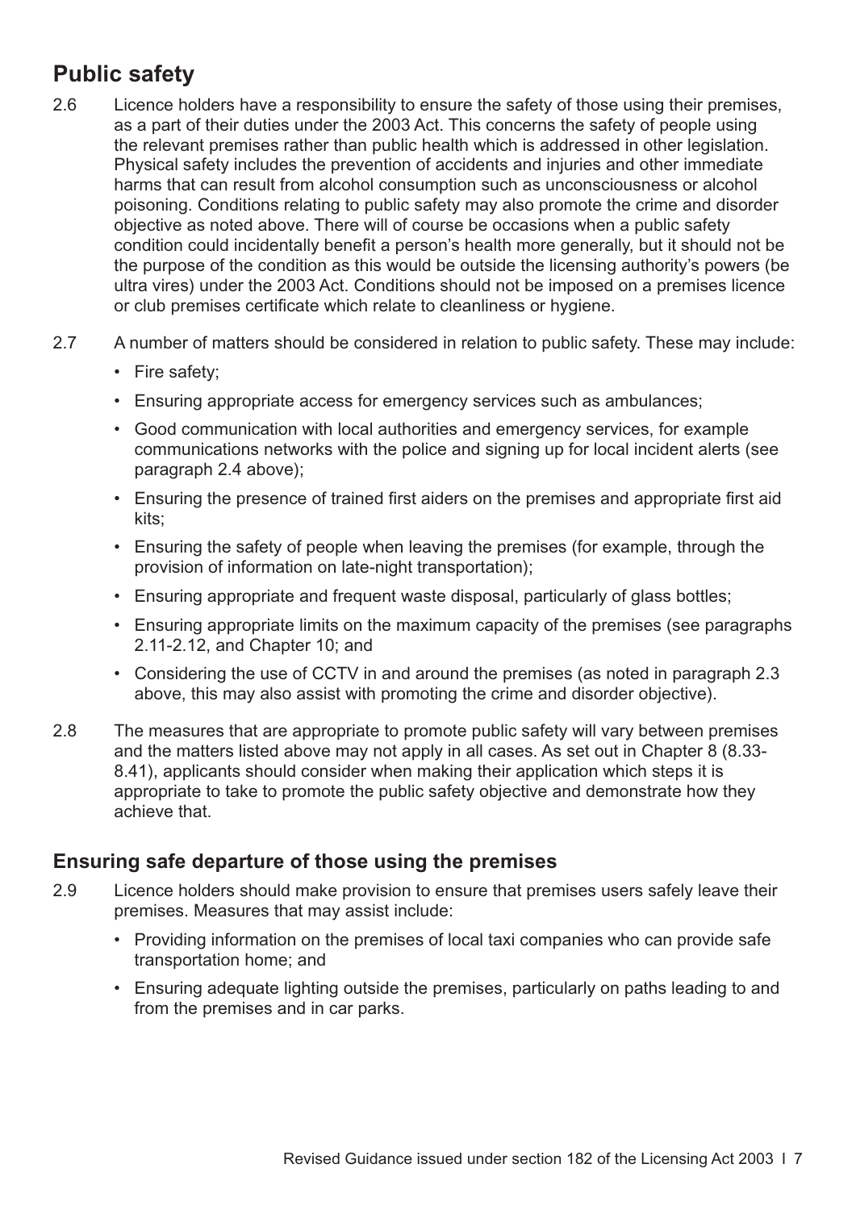## Public safety

2.6 Licence holders have a responsibility to ensure the safety of those using their premises, as a part of their duties under the 2003 Act. This concerns the safety of people using the relevant premises rather than public health which is addressed in other legislation. Physical safety includes the prevention of accidents and injuries and other immediate harms that can result from alcohol consumption such as unconsciousness or alcohol poisoning. Conditions relating to public safety may also promote the crime and disorder objective as noted above. There will of course be occasions when a public safety condition could incidentally benefit a person's health more generally, but it should not be the purpose of the condition as this would be outside the licensing authority's powers (be ultra vires) under the 2003 Act. Conditions should not be imposed on a premises licence or club premises certificate which relate to cleanliness or hygiene.

2.7 A number of matters should be considered in relation to public safety. These may include:

- Fire safety;
- Ensuring appropriate access for emergency services such as ambulances;
- Good communication with local authorities and emergency services, for example communications networks with the police and signing up for local incident alerts (see paragraph 2.4 above);
- Ensuring the presence of trained first aiders on the premises and appropriate first aid kits;
- Ensuring the safety of people when leaving the premises (for example, through the provision of information on late-night transportation);
- Ensuring appropriate and frequent waste disposal, particularly of glass bottles;
- Ensuring appropriate limits on the maximum capacity of the premises (see paragraphs 2.11-2.12, and Chapter 10; and
- Considering the use of CCTV in and around the premises (as noted in paragraph 2.3 above, this may also assist with promoting the crime and disorder objective).

2.8 The measures that are appropriate to promote public safety will vary between premises and the matters listed above may not apply in all cases. As set out in Chapter 8 (8.33-8.41), applicants should consider when making their application which steps it is appropriate to take to promote the public safety objective and demonstrate how they achieve that.

### Ensuring safe departure of those using the premises

2.9 Licence holders should make provision to ensure that premises users safely leave their premises. Measures that may assist include:

- Providing information on the premises of local taxi companies who can provide safe transportation home; and
- Ensuring adequate lighting outside the premises, particularly on paths leading to and from the premises and in car parks.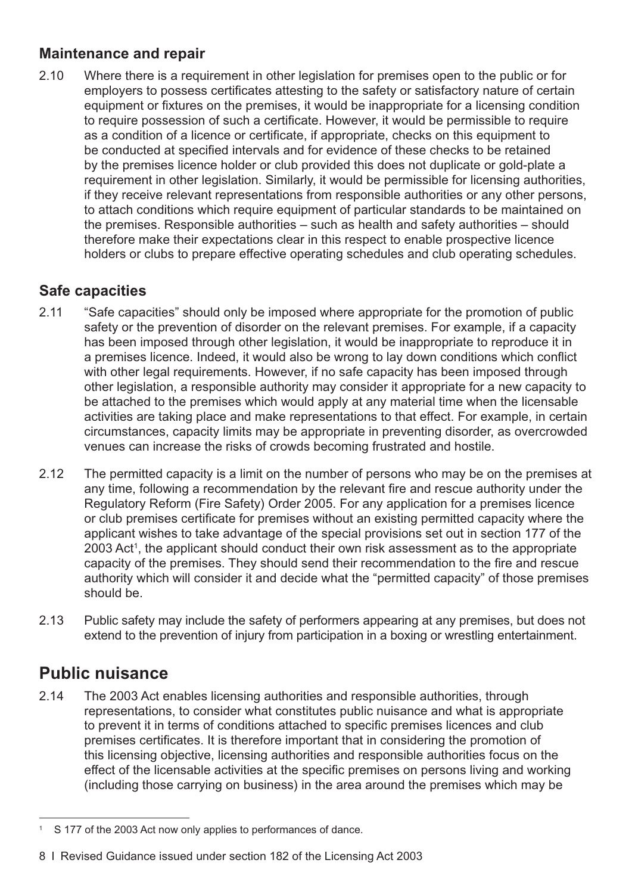### Maintenance and repair

2.10 Where there is a requirement in other legislation for premises open to the public or for employers to possess certificates attesting to the safety or satisfactory nature of certain equipment or fixtures on the premises, it would be inappropriate for a licensing condition to require possession of such a certificate. However, it would be permissible to require as a condition of a licence or certificate, if appropriate, checks on this equipment to be conducted at specified intervals and for evidence of these checks to be retained by the premises licence holder or club provided this does not duplicate or gold-plate a requirement in other legislation. Similarly, it would be permissible for licensing authorities, if they receive relevant representations from responsible authorities or any other persons, to attach conditions which require equipment of particular standards to be maintained on the premises. Responsible authorities – such as health and safety authorities – should therefore make their expectations clear in this respect to enable prospective licence holders or clubs to prepare effective operating schedules and club operating schedules.

### Safe capacities

2.11 "Safe capacities" should only be imposed where appropriate for the promotion of public safety or the prevention of disorder on the relevant premises. For example, if a capacity has been imposed through other legislation, it would be inappropriate to reproduce it in a premises licence. Indeed, it would also be wrong to lay down conditions which conflict with other legal requirements. However, if no safe capacity has been imposed through other legislation, a responsible authority may consider it appropriate for a new capacity to be attached to the premises which would apply at any material time when the licensable activities are taking place and make representations to that effect. For example, in certain circumstances, capacity limits may be appropriate in preventing disorder, as overcrowded venues can increase the risks of crowds becoming frustrated and hostile.

2.12 The permitted capacity is a limit on the number of persons who may be on the premises at any time, following a recommendation by the relevant fire and rescue authority under the Regulatory Reform (Fire Safety) Order 2005. For any application for a premises licence or club premises certificate for premises without an existing permitted capacity where the applicant wishes to take advantage of the special provisions set out in section 177 of the 2003 Act[1], the applicant should conduct their own risk assessment as to the appropriate capacity of the premises. They should send their recommendation to the fire and rescue authority which will consider it and decide what the "permitted capacity" of those premises should be.

2.13 Public safety may include the safety of performers appearing at any premises, but does not extend to the prevention of injury from participation in a boxing or wrestling entertainment.

## Public nuisance

2.14 The 2003 Act enables licensing authorities and responsible authorities, through representations, to consider what constitutes public nuisance and what is appropriate to prevent it in terms of conditions attached to specific premises licences and club premises certificates. It is therefore important that in considering the promotion of this licensing objective, licensing authorities and responsible authorities focus on the effect of the licensable activities at the specific premises on persons living and working (including those carrying on business) in the area around the premises which may be

[1] S 177 of the 2003 Act now only applies to performances of dance.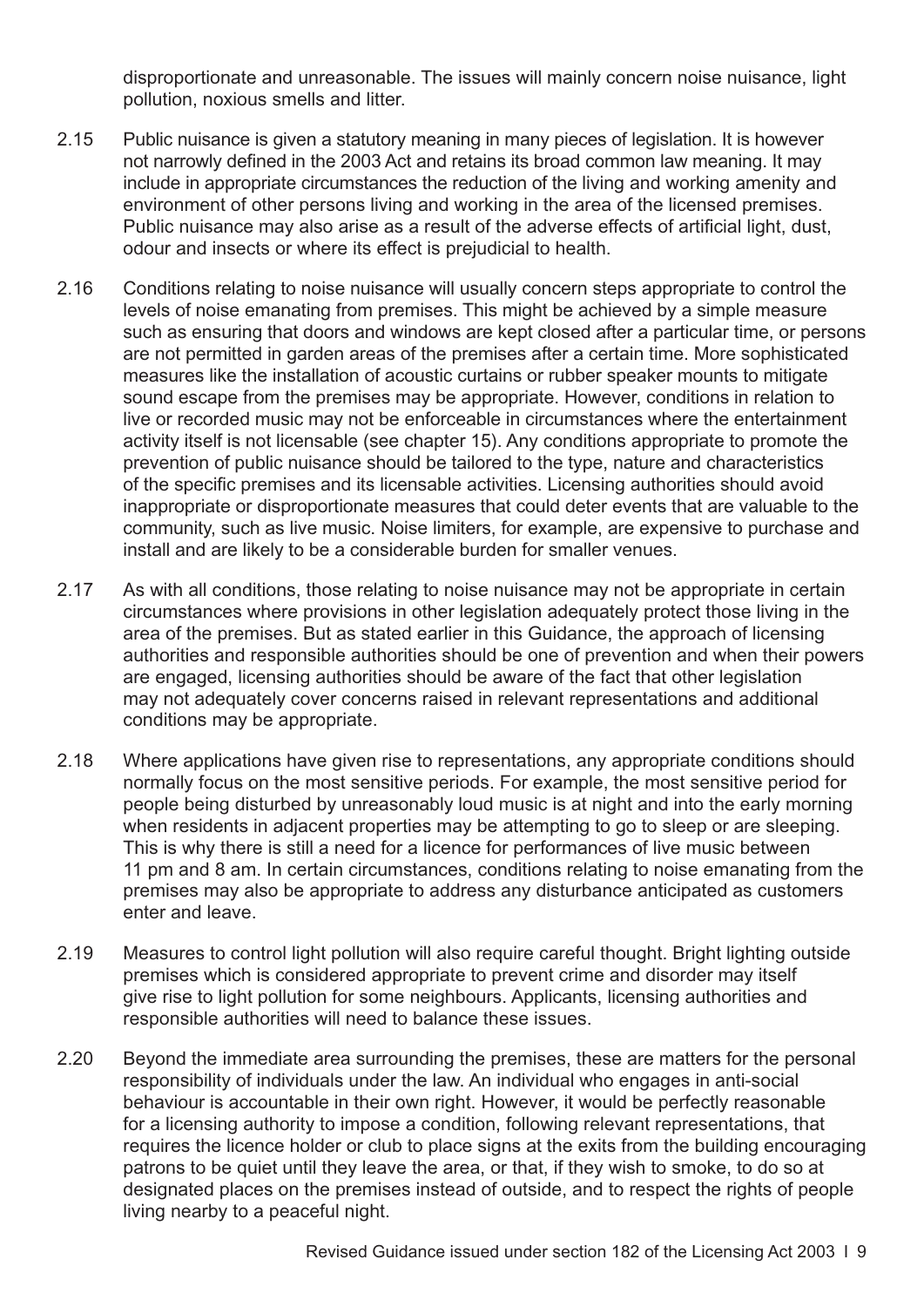disproportionate and unreasonable. The issues will mainly concern noise nuisance, light pollution, noxious smells and litter.

2.15 Public nuisance is given a statutory meaning in many pieces of legislation. It is however not narrowly defined in the 2003 Act and retains its broad common law meaning. It may include in appropriate circumstances the reduction of the living and working amenity and environment of other persons living and working in the area of the licensed premises. Public nuisance may also arise as a result of the adverse effects of artificial light, dust, odour and insects or where its effect is prejudicial to health.

2.16 Conditions relating to noise nuisance will usually concern steps appropriate to control the levels of noise emanating from premises. This might be achieved by a simple measure such as ensuring that doors and windows are kept closed after a particular time, or persons are not permitted in garden areas of the premises after a certain time. More sophisticated measures like the installation of acoustic curtains or rubber speaker mounts to mitigate sound escape from the premises may be appropriate. However, conditions in relation to live or recorded music may not be enforceable in circumstances where the entertainment activity itself is not licensable (see chapter 15). Any conditions appropriate to promote the prevention of public nuisance should be tailored to the type, nature and characteristics of the specific premises and its licensable activities. Licensing authorities should avoid inappropriate or disproportionate measures that could deter events that are valuable to the community, such as live music. Noise limiters, for example, are expensive to purchase and install and are likely to be a considerable burden for smaller venues.

2.17 As with all conditions, those relating to noise nuisance may not be appropriate in certain circumstances where provisions in other legislation adequately protect those living in the area of the premises. But as stated earlier in this Guidance, the approach of licensing authorities and responsible authorities should be one of prevention and when their powers are engaged, licensing authorities should be aware of the fact that other legislation may not adequately cover concerns raised in relevant representations and additional conditions may be appropriate.

2.18 Where applications have given rise to representations, any appropriate conditions should normally focus on the most sensitive periods. For example, the most sensitive period for people being disturbed by unreasonably loud music is at night and into the early morning when residents in adjacent properties may be attempting to go to sleep or are sleeping. This is why there is still a need for a licence for performances of live music between 11 pm and 8 am. In certain circumstances, conditions relating to noise emanating from the premises may also be appropriate to address any disturbance anticipated as customers enter and leave.

2.19 Measures to control light pollution will also require careful thought. Bright lighting outside premises which is considered appropriate to prevent crime and disorder may itself give rise to light pollution for some neighbours. Applicants, licensing authorities and responsible authorities will need to balance these issues.

2.20 Beyond the immediate area surrounding the premises, these are matters for the personal responsibility of individuals under the law. An individual who engages in anti-social behaviour is accountable in their own right. However, it would be perfectly reasonable for a licensing authority to impose a condition, following relevant representations, that requires the licence holder or club to place signs at the exits from the building encouraging patrons to be quiet until they leave the area, or that, if they wish to smoke, to do so at designated places on the premises instead of outside, and to respect the rights of people living nearby to a peaceful night.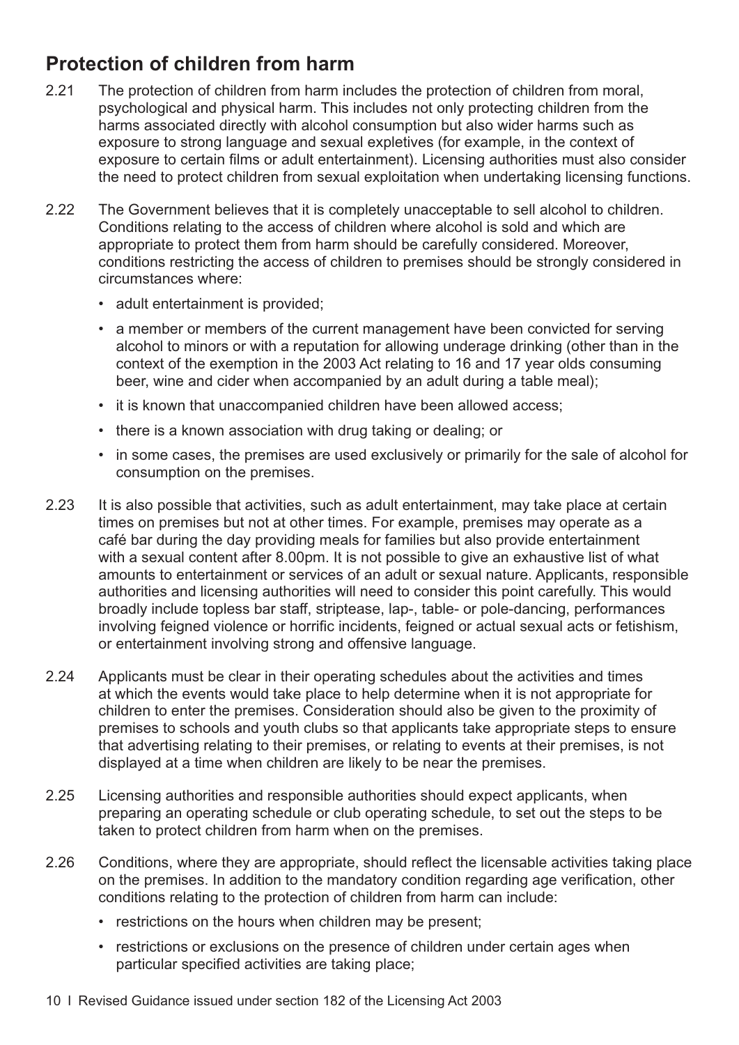## Protection of children from harm

2.21 The protection of children from harm includes the protection of children from moral, psychological and physical harm. This includes not only protecting children from the harms associated directly with alcohol consumption but also wider harms such as exposure to strong language and sexual expletives (for example, in the context of exposure to certain films or adult entertainment). Licensing authorities must also consider the need to protect children from sexual exploitation when undertaking licensing functions.

2.22 The Government believes that it is completely unacceptable to sell alcohol to children. Conditions relating to the access of children where alcohol is sold and which are appropriate to protect them from harm should be carefully considered. Moreover, conditions restricting the access of children to premises should be strongly considered in circumstances where:

- adult entertainment is provided;
- a member or members of the current management have been convicted for serving alcohol to minors or with a reputation for allowing underage drinking (other than in the context of the exemption in the 2003 Act relating to 16 and 17 year olds consuming beer, wine and cider when accompanied by an adult during a table meal);
- it is known that unaccompanied children have been allowed access;
- there is a known association with drug taking or dealing; or
- in some cases, the premises are used exclusively or primarily for the sale of alcohol for consumption on the premises.

2.23 It is also possible that activities, such as adult entertainment, may take place at certain times on premises but not at other times. For example, premises may operate as a café bar during the day providing meals for families but also provide entertainment with a sexual content after 8.00pm. It is not possible to give an exhaustive list of what amounts to entertainment or services of an adult or sexual nature. Applicants, responsible authorities and licensing authorities will need to consider this point carefully. This would broadly include topless bar staff, striptease, lap-, table- or pole-dancing, performances involving feigned violence or horrific incidents, feigned or actual sexual acts or fetishism, or entertainment involving strong and offensive language.

2.24 Applicants must be clear in their operating schedules about the activities and times at which the events would take place to help determine when it is not appropriate for children to enter the premises. Consideration should also be given to the proximity of premises to schools and youth clubs so that applicants take appropriate steps to ensure that advertising relating to their premises, or relating to events at their premises, is not displayed at a time when children are likely to be near the premises.

2.25 Licensing authorities and responsible authorities should expect applicants, when preparing an operating schedule or club operating schedule, to set out the steps to be taken to protect children from harm when on the premises.

2.26 Conditions, where they are appropriate, should reflect the licensable activities taking place on the premises. In addition to the mandatory condition regarding age verification, other conditions relating to the protection of children from harm can include:

- restrictions on the hours when children may be present;
- restrictions or exclusions on the presence of children under certain ages when particular specified activities are taking place;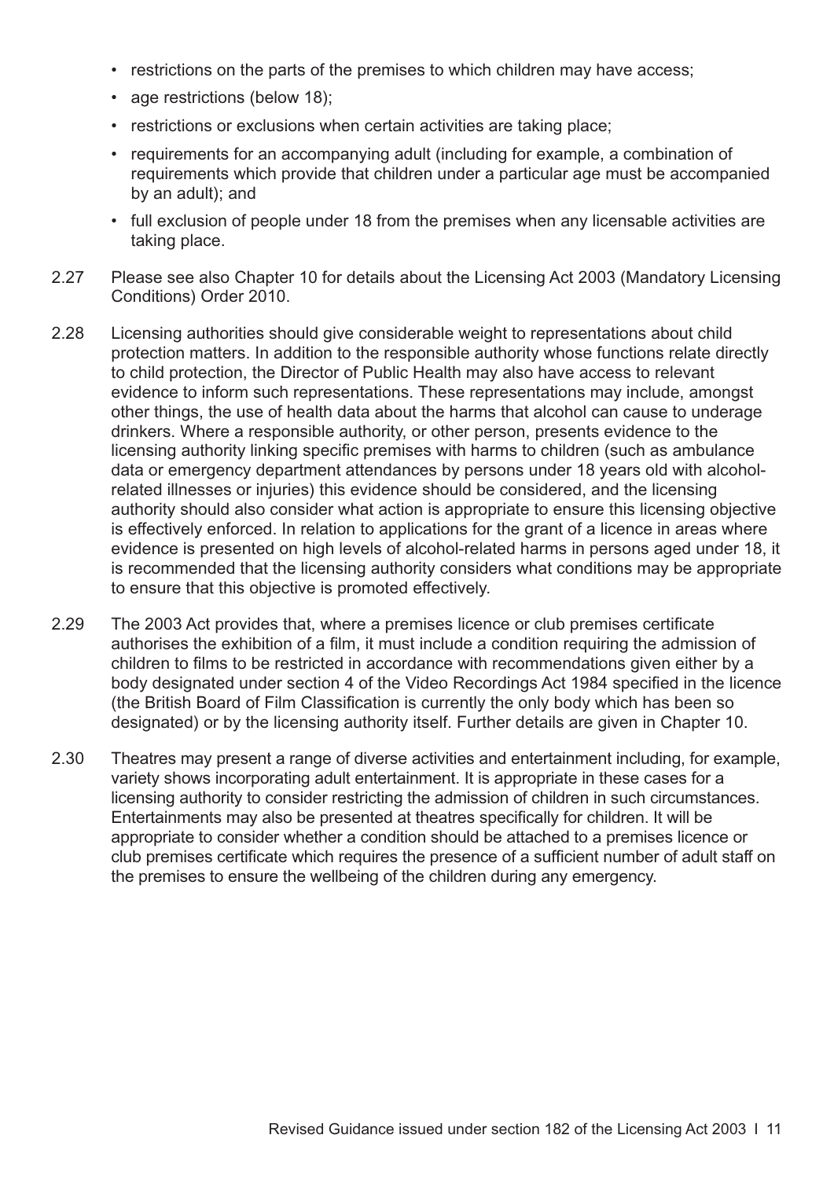- restrictions on the parts of the premises to which children may have access;
- age restrictions (below 18);
- restrictions or exclusions when certain activities are taking place;
- requirements for an accompanying adult (including for example, a combination of requirements which provide that children under a particular age must be accompanied by an adult); and
- full exclusion of people under 18 from the premises when any licensable activities are taking place.

2.27 Please see also Chapter 10 for details about the Licensing Act 2003 (Mandatory Licensing Conditions) Order 2010.

2.28 Licensing authorities should give considerable weight to representations about child protection matters. In addition to the responsible authority whose functions relate directly to child protection, the Director of Public Health may also have access to relevant evidence to inform such representations. These representations may include, amongst other things, the use of health data about the harms that alcohol can cause to underage drinkers. Where a responsible authority, or other person, presents evidence to the licensing authority linking specific premises with harms to children (such as ambulance data or emergency department attendances by persons under 18 years old with alcohol-related illnesses or injuries) this evidence should be considered, and the licensing authority should also consider what action is appropriate to ensure this licensing objective is effectively enforced. In relation to applications for the grant of a licence in areas where evidence is presented on high levels of alcohol-related harms in persons aged under 18, it is recommended that the licensing authority considers what conditions may be appropriate to ensure that this objective is promoted effectively.

2.29 The 2003 Act provides that, where a premises licence or club premises certificate authorises the exhibition of a film, it must include a condition requiring the admission of children to films to be restricted in accordance with recommendations given either by a body designated under section 4 of the Video Recordings Act 1984 specified in the licence (the British Board of Film Classification is currently the only body which has been so designated) or by the licensing authority itself. Further details are given in Chapter 10.

2.30 Theatres may present a range of diverse activities and entertainment including, for example, variety shows incorporating adult entertainment. It is appropriate in these cases for a licensing authority to consider restricting the admission of children in such circumstances. Entertainments may also be presented at theatres specifically for children. It will be appropriate to consider whether a condition should be attached to a premises licence or club premises certificate which requires the presence of a sufficient number of adult staff on the premises to ensure the wellbeing of the children during any emergency.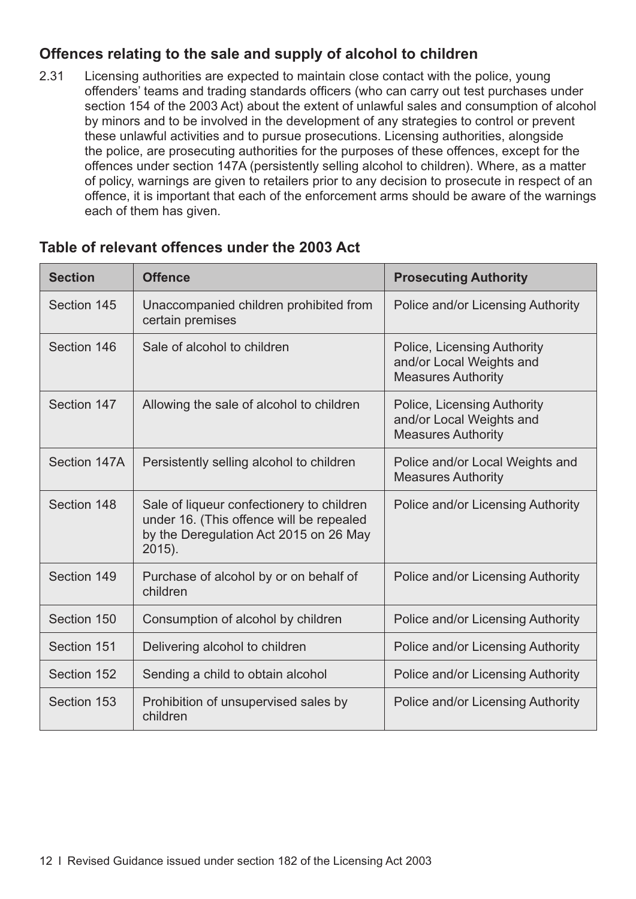## Offences relating to the sale and supply of alcohol to children

2.31 Licensing authorities are expected to maintain close contact with the police, young offenders' teams and trading standards officers (who can carry out test purchases under section 154 of the 2003 Act) about the extent of unlawful sales and consumption of alcohol by minors and to be involved in the development of any strategies to control or prevent these unlawful activities and to pursue prosecutions. Licensing authorities, alongside the police, are prosecuting authorities for the purposes of these offences, except for the offences under section 147A (persistently selling alcohol to children). Where, as a matter of policy, warnings are given to retailers prior to any decision to prosecute in respect of an offence, it is important that each of the enforcement arms should be aware of the warnings each of them has given.

## Table of relevant offences under the 2003 Act

| Section | Offence | Prosecuting Authority |
|---|---|---|
| Section 145 | Unaccompanied children prohibited from certain premises | Police and/or Licensing Authority |
| Section 146 | Sale of alcohol to children | Police, Licensing Authority and/or Local Weights and Measures Authority |
| Section 147 | Allowing the sale of alcohol to children | Police, Licensing Authority and/or Local Weights and Measures Authority |
| Section 147A | Persistently selling alcohol to children | Police and/or Local Weights and Measures Authority |
| Section 148 | Sale of liqueur confectionery to children under 16. (This offence will be repealed by the Deregulation Act 2015 on 26 May 2015). | Police and/or Licensing Authority |
| Section 149 | Purchase of alcohol by or on behalf of children | Police and/or Licensing Authority |
| Section 150 | Consumption of alcohol by children | Police and/or Licensing Authority |
| Section 151 | Delivering alcohol to children | Police and/or Licensing Authority |
| Section 152 | Sending a child to obtain alcohol | Police and/or Licensing Authority |
| Section 153 | Prohibition of unsupervised sales by children | Police and/or Licensing Authority |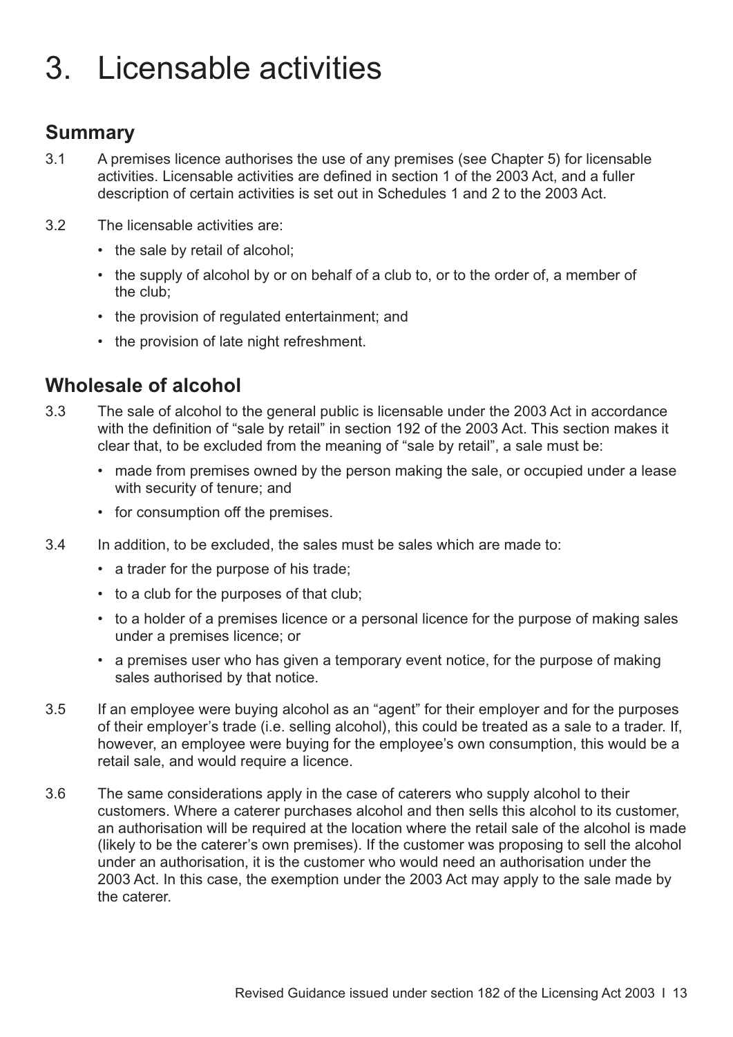# 3. Licensable activities

## Summary

3.1 A premises licence authorises the use of any premises (see Chapter 5) for licensable activities. Licensable activities are defined in section 1 of the 2003 Act, and a fuller description of certain activities is set out in Schedules 1 and 2 to the 2003 Act.

3.2 The licensable activities are:

- the sale by retail of alcohol;
- the supply of alcohol by or on behalf of a club to, or to the order of, a member of the club;
- the provision of regulated entertainment; and
- the provision of late night refreshment.

## Wholesale of alcohol

3.3 The sale of alcohol to the general public is licensable under the 2003 Act in accordance with the definition of "sale by retail" in section 192 of the 2003 Act. This section makes it clear that, to be excluded from the meaning of "sale by retail", a sale must be:

- made from premises owned by the person making the sale, or occupied under a lease with security of tenure; and
- for consumption off the premises.

3.4 In addition, to be excluded, the sales must be sales which are made to:

- a trader for the purpose of his trade;
- to a club for the purposes of that club;
- to a holder of a premises licence or a personal licence for the purpose of making sales under a premises licence; or
- a premises user who has given a temporary event notice, for the purpose of making sales authorised by that notice.

3.5 If an employee were buying alcohol as an "agent" for their employer and for the purposes of their employer's trade (i.e. selling alcohol), this could be treated as a sale to a trader. If, however, an employee were buying for the employee's own consumption, this would be a retail sale, and would require a licence.

3.6 The same considerations apply in the case of caterers who supply alcohol to their customers. Where a caterer purchases alcohol and then sells this alcohol to its customer, an authorisation will be required at the location where the retail sale of the alcohol is made (likely to be the caterer's own premises). If the customer was proposing to sell the alcohol under an authorisation, it is the customer who would need an authorisation under the 2003 Act. In this case, the exemption under the 2003 Act may apply to the sale made by the caterer.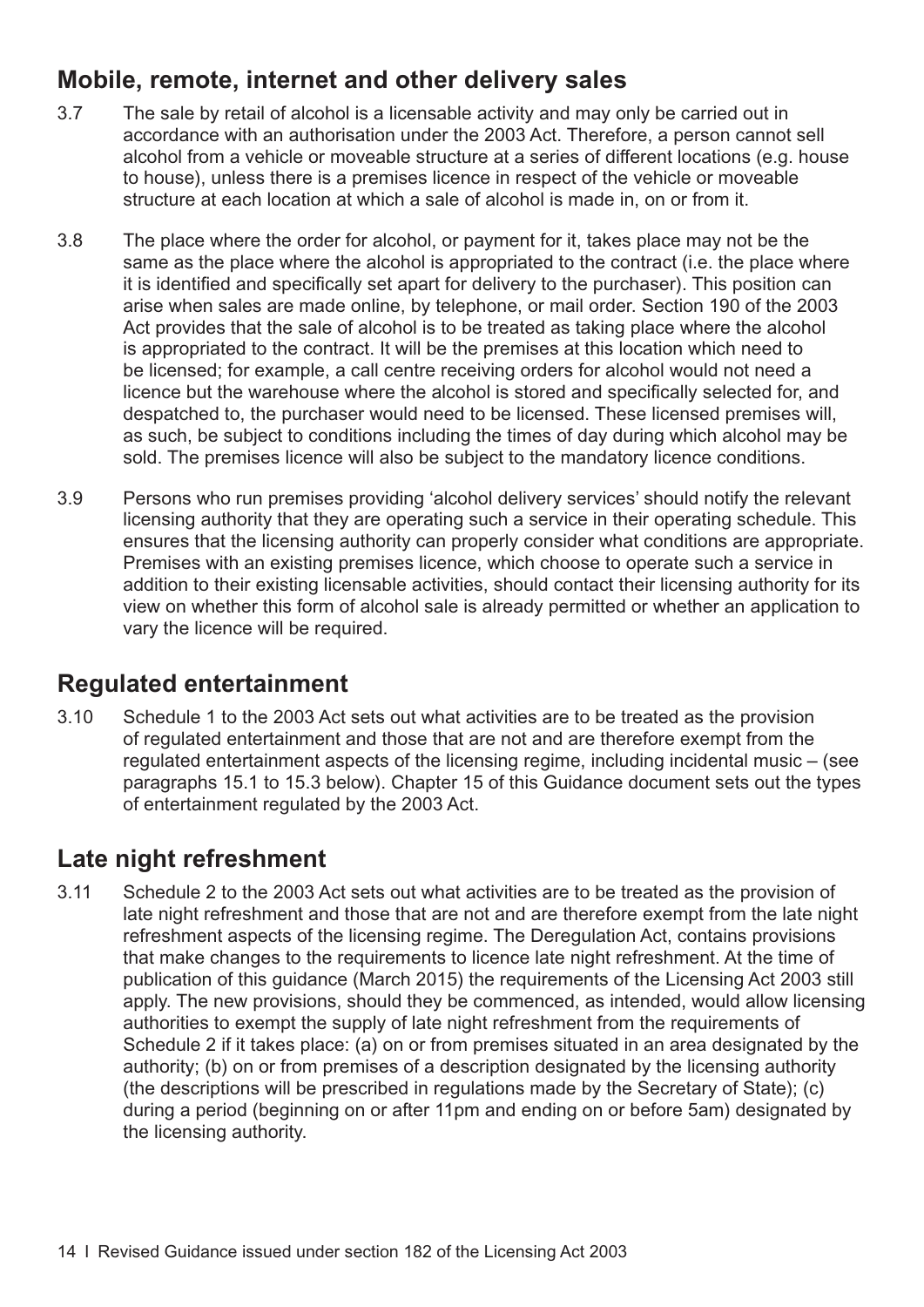## Mobile, remote, internet and other delivery sales

3.7 The sale by retail of alcohol is a licensable activity and may only be carried out in accordance with an authorisation under the 2003 Act. Therefore, a person cannot sell alcohol from a vehicle or moveable structure at a series of different locations (e.g. house to house), unless there is a premises licence in respect of the vehicle or moveable structure at each location at which a sale of alcohol is made in, on or from it.

3.8 The place where the order for alcohol, or payment for it, takes place may not be the same as the place where the alcohol is appropriated to the contract (i.e. the place where it is identified and specifically set apart for delivery to the purchaser). This position can arise when sales are made online, by telephone, or mail order. Section 190 of the 2003 Act provides that the sale of alcohol is to be treated as taking place where the alcohol is appropriated to the contract. It will be the premises at this location which need to be licensed; for example, a call centre receiving orders for alcohol would not need a licence but the warehouse where the alcohol is stored and specifically selected for, and despatched to, the purchaser would need to be licensed. These licensed premises will, as such, be subject to conditions including the times of day during which alcohol may be sold. The premises licence will also be subject to the mandatory licence conditions.

3.9 Persons who run premises providing 'alcohol delivery services' should notify the relevant licensing authority that they are operating such a service in their operating schedule. This ensures that the licensing authority can properly consider what conditions are appropriate. Premises with an existing premises licence, which choose to operate such a service in addition to their existing licensable activities, should contact their licensing authority for its view on whether this form of alcohol sale is already permitted or whether an application to vary the licence will be required.

## Regulated entertainment

3.10 Schedule 1 to the 2003 Act sets out what activities are to be treated as the provision of regulated entertainment and those that are not and are therefore exempt from the regulated entertainment aspects of the licensing regime, including incidental music – (see paragraphs 15.1 to 15.3 below). Chapter 15 of this Guidance document sets out the types of entertainment regulated by the 2003 Act.

## Late night refreshment

3.11 Schedule 2 to the 2003 Act sets out what activities are to be treated as the provision of late night refreshment and those that are not and are therefore exempt from the late night refreshment aspects of the licensing regime. The Deregulation Act, contains provisions that make changes to the requirements to licence late night refreshment. At the time of publication of this guidance (March 2015) the requirements of the Licensing Act 2003 still apply. The new provisions, should they be commenced, as intended, would allow licensing authorities to exempt the supply of late night refreshment from the requirements of Schedule 2 if it takes place: (a) on or from premises situated in an area designated by the authority; (b) on or from premises of a description designated by the licensing authority (the descriptions will be prescribed in regulations made by the Secretary of State); (c) during a period (beginning on or after 11pm and ending on or before 5am) designated by the licensing authority.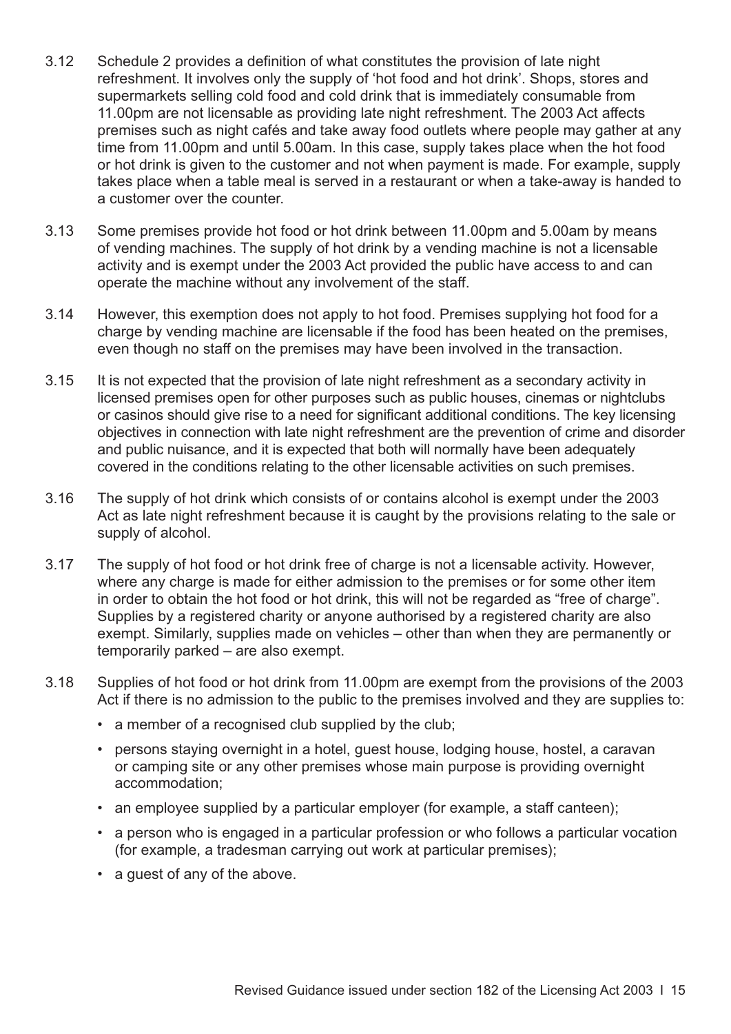3.12 Schedule 2 provides a definition of what constitutes the provision of late night refreshment. It involves only the supply of 'hot food and hot drink'. Shops, stores and supermarkets selling cold food and cold drink that is immediately consumable from 11.00pm are not licensable as providing late night refreshment. The 2003 Act affects premises such as night cafés and take away food outlets where people may gather at any time from 11.00pm and until 5.00am. In this case, supply takes place when the hot food or hot drink is given to the customer and not when payment is made. For example, supply takes place when a table meal is served in a restaurant or when a take-away is handed to a customer over the counter.

3.13 Some premises provide hot food or hot drink between 11.00pm and 5.00am by means of vending machines. The supply of hot drink by a vending machine is not a licensable activity and is exempt under the 2003 Act provided the public have access to and can operate the machine without any involvement of the staff.

3.14 However, this exemption does not apply to hot food. Premises supplying hot food for a charge by vending machine are licensable if the food has been heated on the premises, even though no staff on the premises may have been involved in the transaction.

3.15 It is not expected that the provision of late night refreshment as a secondary activity in licensed premises open for other purposes such as public houses, cinemas or nightclubs or casinos should give rise to a need for significant additional conditions. The key licensing objectives in connection with late night refreshment are the prevention of crime and disorder and public nuisance, and it is expected that both will normally have been adequately covered in the conditions relating to the other licensable activities on such premises.

3.16 The supply of hot drink which consists of or contains alcohol is exempt under the 2003 Act as late night refreshment because it is caught by the provisions relating to the sale or supply of alcohol.

3.17 The supply of hot food or hot drink free of charge is not a licensable activity. However, where any charge is made for either admission to the premises or for some other item in order to obtain the hot food or hot drink, this will not be regarded as "free of charge". Supplies by a registered charity or anyone authorised by a registered charity are also exempt. Similarly, supplies made on vehicles – other than when they are permanently or temporarily parked – are also exempt.

3.18 Supplies of hot food or hot drink from 11.00pm are exempt from the provisions of the 2003 Act if there is no admission to the public to the premises involved and they are supplies to:

- a member of a recognised club supplied by the club;
- persons staying overnight in a hotel, guest house, lodging house, hostel, a caravan or camping site or any other premises whose main purpose is providing overnight accommodation;
- an employee supplied by a particular employer (for example, a staff canteen);
- a person who is engaged in a particular profession or who follows a particular vocation (for example, a tradesman carrying out work at particular premises);
- a guest of any of the above.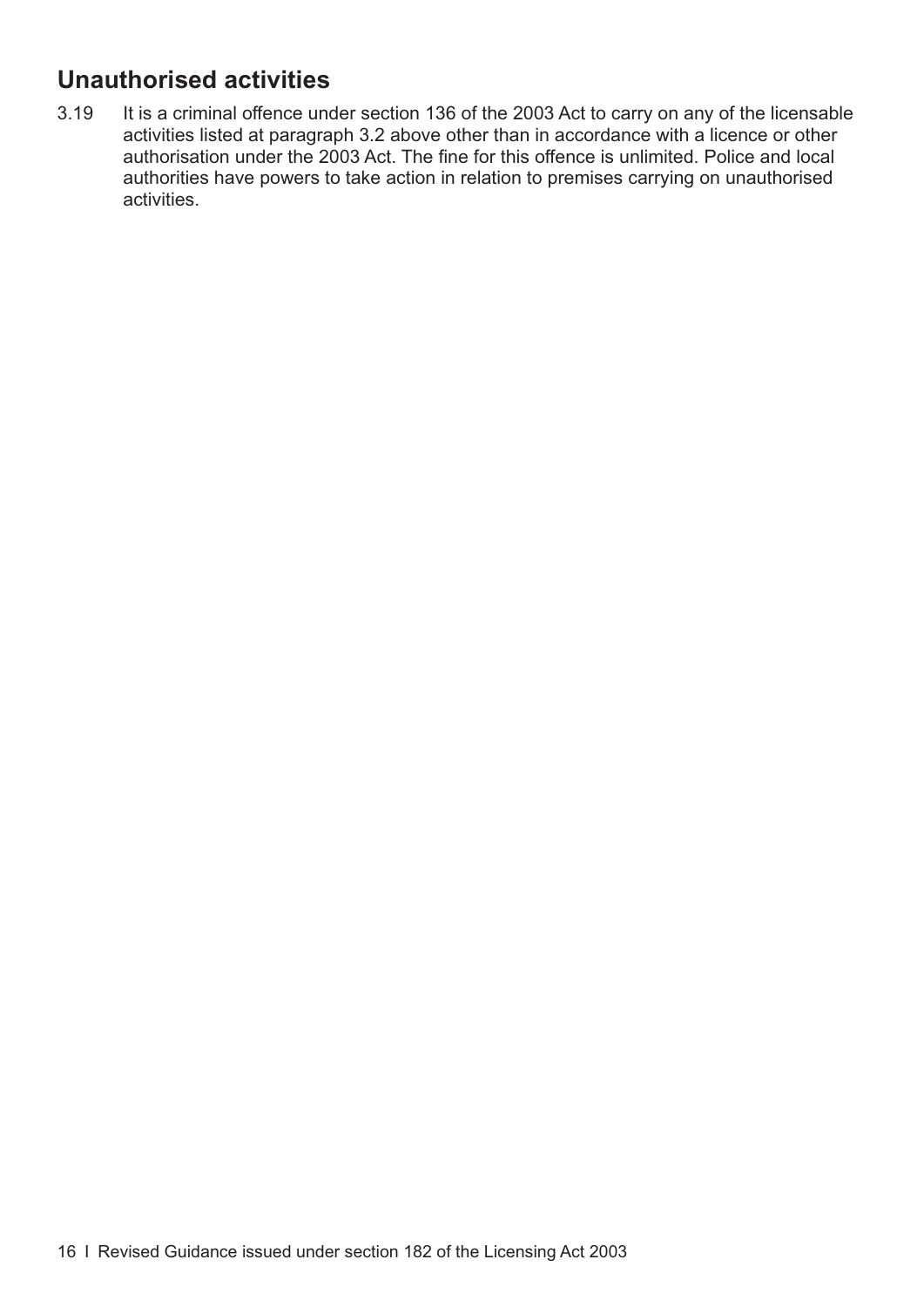## Unauthorised activities

3.19 It is a criminal offence under section 136 of the 2003 Act to carry on any of the licensable activities listed at paragraph 3.2 above other than in accordance with a licence or other authorisation under the 2003 Act. The fine for this offence is unlimited. Police and local authorities have powers to take action in relation to premises carrying on unauthorised activities.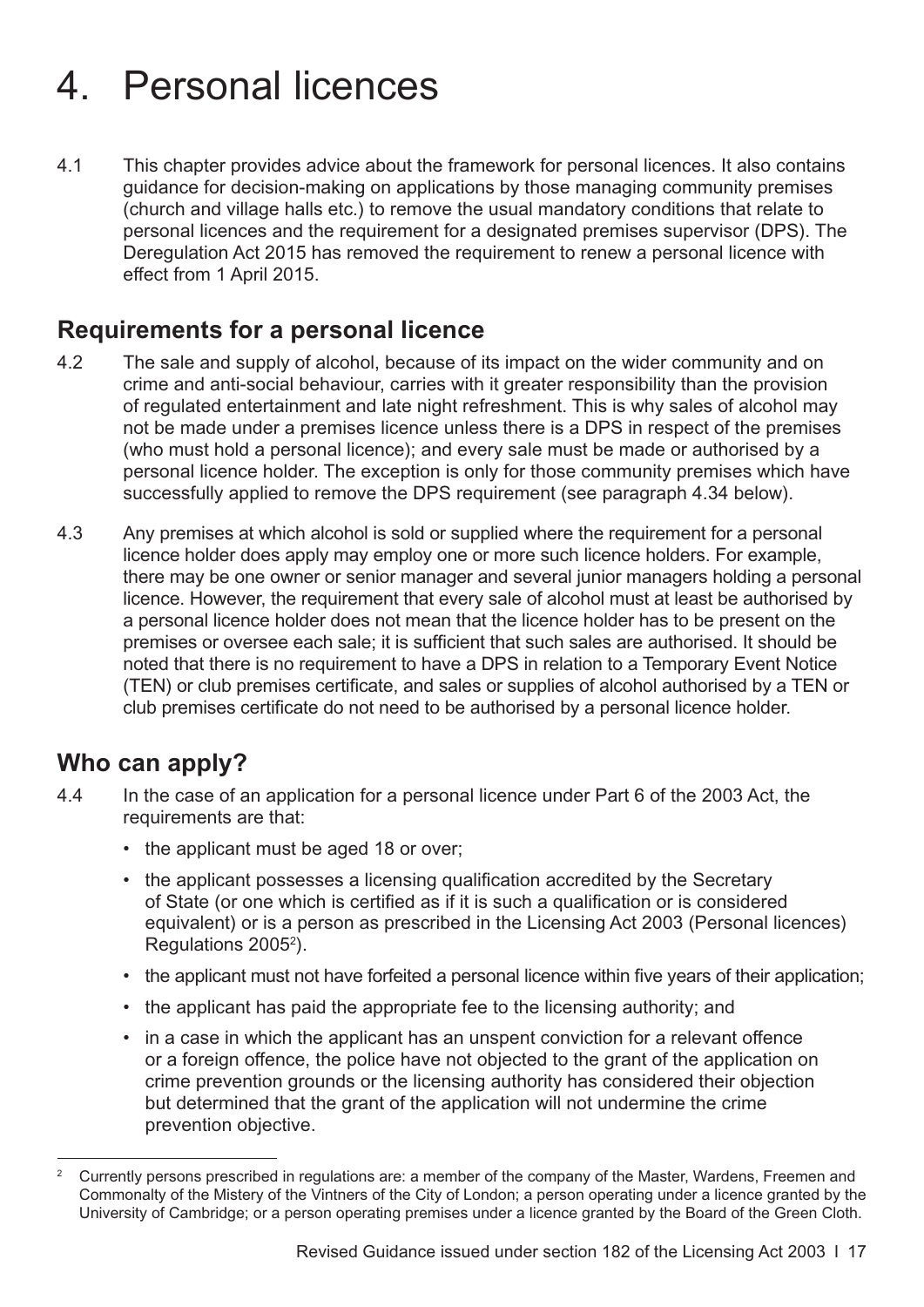# 4. Personal licences

4.1 This chapter provides advice about the framework for personal licences. It also contains guidance for decision-making on applications by those managing community premises (church and village halls etc.) to remove the usual mandatory conditions that relate to personal licences and the requirement for a designated premises supervisor (DPS). The Deregulation Act 2015 has removed the requirement to renew a personal licence with effect from 1 April 2015.

## Requirements for a personal licence

4.2 The sale and supply of alcohol, because of its impact on the wider community and on crime and anti-social behaviour, carries with it greater responsibility than the provision of regulated entertainment and late night refreshment. This is why sales of alcohol may not be made under a premises licence unless there is a DPS in respect of the premises (who must hold a personal licence); and every sale must be made or authorised by a personal licence holder. The exception is only for those community premises which have successfully applied to remove the DPS requirement (see paragraph 4.34 below).

4.3 Any premises at which alcohol is sold or supplied where the requirement for a personal licence holder does apply may employ one or more such licence holders. For example, there may be one owner or senior manager and several junior managers holding a personal licence. However, the requirement that every sale of alcohol must at least be authorised by a personal licence holder does not mean that the licence holder has to be present on the premises or oversee each sale; it is sufficient that such sales are authorised. It should be noted that there is no requirement to have a DPS in relation to a Temporary Event Notice (TEN) or club premises certificate, and sales or supplies of alcohol authorised by a TEN or club premises certificate do not need to be authorised by a personal licence holder.

## Who can apply?

4.4 In the case of an application for a personal licence under Part 6 of the 2003 Act, the requirements are that:

- the applicant must be aged 18 or over;
- the applicant possesses a licensing qualification accredited by the Secretary of State (or one which is certified as if it is such a qualification or is considered equivalent) or is a person as prescribed in the Licensing Act 2003 (Personal licences) Regulations 2005[2]).
- the applicant must not have forfeited a personal licence within five years of their application;
- the applicant has paid the appropriate fee to the licensing authority; and
- in a case in which the applicant has an unspent conviction for a relevant offence or a foreign offence, the police have not objected to the grant of the application on crime prevention grounds or the licensing authority has considered their objection but determined that the grant of the application will not undermine the crime prevention objective.

---

[2] Currently persons prescribed in regulations are: a member of the company of the Master, Wardens, Freemen and Commonalty of the Mistery of the Vintners of the City of London; a person operating under a licence granted by the University of Cambridge; or a person operating premises under a licence granted by the Board of the Green Cloth.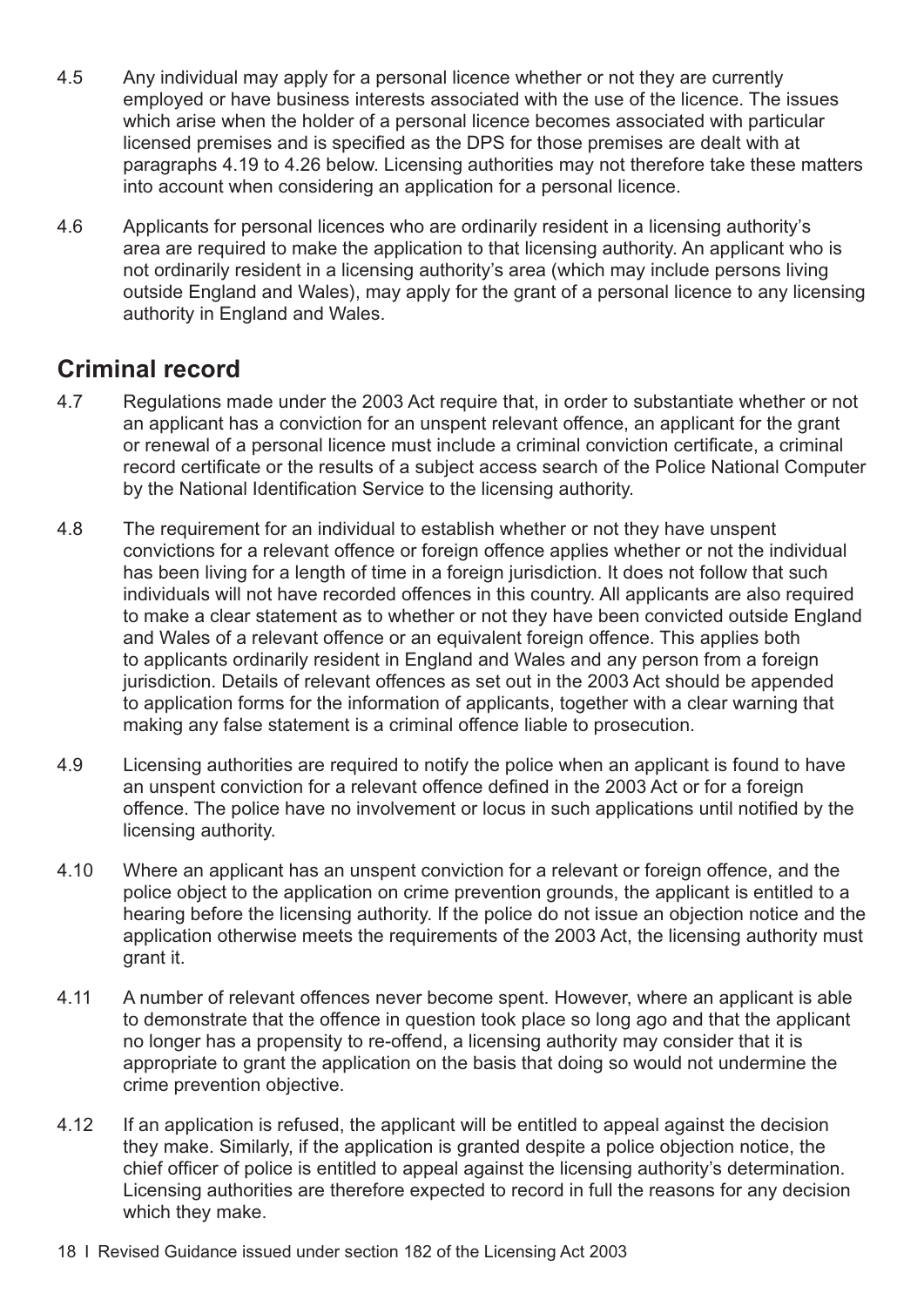4.5 Any individual may apply for a personal licence whether or not they are currently employed or have business interests associated with the use of the licence. The issues which arise when the holder of a personal licence becomes associated with particular licensed premises and is specified as the DPS for those premises are dealt with at paragraphs 4.19 to 4.26 below. Licensing authorities may not therefore take these matters into account when considering an application for a personal licence.

4.6 Applicants for personal licences who are ordinarily resident in a licensing authority's area are required to make the application to that licensing authority. An applicant who is not ordinarily resident in a licensing authority's area (which may include persons living outside England and Wales), may apply for the grant of a personal licence to any licensing authority in England and Wales.

## Criminal record

4.7 Regulations made under the 2003 Act require that, in order to substantiate whether or not an applicant has a conviction for an unspent relevant offence, an applicant for the grant or renewal of a personal licence must include a criminal conviction certificate, a criminal record certificate or the results of a subject access search of the Police National Computer by the National Identification Service to the licensing authority.

4.8 The requirement for an individual to establish whether or not they have unspent convictions for a relevant offence or foreign offence applies whether or not the individual has been living for a length of time in a foreign jurisdiction. It does not follow that such individuals will not have recorded offences in this country. All applicants are also required to make a clear statement as to whether or not they have been convicted outside England and Wales of a relevant offence or an equivalent foreign offence. This applies both to applicants ordinarily resident in England and Wales and any person from a foreign jurisdiction. Details of relevant offences as set out in the 2003 Act should be appended to application forms for the information of applicants, together with a clear warning that making any false statement is a criminal offence liable to prosecution.

4.9 Licensing authorities are required to notify the police when an applicant is found to have an unspent conviction for a relevant offence defined in the 2003 Act or for a foreign offence. The police have no involvement or locus in such applications until notified by the licensing authority.

4.10 Where an applicant has an unspent conviction for a relevant or foreign offence, and the police object to the application on crime prevention grounds, the applicant is entitled to a hearing before the licensing authority. If the police do not issue an objection notice and the application otherwise meets the requirements of the 2003 Act, the licensing authority must grant it.

4.11 A number of relevant offences never become spent. However, where an applicant is able to demonstrate that the offence in question took place so long ago and that the applicant no longer has a propensity to re-offend, a licensing authority may consider that it is appropriate to grant the application on the basis that doing so would not undermine the crime prevention objective.

4.12 If an application is refused, the applicant will be entitled to appeal against the decision they make. Similarly, if the application is granted despite a police objection notice, the chief officer of police is entitled to appeal against the licensing authority's determination. Licensing authorities are therefore expected to record in full the reasons for any decision which they make.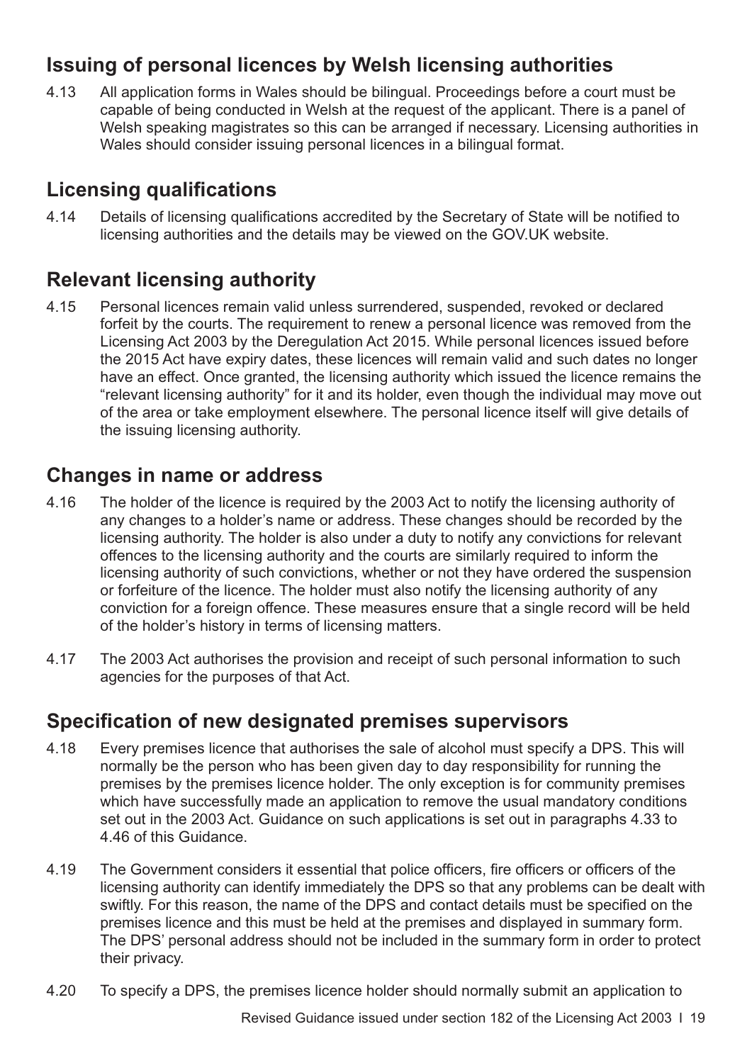## Issuing of personal licences by Welsh licensing authorities

4.13 All application forms in Wales should be bilingual. Proceedings before a court must be capable of being conducted in Welsh at the request of the applicant. There is a panel of Welsh speaking magistrates so this can be arranged if necessary. Licensing authorities in Wales should consider issuing personal licences in a bilingual format.

## Licensing qualifications

4.14 Details of licensing qualifications accredited by the Secretary of State will be notified to licensing authorities and the details may be viewed on the GOV.UK website.

## Relevant licensing authority

4.15 Personal licences remain valid unless surrendered, suspended, revoked or declared forfeit by the courts. The requirement to renew a personal licence was removed from the Licensing Act 2003 by the Deregulation Act 2015. While personal licences issued before the 2015 Act have expiry dates, these licences will remain valid and such dates no longer have an effect. Once granted, the licensing authority which issued the licence remains the "relevant licensing authority" for it and its holder, even though the individual may move out of the area or take employment elsewhere. The personal licence itself will give details of the issuing licensing authority.

## Changes in name or address

4.16 The holder of the licence is required by the 2003 Act to notify the licensing authority of any changes to a holder's name or address. These changes should be recorded by the licensing authority. The holder is also under a duty to notify any convictions for relevant offences to the licensing authority and the courts are similarly required to inform the licensing authority of such convictions, whether or not they have ordered the suspension or forfeiture of the licence. The holder must also notify the licensing authority of any conviction for a foreign offence. These measures ensure that a single record will be held of the holder's history in terms of licensing matters.

4.17 The 2003 Act authorises the provision and receipt of such personal information to such agencies for the purposes of that Act.

## Specification of new designated premises supervisors

4.18 Every premises licence that authorises the sale of alcohol must specify a DPS. This will normally be the person who has been given day to day responsibility for running the premises by the premises licence holder. The only exception is for community premises which have successfully made an application to remove the usual mandatory conditions set out in the 2003 Act. Guidance on such applications is set out in paragraphs 4.33 to 4.46 of this Guidance.

4.19 The Government considers it essential that police officers, fire officers or officers of the licensing authority can identify immediately the DPS so that any problems can be dealt with swiftly. For this reason, the name of the DPS and contact details must be specified on the premises licence and this must be held at the premises and displayed in summary form. The DPS' personal address should not be included in the summary form in order to protect their privacy.

4.20 To specify a DPS, the premises licence holder should normally submit an application to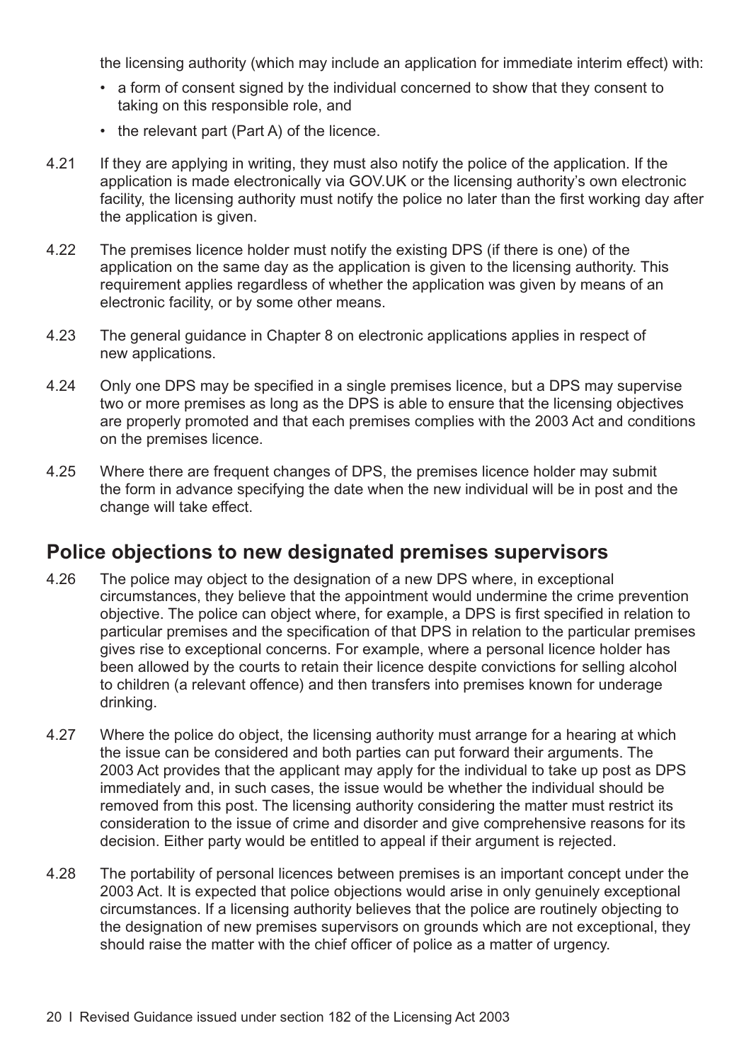the licensing authority (which may include an application for immediate interim effect) with:

- a form of consent signed by the individual concerned to show that they consent to taking on this responsible role, and
- the relevant part (Part A) of the licence.

4.21 If they are applying in writing, they must also notify the police of the application. If the application is made electronically via GOV.UK or the licensing authority's own electronic facility, the licensing authority must notify the police no later than the first working day after the application is given.

4.22 The premises licence holder must notify the existing DPS (if there is one) of the application on the same day as the application is given to the licensing authority. This requirement applies regardless of whether the application was given by means of an electronic facility, or by some other means.

4.23 The general guidance in Chapter 8 on electronic applications applies in respect of new applications.

4.24 Only one DPS may be specified in a single premises licence, but a DPS may supervise two or more premises as long as the DPS is able to ensure that the licensing objectives are properly promoted and that each premises complies with the 2003 Act and conditions on the premises licence.

4.25 Where there are frequent changes of DPS, the premises licence holder may submit the form in advance specifying the date when the new individual will be in post and the change will take effect.

## Police objections to new designated premises supervisors

4.26 The police may object to the designation of a new DPS where, in exceptional circumstances, they believe that the appointment would undermine the crime prevention objective. The police can object where, for example, a DPS is first specified in relation to particular premises and the specification of that DPS in relation to the particular premises gives rise to exceptional concerns. For example, where a personal licence holder has been allowed by the courts to retain their licence despite convictions for selling alcohol to children (a relevant offence) and then transfers into premises known for underage drinking.

4.27 Where the police do object, the licensing authority must arrange for a hearing at which the issue can be considered and both parties can put forward their arguments. The 2003 Act provides that the applicant may apply for the individual to take up post as DPS immediately and, in such cases, the issue would be whether the individual should be removed from this post. The licensing authority considering the matter must restrict its consideration to the issue of crime and disorder and give comprehensive reasons for its decision. Either party would be entitled to appeal if their argument is rejected.

4.28 The portability of personal licences between premises is an important concept under the 2003 Act. It is expected that police objections would arise in only genuinely exceptional circumstances. If a licensing authority believes that the police are routinely objecting to the designation of new premises supervisors on grounds which are not exceptional, they should raise the matter with the chief officer of police as a matter of urgency.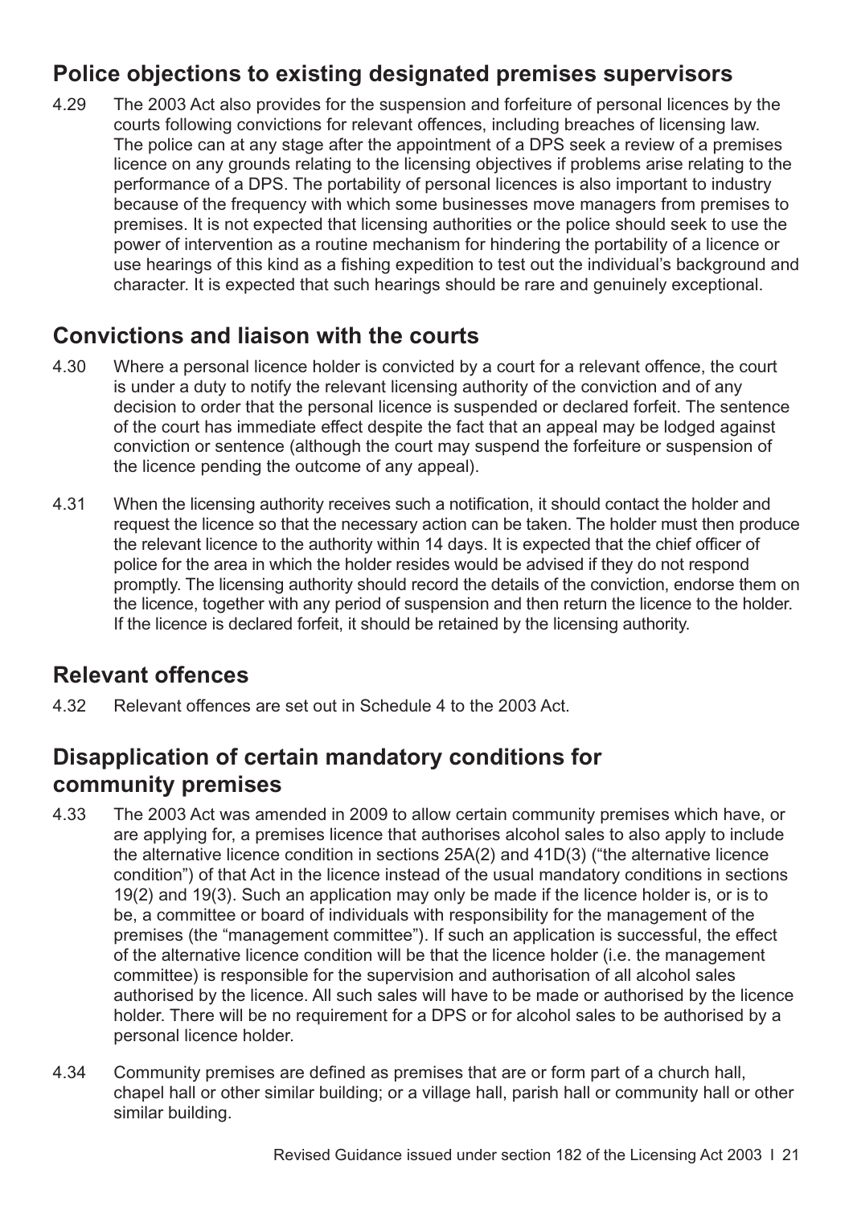## Police objections to existing designated premises supervisors

4.29 The 2003 Act also provides for the suspension and forfeiture of personal licences by the courts following convictions for relevant offences, including breaches of licensing law. The police can at any stage after the appointment of a DPS seek a review of a premises licence on any grounds relating to the licensing objectives if problems arise relating to the performance of a DPS. The portability of personal licences is also important to industry because of the frequency with which some businesses move managers from premises to premises. It is not expected that licensing authorities or the police should seek to use the power of intervention as a routine mechanism for hindering the portability of a licence or use hearings of this kind as a fishing expedition to test out the individual's background and character. It is expected that such hearings should be rare and genuinely exceptional.

## Convictions and liaison with the courts

4.30 Where a personal licence holder is convicted by a court for a relevant offence, the court is under a duty to notify the relevant licensing authority of the conviction and of any decision to order that the personal licence is suspended or declared forfeit. The sentence of the court has immediate effect despite the fact that an appeal may be lodged against conviction or sentence (although the court may suspend the forfeiture or suspension of the licence pending the outcome of any appeal).

4.31 When the licensing authority receives such a notification, it should contact the holder and request the licence so that the necessary action can be taken. The holder must then produce the relevant licence to the authority within 14 days. It is expected that the chief officer of police for the area in which the holder resides would be advised if they do not respond promptly. The licensing authority should record the details of the conviction, endorse them on the licence, together with any period of suspension and then return the licence to the holder. If the licence is declared forfeit, it should be retained by the licensing authority.

## Relevant offences

4.32 Relevant offences are set out in Schedule 4 to the 2003 Act.

## Disapplication of certain mandatory conditions for community premises

4.33 The 2003 Act was amended in 2009 to allow certain community premises which have, or are applying for, a premises licence that authorises alcohol sales to also apply to include the alternative licence condition in sections 25A(2) and 41D(3) ("the alternative licence condition") of that Act in the licence instead of the usual mandatory conditions in sections 19(2) and 19(3). Such an application may only be made if the licence holder is, or is to be, a committee or board of individuals with responsibility for the management of the premises (the "management committee"). If such an application is successful, the effect of the alternative licence condition will be that the licence holder (i.e. the management committee) is responsible for the supervision and authorisation of all alcohol sales authorised by the licence. All such sales will have to be made or authorised by the licence holder. There will be no requirement for a DPS or for alcohol sales to be authorised by a personal licence holder.

4.34 Community premises are defined as premises that are or form part of a church hall, chapel hall or other similar building; or a village hall, parish hall or community hall or other similar building.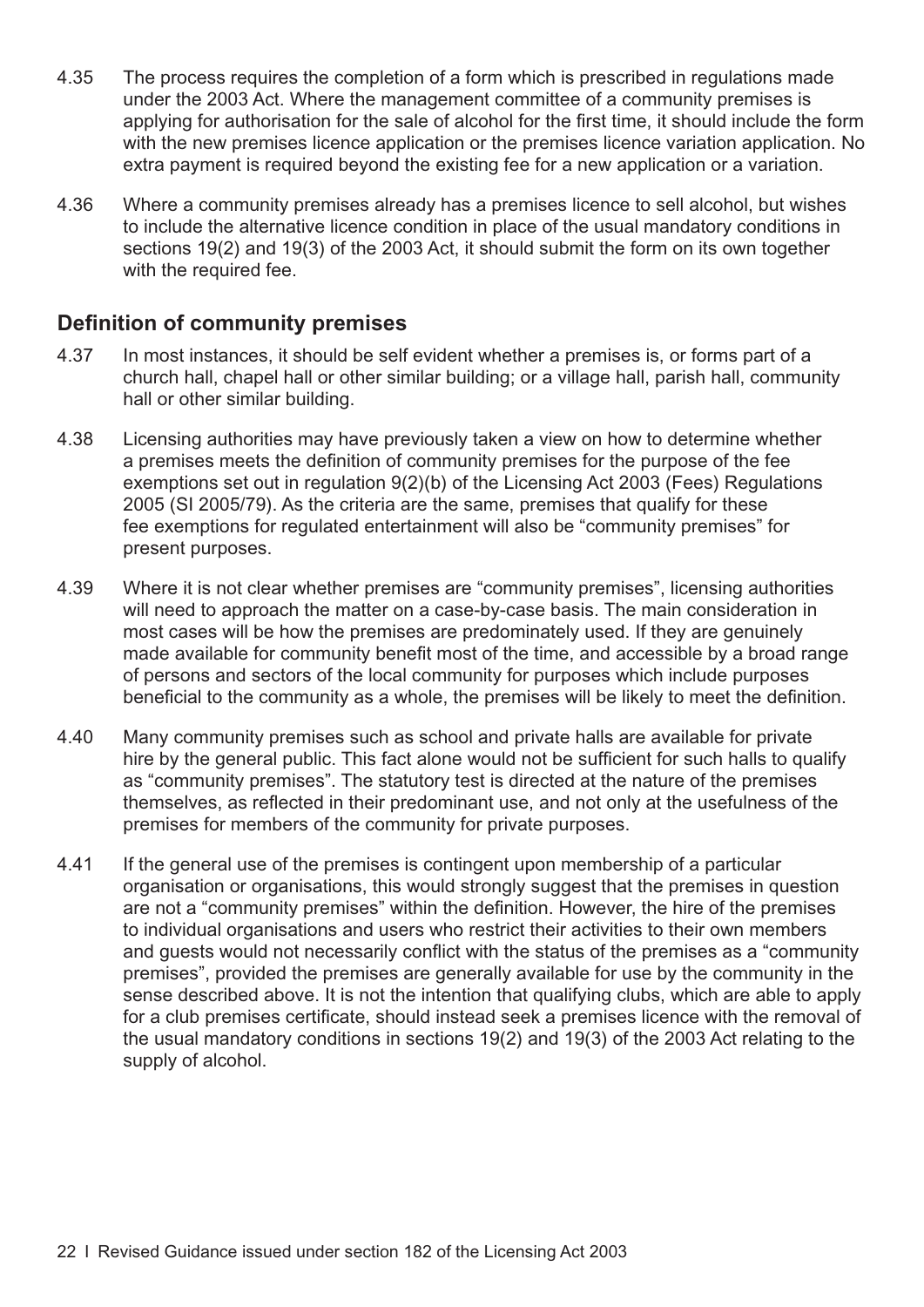4.35 The process requires the completion of a form which is prescribed in regulations made under the 2003 Act. Where the management committee of a community premises is applying for authorisation for the sale of alcohol for the first time, it should include the form with the new premises licence application or the premises licence variation application. No extra payment is required beyond the existing fee for a new application or a variation.

4.36 Where a community premises already has a premises licence to sell alcohol, but wishes to include the alternative licence condition in place of the usual mandatory conditions in sections 19(2) and 19(3) of the 2003 Act, it should submit the form on its own together with the required fee.

## Definition of community premises

4.37 In most instances, it should be self evident whether a premises is, or forms part of a church hall, chapel hall or other similar building; or a village hall, parish hall, community hall or other similar building.

4.38 Licensing authorities may have previously taken a view on how to determine whether a premises meets the definition of community premises for the purpose of the fee exemptions set out in regulation 9(2)(b) of the Licensing Act 2003 (Fees) Regulations 2005 (SI 2005/79). As the criteria are the same, premises that qualify for these fee exemptions for regulated entertainment will also be "community premises" for present purposes.

4.39 Where it is not clear whether premises are "community premises", licensing authorities will need to approach the matter on a case-by-case basis. The main consideration in most cases will be how the premises are predominately used. If they are genuinely made available for community benefit most of the time, and accessible by a broad range of persons and sectors of the local community for purposes which include purposes beneficial to the community as a whole, the premises will be likely to meet the definition.

4.40 Many community premises such as school and private halls are available for private hire by the general public. This fact alone would not be sufficient for such halls to qualify as "community premises". The statutory test is directed at the nature of the premises themselves, as reflected in their predominant use, and not only at the usefulness of the premises for members of the community for private purposes.

4.41 If the general use of the premises is contingent upon membership of a particular organisation or organisations, this would strongly suggest that the premises in question are not a "community premises" within the definition. However, the hire of the premises to individual organisations and users who restrict their activities to their own members and guests would not necessarily conflict with the status of the premises as a "community premises", provided the premises are generally available for use by the community in the sense described above. It is not the intention that qualifying clubs, which are able to apply for a club premises certificate, should instead seek a premises licence with the removal of the usual mandatory conditions in sections 19(2) and 19(3) of the 2003 Act relating to the supply of alcohol.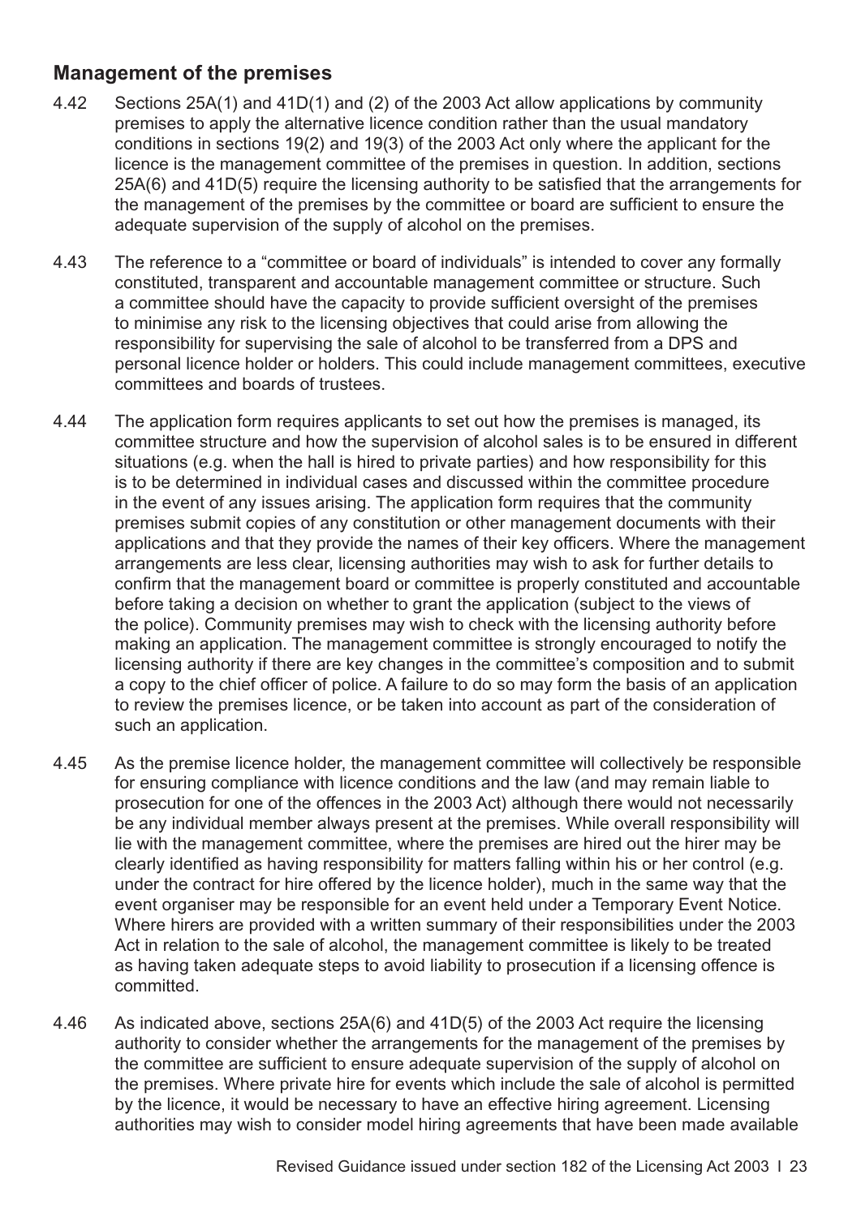## Management of the premises

4.42 Sections 25A(1) and 41D(1) and (2) of the 2003 Act allow applications by community premises to apply the alternative licence condition rather than the usual mandatory conditions in sections 19(2) and 19(3) of the 2003 Act only where the applicant for the licence is the management committee of the premises in question. In addition, sections 25A(6) and 41D(5) require the licensing authority to be satisfied that the arrangements for the management of the premises by the committee or board are sufficient to ensure the adequate supervision of the supply of alcohol on the premises.

4.43 The reference to a "committee or board of individuals" is intended to cover any formally constituted, transparent and accountable management committee or structure. Such a committee should have the capacity to provide sufficient oversight of the premises to minimise any risk to the licensing objectives that could arise from allowing the responsibility for supervising the sale of alcohol to be transferred from a DPS and personal licence holder or holders. This could include management committees, executive committees and boards of trustees.

4.44 The application form requires applicants to set out how the premises is managed, its committee structure and how the supervision of alcohol sales is to be ensured in different situations (e.g. when the hall is hired to private parties) and how responsibility for this is to be determined in individual cases and discussed within the committee procedure in the event of any issues arising. The application form requires that the community premises submit copies of any constitution or other management documents with their applications and that they provide the names of their key officers. Where the management arrangements are less clear, licensing authorities may wish to ask for further details to confirm that the management board or committee is properly constituted and accountable before taking a decision on whether to grant the application (subject to the views of the police). Community premises may wish to check with the licensing authority before making an application. The management committee is strongly encouraged to notify the licensing authority if there are key changes in the committee's composition and to submit a copy to the chief officer of police. A failure to do so may form the basis of an application to review the premises licence, or be taken into account as part of the consideration of such an application.

4.45 As the premise licence holder, the management committee will collectively be responsible for ensuring compliance with licence conditions and the law (and may remain liable to prosecution for one of the offences in the 2003 Act) although there would not necessarily be any individual member always present at the premises. While overall responsibility will lie with the management committee, where the premises are hired out the hirer may be clearly identified as having responsibility for matters falling within his or her control (e.g. under the contract for hire offered by the licence holder), much in the same way that the event organiser may be responsible for an event held under a Temporary Event Notice. Where hirers are provided with a written summary of their responsibilities under the 2003 Act in relation to the sale of alcohol, the management committee is likely to be treated as having taken adequate steps to avoid liability to prosecution if a licensing offence is committed.

4.46 As indicated above, sections 25A(6) and 41D(5) of the 2003 Act require the licensing authority to consider whether the arrangements for the management of the premises by the committee are sufficient to ensure adequate supervision of the supply of alcohol on the premises. Where private hire for events which include the sale of alcohol is permitted by the licence, it would be necessary to have an effective hiring agreement. Licensing authorities may wish to consider model hiring agreements that have been made available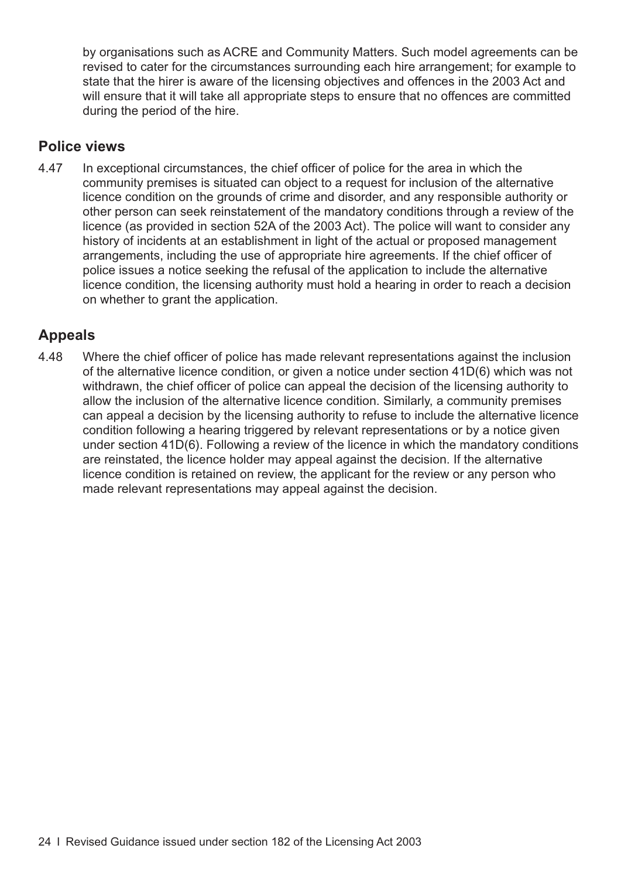by organisations such as ACRE and Community Matters. Such model agreements can be revised to cater for the circumstances surrounding each hire arrangement; for example to state that the hirer is aware of the licensing objectives and offences in the 2003 Act and will ensure that it will take all appropriate steps to ensure that no offences are committed during the period of the hire.

## Police views

4.47 In exceptional circumstances, the chief officer of police for the area in which the community premises is situated can object to a request for inclusion of the alternative licence condition on the grounds of crime and disorder, and any responsible authority or other person can seek reinstatement of the mandatory conditions through a review of the licence (as provided in section 52A of the 2003 Act). The police will want to consider any history of incidents at an establishment in light of the actual or proposed management arrangements, including the use of appropriate hire agreements. If the chief officer of police issues a notice seeking the refusal of the application to include the alternative licence condition, the licensing authority must hold a hearing in order to reach a decision on whether to grant the application.

## Appeals

4.48 Where the chief officer of police has made relevant representations against the inclusion of the alternative licence condition, or given a notice under section 41D(6) which was not withdrawn, the chief officer of police can appeal the decision of the licensing authority to allow the inclusion of the alternative licence condition. Similarly, a community premises can appeal a decision by the licensing authority to refuse to include the alternative licence condition following a hearing triggered by relevant representations or by a notice given under section 41D(6). Following a review of the licence in which the mandatory conditions are reinstated, the licence holder may appeal against the decision. If the alternative licence condition is retained on review, the applicant for the review or any person who made relevant representations may appeal against the decision.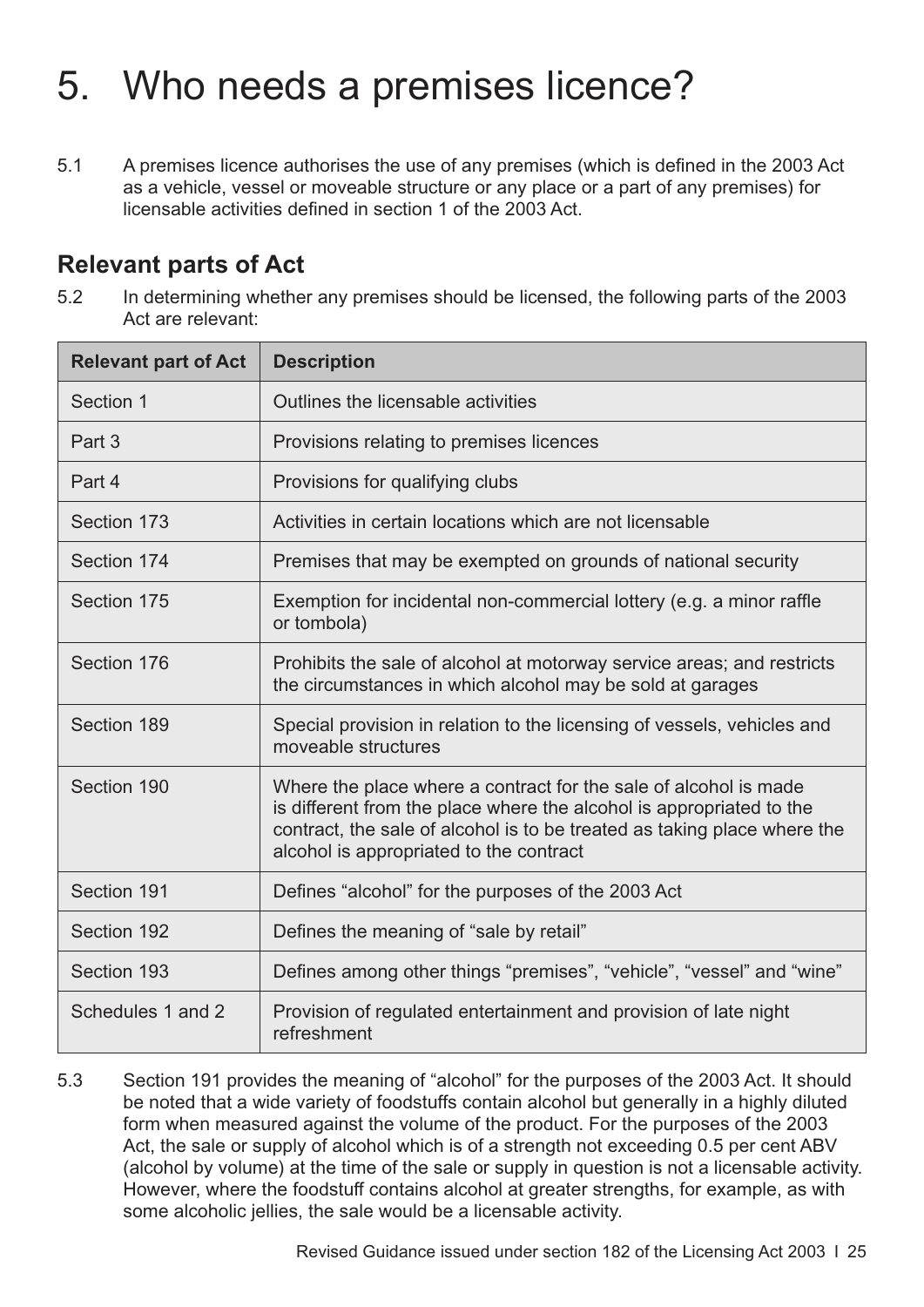# 5. Who needs a premises licence?

5.1 A premises licence authorises the use of any premises (which is defined in the 2003 Act as a vehicle, vessel or moveable structure or any place or a part of any premises) for licensable activities defined in section 1 of the 2003 Act.

## Relevant parts of Act

5.2 In determining whether any premises should be licensed, the following parts of the 2003 Act are relevant:

| Relevant part of Act | Description |
|---|---|
| Section 1 | Outlines the licensable activities |
| Part 3 | Provisions relating to premises licences |
| Part 4 | Provisions for qualifying clubs |
| Section 173 | Activities in certain locations which are not licensable |
| Section 174 | Premises that may be exempted on grounds of national security |
| Section 175 | Exemption for incidental non-commercial lottery (e.g. a minor raffle or tombola) |
| Section 176 | Prohibits the sale of alcohol at motorway service areas; and restricts the circumstances in which alcohol may be sold at garages |
| Section 189 | Special provision in relation to the licensing of vessels, vehicles and moveable structures |
| Section 190 | Where the place where a contract for the sale of alcohol is made is different from the place where the alcohol is appropriated to the contract, the sale of alcohol is to be treated as taking place where the alcohol is appropriated to the contract |
| Section 191 | Defines "alcohol" for the purposes of the 2003 Act |
| Section 192 | Defines the meaning of "sale by retail" |
| Section 193 | Defines among other things "premises", "vehicle", "vessel" and "wine" |
| Schedules 1 and 2 | Provision of regulated entertainment and provision of late night refreshment |

5.3 Section 191 provides the meaning of "alcohol" for the purposes of the 2003 Act. It should be noted that a wide variety of foodstuffs contain alcohol but generally in a highly diluted form when measured against the volume of the product. For the purposes of the 2003 Act, the sale or supply of alcohol which is of a strength not exceeding 0.5 per cent ABV (alcohol by volume) at the time of the sale or supply in question is not a licensable activity. However, where the foodstuff contains alcohol at greater strengths, for example, as with some alcoholic jellies, the sale would be a licensable activity.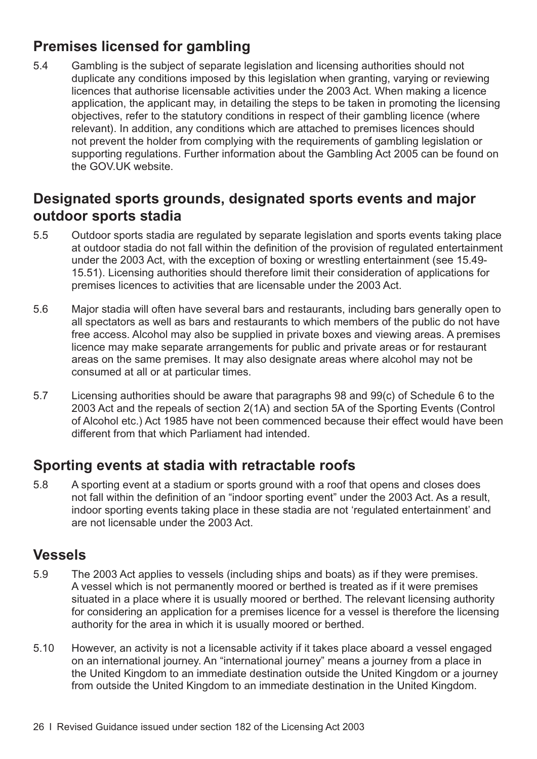## Premises licensed for gambling

5.4 Gambling is the subject of separate legislation and licensing authorities should not duplicate any conditions imposed by this legislation when granting, varying or reviewing licences that authorise licensable activities under the 2003 Act. When making a licence application, the applicant may, in detailing the steps to be taken in promoting the licensing objectives, refer to the statutory conditions in respect of their gambling licence (where relevant). In addition, any conditions which are attached to premises licences should not prevent the holder from complying with the requirements of gambling legislation or supporting regulations. Further information about the Gambling Act 2005 can be found on the GOV.UK website.

## Designated sports grounds, designated sports events and major outdoor sports stadia

5.5 Outdoor sports stadia are regulated by separate legislation and sports events taking place at outdoor stadia do not fall within the definition of the provision of regulated entertainment under the 2003 Act, with the exception of boxing or wrestling entertainment (see 15.49-15.51). Licensing authorities should therefore limit their consideration of applications for premises licences to activities that are licensable under the 2003 Act.

5.6 Major stadia will often have several bars and restaurants, including bars generally open to all spectators as well as bars and restaurants to which members of the public do not have free access. Alcohol may also be supplied in private boxes and viewing areas. A premises licence may make separate arrangements for public and private areas or for restaurant areas on the same premises. It may also designate areas where alcohol may not be consumed at all or at particular times.

5.7 Licensing authorities should be aware that paragraphs 98 and 99(c) of Schedule 6 to the 2003 Act and the repeals of section 2(1A) and section 5A of the Sporting Events (Control of Alcohol etc.) Act 1985 have not been commenced because their effect would have been different from that which Parliament had intended.

## Sporting events at stadia with retractable roofs

5.8 A sporting event at a stadium or sports ground with a roof that opens and closes does not fall within the definition of an "indoor sporting event" under the 2003 Act. As a result, indoor sporting events taking place in these stadia are not 'regulated entertainment' and are not licensable under the 2003 Act.

## Vessels

5.9 The 2003 Act applies to vessels (including ships and boats) as if they were premises. A vessel which is not permanently moored or berthed is treated as if it were premises situated in a place where it is usually moored or berthed. The relevant licensing authority for considering an application for a premises licence for a vessel is therefore the licensing authority for the area in which it is usually moored or berthed.

5.10 However, an activity is not a licensable activity if it takes place aboard a vessel engaged on an international journey. An "international journey" means a journey from a place in the United Kingdom to an immediate destination outside the United Kingdom or a journey from outside the United Kingdom to an immediate destination in the United Kingdom.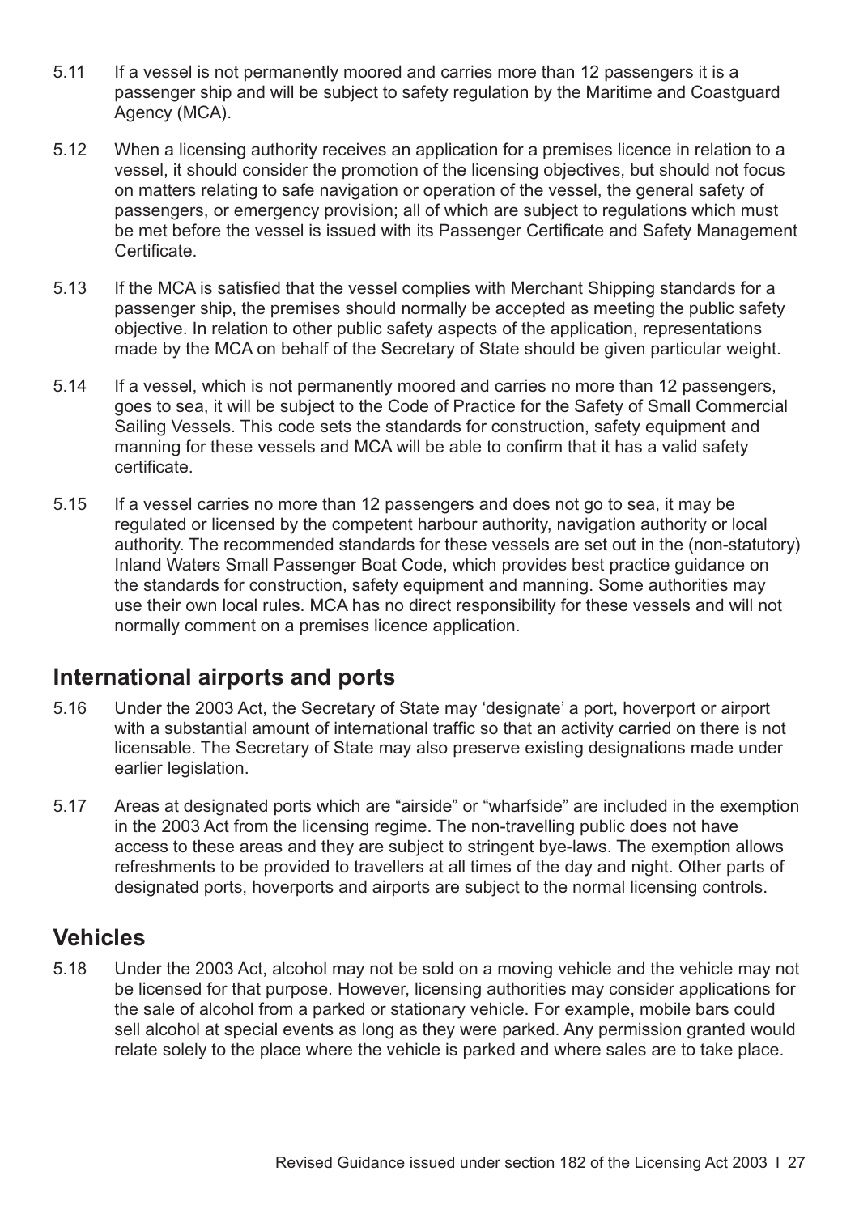5.11 If a vessel is not permanently moored and carries more than 12 passengers it is a passenger ship and will be subject to safety regulation by the Maritime and Coastguard Agency (MCA).

5.12 When a licensing authority receives an application for a premises licence in relation to a vessel, it should consider the promotion of the licensing objectives, but should not focus on matters relating to safe navigation or operation of the vessel, the general safety of passengers, or emergency provision; all of which are subject to regulations which must be met before the vessel is issued with its Passenger Certificate and Safety Management Certificate.

5.13 If the MCA is satisfied that the vessel complies with Merchant Shipping standards for a passenger ship, the premises should normally be accepted as meeting the public safety objective. In relation to other public safety aspects of the application, representations made by the MCA on behalf of the Secretary of State should be given particular weight.

5.14 If a vessel, which is not permanently moored and carries no more than 12 passengers, goes to sea, it will be subject to the Code of Practice for the Safety of Small Commercial Sailing Vessels. This code sets the standards for construction, safety equipment and manning for these vessels and MCA will be able to confirm that it has a valid safety certificate.

5.15 If a vessel carries no more than 12 passengers and does not go to sea, it may be regulated or licensed by the competent harbour authority, navigation authority or local authority. The recommended standards for these vessels are set out in the (non-statutory) Inland Waters Small Passenger Boat Code, which provides best practice guidance on the standards for construction, safety equipment and manning. Some authorities may use their own local rules. MCA has no direct responsibility for these vessels and will not normally comment on a premises licence application.

## International airports and ports

5.16 Under the 2003 Act, the Secretary of State may 'designate' a port, hoverport or airport with a substantial amount of international traffic so that an activity carried on there is not licensable. The Secretary of State may also preserve existing designations made under earlier legislation.

5.17 Areas at designated ports which are "airside" or "wharfside" are included in the exemption in the 2003 Act from the licensing regime. The non-travelling public does not have access to these areas and they are subject to stringent bye-laws. The exemption allows refreshments to be provided to travellers at all times of the day and night. Other parts of designated ports, hoverports and airports are subject to the normal licensing controls.

## Vehicles

5.18 Under the 2003 Act, alcohol may not be sold on a moving vehicle and the vehicle may not be licensed for that purpose. However, licensing authorities may consider applications for the sale of alcohol from a parked or stationary vehicle. For example, mobile bars could sell alcohol at special events as long as they were parked. Any permission granted would relate solely to the place where the vehicle is parked and where sales are to take place.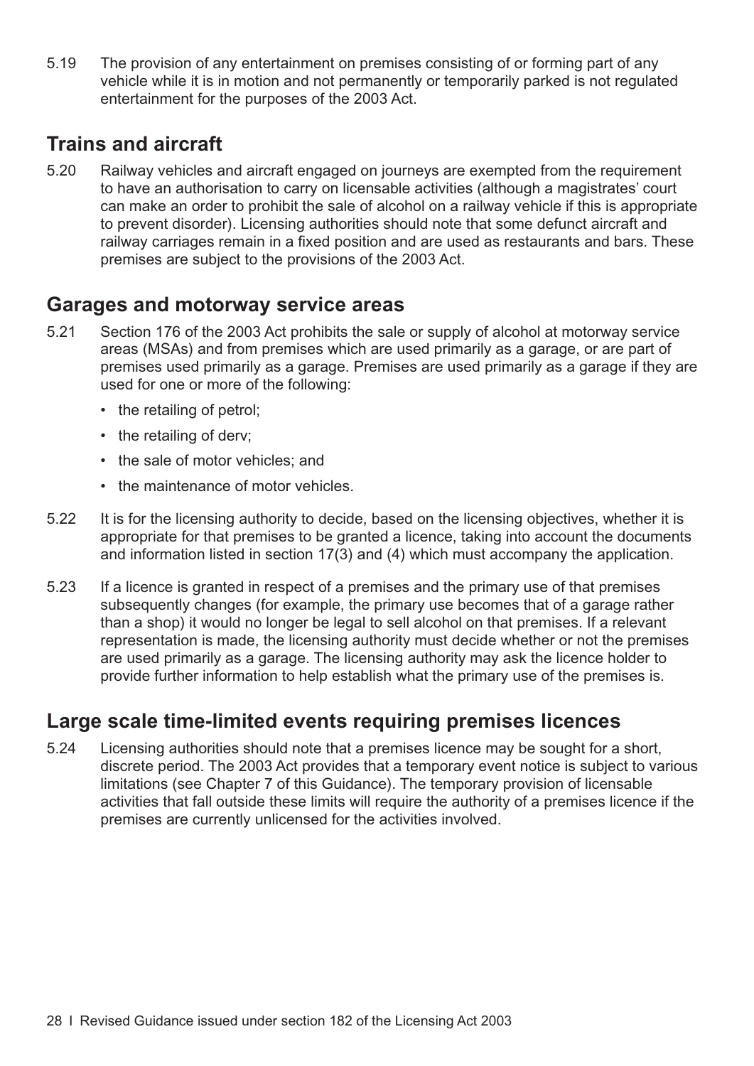5.19 The provision of any entertainment on premises consisting of or forming part of any vehicle while it is in motion and not permanently or temporarily parked is not regulated entertainment for the purposes of the 2003 Act.

## Trains and aircraft

5.20 Railway vehicles and aircraft engaged on journeys are exempted from the requirement to have an authorisation to carry on licensable activities (although a magistrates' court can make an order to prohibit the sale of alcohol on a railway vehicle if this is appropriate to prevent disorder). Licensing authorities should note that some defunct aircraft and railway carriages remain in a fixed position and are used as restaurants and bars. These premises are subject to the provisions of the 2003 Act.

## Garages and motorway service areas

5.21 Section 176 of the 2003 Act prohibits the sale or supply of alcohol at motorway service areas (MSAs) and from premises which are used primarily as a garage, or are part of premises used primarily as a garage. Premises are used primarily as a garage if they are used for one or more of the following:

- the retailing of petrol;
- the retailing of derv;
- the sale of motor vehicles; and
- the maintenance of motor vehicles.

5.22 It is for the licensing authority to decide, based on the licensing objectives, whether it is appropriate for that premises to be granted a licence, taking into account the documents and information listed in section 17(3) and (4) which must accompany the application.

5.23 If a licence is granted in respect of a premises and the primary use of that premises subsequently changes (for example, the primary use becomes that of a garage rather than a shop) it would no longer be legal to sell alcohol on that premises. If a relevant representation is made, the licensing authority must decide whether or not the premises are used primarily as a garage. The licensing authority may ask the licence holder to provide further information to help establish what the primary use of the premises is.

## Large scale time-limited events requiring premises licences

5.24 Licensing authorities should note that a premises licence may be sought for a short, discrete period. The 2003 Act provides that a temporary event notice is subject to various limitations (see Chapter 7 of this Guidance). The temporary provision of licensable activities that fall outside these limits will require the authority of a premises licence if the premises are currently unlicensed for the activities involved.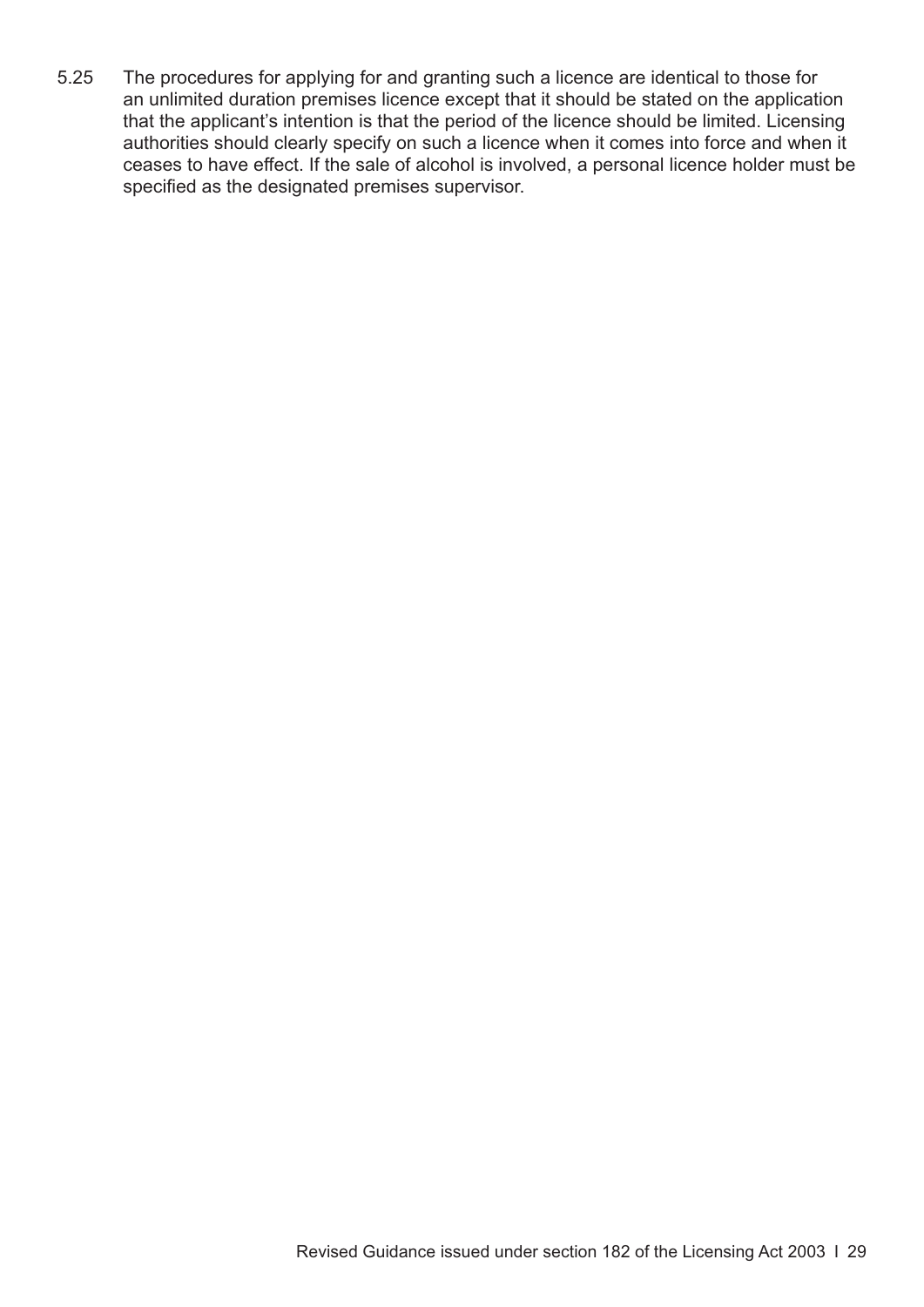5.25 The procedures for applying for and granting such a licence are identical to those for an unlimited duration premises licence except that it should be stated on the application that the applicant's intention is that the period of the licence should be limited. Licensing authorities should clearly specify on such a licence when it comes into force and when it ceases to have effect. If the sale of alcohol is involved, a personal licence holder must be specified as the designated premises supervisor.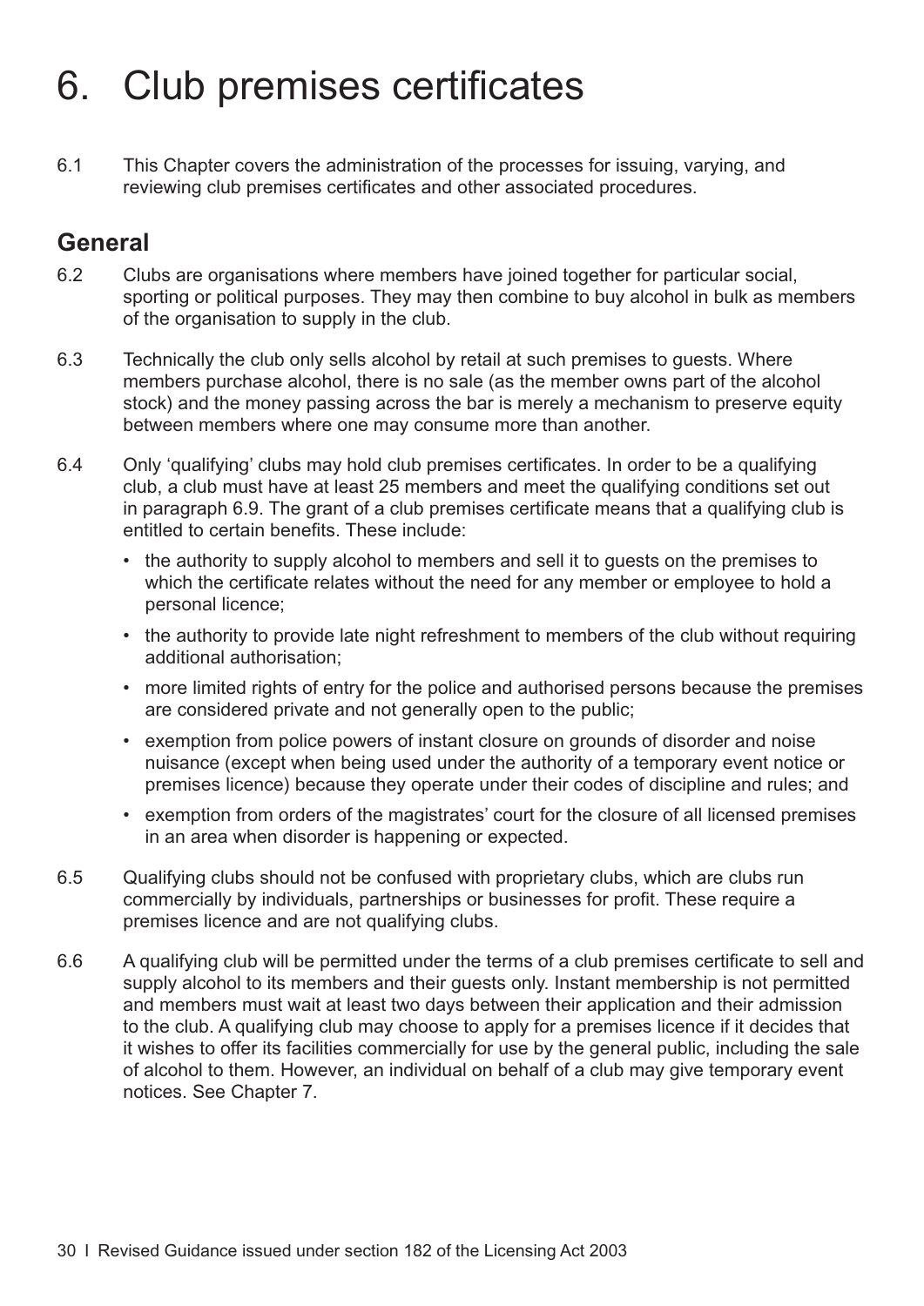# 6. Club premises certificates

6.1 This Chapter covers the administration of the processes for issuing, varying, and reviewing club premises certificates and other associated procedures.

## General

6.2 Clubs are organisations where members have joined together for particular social, sporting or political purposes. They may then combine to buy alcohol in bulk as members of the organisation to supply in the club.

6.3 Technically the club only sells alcohol by retail at such premises to guests. Where members purchase alcohol, there is no sale (as the member owns part of the alcohol stock) and the money passing across the bar is merely a mechanism to preserve equity between members where one may consume more than another.

6.4 Only 'qualifying' clubs may hold club premises certificates. In order to be a qualifying club, a club must have at least 25 members and meet the qualifying conditions set out in paragraph 6.9. The grant of a club premises certificate means that a qualifying club is entitled to certain benefits. These include:

- the authority to supply alcohol to members and sell it to guests on the premises to which the certificate relates without the need for any member or employee to hold a personal licence;
- the authority to provide late night refreshment to members of the club without requiring additional authorisation;
- more limited rights of entry for the police and authorised persons because the premises are considered private and not generally open to the public;
- exemption from police powers of instant closure on grounds of disorder and noise nuisance (except when being used under the authority of a temporary event notice or premises licence) because they operate under their codes of discipline and rules; and
- exemption from orders of the magistrates' court for the closure of all licensed premises in an area when disorder is happening or expected.

6.5 Qualifying clubs should not be confused with proprietary clubs, which are clubs run commercially by individuals, partnerships or businesses for profit. These require a premises licence and are not qualifying clubs.

6.6 A qualifying club will be permitted under the terms of a club premises certificate to sell and supply alcohol to its members and their guests only. Instant membership is not permitted and members must wait at least two days between their application and their admission to the club. A qualifying club may choose to apply for a premises licence if it decides that it wishes to offer its facilities commercially for use by the general public, including the sale of alcohol to them. However, an individual on behalf of a club may give temporary event notices. See Chapter 7.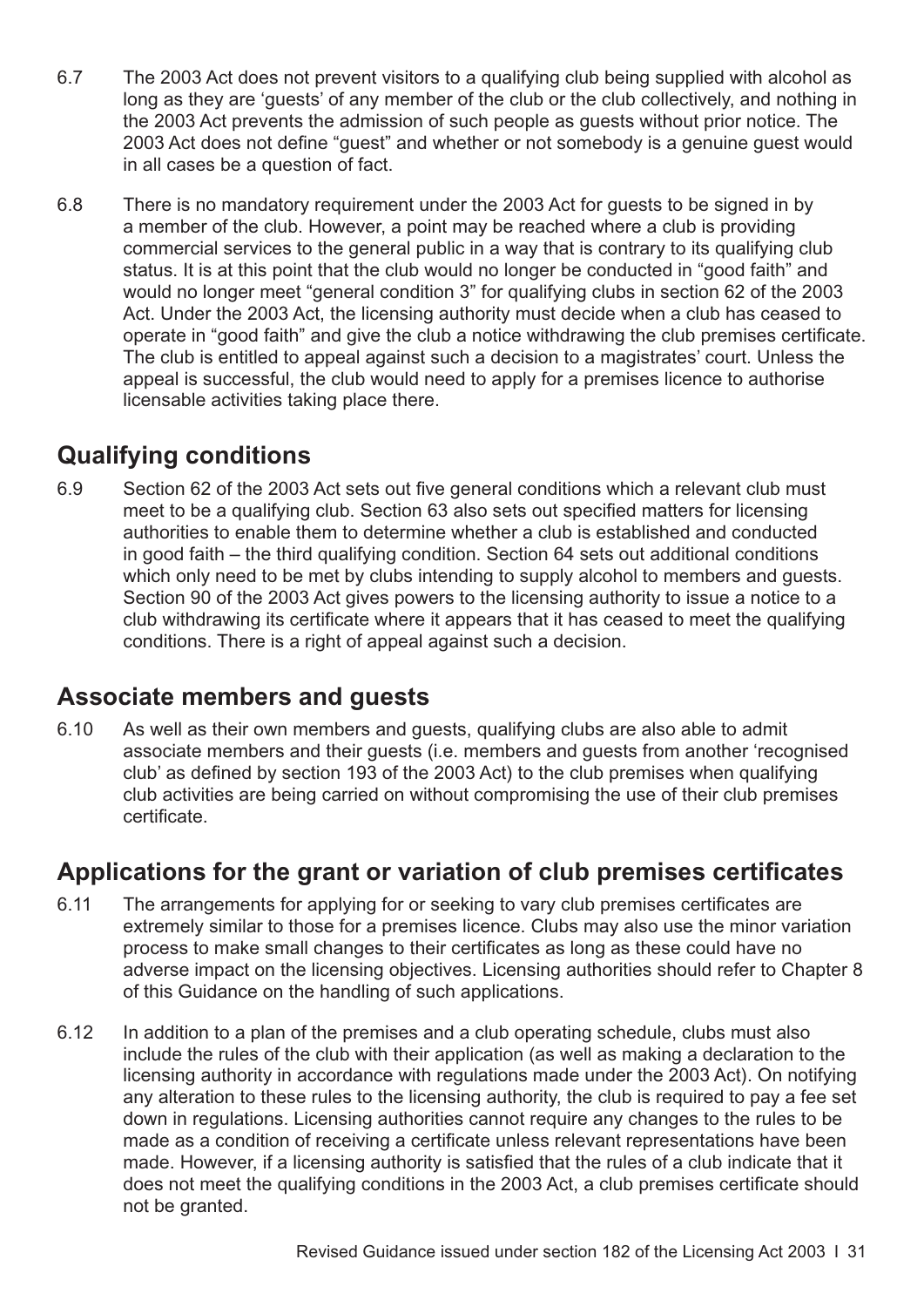6.7 The 2003 Act does not prevent visitors to a qualifying club being supplied with alcohol as long as they are 'guests' of any member of the club or the club collectively, and nothing in the 2003 Act prevents the admission of such people as guests without prior notice. The 2003 Act does not define "guest" and whether or not somebody is a genuine guest would in all cases be a question of fact.

6.8 There is no mandatory requirement under the 2003 Act for guests to be signed in by a member of the club. However, a point may be reached where a club is providing commercial services to the general public in a way that is contrary to its qualifying club status. It is at this point that the club would no longer be conducted in "good faith" and would no longer meet "general condition 3" for qualifying clubs in section 62 of the 2003 Act. Under the 2003 Act, the licensing authority must decide when a club has ceased to operate in "good faith" and give the club a notice withdrawing the club premises certificate. The club is entitled to appeal against such a decision to a magistrates' court. Unless the appeal is successful, the club would need to apply for a premises licence to authorise licensable activities taking place there.

## Qualifying conditions

6.9 Section 62 of the 2003 Act sets out five general conditions which a relevant club must meet to be a qualifying club. Section 63 also sets out specified matters for licensing authorities to enable them to determine whether a club is established and conducted in good faith – the third qualifying condition. Section 64 sets out additional conditions which only need to be met by clubs intending to supply alcohol to members and guests. Section 90 of the 2003 Act gives powers to the licensing authority to issue a notice to a club withdrawing its certificate where it appears that it has ceased to meet the qualifying conditions. There is a right of appeal against such a decision.

## Associate members and guests

6.10 As well as their own members and guests, qualifying clubs are also able to admit associate members and their guests (i.e. members and guests from another 'recognised club' as defined by section 193 of the 2003 Act) to the club premises when qualifying club activities are being carried on without compromising the use of their club premises certificate.

## Applications for the grant or variation of club premises certificates

6.11 The arrangements for applying for or seeking to vary club premises certificates are extremely similar to those for a premises licence. Clubs may also use the minor variation process to make small changes to their certificates as long as these could have no adverse impact on the licensing objectives. Licensing authorities should refer to Chapter 8 of this Guidance on the handling of such applications.

6.12 In addition to a plan of the premises and a club operating schedule, clubs must also include the rules of the club with their application (as well as making a declaration to the licensing authority in accordance with regulations made under the 2003 Act). On notifying any alteration to these rules to the licensing authority, the club is required to pay a fee set down in regulations. Licensing authorities cannot require any changes to the rules to be made as a condition of receiving a certificate unless relevant representations have been made. However, if a licensing authority is satisfied that the rules of a club indicate that it does not meet the qualifying conditions in the 2003 Act, a club premises certificate should not be granted.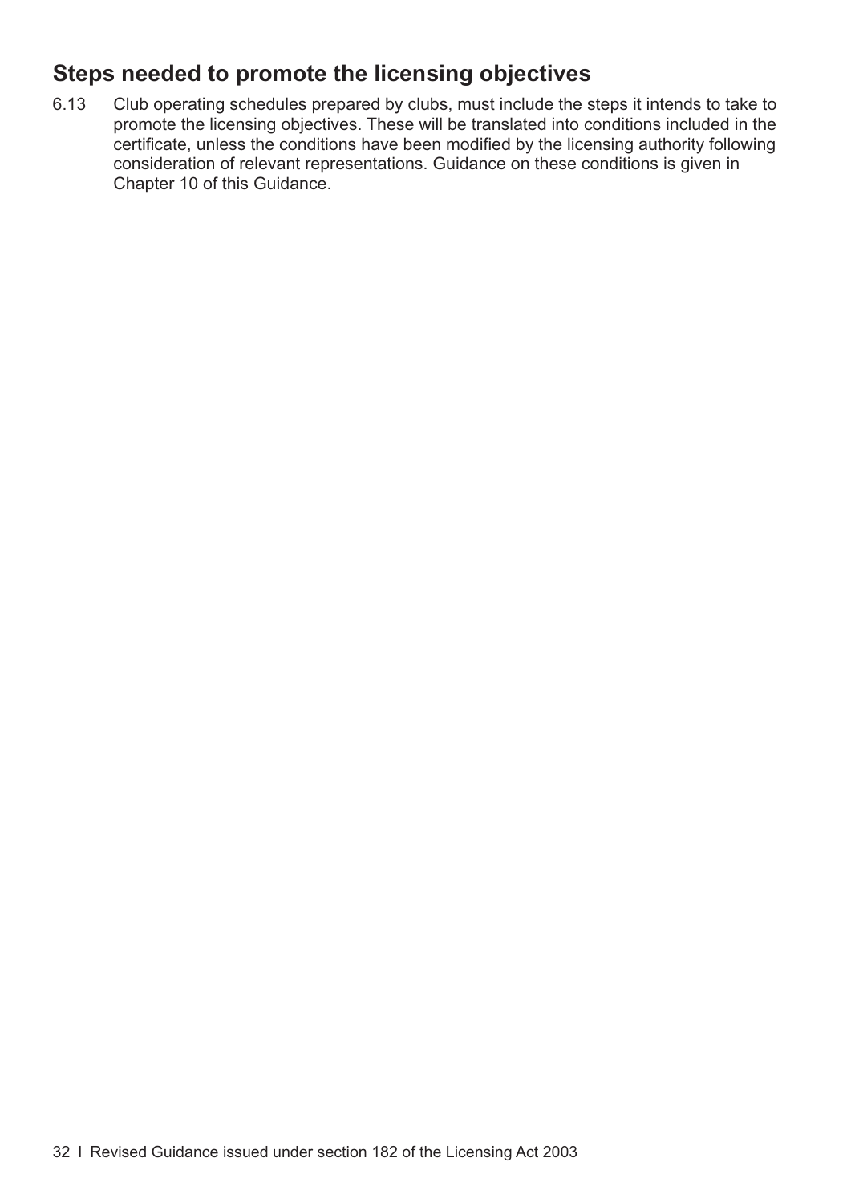## Steps needed to promote the licensing objectives

6.13 Club operating schedules prepared by clubs, must include the steps it intends to take to promote the licensing objectives. These will be translated into conditions included in the certificate, unless the conditions have been modified by the licensing authority following consideration of relevant representations. Guidance on these conditions is given in Chapter 10 of this Guidance.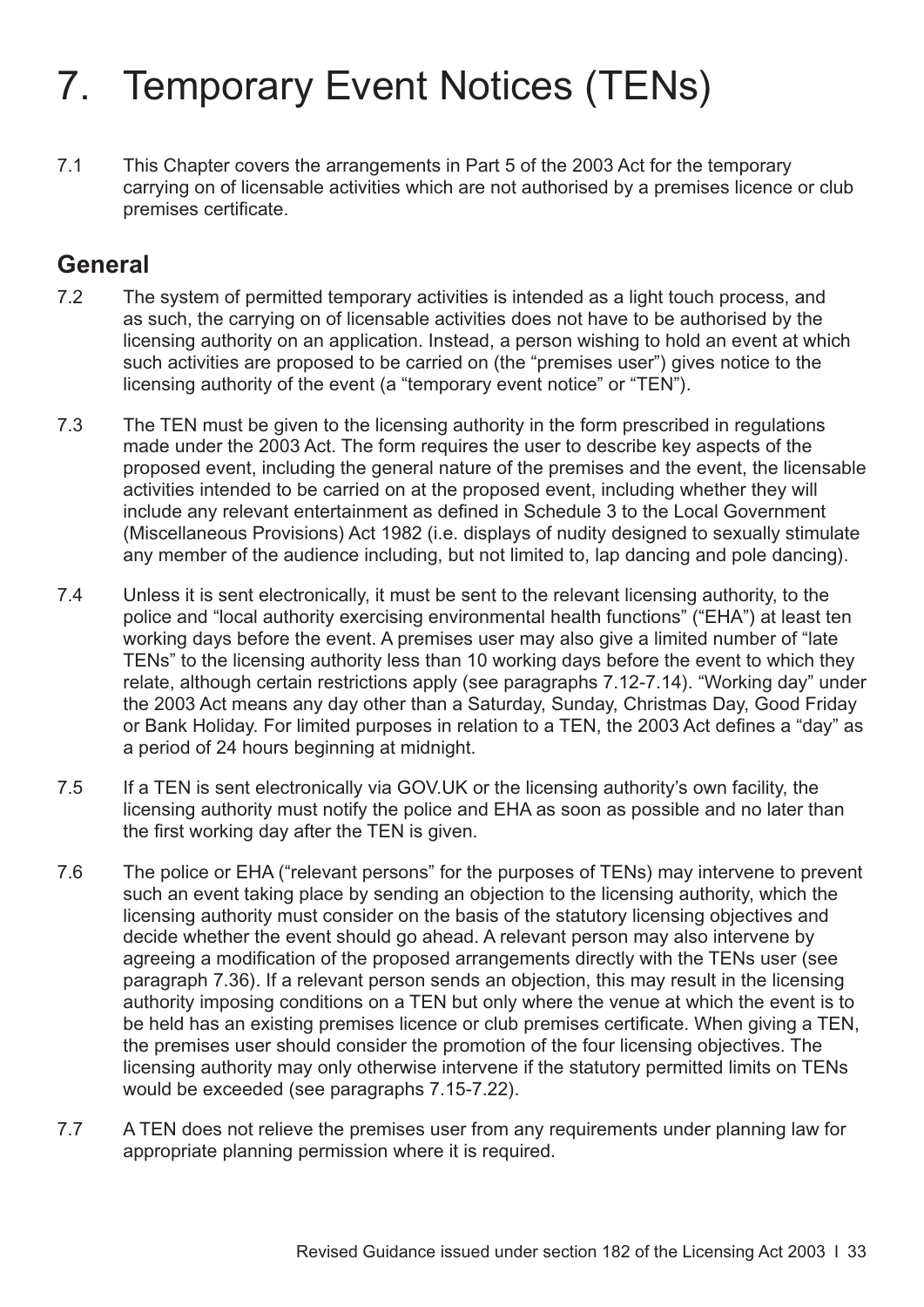# 7. Temporary Event Notices (TENs)

7.1 This Chapter covers the arrangements in Part 5 of the 2003 Act for the temporary carrying on of licensable activities which are not authorised by a premises licence or club premises certificate.

## General

7.2 The system of permitted temporary activities is intended as a light touch process, and as such, the carrying on of licensable activities does not have to be authorised by the licensing authority on an application. Instead, a person wishing to hold an event at which such activities are proposed to be carried on (the "premises user") gives notice to the licensing authority of the event (a "temporary event notice" or "TEN").

7.3 The TEN must be given to the licensing authority in the form prescribed in regulations made under the 2003 Act. The form requires the user to describe key aspects of the proposed event, including the general nature of the premises and the event, the licensable activities intended to be carried on at the proposed event, including whether they will include any relevant entertainment as defined in Schedule 3 to the Local Government (Miscellaneous Provisions) Act 1982 (i.e. displays of nudity designed to sexually stimulate any member of the audience including, but not limited to, lap dancing and pole dancing).

7.4 Unless it is sent electronically, it must be sent to the relevant licensing authority, to the police and "local authority exercising environmental health functions" ("EHA") at least ten working days before the event. A premises user may also give a limited number of "late TENs" to the licensing authority less than 10 working days before the event to which they relate, although certain restrictions apply (see paragraphs 7.12-7.14). "Working day" under the 2003 Act means any day other than a Saturday, Sunday, Christmas Day, Good Friday or Bank Holiday. For limited purposes in relation to a TEN, the 2003 Act defines a "day" as a period of 24 hours beginning at midnight.

7.5 If a TEN is sent electronically via GOV.UK or the licensing authority's own facility, the licensing authority must notify the police and EHA as soon as possible and no later than the first working day after the TEN is given.

7.6 The police or EHA ("relevant persons" for the purposes of TENs) may intervene to prevent such an event taking place by sending an objection to the licensing authority, which the licensing authority must consider on the basis of the statutory licensing objectives and decide whether the event should go ahead. A relevant person may also intervene by agreeing a modification of the proposed arrangements directly with the TENs user (see paragraph 7.36). If a relevant person sends an objection, this may result in the licensing authority imposing conditions on a TEN but only where the venue at which the event is to be held has an existing premises licence or club premises certificate. When giving a TEN, the premises user should consider the promotion of the four licensing objectives. The licensing authority may only otherwise intervene if the statutory permitted limits on TENs would be exceeded (see paragraphs 7.15-7.22).

7.7 A TEN does not relieve the premises user from any requirements under planning law for appropriate planning permission where it is required.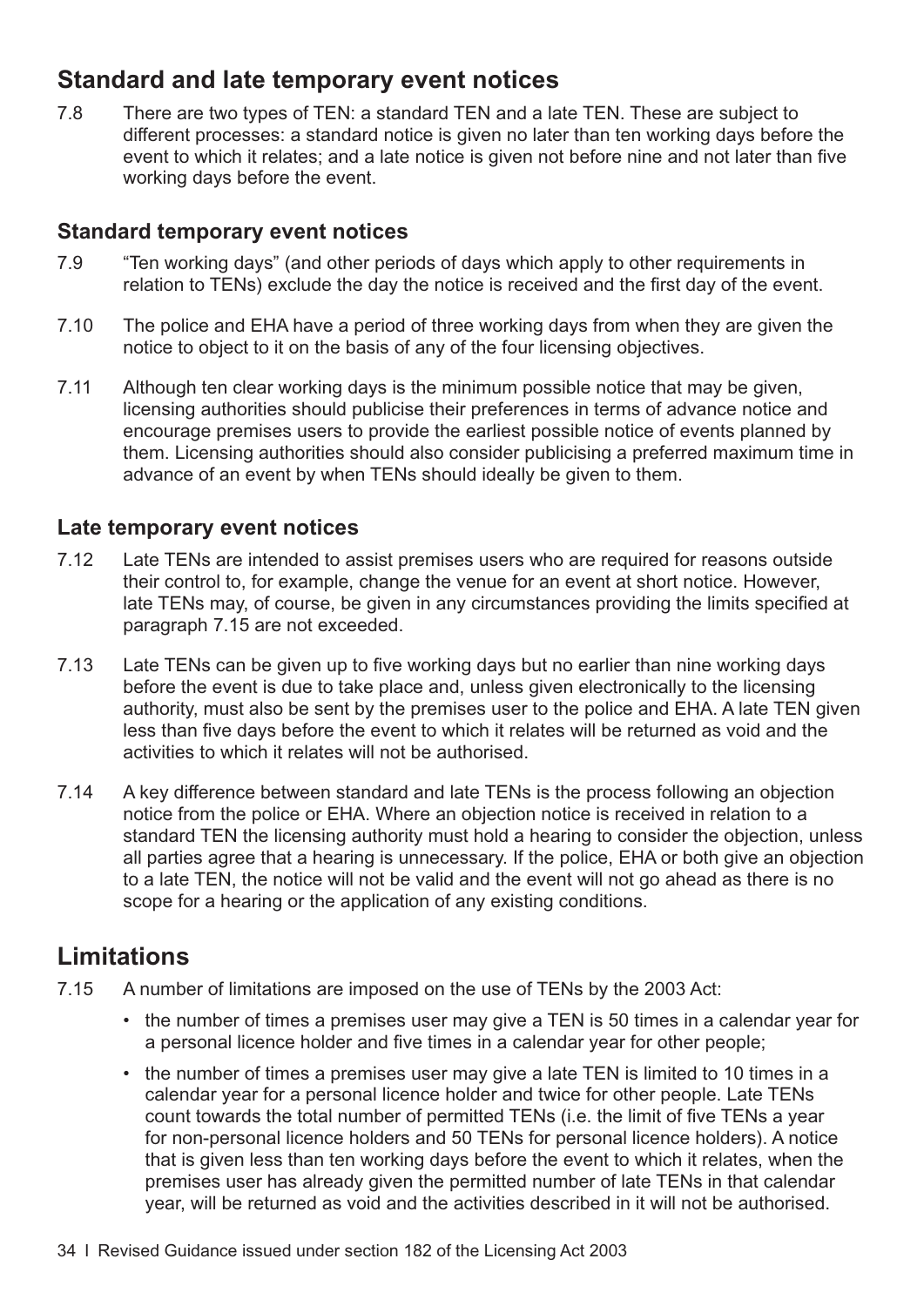## Standard and late temporary event notices

7.8 There are two types of TEN: a standard TEN and a late TEN. These are subject to different processes: a standard notice is given no later than ten working days before the event to which it relates; and a late notice is given not before nine and not later than five working days before the event.

### Standard temporary event notices

7.9 "Ten working days" (and other periods of days which apply to other requirements in relation to TENs) exclude the day the notice is received and the first day of the event.

7.10 The police and EHA have a period of three working days from when they are given the notice to object to it on the basis of any of the four licensing objectives.

7.11 Although ten clear working days is the minimum possible notice that may be given, licensing authorities should publicise their preferences in terms of advance notice and encourage premises users to provide the earliest possible notice of events planned by them. Licensing authorities should also consider publicising a preferred maximum time in advance of an event by when TENs should ideally be given to them.

### Late temporary event notices

7.12 Late TENs are intended to assist premises users who are required for reasons outside their control to, for example, change the venue for an event at short notice. However, late TENs may, of course, be given in any circumstances providing the limits specified at paragraph 7.15 are not exceeded.

7.13 Late TENs can be given up to five working days but no earlier than nine working days before the event is due to take place and, unless given electronically to the licensing authority, must also be sent by the premises user to the police and EHA. A late TEN given less than five days before the event to which it relates will be returned as void and the activities to which it relates will not be authorised.

7.14 A key difference between standard and late TENs is the process following an objection notice from the police or EHA. Where an objection notice is received in relation to a standard TEN the licensing authority must hold a hearing to consider the objection, unless all parties agree that a hearing is unnecessary. If the police, EHA or both give an objection to a late TEN, the notice will not be valid and the event will not go ahead as there is no scope for a hearing or the application of any existing conditions.

## Limitations

7.15 A number of limitations are imposed on the use of TENs by the 2003 Act:

- the number of times a premises user may give a TEN is 50 times in a calendar year for a personal licence holder and five times in a calendar year for other people;
- the number of times a premises user may give a late TEN is limited to 10 times in a calendar year for a personal licence holder and twice for other people. Late TENs count towards the total number of permitted TENs (i.e. the limit of five TENs a year for non-personal licence holders and 50 TENs for personal licence holders). A notice that is given less than ten working days before the event to which it relates, when the premises user has already given the permitted number of late TENs in that calendar year, will be returned as void and the activities described in it will not be authorised.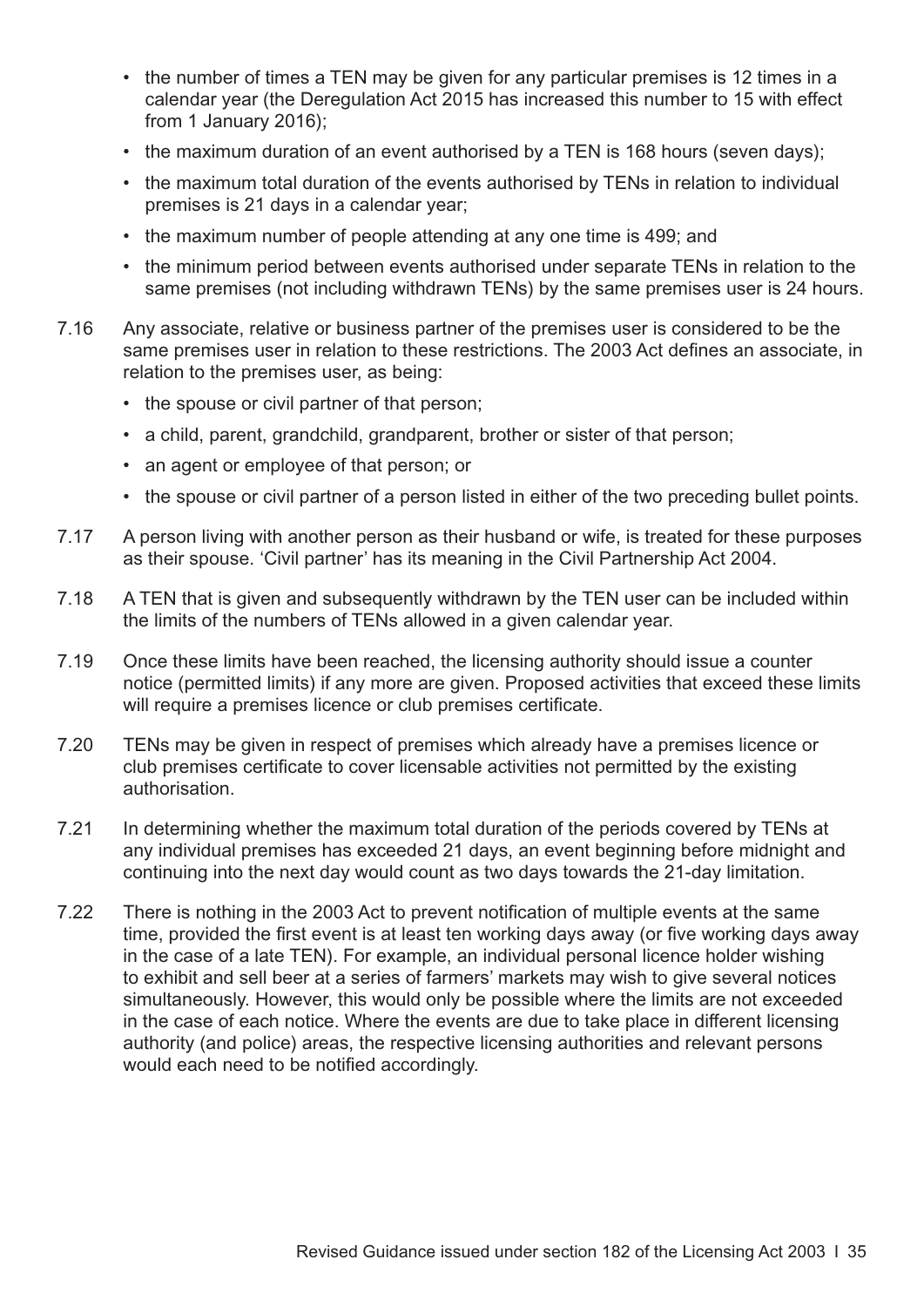- the number of times a TEN may be given for any particular premises is 12 times in a calendar year (the Deregulation Act 2015 has increased this number to 15 with effect from 1 January 2016);
- the maximum duration of an event authorised by a TEN is 168 hours (seven days);
- the maximum total duration of the events authorised by TENs in relation to individual premises is 21 days in a calendar year;
- the maximum number of people attending at any one time is 499; and
- the minimum period between events authorised under separate TENs in relation to the same premises (not including withdrawn TENs) by the same premises user is 24 hours.

7.16 Any associate, relative or business partner of the premises user is considered to be the same premises user in relation to these restrictions. The 2003 Act defines an associate, in relation to the premises user, as being:

- the spouse or civil partner of that person;
- a child, parent, grandchild, grandparent, brother or sister of that person;
- an agent or employee of that person; or
- the spouse or civil partner of a person listed in either of the two preceding bullet points.

7.17 A person living with another person as their husband or wife, is treated for these purposes as their spouse. 'Civil partner' has its meaning in the Civil Partnership Act 2004.

7.18 A TEN that is given and subsequently withdrawn by the TEN user can be included within the limits of the numbers of TENs allowed in a given calendar year.

7.19 Once these limits have been reached, the licensing authority should issue a counter notice (permitted limits) if any more are given. Proposed activities that exceed these limits will require a premises licence or club premises certificate.

7.20 TENs may be given in respect of premises which already have a premises licence or club premises certificate to cover licensable activities not permitted by the existing authorisation.

7.21 In determining whether the maximum total duration of the periods covered by TENs at any individual premises has exceeded 21 days, an event beginning before midnight and continuing into the next day would count as two days towards the 21-day limitation.

7.22 There is nothing in the 2003 Act to prevent notification of multiple events at the same time, provided the first event is at least ten working days away (or five working days away in the case of a late TEN). For example, an individual personal licence holder wishing to exhibit and sell beer at a series of farmers' markets may wish to give several notices simultaneously. However, this would only be possible where the limits are not exceeded in the case of each notice. Where the events are due to take place in different licensing authority (and police) areas, the respective licensing authorities and relevant persons would each need to be notified accordingly.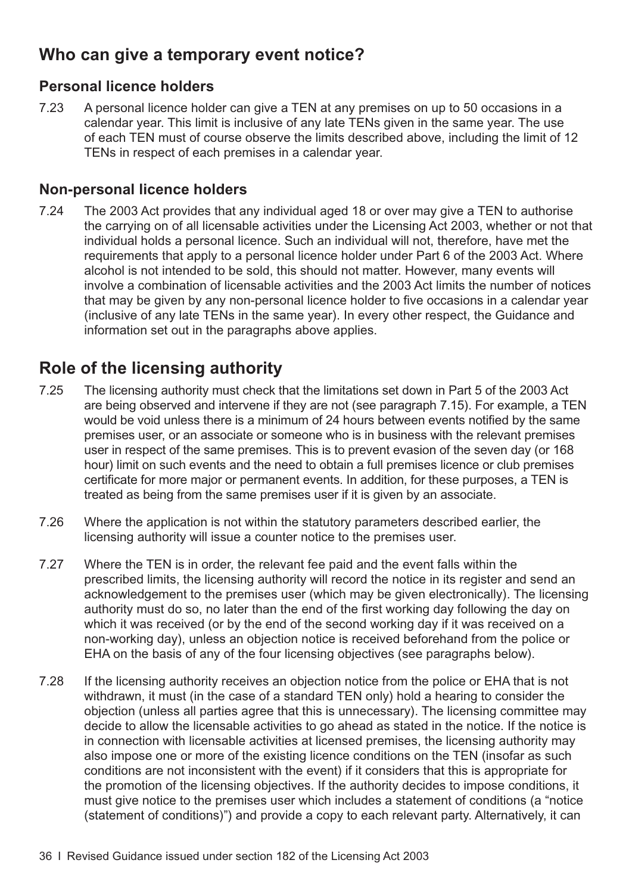## Who can give a temporary event notice?

### Personal licence holders

7.23 A personal licence holder can give a TEN at any premises on up to 50 occasions in a calendar year. This limit is inclusive of any late TENs given in the same year. The use of each TEN must of course observe the limits described above, including the limit of 12 TENs in respect of each premises in a calendar year.

### Non-personal licence holders

7.24 The 2003 Act provides that any individual aged 18 or over may give a TEN to authorise the carrying on of all licensable activities under the Licensing Act 2003, whether or not that individual holds a personal licence. Such an individual will not, therefore, have met the requirements that apply to a personal licence holder under Part 6 of the 2003 Act. Where alcohol is not intended to be sold, this should not matter. However, many events will involve a combination of licensable activities and the 2003 Act limits the number of notices that may be given by any non-personal licence holder to five occasions in a calendar year (inclusive of any late TENs in the same year). In every other respect, the Guidance and information set out in the paragraphs above applies.

## Role of the licensing authority

7.25 The licensing authority must check that the limitations set down in Part 5 of the 2003 Act are being observed and intervene if they are not (see paragraph 7.15). For example, a TEN would be void unless there is a minimum of 24 hours between events notified by the same premises user, or an associate or someone who is in business with the relevant premises user in respect of the same premises. This is to prevent evasion of the seven day (or 168 hour) limit on such events and the need to obtain a full premises licence or club premises certificate for more major or permanent events. In addition, for these purposes, a TEN is treated as being from the same premises user if it is given by an associate.

7.26 Where the application is not within the statutory parameters described earlier, the licensing authority will issue a counter notice to the premises user.

7.27 Where the TEN is in order, the relevant fee paid and the event falls within the prescribed limits, the licensing authority will record the notice in its register and send an acknowledgement to the premises user (which may be given electronically). The licensing authority must do so, no later than the end of the first working day following the day on which it was received (or by the end of the second working day if it was received on a non-working day), unless an objection notice is received beforehand from the police or EHA on the basis of any of the four licensing objectives (see paragraphs below).

7.28 If the licensing authority receives an objection notice from the police or EHA that is not withdrawn, it must (in the case of a standard TEN only) hold a hearing to consider the objection (unless all parties agree that this is unnecessary). The licensing committee may decide to allow the licensable activities to go ahead as stated in the notice. If the notice is in connection with licensable activities at licensed premises, the licensing authority may also impose one or more of the existing licence conditions on the TEN (insofar as such conditions are not inconsistent with the event) if it considers that this is appropriate for the promotion of the licensing objectives. If the authority decides to impose conditions, it must give notice to the premises user which includes a statement of conditions (a "notice (statement of conditions)") and provide a copy to each relevant party. Alternatively, it can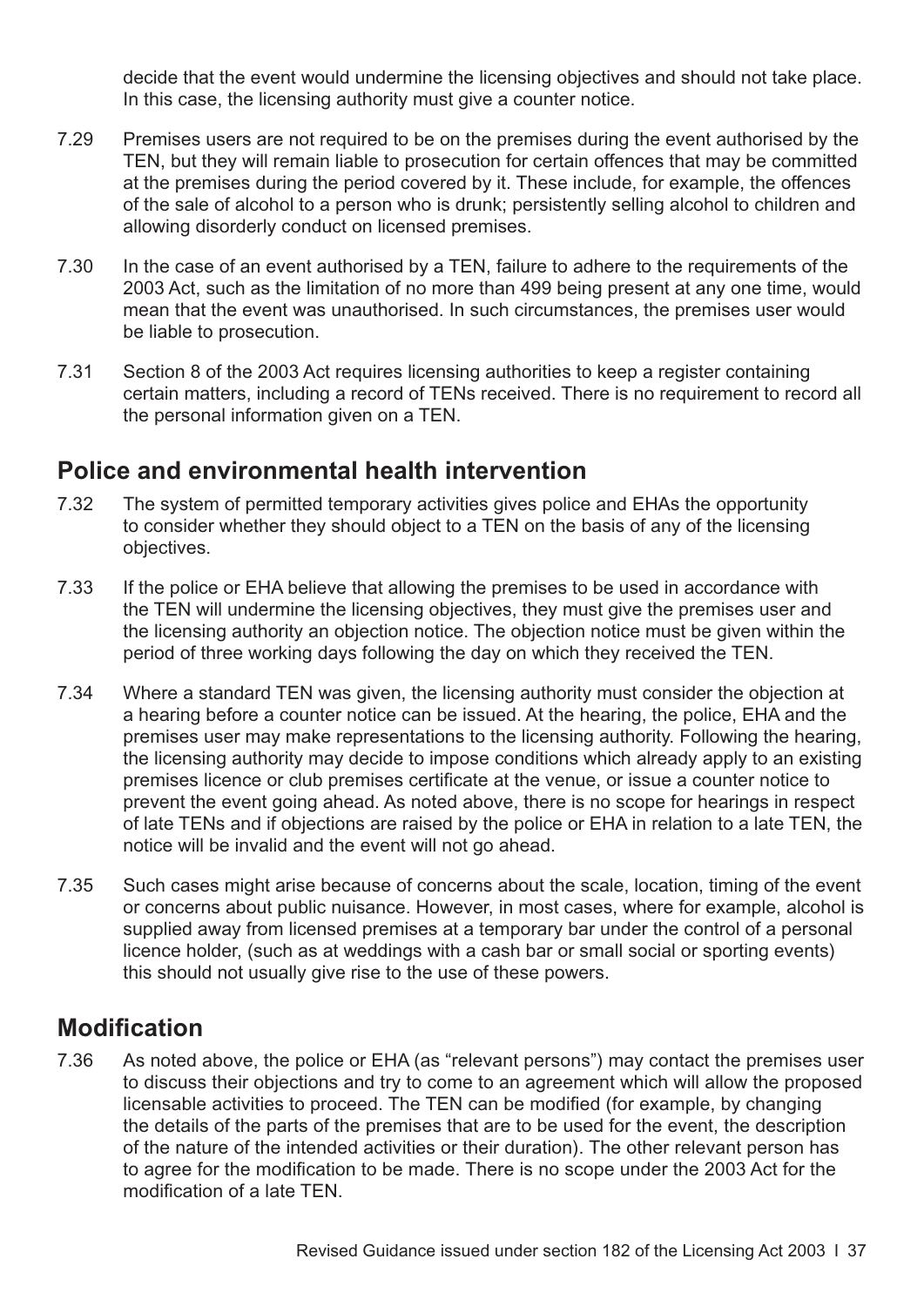decide that the event would undermine the licensing objectives and should not take place. In this case, the licensing authority must give a counter notice.

7.29 Premises users are not required to be on the premises during the event authorised by the TEN, but they will remain liable to prosecution for certain offences that may be committed at the premises during the period covered by it. These include, for example, the offences of the sale of alcohol to a person who is drunk; persistently selling alcohol to children and allowing disorderly conduct on licensed premises.

7.30 In the case of an event authorised by a TEN, failure to adhere to the requirements of the 2003 Act, such as the limitation of no more than 499 being present at any one time, would mean that the event was unauthorised. In such circumstances, the premises user would be liable to prosecution.

7.31 Section 8 of the 2003 Act requires licensing authorities to keep a register containing certain matters, including a record of TENs received. There is no requirement to record all the personal information given on a TEN.

## Police and environmental health intervention

7.32 The system of permitted temporary activities gives police and EHAs the opportunity to consider whether they should object to a TEN on the basis of any of the licensing objectives.

7.33 If the police or EHA believe that allowing the premises to be used in accordance with the TEN will undermine the licensing objectives, they must give the premises user and the licensing authority an objection notice. The objection notice must be given within the period of three working days following the day on which they received the TEN.

7.34 Where a standard TEN was given, the licensing authority must consider the objection at a hearing before a counter notice can be issued. At the hearing, the police, EHA and the premises user may make representations to the licensing authority. Following the hearing, the licensing authority may decide to impose conditions which already apply to an existing premises licence or club premises certificate at the venue, or issue a counter notice to prevent the event going ahead. As noted above, there is no scope for hearings in respect of late TENs and if objections are raised by the police or EHA in relation to a late TEN, the notice will be invalid and the event will not go ahead.

7.35 Such cases might arise because of concerns about the scale, location, timing of the event or concerns about public nuisance. However, in most cases, where for example, alcohol is supplied away from licensed premises at a temporary bar under the control of a personal licence holder, (such as at weddings with a cash bar or small social or sporting events) this should not usually give rise to the use of these powers.

## Modification

7.36 As noted above, the police or EHA (as "relevant persons") may contact the premises user to discuss their objections and try to come to an agreement which will allow the proposed licensable activities to proceed. The TEN can be modified (for example, by changing the details of the parts of the premises that are to be used for the event, the description of the nature of the intended activities or their duration). The other relevant person has to agree for the modification to be made. There is no scope under the 2003 Act for the modification of a late TEN.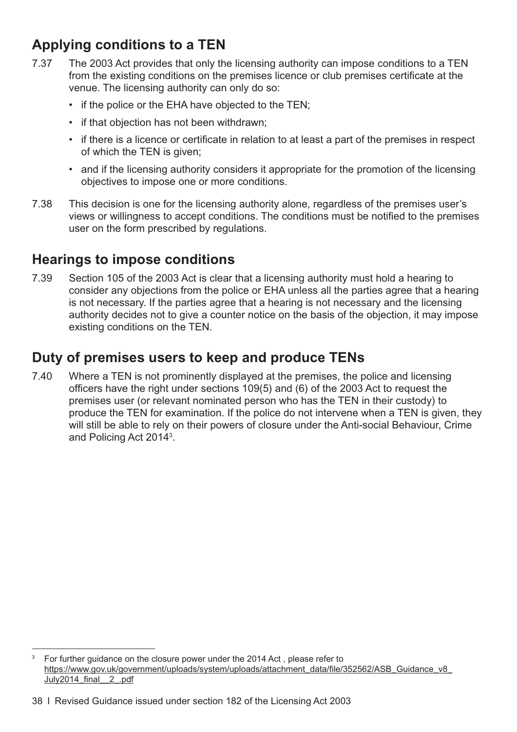## Applying conditions to a TEN

7.37 The 2003 Act provides that only the licensing authority can impose conditions to a TEN from the existing conditions on the premises licence or club premises certificate at the venue. The licensing authority can only do so:

- if the police or the EHA have objected to the TEN;
- if that objection has not been withdrawn;
- if there is a licence or certificate in relation to at least a part of the premises in respect of which the TEN is given;
- and if the licensing authority considers it appropriate for the promotion of the licensing objectives to impose one or more conditions.

7.38 This decision is one for the licensing authority alone, regardless of the premises user's views or willingness to accept conditions. The conditions must be notified to the premises user on the form prescribed by regulations.

## Hearings to impose conditions

7.39 Section 105 of the 2003 Act is clear that a licensing authority must hold a hearing to consider any objections from the police or EHA unless all the parties agree that a hearing is not necessary. If the parties agree that a hearing is not necessary and the licensing authority decides not to give a counter notice on the basis of the objection, it may impose existing conditions on the TEN.

## Duty of premises users to keep and produce TENs

7.40 Where a TEN is not prominently displayed at the premises, the police and licensing officers have the right under sections 109(5) and (6) of the 2003 Act to request the premises user (or relevant nominated person who has the TEN in their custody) to produce the TEN for examination. If the police do not intervene when a TEN is given, they will still be able to rely on their powers of closure under the Anti-social Behaviour, Crime and Policing Act 2014[3].

[3] For further guidance on the closure power under the 2014 Act , please refer to https://www.gov.uk/government/uploads/system/uploads/attachment_data/file/352562/ASB_Guidance_v8_July2014_final__2_.pdf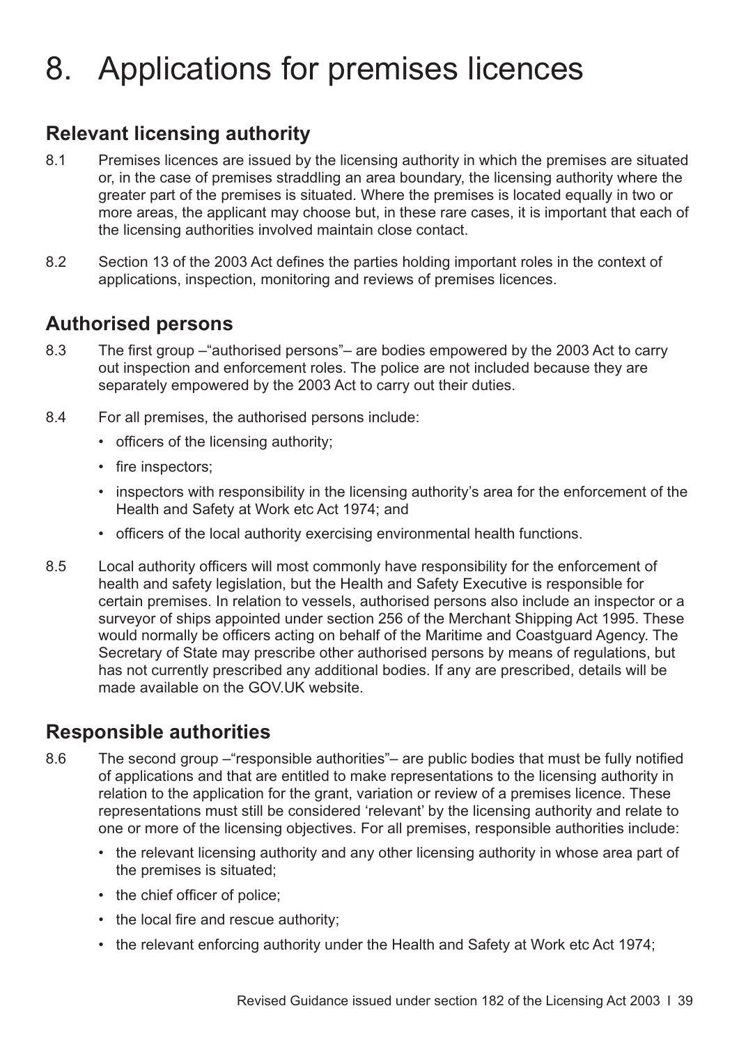# 8. Applications for premises licences

## Relevant licensing authority

8.1 Premises licences are issued by the licensing authority in which the premises are situated or, in the case of premises straddling an area boundary, the licensing authority where the greater part of the premises is situated. Where the premises is located equally in two or more areas, the applicant may choose but, in these rare cases, it is important that each of the licensing authorities involved maintain close contact.

8.2 Section 13 of the 2003 Act defines the parties holding important roles in the context of applications, inspection, monitoring and reviews of premises licences.

## Authorised persons

8.3 The first group –"authorised persons"– are bodies empowered by the 2003 Act to carry out inspection and enforcement roles. The police are not included because they are separately empowered by the 2003 Act to carry out their duties.

8.4 For all premises, the authorised persons include:

- officers of the licensing authority;
- fire inspectors;
- inspectors with responsibility in the licensing authority's area for the enforcement of the Health and Safety at Work etc Act 1974; and
- officers of the local authority exercising environmental health functions.

8.5 Local authority officers will most commonly have responsibility for the enforcement of health and safety legislation, but the Health and Safety Executive is responsible for certain premises. In relation to vessels, authorised persons also include an inspector or a surveyor of ships appointed under section 256 of the Merchant Shipping Act 1995. These would normally be officers acting on behalf of the Maritime and Coastguard Agency. The Secretary of State may prescribe other authorised persons by means of regulations, but has not currently prescribed any additional bodies. If any are prescribed, details will be made available on the GOV.UK website.

## Responsible authorities

8.6 The second group –"responsible authorities"– are public bodies that must be fully notified of applications and that are entitled to make representations to the licensing authority in relation to the application for the grant, variation or review of a premises licence. These representations must still be considered 'relevant' by the licensing authority and relate to one or more of the licensing objectives. For all premises, responsible authorities include:

- the relevant licensing authority and any other licensing authority in whose area part of the premises is situated;
- the chief officer of police;
- the local fire and rescue authority;
- the relevant enforcing authority under the Health and Safety at Work etc Act 1974;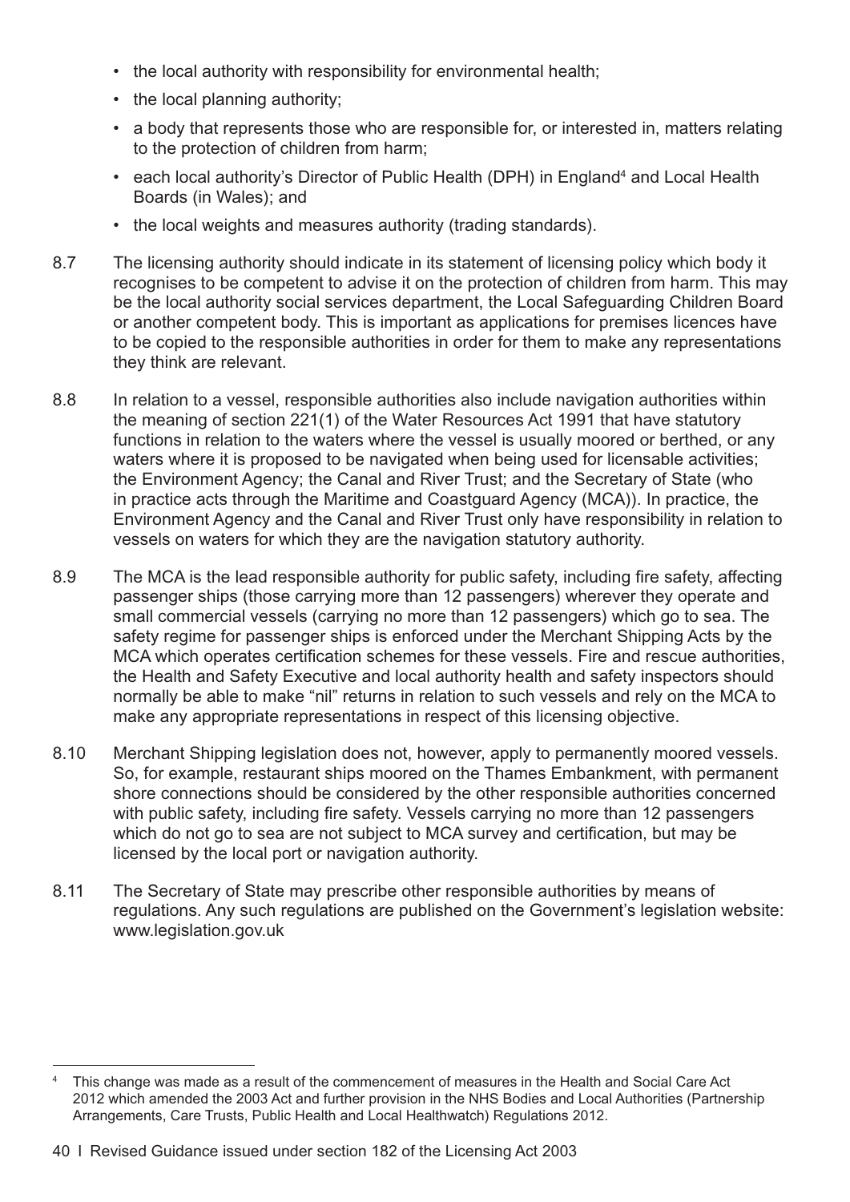- the local authority with responsibility for environmental health;
- the local planning authority;
- a body that represents those who are responsible for, or interested in, matters relating to the protection of children from harm;
- each local authority's Director of Public Health (DPH) in England[4] and Local Health Boards (in Wales); and
- the local weights and measures authority (trading standards).

8.7 The licensing authority should indicate in its statement of licensing policy which body it recognises to be competent to advise it on the protection of children from harm. This may be the local authority social services department, the Local Safeguarding Children Board or another competent body. This is important as applications for premises licences have to be copied to the responsible authorities in order for them to make any representations they think are relevant.

8.8 In relation to a vessel, responsible authorities also include navigation authorities within the meaning of section 221(1) of the Water Resources Act 1991 that have statutory functions in relation to the waters where the vessel is usually moored or berthed, or any waters where it is proposed to be navigated when being used for licensable activities; the Environment Agency; the Canal and River Trust; and the Secretary of State (who in practice acts through the Maritime and Coastguard Agency (MCA)). In practice, the Environment Agency and the Canal and River Trust only have responsibility in relation to vessels on waters for which they are the navigation statutory authority.

8.9 The MCA is the lead responsible authority for public safety, including fire safety, affecting passenger ships (those carrying more than 12 passengers) wherever they operate and small commercial vessels (carrying no more than 12 passengers) which go to sea. The safety regime for passenger ships is enforced under the Merchant Shipping Acts by the MCA which operates certification schemes for these vessels. Fire and rescue authorities, the Health and Safety Executive and local authority health and safety inspectors should normally be able to make "nil" returns in relation to such vessels and rely on the MCA to make any appropriate representations in respect of this licensing objective.

8.10 Merchant Shipping legislation does not, however, apply to permanently moored vessels. So, for example, restaurant ships moored on the Thames Embankment, with permanent shore connections should be considered by the other responsible authorities concerned with public safety, including fire safety. Vessels carrying no more than 12 passengers which do not go to sea are not subject to MCA survey and certification, but may be licensed by the local port or navigation authority.

8.11 The Secretary of State may prescribe other responsible authorities by means of regulations. Any such regulations are published on the Government's legislation website: www.legislation.gov.uk

---

[4] This change was made as a result of the commencement of measures in the Health and Social Care Act 2012 which amended the 2003 Act and further provision in the NHS Bodies and Local Authorities (Partnership Arrangements, Care Trusts, Public Health and Local Healthwatch) Regulations 2012.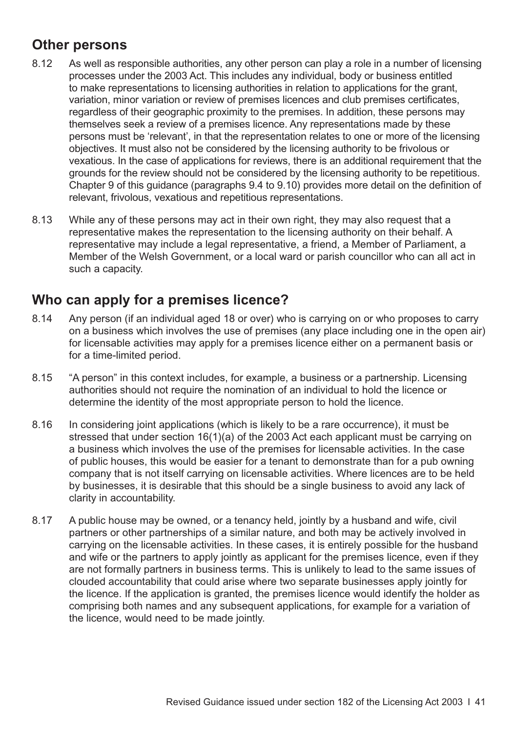## Other persons

8.12 As well as responsible authorities, any other person can play a role in a number of licensing processes under the 2003 Act. This includes any individual, body or business entitled to make representations to licensing authorities in relation to applications for the grant, variation, minor variation or review of premises licences and club premises certificates, regardless of their geographic proximity to the premises. In addition, these persons may themselves seek a review of a premises licence. Any representations made by these persons must be 'relevant', in that the representation relates to one or more of the licensing objectives. It must also not be considered by the licensing authority to be frivolous or vexatious. In the case of applications for reviews, there is an additional requirement that the grounds for the review should not be considered by the licensing authority to be repetitious. Chapter 9 of this guidance (paragraphs 9.4 to 9.10) provides more detail on the definition of relevant, frivolous, vexatious and repetitious representations.

8.13 While any of these persons may act in their own right, they may also request that a representative makes the representation to the licensing authority on their behalf. A representative may include a legal representative, a friend, a Member of Parliament, a Member of the Welsh Government, or a local ward or parish councillor who can all act in such a capacity.

## Who can apply for a premises licence?

8.14 Any person (if an individual aged 18 or over) who is carrying on or who proposes to carry on a business which involves the use of premises (any place including one in the open air) for licensable activities may apply for a premises licence either on a permanent basis or for a time-limited period.

8.15 "A person" in this context includes, for example, a business or a partnership. Licensing authorities should not require the nomination of an individual to hold the licence or determine the identity of the most appropriate person to hold the licence.

8.16 In considering joint applications (which is likely to be a rare occurrence), it must be stressed that under section 16(1)(a) of the 2003 Act each applicant must be carrying on a business which involves the use of the premises for licensable activities. In the case of public houses, this would be easier for a tenant to demonstrate than for a pub owning company that is not itself carrying on licensable activities. Where licences are to be held by businesses, it is desirable that this should be a single business to avoid any lack of clarity in accountability.

8.17 A public house may be owned, or a tenancy held, jointly by a husband and wife, civil partners or other partnerships of a similar nature, and both may be actively involved in carrying on the licensable activities. In these cases, it is entirely possible for the husband and wife or the partners to apply jointly as applicant for the premises licence, even if they are not formally partners in business terms. This is unlikely to lead to the same issues of clouded accountability that could arise where two separate businesses apply jointly for the licence. If the application is granted, the premises licence would identify the holder as comprising both names and any subsequent applications, for example for a variation of the licence, would need to be made jointly.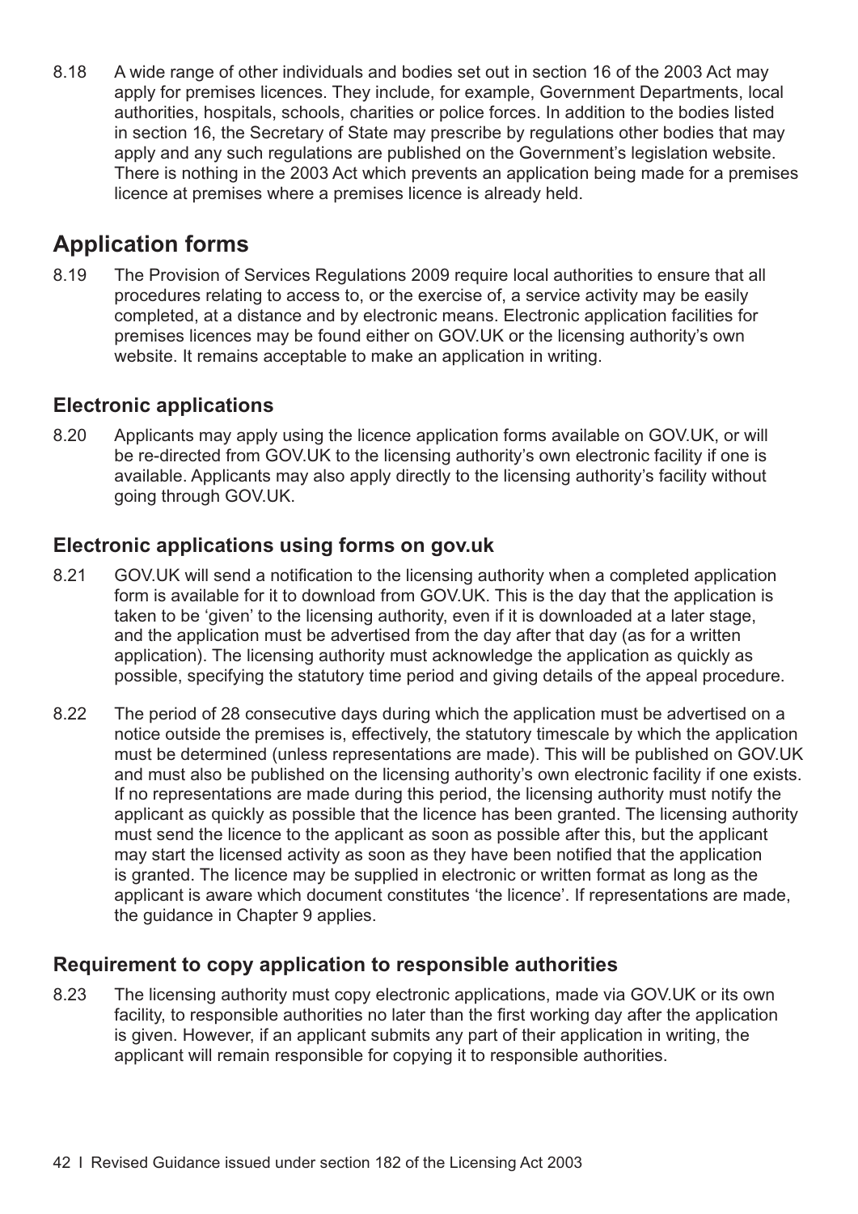8.18 A wide range of other individuals and bodies set out in section 16 of the 2003 Act may apply for premises licences. They include, for example, Government Departments, local authorities, hospitals, schools, charities or police forces. In addition to the bodies listed in section 16, the Secretary of State may prescribe by regulations other bodies that may apply and any such regulations are published on the Government's legislation website. There is nothing in the 2003 Act which prevents an application being made for a premises licence at premises where a premises licence is already held.

## Application forms

8.19 The Provision of Services Regulations 2009 require local authorities to ensure that all procedures relating to access to, or the exercise of, a service activity may be easily completed, at a distance and by electronic means. Electronic application facilities for premises licences may be found either on GOV.UK or the licensing authority's own website. It remains acceptable to make an application in writing.

### Electronic applications

8.20 Applicants may apply using the licence application forms available on GOV.UK, or will be re-directed from GOV.UK to the licensing authority's own electronic facility if one is available. Applicants may also apply directly to the licensing authority's facility without going through GOV.UK.

### Electronic applications using forms on gov.uk

8.21 GOV.UK will send a notification to the licensing authority when a completed application form is available for it to download from GOV.UK. This is the day that the application is taken to be 'given' to the licensing authority, even if it is downloaded at a later stage, and the application must be advertised from the day after that day (as for a written application). The licensing authority must acknowledge the application as quickly as possible, specifying the statutory time period and giving details of the appeal procedure.

8.22 The period of 28 consecutive days during which the application must be advertised on a notice outside the premises is, effectively, the statutory timescale by which the application must be determined (unless representations are made). This will be published on GOV.UK and must also be published on the licensing authority's own electronic facility if one exists. If no representations are made during this period, the licensing authority must notify the applicant as quickly as possible that the licence has been granted. The licensing authority must send the licence to the applicant as soon as possible after this, but the applicant may start the licensed activity as soon as they have been notified that the application is granted. The licence may be supplied in electronic or written format as long as the applicant is aware which document constitutes 'the licence'. If representations are made, the guidance in Chapter 9 applies.

### Requirement to copy application to responsible authorities

8.23 The licensing authority must copy electronic applications, made via GOV.UK or its own facility, to responsible authorities no later than the first working day after the application is given. However, if an applicant submits any part of their application in writing, the applicant will remain responsible for copying it to responsible authorities.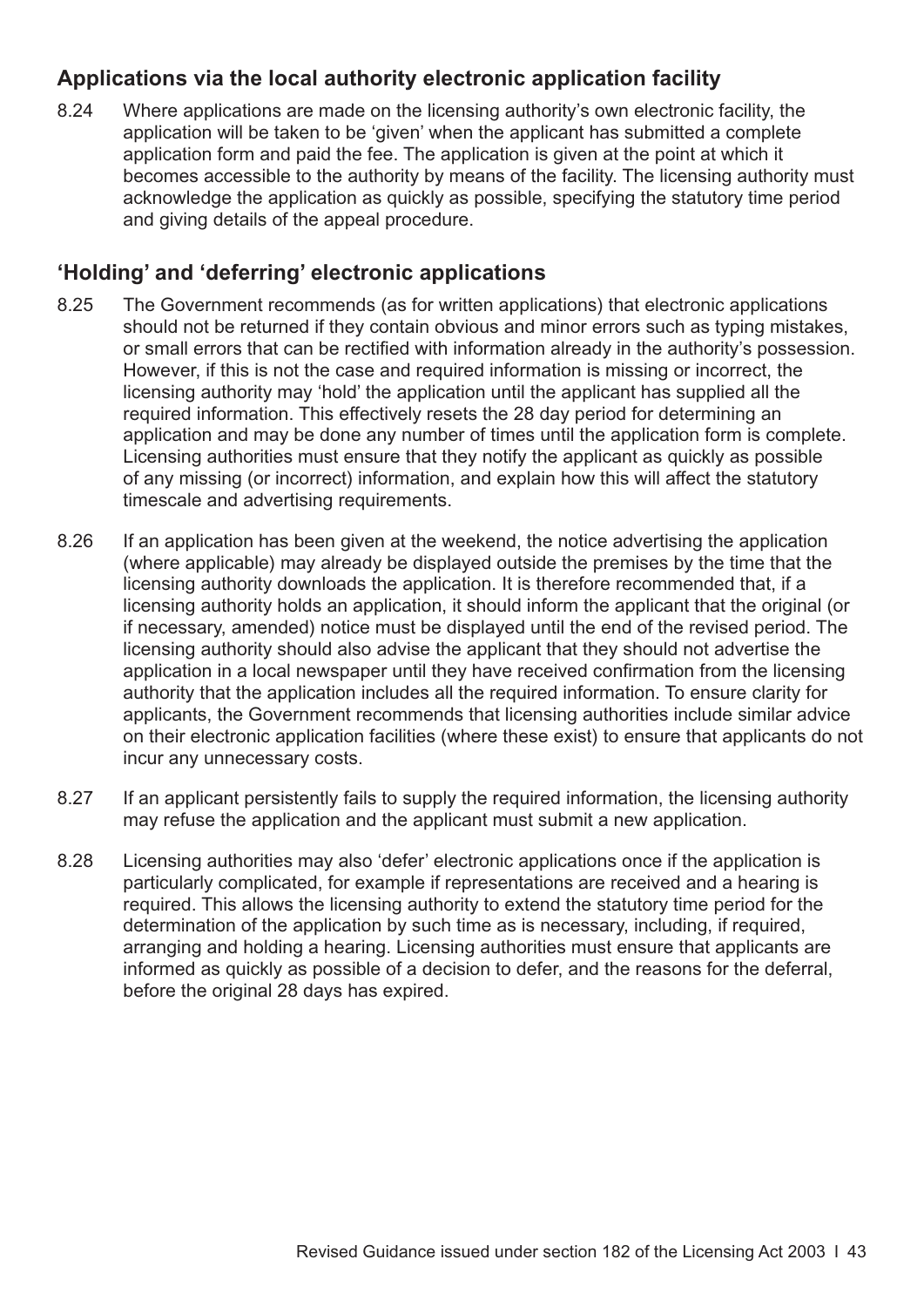### Applications via the local authority electronic application facility

8.24 Where applications are made on the licensing authority's own electronic facility, the application will be taken to be 'given' when the applicant has submitted a complete application form and paid the fee. The application is given at the point at which it becomes accessible to the authority by means of the facility. The licensing authority must acknowledge the application as quickly as possible, specifying the statutory time period and giving details of the appeal procedure.

### 'Holding' and 'deferring' electronic applications

8.25 The Government recommends (as for written applications) that electronic applications should not be returned if they contain obvious and minor errors such as typing mistakes, or small errors that can be rectified with information already in the authority's possession. However, if this is not the case and required information is missing or incorrect, the licensing authority may 'hold' the application until the applicant has supplied all the required information. This effectively resets the 28 day period for determining an application and may be done any number of times until the application form is complete. Licensing authorities must ensure that they notify the applicant as quickly as possible of any missing (or incorrect) information, and explain how this will affect the statutory timescale and advertising requirements.

8.26 If an application has been given at the weekend, the notice advertising the application (where applicable) may already be displayed outside the premises by the time that the licensing authority downloads the application. It is therefore recommended that, if a licensing authority holds an application, it should inform the applicant that the original (or if necessary, amended) notice must be displayed until the end of the revised period. The licensing authority should also advise the applicant that they should not advertise the application in a local newspaper until they have received confirmation from the licensing authority that the application includes all the required information. To ensure clarity for applicants, the Government recommends that licensing authorities include similar advice on their electronic application facilities (where these exist) to ensure that applicants do not incur any unnecessary costs.

8.27 If an applicant persistently fails to supply the required information, the licensing authority may refuse the application and the applicant must submit a new application.

8.28 Licensing authorities may also 'defer' electronic applications once if the application is particularly complicated, for example if representations are received and a hearing is required. This allows the licensing authority to extend the statutory time period for the determination of the application by such time as is necessary, including, if required, arranging and holding a hearing. Licensing authorities must ensure that applicants are informed as quickly as possible of a decision to defer, and the reasons for the deferral, before the original 28 days has expired.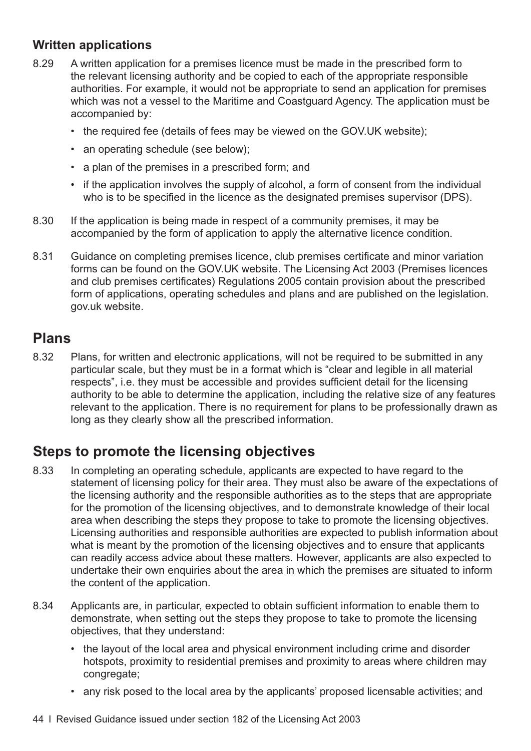### Written applications

8.29 A written application for a premises licence must be made in the prescribed form to the relevant licensing authority and be copied to each of the appropriate responsible authorities. For example, it would not be appropriate to send an application for premises which was not a vessel to the Maritime and Coastguard Agency. The application must be accompanied by:

- the required fee (details of fees may be viewed on the GOV.UK website);
- an operating schedule (see below);
- a plan of the premises in a prescribed form; and
- if the application involves the supply of alcohol, a form of consent from the individual who is to be specified in the licence as the designated premises supervisor (DPS).

8.30 If the application is being made in respect of a community premises, it may be accompanied by the form of application to apply the alternative licence condition.

8.31 Guidance on completing premises licence, club premises certificate and minor variation forms can be found on the GOV.UK website. The Licensing Act 2003 (Premises licences and club premises certificates) Regulations 2005 contain provision about the prescribed form of applications, operating schedules and plans and are published on the legislation.gov.uk website.

## Plans

8.32 Plans, for written and electronic applications, will not be required to be submitted in any particular scale, but they must be in a format which is "clear and legible in all material respects", i.e. they must be accessible and provides sufficient detail for the licensing authority to be able to determine the application, including the relative size of any features relevant to the application. There is no requirement for plans to be professionally drawn as long as they clearly show all the prescribed information.

## Steps to promote the licensing objectives

8.33 In completing an operating schedule, applicants are expected to have regard to the statement of licensing policy for their area. They must also be aware of the expectations of the licensing authority and the responsible authorities as to the steps that are appropriate for the promotion of the licensing objectives, and to demonstrate knowledge of their local area when describing the steps they propose to take to promote the licensing objectives. Licensing authorities and responsible authorities are expected to publish information about what is meant by the promotion of the licensing objectives and to ensure that applicants can readily access advice about these matters. However, applicants are also expected to undertake their own enquiries about the area in which the premises are situated to inform the content of the application.

8.34 Applicants are, in particular, expected to obtain sufficient information to enable them to demonstrate, when setting out the steps they propose to take to promote the licensing objectives, that they understand:

- the layout of the local area and physical environment including crime and disorder hotspots, proximity to residential premises and proximity to areas where children may congregate;
- any risk posed to the local area by the applicants' proposed licensable activities; and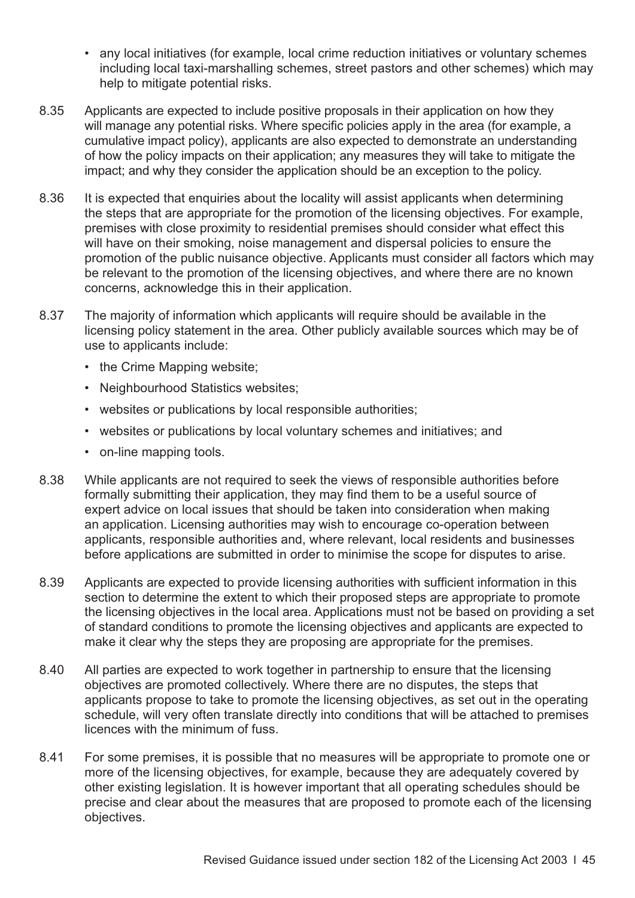- any local initiatives (for example, local crime reduction initiatives or voluntary schemes including local taxi-marshalling schemes, street pastors and other schemes) which may help to mitigate potential risks.

8.35 Applicants are expected to include positive proposals in their application on how they will manage any potential risks. Where specific policies apply in the area (for example, a cumulative impact policy), applicants are also expected to demonstrate an understanding of how the policy impacts on their application; any measures they will take to mitigate the impact; and why they consider the application should be an exception to the policy.

8.36 It is expected that enquiries about the locality will assist applicants when determining the steps that are appropriate for the promotion of the licensing objectives. For example, premises with close proximity to residential premises should consider what effect this will have on their smoking, noise management and dispersal policies to ensure the promotion of the public nuisance objective. Applicants must consider all factors which may be relevant to the promotion of the licensing objectives, and where there are no known concerns, acknowledge this in their application.

8.37 The majority of information which applicants will require should be available in the licensing policy statement in the area. Other publicly available sources which may be of use to applicants include:

- the Crime Mapping website;
- Neighbourhood Statistics websites;
- websites or publications by local responsible authorities;
- websites or publications by local voluntary schemes and initiatives; and
- on-line mapping tools.

8.38 While applicants are not required to seek the views of responsible authorities before formally submitting their application, they may find them to be a useful source of expert advice on local issues that should be taken into consideration when making an application. Licensing authorities may wish to encourage co-operation between applicants, responsible authorities and, where relevant, local residents and businesses before applications are submitted in order to minimise the scope for disputes to arise.

8.39 Applicants are expected to provide licensing authorities with sufficient information in this section to determine the extent to which their proposed steps are appropriate to promote the licensing objectives in the local area. Applications must not be based on providing a set of standard conditions to promote the licensing objectives and applicants are expected to make it clear why the steps they are proposing are appropriate for the premises.

8.40 All parties are expected to work together in partnership to ensure that the licensing objectives are promoted collectively. Where there are no disputes, the steps that applicants propose to take to promote the licensing objectives, as set out in the operating schedule, will very often translate directly into conditions that will be attached to premises licences with the minimum of fuss.

8.41 For some premises, it is possible that no measures will be appropriate to promote one or more of the licensing objectives, for example, because they are adequately covered by other existing legislation. It is however important that all operating schedules should be precise and clear about the measures that are proposed to promote each of the licensing objectives.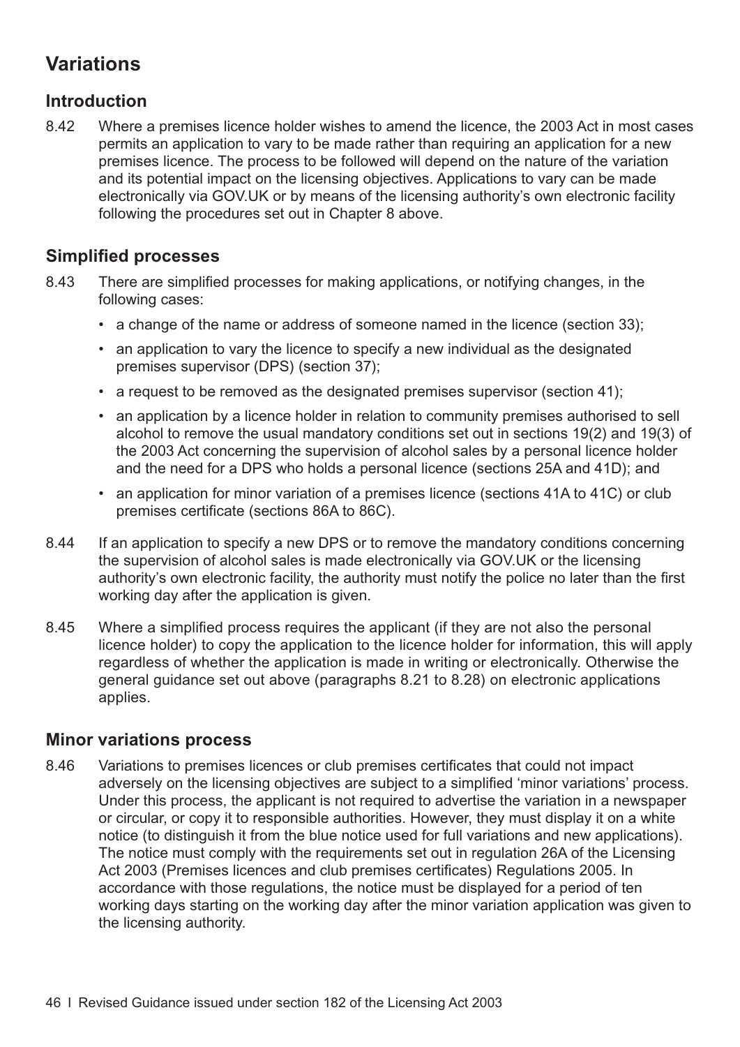## Variations

### Introduction

8.42 Where a premises licence holder wishes to amend the licence, the 2003 Act in most cases permits an application to vary to be made rather than requiring an application for a new premises licence. The process to be followed will depend on the nature of the variation and its potential impact on the licensing objectives. Applications to vary can be made electronically via GOV.UK or by means of the licensing authority's own electronic facility following the procedures set out in Chapter 8 above.

### Simplified processes

8.43 There are simplified processes for making applications, or notifying changes, in the following cases:

- a change of the name or address of someone named in the licence (section 33);
- an application to vary the licence to specify a new individual as the designated premises supervisor (DPS) (section 37);
- a request to be removed as the designated premises supervisor (section 41);
- an application by a licence holder in relation to community premises authorised to sell alcohol to remove the usual mandatory conditions set out in sections 19(2) and 19(3) of the 2003 Act concerning the supervision of alcohol sales by a personal licence holder and the need for a DPS who holds a personal licence (sections 25A and 41D); and
- an application for minor variation of a premises licence (sections 41A to 41C) or club premises certificate (sections 86A to 86C).

8.44 If an application to specify a new DPS or to remove the mandatory conditions concerning the supervision of alcohol sales is made electronically via GOV.UK or the licensing authority's own electronic facility, the authority must notify the police no later than the first working day after the application is given.

8.45 Where a simplified process requires the applicant (if they are not also the personal licence holder) to copy the application to the licence holder for information, this will apply regardless of whether the application is made in writing or electronically. Otherwise the general guidance set out above (paragraphs 8.21 to 8.28) on electronic applications applies.

### Minor variations process

8.46 Variations to premises licences or club premises certificates that could not impact adversely on the licensing objectives are subject to a simplified 'minor variations' process. Under this process, the applicant is not required to advertise the variation in a newspaper or circular, or copy it to responsible authorities. However, they must display it on a white notice (to distinguish it from the blue notice used for full variations and new applications). The notice must comply with the requirements set out in regulation 26A of the Licensing Act 2003 (Premises licences and club premises certificates) Regulations 2005. In accordance with those regulations, the notice must be displayed for a period of ten working days starting on the working day after the minor variation application was given to the licensing authority.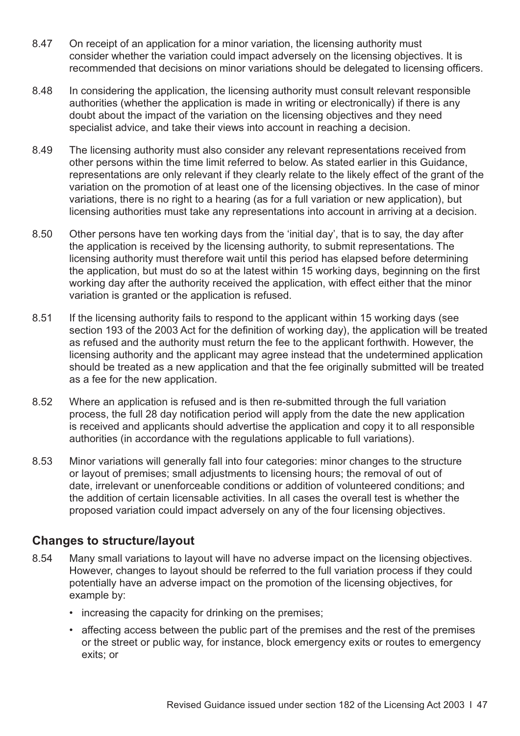8.47 On receipt of an application for a minor variation, the licensing authority must consider whether the variation could impact adversely on the licensing objectives. It is recommended that decisions on minor variations should be delegated to licensing officers.

8.48 In considering the application, the licensing authority must consult relevant responsible authorities (whether the application is made in writing or electronically) if there is any doubt about the impact of the variation on the licensing objectives and they need specialist advice, and take their views into account in reaching a decision.

8.49 The licensing authority must also consider any relevant representations received from other persons within the time limit referred to below. As stated earlier in this Guidance, representations are only relevant if they clearly relate to the likely effect of the grant of the variation on the promotion of at least one of the licensing objectives. In the case of minor variations, there is no right to a hearing (as for a full variation or new application), but licensing authorities must take any representations into account in arriving at a decision.

8.50 Other persons have ten working days from the 'initial day', that is to say, the day after the application is received by the licensing authority, to submit representations. The licensing authority must therefore wait until this period has elapsed before determining the application, but must do so at the latest within 15 working days, beginning on the first working day after the authority received the application, with effect either that the minor variation is granted or the application is refused.

8.51 If the licensing authority fails to respond to the applicant within 15 working days (see section 193 of the 2003 Act for the definition of working day), the application will be treated as refused and the authority must return the fee to the applicant forthwith. However, the licensing authority and the applicant may agree instead that the undetermined application should be treated as a new application and that the fee originally submitted will be treated as a fee for the new application.

8.52 Where an application is refused and is then re-submitted through the full variation process, the full 28 day notification period will apply from the date the new application is received and applicants should advertise the application and copy it to all responsible authorities (in accordance with the regulations applicable to full variations).

8.53 Minor variations will generally fall into four categories: minor changes to the structure or layout of premises; small adjustments to licensing hours; the removal of out of date, irrelevant or unenforceable conditions or addition of volunteered conditions; and the addition of certain licensable activities. In all cases the overall test is whether the proposed variation could impact adversely on any of the four licensing objectives.

## Changes to structure/layout

8.54 Many small variations to layout will have no adverse impact on the licensing objectives. However, changes to layout should be referred to the full variation process if they could potentially have an adverse impact on the promotion of the licensing objectives, for example by:

- increasing the capacity for drinking on the premises;
- affecting access between the public part of the premises and the rest of the premises or the street or public way, for instance, block emergency exits or routes to emergency exits; or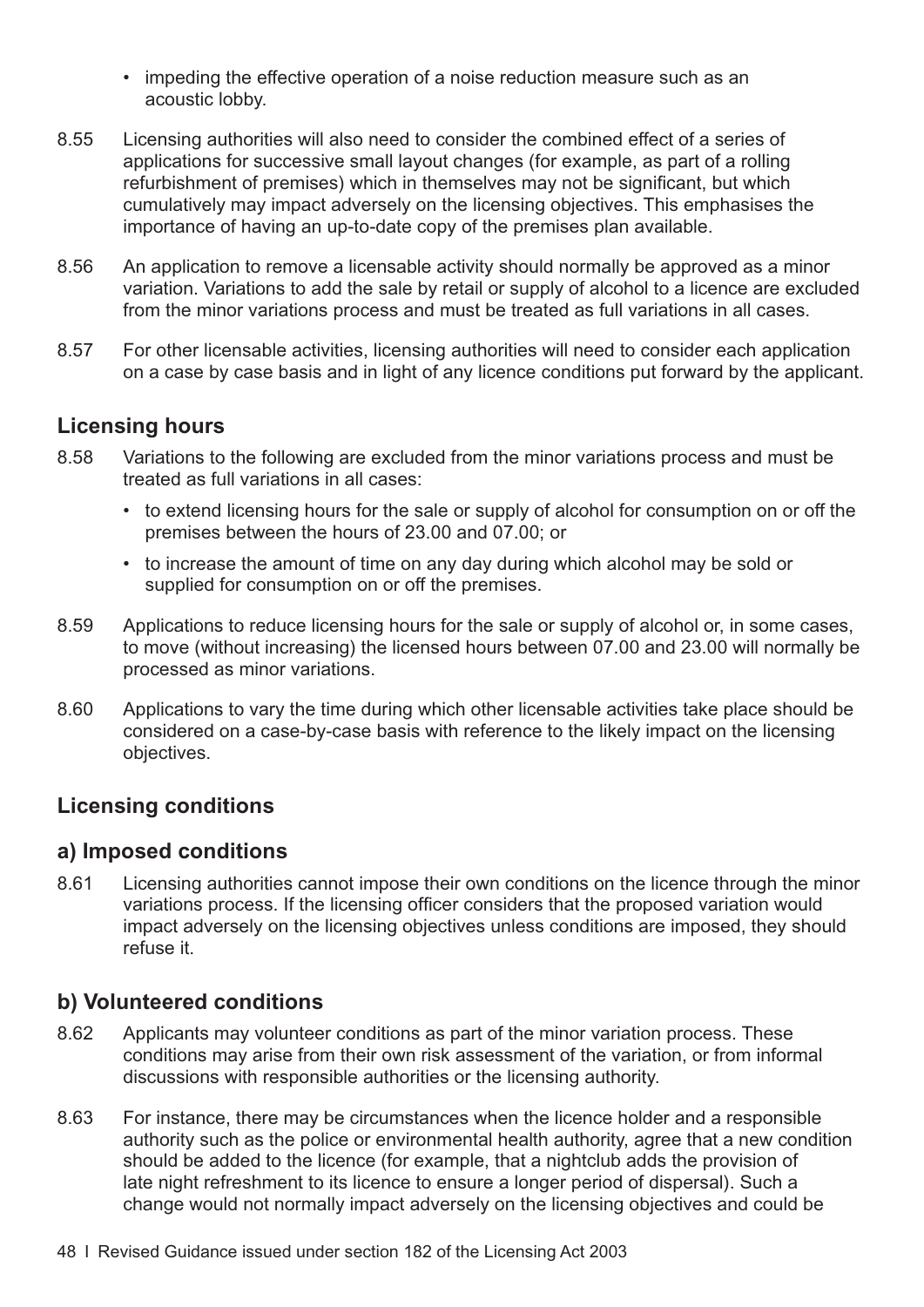- impeding the effective operation of a noise reduction measure such as an acoustic lobby.

8.55 Licensing authorities will also need to consider the combined effect of a series of applications for successive small layout changes (for example, as part of a rolling refurbishment of premises) which in themselves may not be significant, but which cumulatively may impact adversely on the licensing objectives. This emphasises the importance of having an up-to-date copy of the premises plan available.

8.56 An application to remove a licensable activity should normally be approved as a minor variation. Variations to add the sale by retail or supply of alcohol to a licence are excluded from the minor variations process and must be treated as full variations in all cases.

8.57 For other licensable activities, licensing authorities will need to consider each application on a case by case basis and in light of any licence conditions put forward by the applicant.

## Licensing hours

8.58 Variations to the following are excluded from the minor variations process and must be treated as full variations in all cases:

- to extend licensing hours for the sale or supply of alcohol for consumption on or off the premises between the hours of 23.00 and 07.00; or
- to increase the amount of time on any day during which alcohol may be sold or supplied for consumption on or off the premises.

8.59 Applications to reduce licensing hours for the sale or supply of alcohol or, in some cases, to move (without increasing) the licensed hours between 07.00 and 23.00 will normally be processed as minor variations.

8.60 Applications to vary the time during which other licensable activities take place should be considered on a case-by-case basis with reference to the likely impact on the licensing objectives.

## Licensing conditions

### a) Imposed conditions

8.61 Licensing authorities cannot impose their own conditions on the licence through the minor variations process. If the licensing officer considers that the proposed variation would impact adversely on the licensing objectives unless conditions are imposed, they should refuse it.

### b) Volunteered conditions

8.62 Applicants may volunteer conditions as part of the minor variation process. These conditions may arise from their own risk assessment of the variation, or from informal discussions with responsible authorities or the licensing authority.

8.63 For instance, there may be circumstances when the licence holder and a responsible authority such as the police or environmental health authority, agree that a new condition should be added to the licence (for example, that a nightclub adds the provision of late night refreshment to its licence to ensure a longer period of dispersal). Such a change would not normally impact adversely on the licensing objectives and could be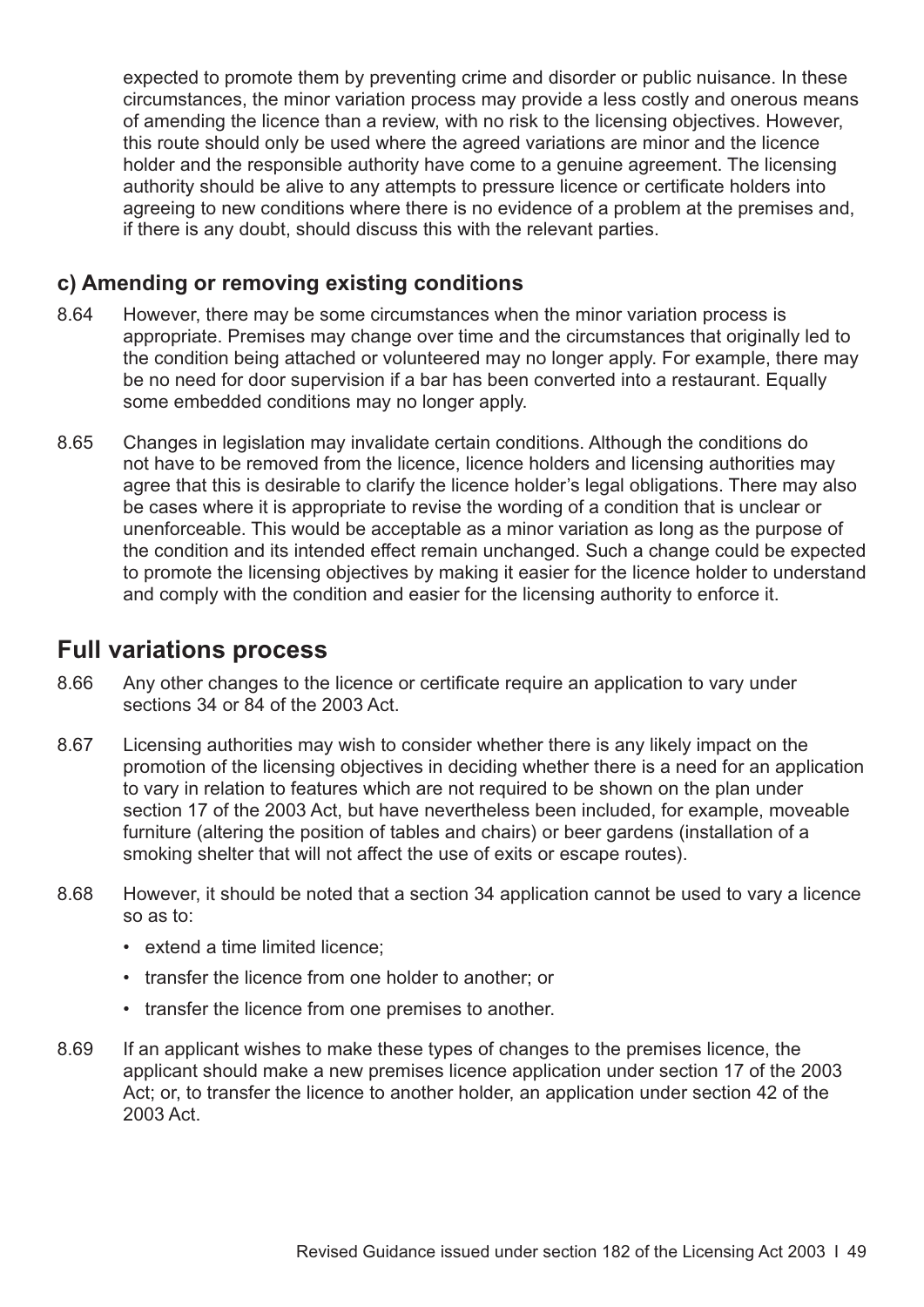expected to promote them by preventing crime and disorder or public nuisance. In these circumstances, the minor variation process may provide a less costly and onerous means of amending the licence than a review, with no risk to the licensing objectives. However, this route should only be used where the agreed variations are minor and the licence holder and the responsible authority have come to a genuine agreement. The licensing authority should be alive to any attempts to pressure licence or certificate holders into agreeing to new conditions where there is no evidence of a problem at the premises and, if there is any doubt, should discuss this with the relevant parties.

### c) Amending or removing existing conditions

8.64 However, there may be some circumstances when the minor variation process is appropriate. Premises may change over time and the circumstances that originally led to the condition being attached or volunteered may no longer apply. For example, there may be no need for door supervision if a bar has been converted into a restaurant. Equally some embedded conditions may no longer apply.

8.65 Changes in legislation may invalidate certain conditions. Although the conditions do not have to be removed from the licence, licence holders and licensing authorities may agree that this is desirable to clarify the licence holder's legal obligations. There may also be cases where it is appropriate to revise the wording of a condition that is unclear or unenforceable. This would be acceptable as a minor variation as long as the purpose of the condition and its intended effect remain unchanged. Such a change could be expected to promote the licensing objectives by making it easier for the licence holder to understand and comply with the condition and easier for the licensing authority to enforce it.

## Full variations process

8.66 Any other changes to the licence or certificate require an application to vary under sections 34 or 84 of the 2003 Act.

8.67 Licensing authorities may wish to consider whether there is any likely impact on the promotion of the licensing objectives in deciding whether there is a need for an application to vary in relation to features which are not required to be shown on the plan under section 17 of the 2003 Act, but have nevertheless been included, for example, moveable furniture (altering the position of tables and chairs) or beer gardens (installation of a smoking shelter that will not affect the use of exits or escape routes).

8.68 However, it should be noted that a section 34 application cannot be used to vary a licence so as to:

- extend a time limited licence;
- transfer the licence from one holder to another; or
- transfer the licence from one premises to another.

8.69 If an applicant wishes to make these types of changes to the premises licence, the applicant should make a new premises licence application under section 17 of the 2003 Act; or, to transfer the licence to another holder, an application under section 42 of the 2003 Act.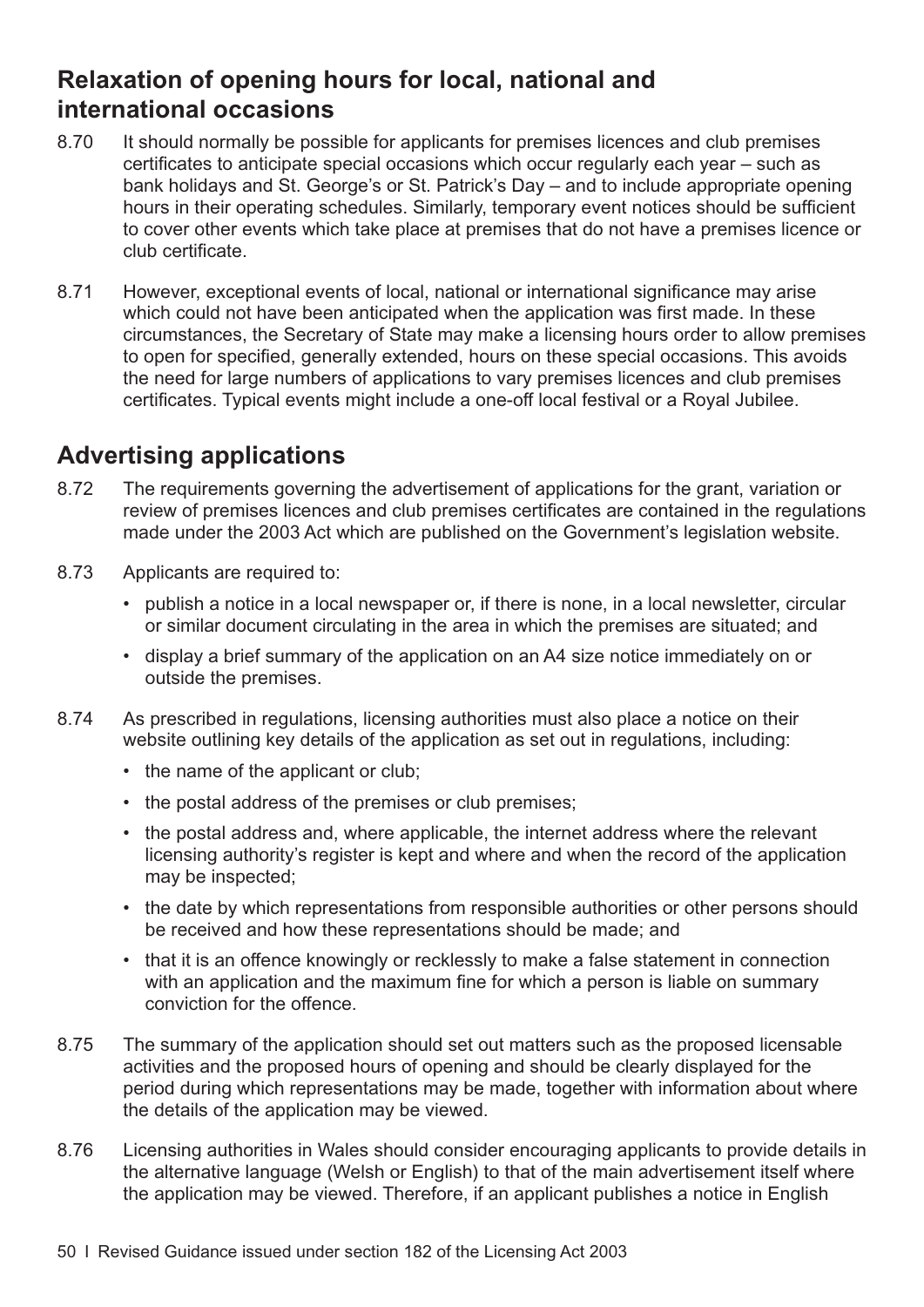## Relaxation of opening hours for local, national and international occasions

8.70 It should normally be possible for applicants for premises licences and club premises certificates to anticipate special occasions which occur regularly each year – such as bank holidays and St. George's or St. Patrick's Day – and to include appropriate opening hours in their operating schedules. Similarly, temporary event notices should be sufficient to cover other events which take place at premises that do not have a premises licence or club certificate.

8.71 However, exceptional events of local, national or international significance may arise which could not have been anticipated when the application was first made. In these circumstances, the Secretary of State may make a licensing hours order to allow premises to open for specified, generally extended, hours on these special occasions. This avoids the need for large numbers of applications to vary premises licences and club premises certificates. Typical events might include a one-off local festival or a Royal Jubilee.

## Advertising applications

8.72 The requirements governing the advertisement of applications for the grant, variation or review of premises licences and club premises certificates are contained in the regulations made under the 2003 Act which are published on the Government's legislation website.

8.73 Applicants are required to:

- publish a notice in a local newspaper or, if there is none, in a local newsletter, circular or similar document circulating in the area in which the premises are situated; and
- display a brief summary of the application on an A4 size notice immediately on or outside the premises.

8.74 As prescribed in regulations, licensing authorities must also place a notice on their website outlining key details of the application as set out in regulations, including:

- the name of the applicant or club;
- the postal address of the premises or club premises;
- the postal address and, where applicable, the internet address where the relevant licensing authority's register is kept and where and when the record of the application may be inspected;
- the date by which representations from responsible authorities or other persons should be received and how these representations should be made; and
- that it is an offence knowingly or recklessly to make a false statement in connection with an application and the maximum fine for which a person is liable on summary conviction for the offence.

8.75 The summary of the application should set out matters such as the proposed licensable activities and the proposed hours of opening and should be clearly displayed for the period during which representations may be made, together with information about where the details of the application may be viewed.

8.76 Licensing authorities in Wales should consider encouraging applicants to provide details in the alternative language (Welsh or English) to that of the main advertisement itself where the application may be viewed. Therefore, if an applicant publishes a notice in English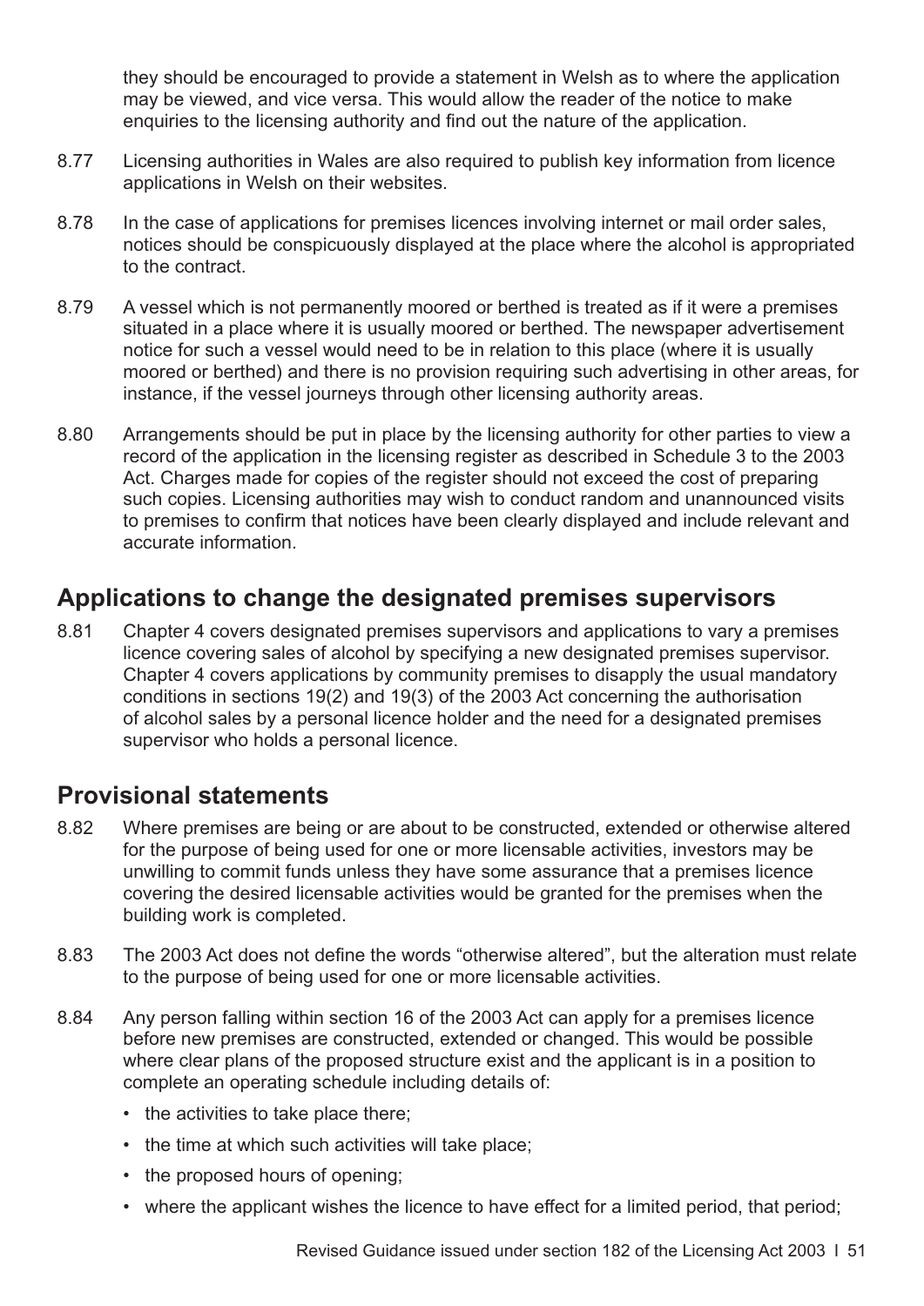they should be encouraged to provide a statement in Welsh as to where the application may be viewed, and vice versa. This would allow the reader of the notice to make enquiries to the licensing authority and find out the nature of the application.

8.77 Licensing authorities in Wales are also required to publish key information from licence applications in Welsh on their websites.

8.78 In the case of applications for premises licences involving internet or mail order sales, notices should be conspicuously displayed at the place where the alcohol is appropriated to the contract.

8.79 A vessel which is not permanently moored or berthed is treated as if it were a premises situated in a place where it is usually moored or berthed. The newspaper advertisement notice for such a vessel would need to be in relation to this place (where it is usually moored or berthed) and there is no provision requiring such advertising in other areas, for instance, if the vessel journeys through other licensing authority areas.

8.80 Arrangements should be put in place by the licensing authority for other parties to view a record of the application in the licensing register as described in Schedule 3 to the 2003 Act. Charges made for copies of the register should not exceed the cost of preparing such copies. Licensing authorities may wish to conduct random and unannounced visits to premises to confirm that notices have been clearly displayed and include relevant and accurate information.

## Applications to change the designated premises supervisors

8.81 Chapter 4 covers designated premises supervisors and applications to vary a premises licence covering sales of alcohol by specifying a new designated premises supervisor. Chapter 4 covers applications by community premises to disapply the usual mandatory conditions in sections 19(2) and 19(3) of the 2003 Act concerning the authorisation of alcohol sales by a personal licence holder and the need for a designated premises supervisor who holds a personal licence.

## Provisional statements

8.82 Where premises are being or are about to be constructed, extended or otherwise altered for the purpose of being used for one or more licensable activities, investors may be unwilling to commit funds unless they have some assurance that a premises licence covering the desired licensable activities would be granted for the premises when the building work is completed.

8.83 The 2003 Act does not define the words "otherwise altered", but the alteration must relate to the purpose of being used for one or more licensable activities.

8.84 Any person falling within section 16 of the 2003 Act can apply for a premises licence before new premises are constructed, extended or changed. This would be possible where clear plans of the proposed structure exist and the applicant is in a position to complete an operating schedule including details of:

- the activities to take place there;
- the time at which such activities will take place;
- the proposed hours of opening;
- where the applicant wishes the licence to have effect for a limited period, that period;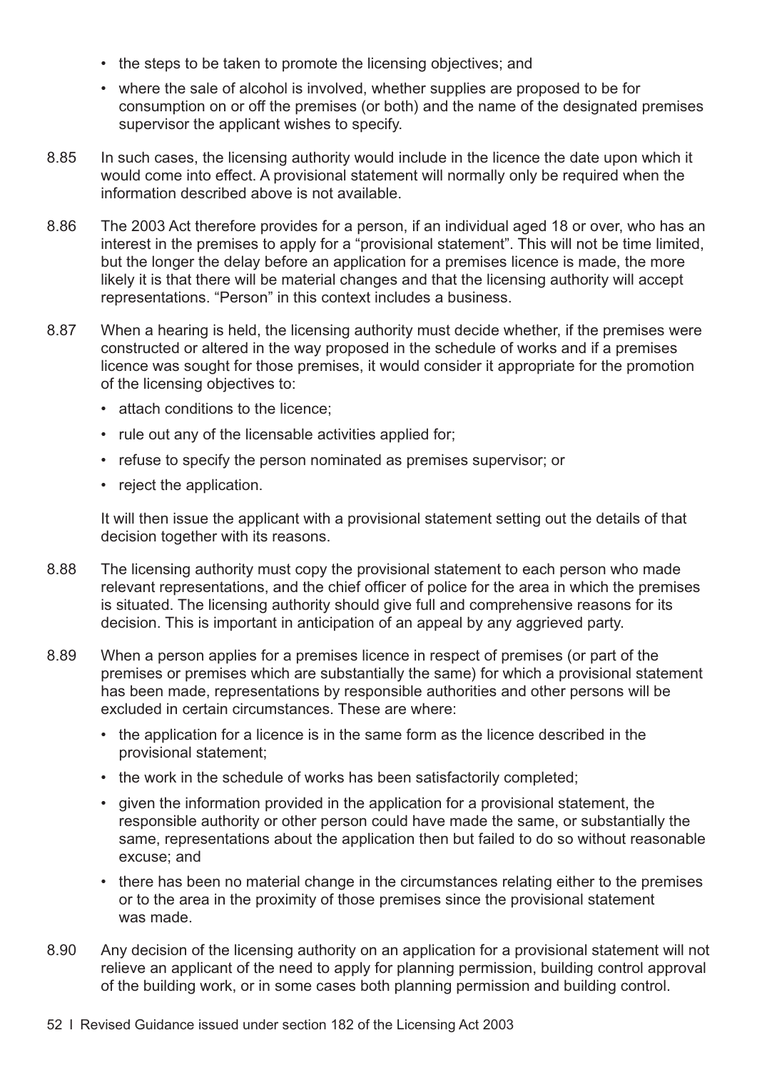- the steps to be taken to promote the licensing objectives; and
- where the sale of alcohol is involved, whether supplies are proposed to be for consumption on or off the premises (or both) and the name of the designated premises supervisor the applicant wishes to specify.

8.85 In such cases, the licensing authority would include in the licence the date upon which it would come into effect. A provisional statement will normally only be required when the information described above is not available.

8.86 The 2003 Act therefore provides for a person, if an individual aged 18 or over, who has an interest in the premises to apply for a "provisional statement". This will not be time limited, but the longer the delay before an application for a premises licence is made, the more likely it is that there will be material changes and that the licensing authority will accept representations. "Person" in this context includes a business.

8.87 When a hearing is held, the licensing authority must decide whether, if the premises were constructed or altered in the way proposed in the schedule of works and if a premises licence was sought for those premises, it would consider it appropriate for the promotion of the licensing objectives to:

- attach conditions to the licence;
- rule out any of the licensable activities applied for;
- refuse to specify the person nominated as premises supervisor; or
- reject the application.

It will then issue the applicant with a provisional statement setting out the details of that decision together with its reasons.

8.88 The licensing authority must copy the provisional statement to each person who made relevant representations, and the chief officer of police for the area in which the premises is situated. The licensing authority should give full and comprehensive reasons for its decision. This is important in anticipation of an appeal by any aggrieved party.

8.89 When a person applies for a premises licence in respect of premises (or part of the premises or premises which are substantially the same) for which a provisional statement has been made, representations by responsible authorities and other persons will be excluded in certain circumstances. These are where:

- the application for a licence is in the same form as the licence described in the provisional statement;
- the work in the schedule of works has been satisfactorily completed;
- given the information provided in the application for a provisional statement, the responsible authority or other person could have made the same, or substantially the same, representations about the application then but failed to do so without reasonable excuse; and
- there has been no material change in the circumstances relating either to the premises or to the area in the proximity of those premises since the provisional statement was made.

8.90 Any decision of the licensing authority on an application for a provisional statement will not relieve an applicant of the need to apply for planning permission, building control approval of the building work, or in some cases both planning permission and building control.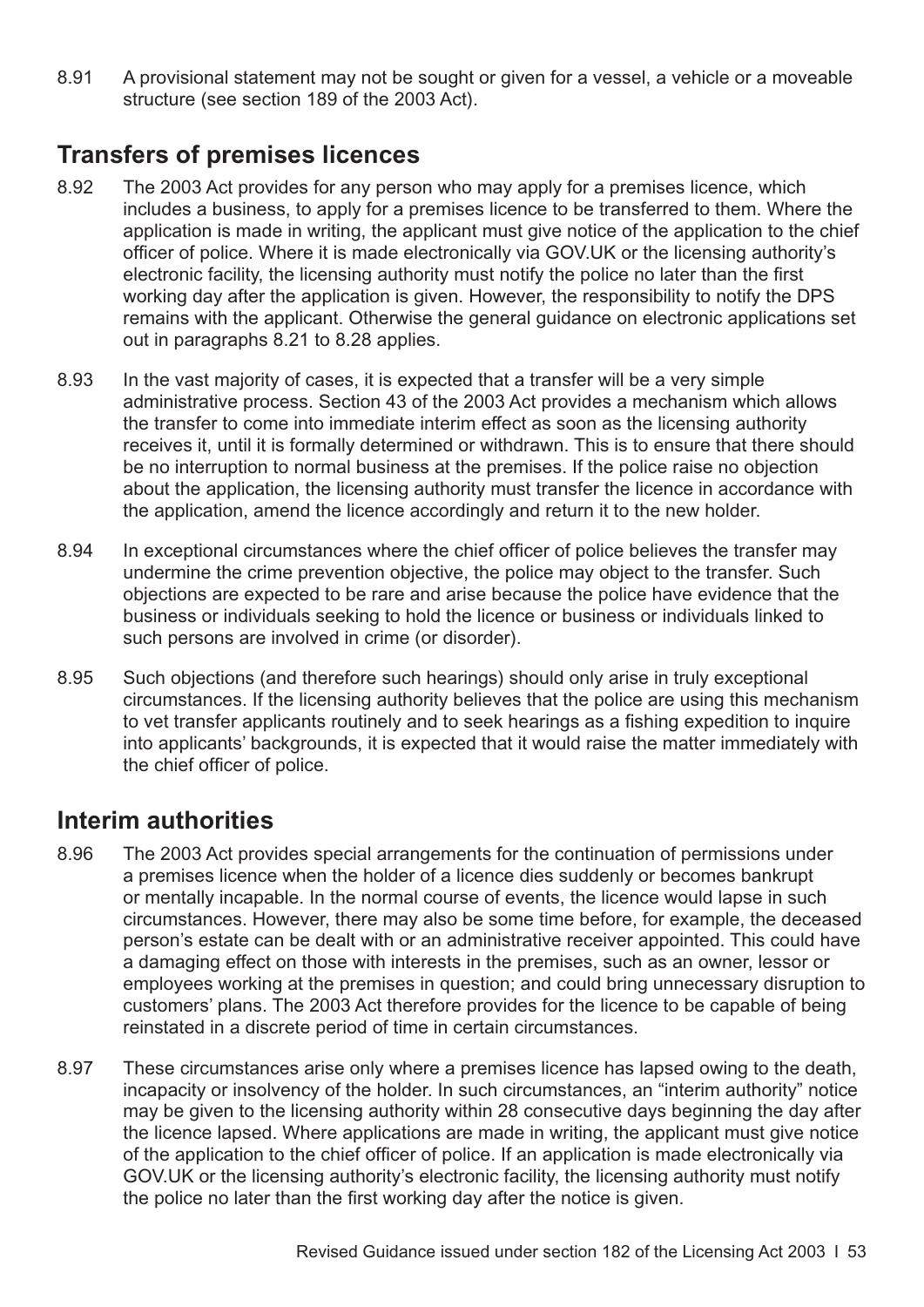8.91 A provisional statement may not be sought or given for a vessel, a vehicle or a moveable structure (see section 189 of the 2003 Act).

## Transfers of premises licences

8.92 The 2003 Act provides for any person who may apply for a premises licence, which includes a business, to apply for a premises licence to be transferred to them. Where the application is made in writing, the applicant must give notice of the application to the chief officer of police. Where it is made electronically via GOV.UK or the licensing authority's electronic facility, the licensing authority must notify the police no later than the first working day after the application is given. However, the responsibility to notify the DPS remains with the applicant. Otherwise the general guidance on electronic applications set out in paragraphs 8.21 to 8.28 applies.

8.93 In the vast majority of cases, it is expected that a transfer will be a very simple administrative process. Section 43 of the 2003 Act provides a mechanism which allows the transfer to come into immediate interim effect as soon as the licensing authority receives it, until it is formally determined or withdrawn. This is to ensure that there should be no interruption to normal business at the premises. If the police raise no objection about the application, the licensing authority must transfer the licence in accordance with the application, amend the licence accordingly and return it to the new holder.

8.94 In exceptional circumstances where the chief officer of police believes the transfer may undermine the crime prevention objective, the police may object to the transfer. Such objections are expected to be rare and arise because the police have evidence that the business or individuals seeking to hold the licence or business or individuals linked to such persons are involved in crime (or disorder).

8.95 Such objections (and therefore such hearings) should only arise in truly exceptional circumstances. If the licensing authority believes that the police are using this mechanism to vet transfer applicants routinely and to seek hearings as a fishing expedition to inquire into applicants' backgrounds, it is expected that it would raise the matter immediately with the chief officer of police.

## Interim authorities

8.96 The 2003 Act provides special arrangements for the continuation of permissions under a premises licence when the holder of a licence dies suddenly or becomes bankrupt or mentally incapable. In the normal course of events, the licence would lapse in such circumstances. However, there may also be some time before, for example, the deceased person's estate can be dealt with or an administrative receiver appointed. This could have a damaging effect on those with interests in the premises, such as an owner, lessor or employees working at the premises in question; and could bring unnecessary disruption to customers' plans. The 2003 Act therefore provides for the licence to be capable of being reinstated in a discrete period of time in certain circumstances.

8.97 These circumstances arise only where a premises licence has lapsed owing to the death, incapacity or insolvency of the holder. In such circumstances, an "interim authority" notice may be given to the licensing authority within 28 consecutive days beginning the day after the licence lapsed. Where applications are made in writing, the applicant must give notice of the application to the chief officer of police. If an application is made electronically via GOV.UK or the licensing authority's electronic facility, the licensing authority must notify the police no later than the first working day after the notice is given.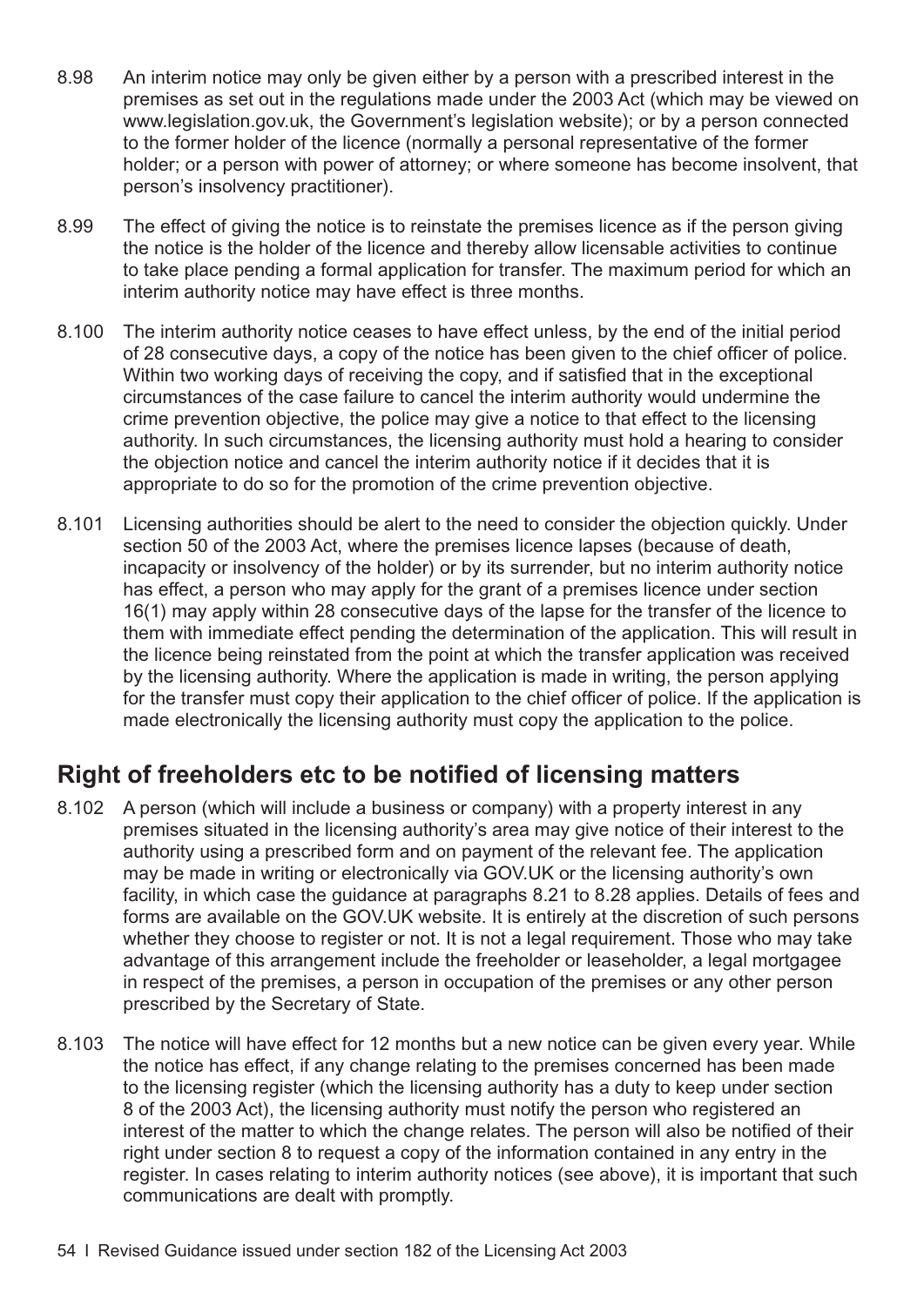8.98 An interim notice may only be given either by a person with a prescribed interest in the premises as set out in the regulations made under the 2003 Act (which may be viewed on www.legislation.gov.uk, the Government's legislation website); or by a person connected to the former holder of the licence (normally a personal representative of the former holder; or a person with power of attorney; or where someone has become insolvent, that person's insolvency practitioner).

8.99 The effect of giving the notice is to reinstate the premises licence as if the person giving the notice is the holder of the licence and thereby allow licensable activities to continue to take place pending a formal application for transfer. The maximum period for which an interim authority notice may have effect is three months.

8.100 The interim authority notice ceases to have effect unless, by the end of the initial period of 28 consecutive days, a copy of the notice has been given to the chief officer of police. Within two working days of receiving the copy, and if satisfied that in the exceptional circumstances of the case failure to cancel the interim authority would undermine the crime prevention objective, the police may give a notice to that effect to the licensing authority. In such circumstances, the licensing authority must hold a hearing to consider the objection notice and cancel the interim authority notice if it decides that it is appropriate to do so for the promotion of the crime prevention objective.

8.101 Licensing authorities should be alert to the need to consider the objection quickly. Under section 50 of the 2003 Act, where the premises licence lapses (because of death, incapacity or insolvency of the holder) or by its surrender, but no interim authority notice has effect, a person who may apply for the grant of a premises licence under section 16(1) may apply within 28 consecutive days of the lapse for the transfer of the licence to them with immediate effect pending the determination of the application. This will result in the licence being reinstated from the point at which the transfer application was received by the licensing authority. Where the application is made in writing, the person applying for the transfer must copy their application to the chief officer of police. If the application is made electronically the licensing authority must copy the application to the police.

## Right of freeholders etc to be notified of licensing matters

8.102 A person (which will include a business or company) with a property interest in any premises situated in the licensing authority's area may give notice of their interest to the authority using a prescribed form and on payment of the relevant fee. The application may be made in writing or electronically via GOV.UK or the licensing authority's own facility, in which case the guidance at paragraphs 8.21 to 8.28 applies. Details of fees and forms are available on the GOV.UK website. It is entirely at the discretion of such persons whether they choose to register or not. It is not a legal requirement. Those who may take advantage of this arrangement include the freeholder or leaseholder, a legal mortgagee in respect of the premises, a person in occupation of the premises or any other person prescribed by the Secretary of State.

8.103 The notice will have effect for 12 months but a new notice can be given every year. While the notice has effect, if any change relating to the premises concerned has been made to the licensing register (which the licensing authority has a duty to keep under section 8 of the 2003 Act), the licensing authority must notify the person who registered an interest of the matter to which the change relates. The person will also be notified of their right under section 8 to request a copy of the information contained in any entry in the register. In cases relating to interim authority notices (see above), it is important that such communications are dealt with promptly.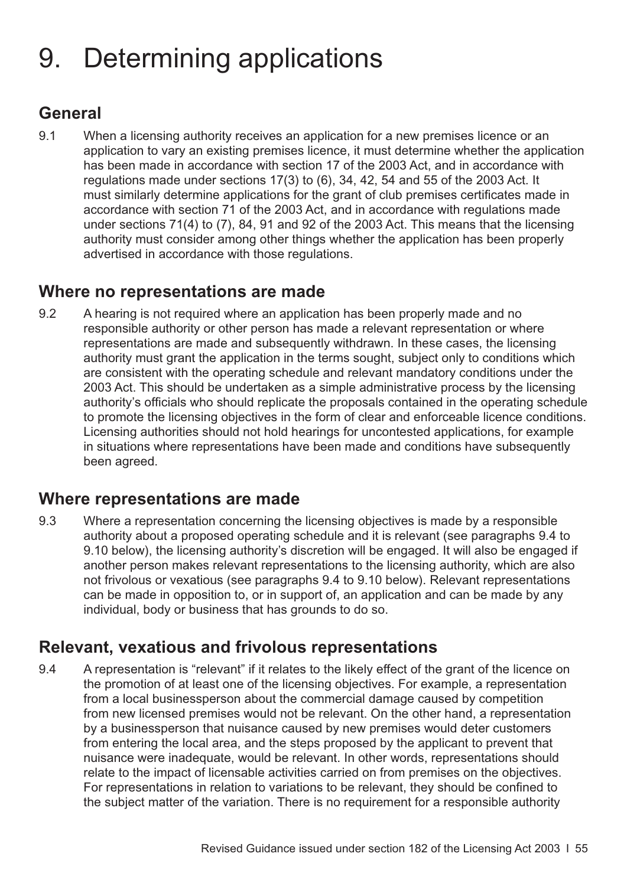# 9. Determining applications

## General

9.1 When a licensing authority receives an application for a new premises licence or an application to vary an existing premises licence, it must determine whether the application has been made in accordance with section 17 of the 2003 Act, and in accordance with regulations made under sections 17(3) to (6), 34, 42, 54 and 55 of the 2003 Act. It must similarly determine applications for the grant of club premises certificates made in accordance with section 71 of the 2003 Act, and in accordance with regulations made under sections 71(4) to (7), 84, 91 and 92 of the 2003 Act. This means that the licensing authority must consider among other things whether the application has been properly advertised in accordance with those regulations.

## Where no representations are made

9.2 A hearing is not required where an application has been properly made and no responsible authority or other person has made a relevant representation or where representations are made and subsequently withdrawn. In these cases, the licensing authority must grant the application in the terms sought, subject only to conditions which are consistent with the operating schedule and relevant mandatory conditions under the 2003 Act. This should be undertaken as a simple administrative process by the licensing authority's officials who should replicate the proposals contained in the operating schedule to promote the licensing objectives in the form of clear and enforceable licence conditions. Licensing authorities should not hold hearings for uncontested applications, for example in situations where representations have been made and conditions have subsequently been agreed.

## Where representations are made

9.3 Where a representation concerning the licensing objectives is made by a responsible authority about a proposed operating schedule and it is relevant (see paragraphs 9.4 to 9.10 below), the licensing authority's discretion will be engaged. It will also be engaged if another person makes relevant representations to the licensing authority, which are also not frivolous or vexatious (see paragraphs 9.4 to 9.10 below). Relevant representations can be made in opposition to, or in support of, an application and can be made by any individual, body or business that has grounds to do so.

## Relevant, vexatious and frivolous representations

9.4 A representation is "relevant" if it relates to the likely effect of the grant of the licence on the promotion of at least one of the licensing objectives. For example, a representation from a local businessperson about the commercial damage caused by competition from new licensed premises would not be relevant. On the other hand, a representation by a businessperson that nuisance caused by new premises would deter customers from entering the local area, and the steps proposed by the applicant to prevent that nuisance were inadequate, would be relevant. In other words, representations should relate to the impact of licensable activities carried on from premises on the objectives. For representations in relation to variations to be relevant, they should be confined to the subject matter of the variation. There is no requirement for a responsible authority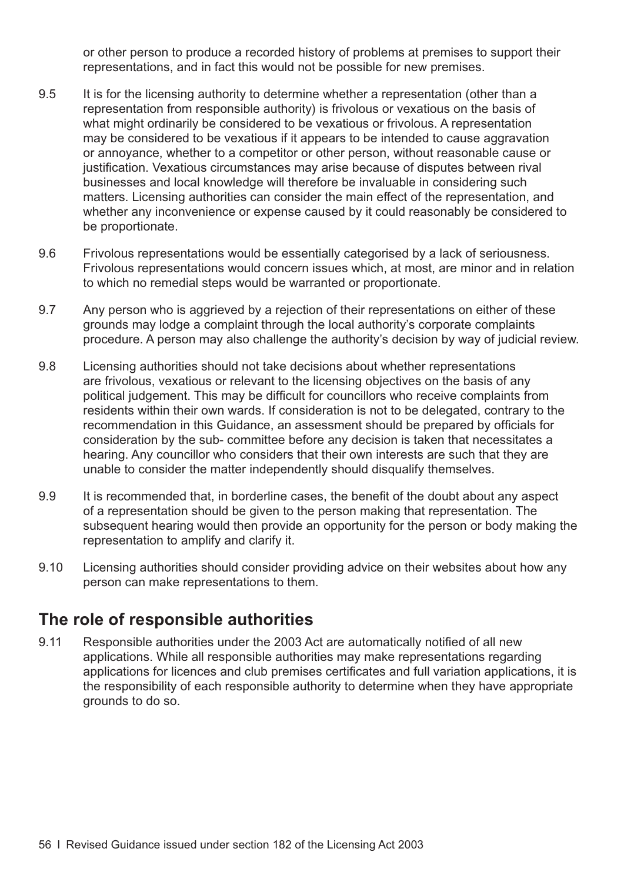or other person to produce a recorded history of problems at premises to support their representations, and in fact this would not be possible for new premises.

9.5 It is for the licensing authority to determine whether a representation (other than a representation from responsible authority) is frivolous or vexatious on the basis of what might ordinarily be considered to be vexatious or frivolous. A representation may be considered to be vexatious if it appears to be intended to cause aggravation or annoyance, whether to a competitor or other person, without reasonable cause or justification. Vexatious circumstances may arise because of disputes between rival businesses and local knowledge will therefore be invaluable in considering such matters. Licensing authorities can consider the main effect of the representation, and whether any inconvenience or expense caused by it could reasonably be considered to be proportionate.

9.6 Frivolous representations would be essentially categorised by a lack of seriousness. Frivolous representations would concern issues which, at most, are minor and in relation to which no remedial steps would be warranted or proportionate.

9.7 Any person who is aggrieved by a rejection of their representations on either of these grounds may lodge a complaint through the local authority's corporate complaints procedure. A person may also challenge the authority's decision by way of judicial review.

9.8 Licensing authorities should not take decisions about whether representations are frivolous, vexatious or relevant to the licensing objectives on the basis of any political judgement. This may be difficult for councillors who receive complaints from residents within their own wards. If consideration is not to be delegated, contrary to the recommendation in this Guidance, an assessment should be prepared by officials for consideration by the sub- committee before any decision is taken that necessitates a hearing. Any councillor who considers that their own interests are such that they are unable to consider the matter independently should disqualify themselves.

9.9 It is recommended that, in borderline cases, the benefit of the doubt about any aspect of a representation should be given to the person making that representation. The subsequent hearing would then provide an opportunity for the person or body making the representation to amplify and clarify it.

9.10 Licensing authorities should consider providing advice on their websites about how any person can make representations to them.

## The role of responsible authorities

9.11 Responsible authorities under the 2003 Act are automatically notified of all new applications. While all responsible authorities may make representations regarding applications for licences and club premises certificates and full variation applications, it is the responsibility of each responsible authority to determine when they have appropriate grounds to do so.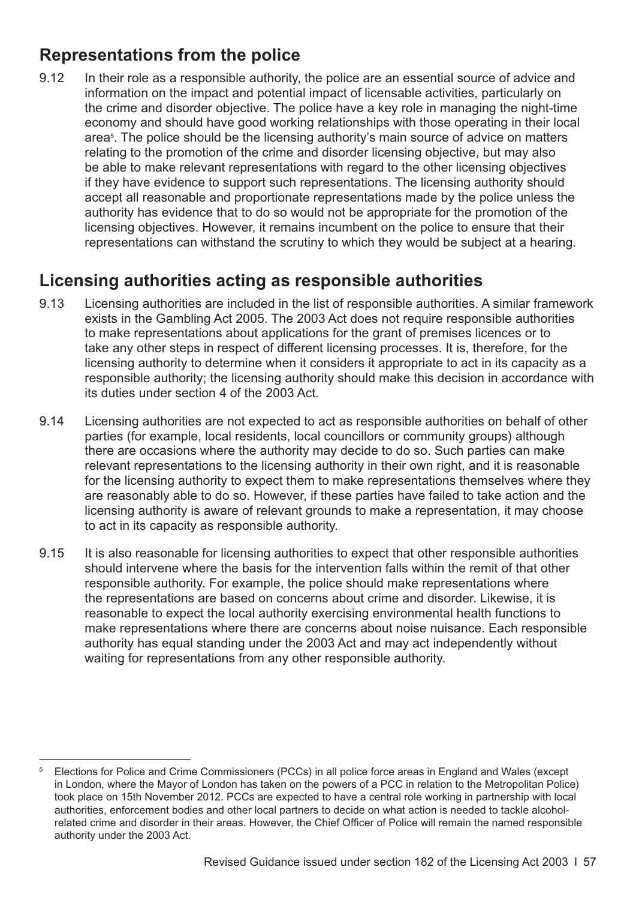## Representations from the police

9.12 In their role as a responsible authority, the police are an essential source of advice and information on the impact and potential impact of licensable activities, particularly on the crime and disorder objective. The police have a key role in managing the night-time economy and should have good working relationships with those operating in their local area[5]. The police should be the licensing authority's main source of advice on matters relating to the promotion of the crime and disorder licensing objective, but may also be able to make relevant representations with regard to the other licensing objectives if they have evidence to support such representations. The licensing authority should accept all reasonable and proportionate representations made by the police unless the authority has evidence that to do so would not be appropriate for the promotion of the licensing objectives. However, it remains incumbent on the police to ensure that their representations can withstand the scrutiny to which they would be subject at a hearing.

## Licensing authorities acting as responsible authorities

9.13 Licensing authorities are included in the list of responsible authorities. A similar framework exists in the Gambling Act 2005. The 2003 Act does not require responsible authorities to make representations about applications for the grant of premises licences or to take any other steps in respect of different licensing processes. It is, therefore, for the licensing authority to determine when it considers it appropriate to act in its capacity as a responsible authority; the licensing authority should make this decision in accordance with its duties under section 4 of the 2003 Act.

9.14 Licensing authorities are not expected to act as responsible authorities on behalf of other parties (for example, local residents, local councillors or community groups) although there are occasions where the authority may decide to do so. Such parties can make relevant representations to the licensing authority in their own right, and it is reasonable for the licensing authority to expect them to make representations themselves where they are reasonably able to do so. However, if these parties have failed to take action and the licensing authority is aware of relevant grounds to make a representation, it may choose to act in its capacity as responsible authority.

9.15 It is also reasonable for licensing authorities to expect that other responsible authorities should intervene where the basis for the intervention falls within the remit of that other responsible authority. For example, the police should make representations where the representations are based on concerns about crime and disorder. Likewise, it is reasonable to expect the local authority exercising environmental health functions to make representations where there are concerns about noise nuisance. Each responsible authority has equal standing under the 2003 Act and may act independently without waiting for representations from any other responsible authority.

---

[5] Elections for Police and Crime Commissioners (PCCs) in all police force areas in England and Wales (except in London, where the Mayor of London has taken on the powers of a PCC in relation to the Metropolitan Police) took place on 15th November 2012. PCCs are expected to have a central role working in partnership with local authorities, enforcement bodies and other local partners to decide on what action is needed to tackle alcohol-related crime and disorder in their areas. However, the Chief Officer of Police will remain the named responsible authority under the 2003 Act.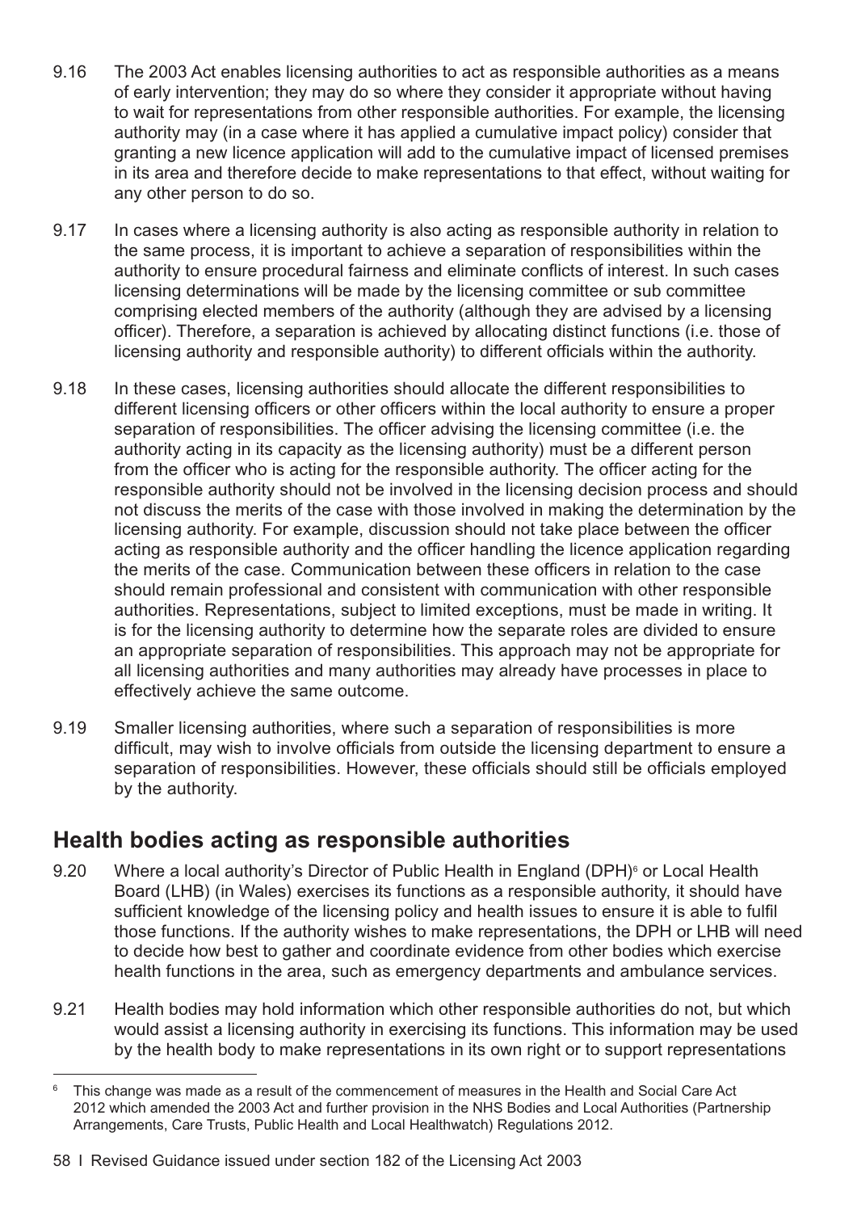9.16 The 2003 Act enables licensing authorities to act as responsible authorities as a means of early intervention; they may do so where they consider it appropriate without having to wait for representations from other responsible authorities. For example, the licensing authority may (in a case where it has applied a cumulative impact policy) consider that granting a new licence application will add to the cumulative impact of licensed premises in its area and therefore decide to make representations to that effect, without waiting for any other person to do so.

9.17 In cases where a licensing authority is also acting as responsible authority in relation to the same process, it is important to achieve a separation of responsibilities within the authority to ensure procedural fairness and eliminate conflicts of interest. In such cases licensing determinations will be made by the licensing committee or sub committee comprising elected members of the authority (although they are advised by a licensing officer). Therefore, a separation is achieved by allocating distinct functions (i.e. those of licensing authority and responsible authority) to different officials within the authority.

9.18 In these cases, licensing authorities should allocate the different responsibilities to different licensing officers or other officers within the local authority to ensure a proper separation of responsibilities. The officer advising the licensing committee (i.e. the authority acting in its capacity as the licensing authority) must be a different person from the officer who is acting for the responsible authority. The officer acting for the responsible authority should not be involved in the licensing decision process and should not discuss the merits of the case with those involved in making the determination by the licensing authority. For example, discussion should not take place between the officer acting as responsible authority and the officer handling the licence application regarding the merits of the case. Communication between these officers in relation to the case should remain professional and consistent with communication with other responsible authorities. Representations, subject to limited exceptions, must be made in writing. It is for the licensing authority to determine how the separate roles are divided to ensure an appropriate separation of responsibilities. This approach may not be appropriate for all licensing authorities and many authorities may already have processes in place to effectively achieve the same outcome.

9.19 Smaller licensing authorities, where such a separation of responsibilities is more difficult, may wish to involve officials from outside the licensing department to ensure a separation of responsibilities. However, these officials should still be officials employed by the authority.

## Health bodies acting as responsible authorities

9.20 Where a local authority's Director of Public Health in England (DPH)[6] or Local Health Board (LHB) (in Wales) exercises its functions as a responsible authority, it should have sufficient knowledge of the licensing policy and health issues to ensure it is able to fulfil those functions. If the authority wishes to make representations, the DPH or LHB will need to decide how best to gather and coordinate evidence from other bodies which exercise health functions in the area, such as emergency departments and ambulance services.

9.21 Health bodies may hold information which other responsible authorities do not, but which would assist a licensing authority in exercising its functions. This information may be used by the health body to make representations in its own right or to support representations

[6] This change was made as a result of the commencement of measures in the Health and Social Care Act 2012 which amended the 2003 Act and further provision in the NHS Bodies and Local Authorities (Partnership Arrangements, Care Trusts, Public Health and Local Healthwatch) Regulations 2012.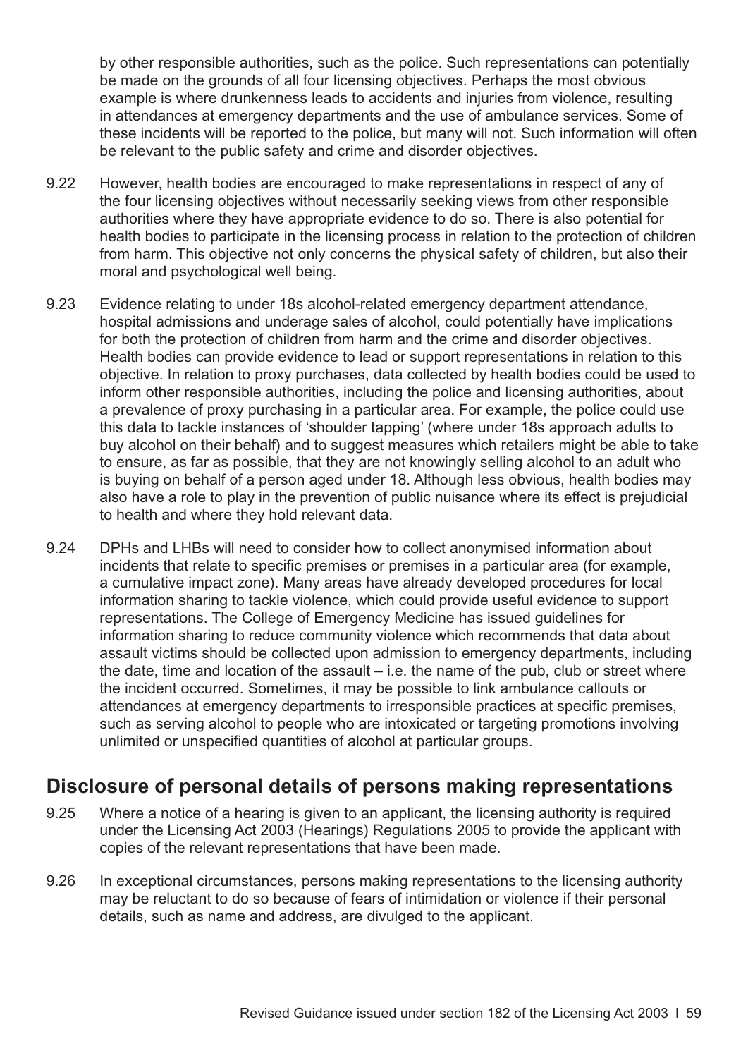by other responsible authorities, such as the police. Such representations can potentially be made on the grounds of all four licensing objectives. Perhaps the most obvious example is where drunkenness leads to accidents and injuries from violence, resulting in attendances at emergency departments and the use of ambulance services. Some of these incidents will be reported to the police, but many will not. Such information will often be relevant to the public safety and crime and disorder objectives.

9.22 However, health bodies are encouraged to make representations in respect of any of the four licensing objectives without necessarily seeking views from other responsible authorities where they have appropriate evidence to do so. There is also potential for health bodies to participate in the licensing process in relation to the protection of children from harm. This objective not only concerns the physical safety of children, but also their moral and psychological well being.

9.23 Evidence relating to under 18s alcohol-related emergency department attendance, hospital admissions and underage sales of alcohol, could potentially have implications for both the protection of children from harm and the crime and disorder objectives. Health bodies can provide evidence to lead or support representations in relation to this objective. In relation to proxy purchases, data collected by health bodies could be used to inform other responsible authorities, including the police and licensing authorities, about a prevalence of proxy purchasing in a particular area. For example, the police could use this data to tackle instances of 'shoulder tapping' (where under 18s approach adults to buy alcohol on their behalf) and to suggest measures which retailers might be able to take to ensure, as far as possible, that they are not knowingly selling alcohol to an adult who is buying on behalf of a person aged under 18. Although less obvious, health bodies may also have a role to play in the prevention of public nuisance where its effect is prejudicial to health and where they hold relevant data.

9.24 DPHs and LHBs will need to consider how to collect anonymised information about incidents that relate to specific premises or premises in a particular area (for example, a cumulative impact zone). Many areas have already developed procedures for local information sharing to tackle violence, which could provide useful evidence to support representations. The College of Emergency Medicine has issued guidelines for information sharing to reduce community violence which recommends that data about assault victims should be collected upon admission to emergency departments, including the date, time and location of the assault – i.e. the name of the pub, club or street where the incident occurred. Sometimes, it may be possible to link ambulance callouts or attendances at emergency departments to irresponsible practices at specific premises, such as serving alcohol to people who are intoxicated or targeting promotions involving unlimited or unspecified quantities of alcohol at particular groups.

## Disclosure of personal details of persons making representations

9.25 Where a notice of a hearing is given to an applicant, the licensing authority is required under the Licensing Act 2003 (Hearings) Regulations 2005 to provide the applicant with copies of the relevant representations that have been made.

9.26 In exceptional circumstances, persons making representations to the licensing authority may be reluctant to do so because of fears of intimidation or violence if their personal details, such as name and address, are divulged to the applicant.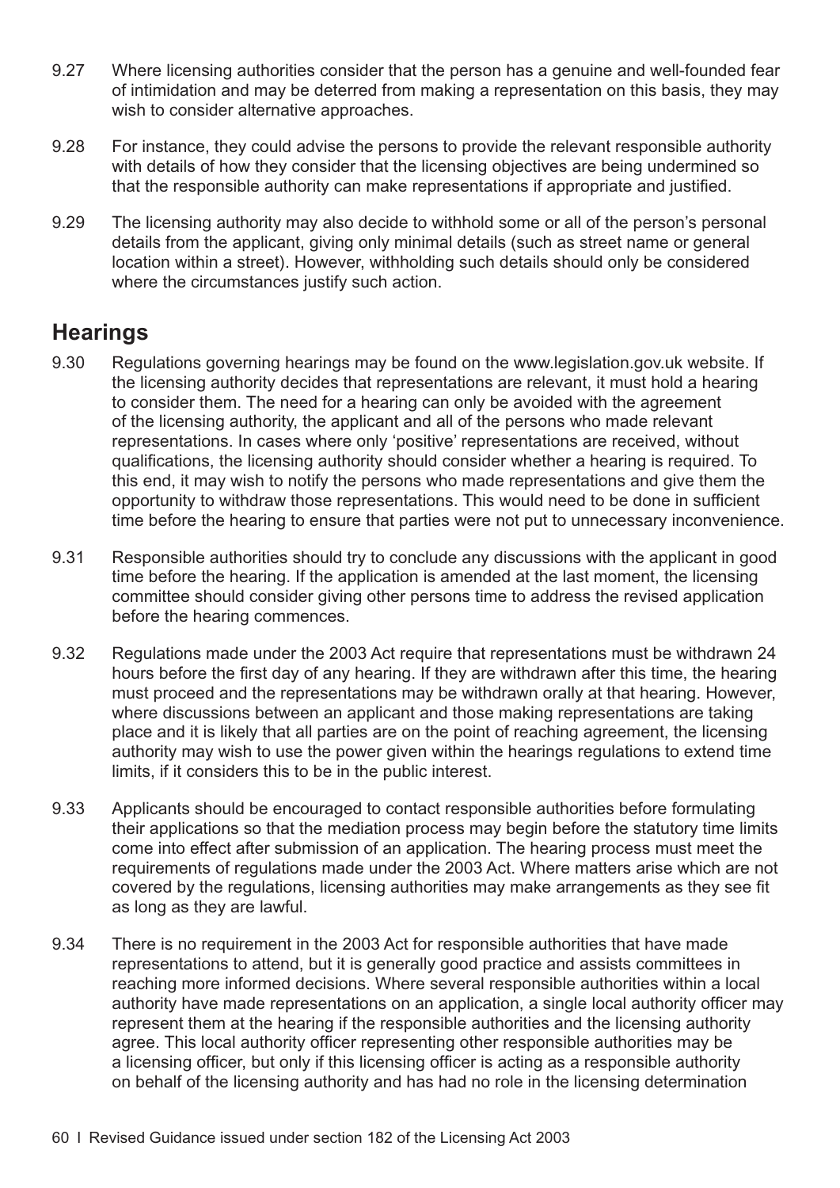9.27 Where licensing authorities consider that the person has a genuine and well-founded fear of intimidation and may be deterred from making a representation on this basis, they may wish to consider alternative approaches.

9.28 For instance, they could advise the persons to provide the relevant responsible authority with details of how they consider that the licensing objectives are being undermined so that the responsible authority can make representations if appropriate and justified.

9.29 The licensing authority may also decide to withhold some or all of the person's personal details from the applicant, giving only minimal details (such as street name or general location within a street). However, withholding such details should only be considered where the circumstances justify such action.

## Hearings

9.30 Regulations governing hearings may be found on the www.legislation.gov.uk website. If the licensing authority decides that representations are relevant, it must hold a hearing to consider them. The need for a hearing can only be avoided with the agreement of the licensing authority, the applicant and all of the persons who made relevant representations. In cases where only 'positive' representations are received, without qualifications, the licensing authority should consider whether a hearing is required. To this end, it may wish to notify the persons who made representations and give them the opportunity to withdraw those representations. This would need to be done in sufficient time before the hearing to ensure that parties were not put to unnecessary inconvenience.

9.31 Responsible authorities should try to conclude any discussions with the applicant in good time before the hearing. If the application is amended at the last moment, the licensing committee should consider giving other persons time to address the revised application before the hearing commences.

9.32 Regulations made under the 2003 Act require that representations must be withdrawn 24 hours before the first day of any hearing. If they are withdrawn after this time, the hearing must proceed and the representations may be withdrawn orally at that hearing. However, where discussions between an applicant and those making representations are taking place and it is likely that all parties are on the point of reaching agreement, the licensing authority may wish to use the power given within the hearings regulations to extend time limits, if it considers this to be in the public interest.

9.33 Applicants should be encouraged to contact responsible authorities before formulating their applications so that the mediation process may begin before the statutory time limits come into effect after submission of an application. The hearing process must meet the requirements of regulations made under the 2003 Act. Where matters arise which are not covered by the regulations, licensing authorities may make arrangements as they see fit as long as they are lawful.

9.34 There is no requirement in the 2003 Act for responsible authorities that have made representations to attend, but it is generally good practice and assists committees in reaching more informed decisions. Where several responsible authorities within a local authority have made representations on an application, a single local authority officer may represent them at the hearing if the responsible authorities and the licensing authority agree. This local authority officer representing other responsible authorities may be a licensing officer, but only if this licensing officer is acting as a responsible authority on behalf of the licensing authority and has had no role in the licensing determination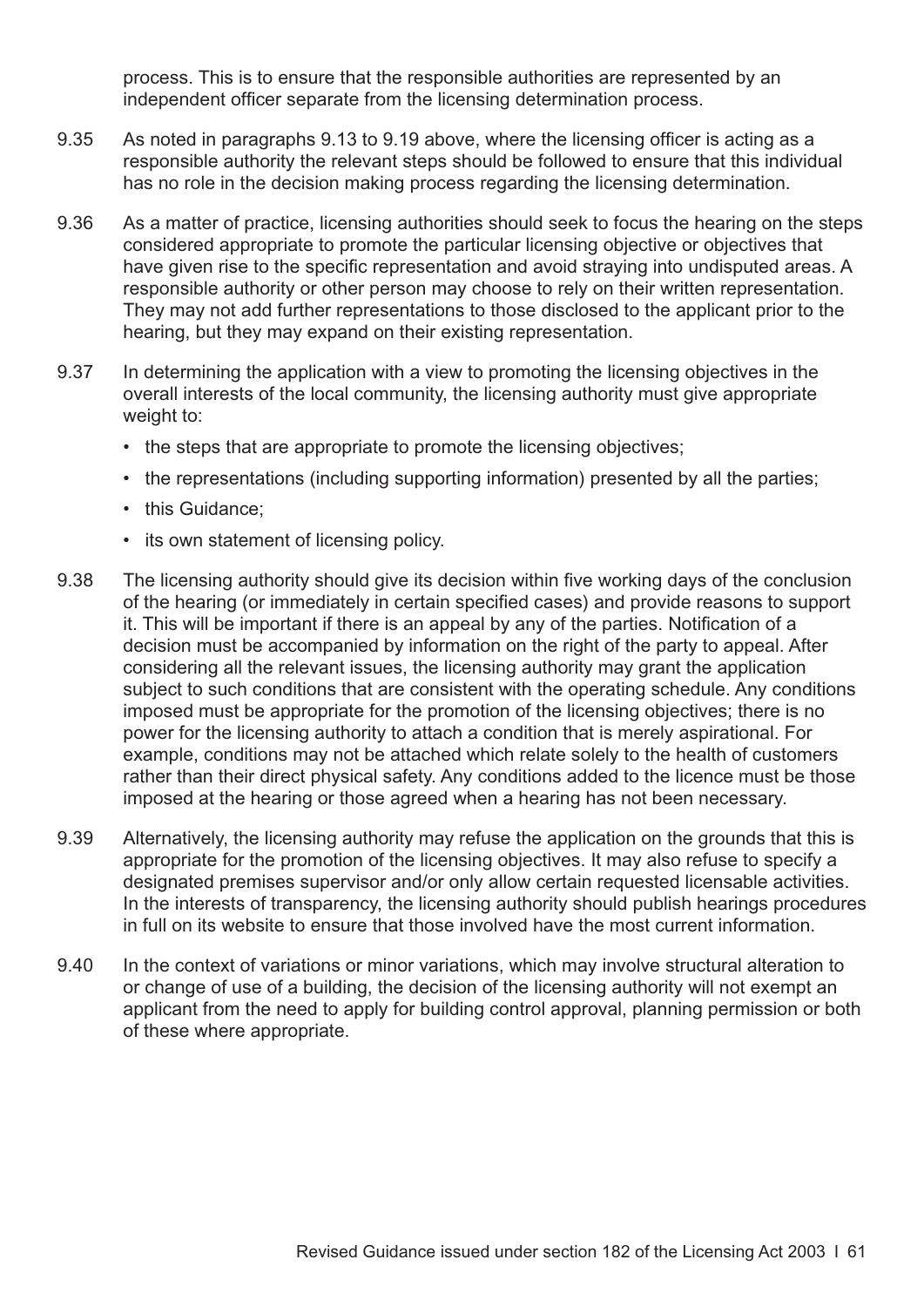process. This is to ensure that the responsible authorities are represented by an independent officer separate from the licensing determination process.

9.35 As noted in paragraphs 9.13 to 9.19 above, where the licensing officer is acting as a responsible authority the relevant steps should be followed to ensure that this individual has no role in the decision making process regarding the licensing determination.

9.36 As a matter of practice, licensing authorities should seek to focus the hearing on the steps considered appropriate to promote the particular licensing objective or objectives that have given rise to the specific representation and avoid straying into undisputed areas. A responsible authority or other person may choose to rely on their written representation. They may not add further representations to those disclosed to the applicant prior to the hearing, but they may expand on their existing representation.

9.37 In determining the application with a view to promoting the licensing objectives in the overall interests of the local community, the licensing authority must give appropriate weight to:

- the steps that are appropriate to promote the licensing objectives;
- the representations (including supporting information) presented by all the parties;
- this Guidance;
- its own statement of licensing policy.

9.38 The licensing authority should give its decision within five working days of the conclusion of the hearing (or immediately in certain specified cases) and provide reasons to support it. This will be important if there is an appeal by any of the parties. Notification of a decision must be accompanied by information on the right of the party to appeal. After considering all the relevant issues, the licensing authority may grant the application subject to such conditions that are consistent with the operating schedule. Any conditions imposed must be appropriate for the promotion of the licensing objectives; there is no power for the licensing authority to attach a condition that is merely aspirational. For example, conditions may not be attached which relate solely to the health of customers rather than their direct physical safety. Any conditions added to the licence must be those imposed at the hearing or those agreed when a hearing has not been necessary.

9.39 Alternatively, the licensing authority may refuse the application on the grounds that this is appropriate for the promotion of the licensing objectives. It may also refuse to specify a designated premises supervisor and/or only allow certain requested licensable activities. In the interests of transparency, the licensing authority should publish hearings procedures in full on its website to ensure that those involved have the most current information.

9.40 In the context of variations or minor variations, which may involve structural alteration to or change of use of a building, the decision of the licensing authority will not exempt an applicant from the need to apply for building control approval, planning permission or both of these where appropriate.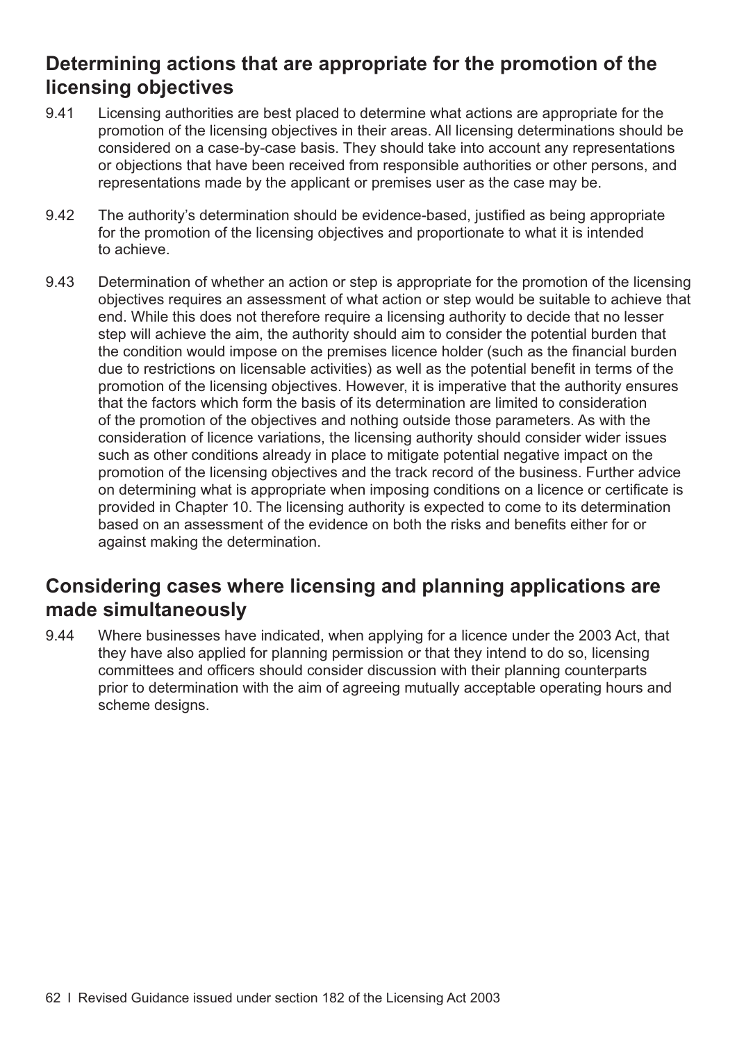## Determining actions that are appropriate for the promotion of the licensing objectives

9.41 Licensing authorities are best placed to determine what actions are appropriate for the promotion of the licensing objectives in their areas. All licensing determinations should be considered on a case-by-case basis. They should take into account any representations or objections that have been received from responsible authorities or other persons, and representations made by the applicant or premises user as the case may be.

9.42 The authority's determination should be evidence-based, justified as being appropriate for the promotion of the licensing objectives and proportionate to what it is intended to achieve.

9.43 Determination of whether an action or step is appropriate for the promotion of the licensing objectives requires an assessment of what action or step would be suitable to achieve that end. While this does not therefore require a licensing authority to decide that no lesser step will achieve the aim, the authority should aim to consider the potential burden that the condition would impose on the premises licence holder (such as the financial burden due to restrictions on licensable activities) as well as the potential benefit in terms of the promotion of the licensing objectives. However, it is imperative that the authority ensures that the factors which form the basis of its determination are limited to consideration of the promotion of the objectives and nothing outside those parameters. As with the consideration of licence variations, the licensing authority should consider wider issues such as other conditions already in place to mitigate potential negative impact on the promotion of the licensing objectives and the track record of the business. Further advice on determining what is appropriate when imposing conditions on a licence or certificate is provided in Chapter 10. The licensing authority is expected to come to its determination based on an assessment of the evidence on both the risks and benefits either for or against making the determination.

## Considering cases where licensing and planning applications are made simultaneously

9.44 Where businesses have indicated, when applying for a licence under the 2003 Act, that they have also applied for planning permission or that they intend to do so, licensing committees and officers should consider discussion with their planning counterparts prior to determination with the aim of agreeing mutually acceptable operating hours and scheme designs.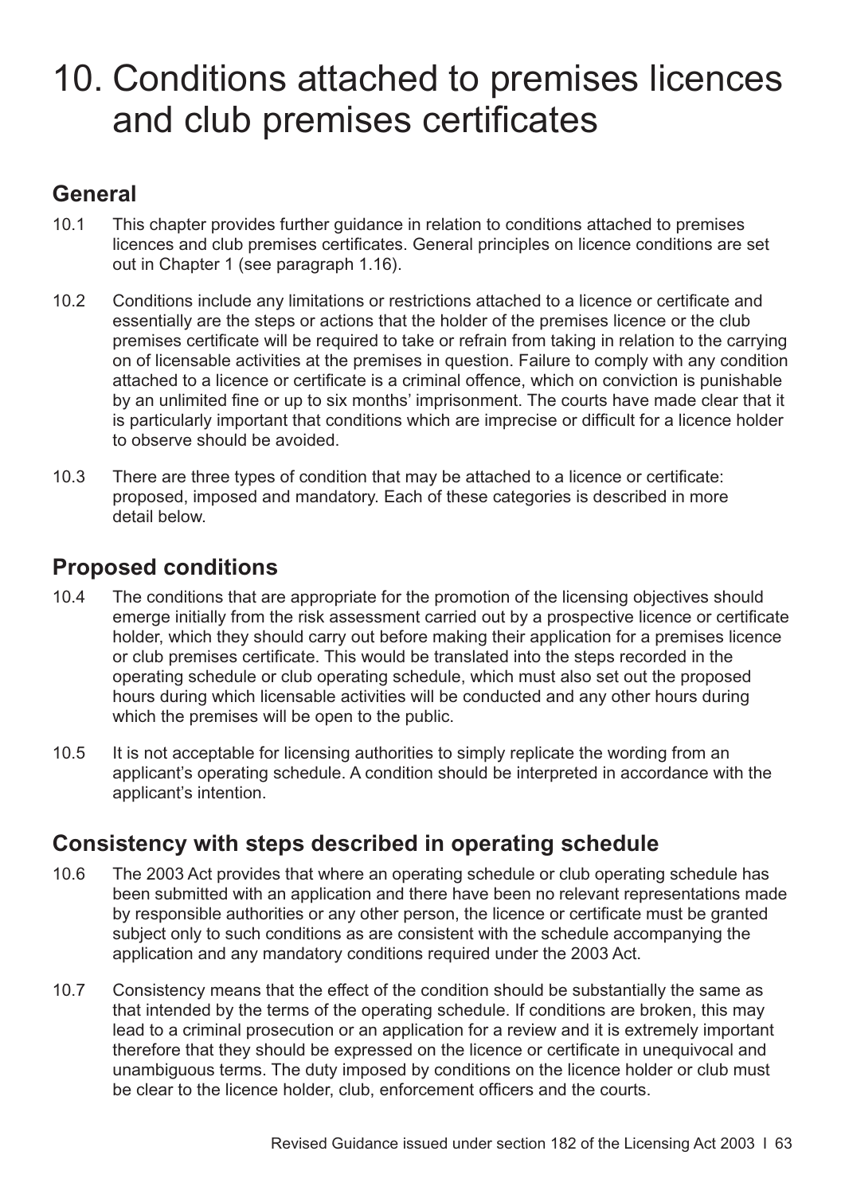# 10. Conditions attached to premises licences and club premises certificates

## General

10.1 This chapter provides further guidance in relation to conditions attached to premises licences and club premises certificates. General principles on licence conditions are set out in Chapter 1 (see paragraph 1.16).

10.2 Conditions include any limitations or restrictions attached to a licence or certificate and essentially are the steps or actions that the holder of the premises licence or the club premises certificate will be required to take or refrain from taking in relation to the carrying on of licensable activities at the premises in question. Failure to comply with any condition attached to a licence or certificate is a criminal offence, which on conviction is punishable by an unlimited fine or up to six months' imprisonment. The courts have made clear that it is particularly important that conditions which are imprecise or difficult for a licence holder to observe should be avoided.

10.3 There are three types of condition that may be attached to a licence or certificate: proposed, imposed and mandatory. Each of these categories is described in more detail below.

## Proposed conditions

10.4 The conditions that are appropriate for the promotion of the licensing objectives should emerge initially from the risk assessment carried out by a prospective licence or certificate holder, which they should carry out before making their application for a premises licence or club premises certificate. This would be translated into the steps recorded in the operating schedule or club operating schedule, which must also set out the proposed hours during which licensable activities will be conducted and any other hours during which the premises will be open to the public.

10.5 It is not acceptable for licensing authorities to simply replicate the wording from an applicant's operating schedule. A condition should be interpreted in accordance with the applicant's intention.

## Consistency with steps described in operating schedule

10.6 The 2003 Act provides that where an operating schedule or club operating schedule has been submitted with an application and there have been no relevant representations made by responsible authorities or any other person, the licence or certificate must be granted subject only to such conditions as are consistent with the schedule accompanying the application and any mandatory conditions required under the 2003 Act.

10.7 Consistency means that the effect of the condition should be substantially the same as that intended by the terms of the operating schedule. If conditions are broken, this may lead to a criminal prosecution or an application for a review and it is extremely important therefore that they should be expressed on the licence or certificate in unequivocal and unambiguous terms. The duty imposed by conditions on the licence holder or club must be clear to the licence holder, club, enforcement officers and the courts.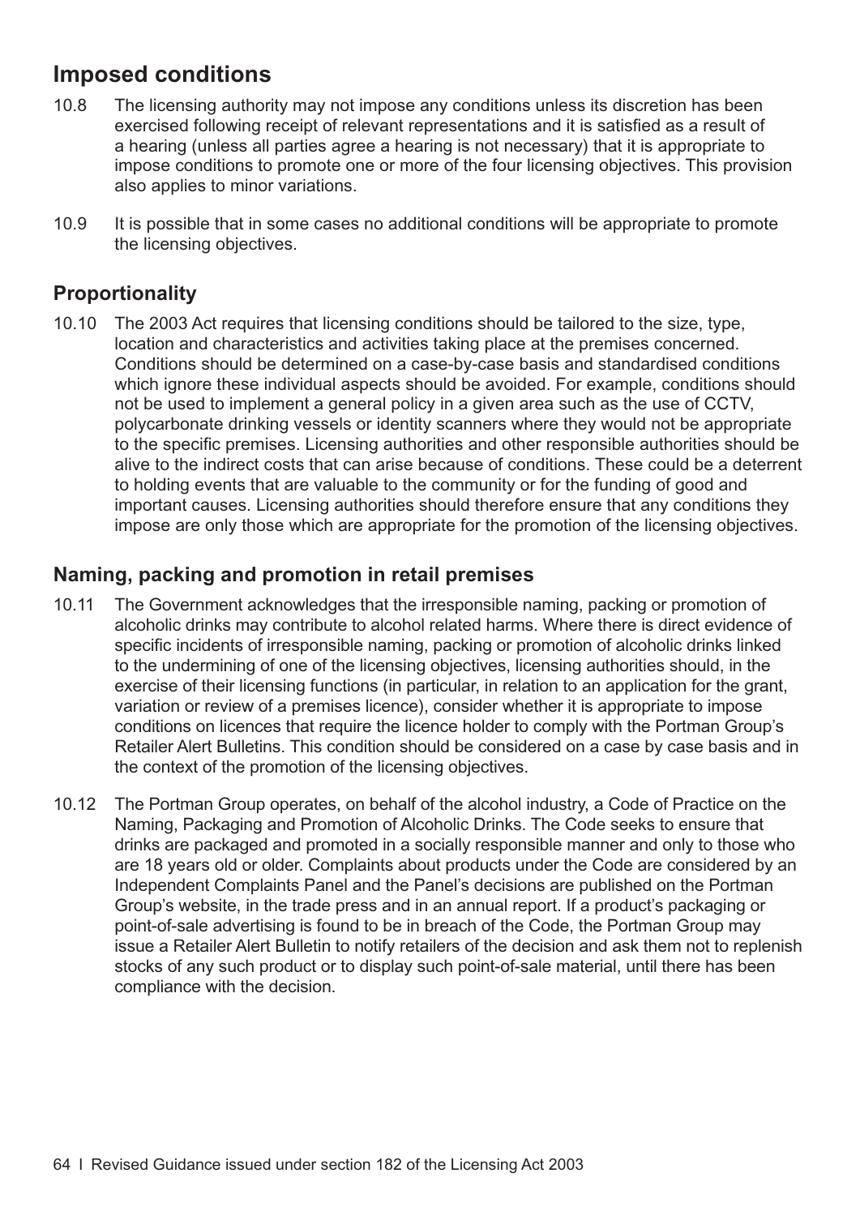## Imposed conditions

10.8 The licensing authority may not impose any conditions unless its discretion has been exercised following receipt of relevant representations and it is satisfied as a result of a hearing (unless all parties agree a hearing is not necessary) that it is appropriate to impose conditions to promote one or more of the four licensing objectives. This provision also applies to minor variations.

10.9 It is possible that in some cases no additional conditions will be appropriate to promote the licensing objectives.

### Proportionality

10.10 The 2003 Act requires that licensing conditions should be tailored to the size, type, location and characteristics and activities taking place at the premises concerned. Conditions should be determined on a case-by-case basis and standardised conditions which ignore these individual aspects should be avoided. For example, conditions should not be used to implement a general policy in a given area such as the use of CCTV, polycarbonate drinking vessels or identity scanners where they would not be appropriate to the specific premises. Licensing authorities and other responsible authorities should be alive to the indirect costs that can arise because of conditions. These could be a deterrent to holding events that are valuable to the community or for the funding of good and important causes. Licensing authorities should therefore ensure that any conditions they impose are only those which are appropriate for the promotion of the licensing objectives.

### Naming, packing and promotion in retail premises

10.11 The Government acknowledges that the irresponsible naming, packing or promotion of alcoholic drinks may contribute to alcohol related harms. Where there is direct evidence of specific incidents of irresponsible naming, packing or promotion of alcoholic drinks linked to the undermining of one of the licensing objectives, licensing authorities should, in the exercise of their licensing functions (in particular, in relation to an application for the grant, variation or review of a premises licence), consider whether it is appropriate to impose conditions on licences that require the licence holder to comply with the Portman Group's Retailer Alert Bulletins. This condition should be considered on a case by case basis and in the context of the promotion of the licensing objectives.

10.12 The Portman Group operates, on behalf of the alcohol industry, a Code of Practice on the Naming, Packaging and Promotion of Alcoholic Drinks. The Code seeks to ensure that drinks are packaged and promoted in a socially responsible manner and only to those who are 18 years old or older. Complaints about products under the Code are considered by an Independent Complaints Panel and the Panel's decisions are published on the Portman Group's website, in the trade press and in an annual report. If a product's packaging or point-of-sale advertising is found to be in breach of the Code, the Portman Group may issue a Retailer Alert Bulletin to notify retailers of the decision and ask them not to replenish stocks of any such product or to display such point-of-sale material, until there has been compliance with the decision.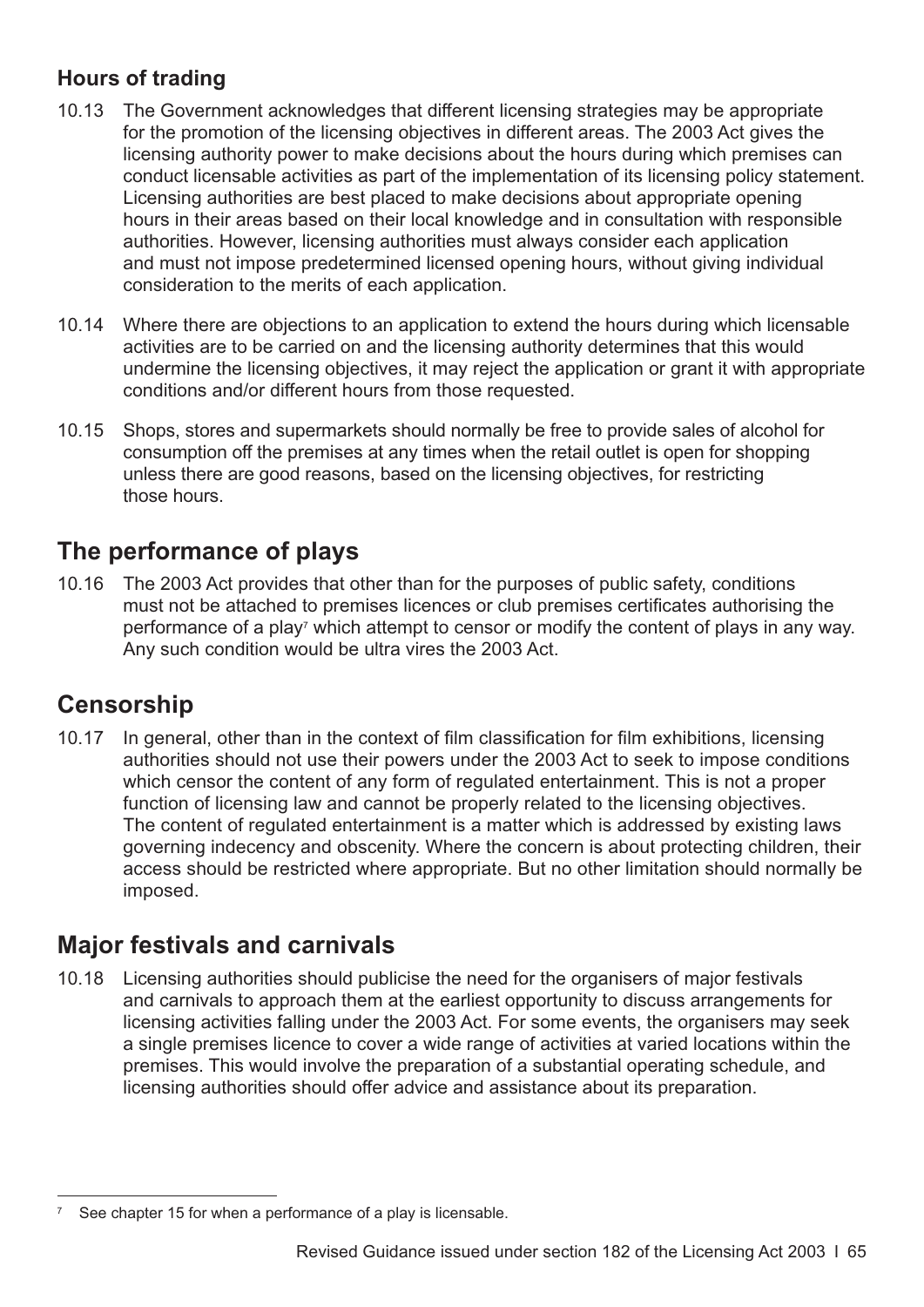### Hours of trading

10.13 The Government acknowledges that different licensing strategies may be appropriate for the promotion of the licensing objectives in different areas. The 2003 Act gives the licensing authority power to make decisions about the hours during which premises can conduct licensable activities as part of the implementation of its licensing policy statement. Licensing authorities are best placed to make decisions about appropriate opening hours in their areas based on their local knowledge and in consultation with responsible authorities. However, licensing authorities must always consider each application and must not impose predetermined licensed opening hours, without giving individual consideration to the merits of each application.

10.14 Where there are objections to an application to extend the hours during which licensable activities are to be carried on and the licensing authority determines that this would undermine the licensing objectives, it may reject the application or grant it with appropriate conditions and/or different hours from those requested.

10.15 Shops, stores and supermarkets should normally be free to provide sales of alcohol for consumption off the premises at any times when the retail outlet is open for shopping unless there are good reasons, based on the licensing objectives, for restricting those hours.

## The performance of plays

10.16 The 2003 Act provides that other than for the purposes of public safety, conditions must not be attached to premises licences or club premises certificates authorising the performance of a play[7] which attempt to censor or modify the content of plays in any way. Any such condition would be ultra vires the 2003 Act.

## Censorship

10.17 In general, other than in the context of film classification for film exhibitions, licensing authorities should not use their powers under the 2003 Act to seek to impose conditions which censor the content of any form of regulated entertainment. This is not a proper function of licensing law and cannot be properly related to the licensing objectives. The content of regulated entertainment is a matter which is addressed by existing laws governing indecency and obscenity. Where the concern is about protecting children, their access should be restricted where appropriate. But no other limitation should normally be imposed.

## Major festivals and carnivals

10.18 Licensing authorities should publicise the need for the organisers of major festivals and carnivals to approach them at the earliest opportunity to discuss arrangements for licensing activities falling under the 2003 Act. For some events, the organisers may seek a single premises licence to cover a wide range of activities at varied locations within the premises. This would involve the preparation of a substantial operating schedule, and licensing authorities should offer advice and assistance about its preparation.

[7] See chapter 15 for when a performance of a play is licensable.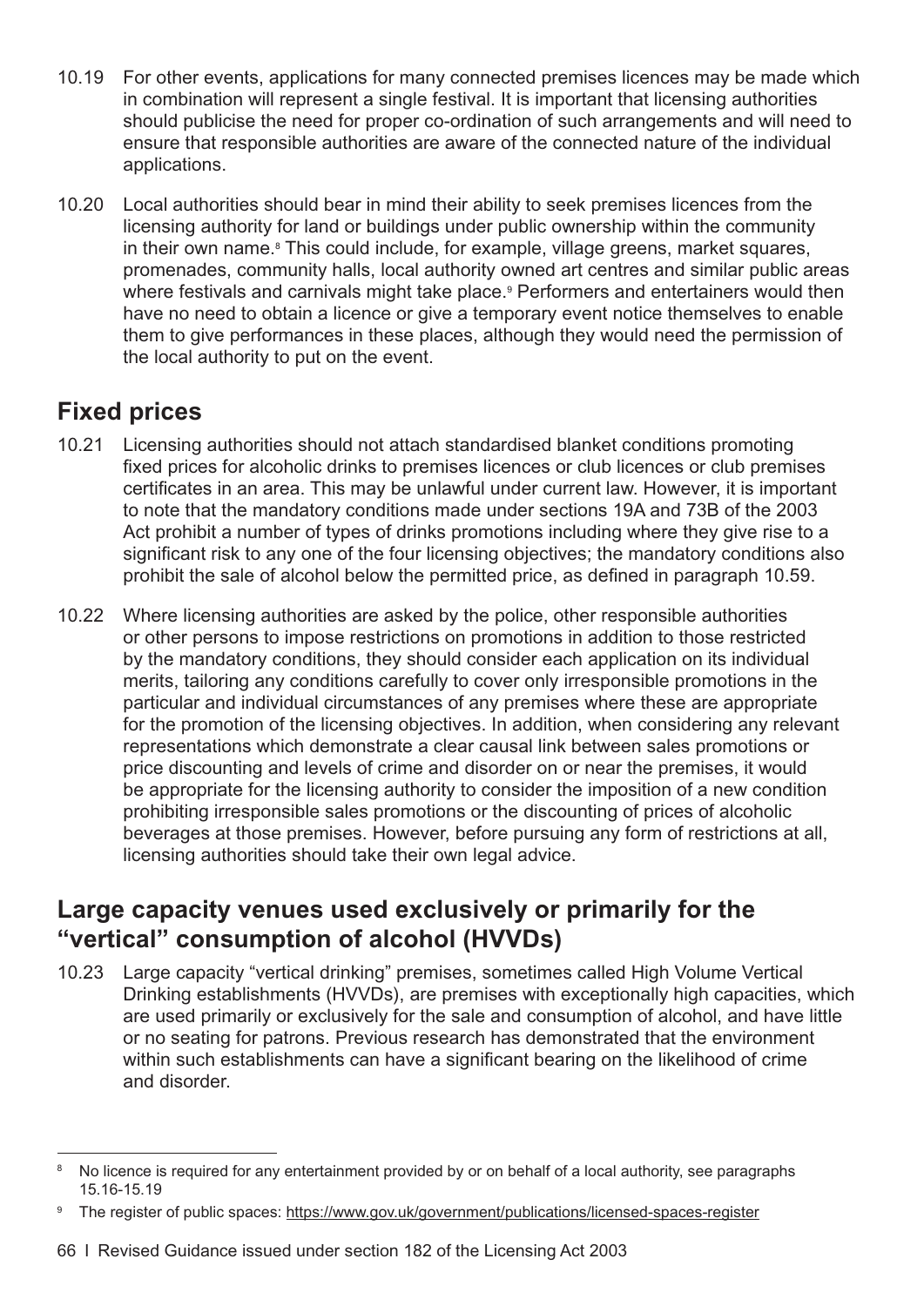10.19 For other events, applications for many connected premises licences may be made which in combination will represent a single festival. It is important that licensing authorities should publicise the need for proper co-ordination of such arrangements and will need to ensure that responsible authorities are aware of the connected nature of the individual applications.

10.20 Local authorities should bear in mind their ability to seek premises licences from the licensing authority for land or buildings under public ownership within the community in their own name.[8] This could include, for example, village greens, market squares, promenades, community halls, local authority owned art centres and similar public areas where festivals and carnivals might take place.[9] Performers and entertainers would then have no need to obtain a licence or give a temporary event notice themselves to enable them to give performances in these places, although they would need the permission of the local authority to put on the event.

## Fixed prices

10.21 Licensing authorities should not attach standardised blanket conditions promoting fixed prices for alcoholic drinks to premises licences or club licences or club premises certificates in an area. This may be unlawful under current law. However, it is important to note that the mandatory conditions made under sections 19A and 73B of the 2003 Act prohibit a number of types of drinks promotions including where they give rise to a significant risk to any one of the four licensing objectives; the mandatory conditions also prohibit the sale of alcohol below the permitted price, as defined in paragraph 10.59.

10.22 Where licensing authorities are asked by the police, other responsible authorities or other persons to impose restrictions on promotions in addition to those restricted by the mandatory conditions, they should consider each application on its individual merits, tailoring any conditions carefully to cover only irresponsible promotions in the particular and individual circumstances of any premises where these are appropriate for the promotion of the licensing objectives. In addition, when considering any relevant representations which demonstrate a clear causal link between sales promotions or price discounting and levels of crime and disorder on or near the premises, it would be appropriate for the licensing authority to consider the imposition of a new condition prohibiting irresponsible sales promotions or the discounting of prices of alcoholic beverages at those premises. However, before pursuing any form of restrictions at all, licensing authorities should take their own legal advice.

## Large capacity venues used exclusively or primarily for the "vertical" consumption of alcohol (HVVDs)

10.23 Large capacity "vertical drinking" premises, sometimes called High Volume Vertical Drinking establishments (HVVDs), are premises with exceptionally high capacities, which are used primarily or exclusively for the sale and consumption of alcohol, and have little or no seating for patrons. Previous research has demonstrated that the environment within such establishments can have a significant bearing on the likelihood of crime and disorder.

---

[8] No licence is required for any entertainment provided by or on behalf of a local authority, see paragraphs 15.16-15.19

[9] The register of public spaces: https://www.gov.uk/government/publications/licensed-spaces-register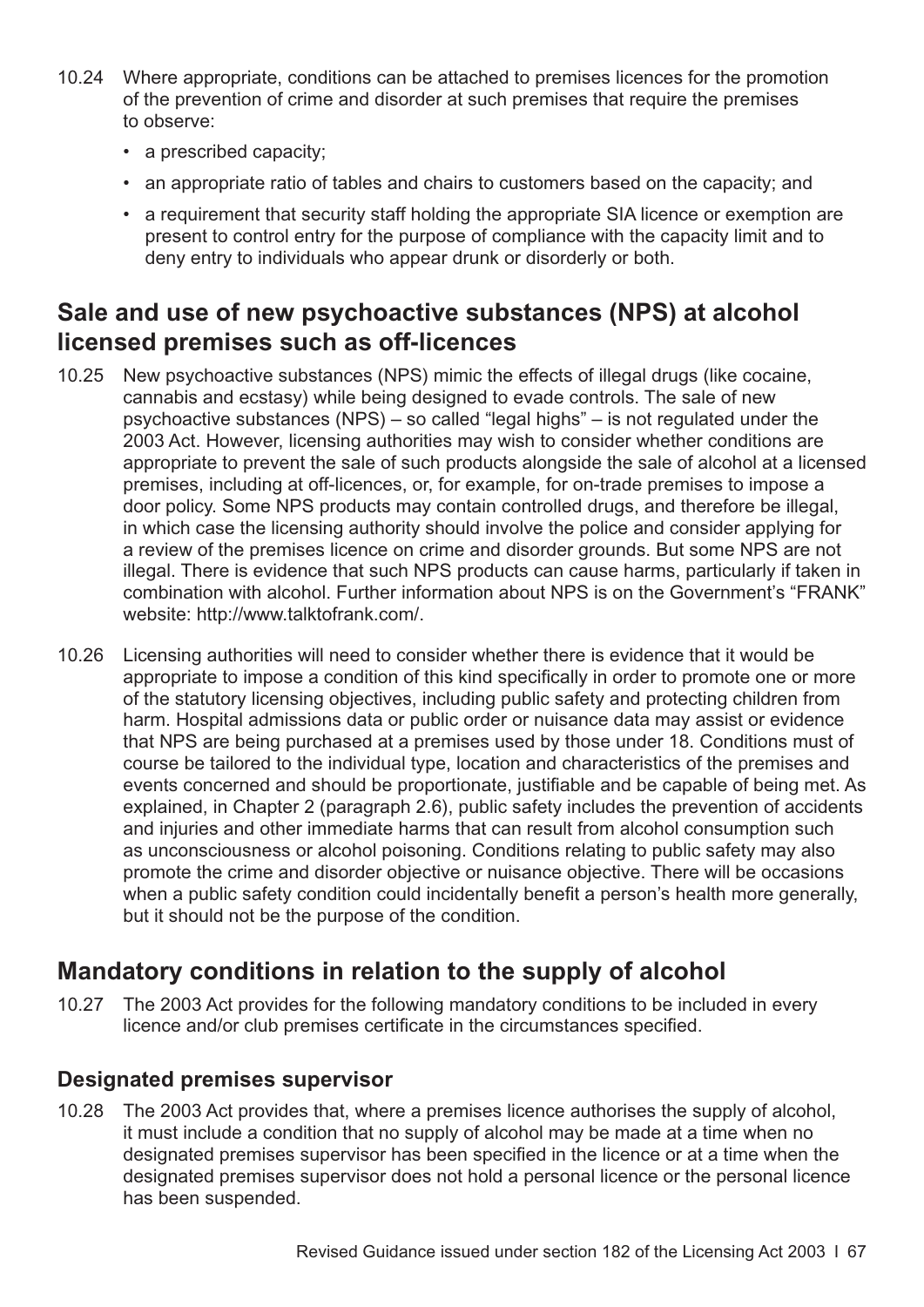10.24 Where appropriate, conditions can be attached to premises licences for the promotion of the prevention of crime and disorder at such premises that require the premises to observe:

- a prescribed capacity;
- an appropriate ratio of tables and chairs to customers based on the capacity; and
- a requirement that security staff holding the appropriate SIA licence or exemption are present to control entry for the purpose of compliance with the capacity limit and to deny entry to individuals who appear drunk or disorderly or both.

## Sale and use of new psychoactive substances (NPS) at alcohol licensed premises such as off-licences

10.25 New psychoactive substances (NPS) mimic the effects of illegal drugs (like cocaine, cannabis and ecstasy) while being designed to evade controls. The sale of new psychoactive substances (NPS) – so called "legal highs" – is not regulated under the 2003 Act. However, licensing authorities may wish to consider whether conditions are appropriate to prevent the sale of such products alongside the sale of alcohol at a licensed premises, including at off-licences, or, for example, for on-trade premises to impose a door policy. Some NPS products may contain controlled drugs, and therefore be illegal, in which case the licensing authority should involve the police and consider applying for a review of the premises licence on crime and disorder grounds. But some NPS are not illegal. There is evidence that such NPS products can cause harms, particularly if taken in combination with alcohol. Further information about NPS is on the Government's "FRANK" website: http://www.talktofrank.com/.

10.26 Licensing authorities will need to consider whether there is evidence that it would be appropriate to impose a condition of this kind specifically in order to promote one or more of the statutory licensing objectives, including public safety and protecting children from harm. Hospital admissions data or public order or nuisance data may assist or evidence that NPS are being purchased at a premises used by those under 18. Conditions must of course be tailored to the individual type, location and characteristics of the premises and events concerned and should be proportionate, justifiable and be capable of being met. As explained, in Chapter 2 (paragraph 2.6), public safety includes the prevention of accidents and injuries and other immediate harms that can result from alcohol consumption such as unconsciousness or alcohol poisoning. Conditions relating to public safety may also promote the crime and disorder objective or nuisance objective. There will be occasions when a public safety condition could incidentally benefit a person's health more generally, but it should not be the purpose of the condition.

## Mandatory conditions in relation to the supply of alcohol

10.27 The 2003 Act provides for the following mandatory conditions to be included in every licence and/or club premises certificate in the circumstances specified.

### Designated premises supervisor

10.28 The 2003 Act provides that, where a premises licence authorises the supply of alcohol, it must include a condition that no supply of alcohol may be made at a time when no designated premises supervisor has been specified in the licence or at a time when the designated premises supervisor does not hold a personal licence or the personal licence has been suspended.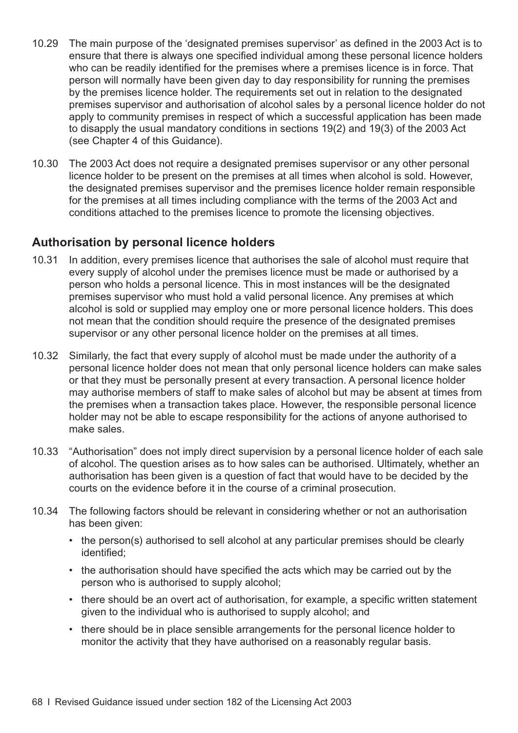10.29 The main purpose of the 'designated premises supervisor' as defined in the 2003 Act is to ensure that there is always one specified individual among these personal licence holders who can be readily identified for the premises where a premises licence is in force. That person will normally have been given day to day responsibility for running the premises by the premises licence holder. The requirements set out in relation to the designated premises supervisor and authorisation of alcohol sales by a personal licence holder do not apply to community premises in respect of which a successful application has been made to disapply the usual mandatory conditions in sections 19(2) and 19(3) of the 2003 Act (see Chapter 4 of this Guidance).

10.30 The 2003 Act does not require a designated premises supervisor or any other personal licence holder to be present on the premises at all times when alcohol is sold. However, the designated premises supervisor and the premises licence holder remain responsible for the premises at all times including compliance with the terms of the 2003 Act and conditions attached to the premises licence to promote the licensing objectives.

## Authorisation by personal licence holders

10.31 In addition, every premises licence that authorises the sale of alcohol must require that every supply of alcohol under the premises licence must be made or authorised by a person who holds a personal licence. This in most instances will be the designated premises supervisor who must hold a valid personal licence. Any premises at which alcohol is sold or supplied may employ one or more personal licence holders. This does not mean that the condition should require the presence of the designated premises supervisor or any other personal licence holder on the premises at all times.

10.32 Similarly, the fact that every supply of alcohol must be made under the authority of a personal licence holder does not mean that only personal licence holders can make sales or that they must be personally present at every transaction. A personal licence holder may authorise members of staff to make sales of alcohol but may be absent at times from the premises when a transaction takes place. However, the responsible personal licence holder may not be able to escape responsibility for the actions of anyone authorised to make sales.

10.33 "Authorisation" does not imply direct supervision by a personal licence holder of each sale of alcohol. The question arises as to how sales can be authorised. Ultimately, whether an authorisation has been given is a question of fact that would have to be decided by the courts on the evidence before it in the course of a criminal prosecution.

10.34 The following factors should be relevant in considering whether or not an authorisation has been given:

- the person(s) authorised to sell alcohol at any particular premises should be clearly identified;
- the authorisation should have specified the acts which may be carried out by the person who is authorised to supply alcohol;
- there should be an overt act of authorisation, for example, a specific written statement given to the individual who is authorised to supply alcohol; and
- there should be in place sensible arrangements for the personal licence holder to monitor the activity that they have authorised on a reasonably regular basis.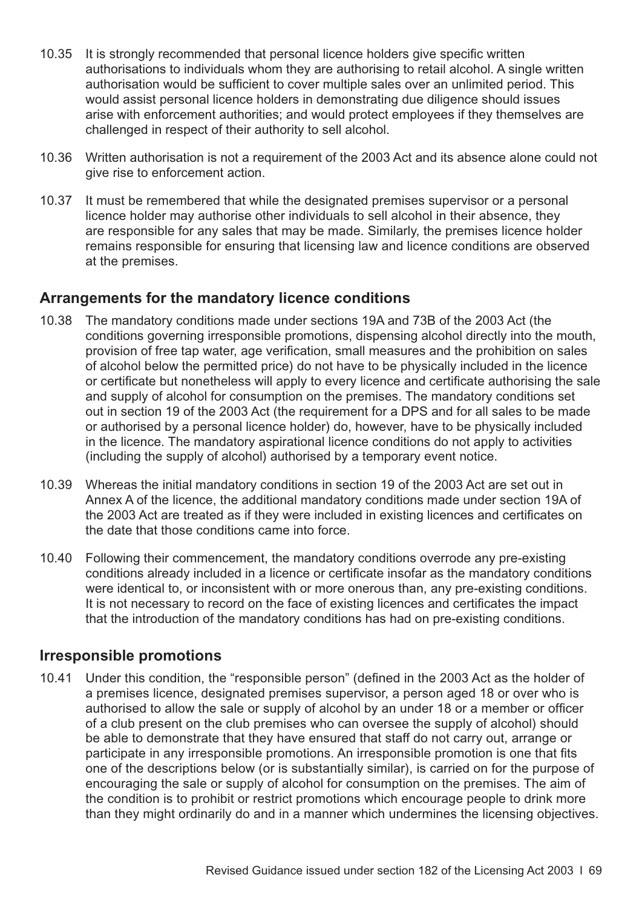10.35 It is strongly recommended that personal licence holders give specific written authorisations to individuals whom they are authorising to retail alcohol. A single written authorisation would be sufficient to cover multiple sales over an unlimited period. This would assist personal licence holders in demonstrating due diligence should issues arise with enforcement authorities; and would protect employees if they themselves are challenged in respect of their authority to sell alcohol.

10.36 Written authorisation is not a requirement of the 2003 Act and its absence alone could not give rise to enforcement action.

10.37 It must be remembered that while the designated premises supervisor or a personal licence holder may authorise other individuals to sell alcohol in their absence, they are responsible for any sales that may be made. Similarly, the premises licence holder remains responsible for ensuring that licensing law and licence conditions are observed at the premises.

## Arrangements for the mandatory licence conditions

10.38 The mandatory conditions made under sections 19A and 73B of the 2003 Act (the conditions governing irresponsible promotions, dispensing alcohol directly into the mouth, provision of free tap water, age verification, small measures and the prohibition on sales of alcohol below the permitted price) do not have to be physically included in the licence or certificate but nonetheless will apply to every licence and certificate authorising the sale and supply of alcohol for consumption on the premises. The mandatory conditions set out in section 19 of the 2003 Act (the requirement for a DPS and for all sales to be made or authorised by a personal licence holder) do, however, have to be physically included in the licence. The mandatory aspirational licence conditions do not apply to activities (including the supply of alcohol) authorised by a temporary event notice.

10.39 Whereas the initial mandatory conditions in section 19 of the 2003 Act are set out in Annex A of the licence, the additional mandatory conditions made under section 19A of the 2003 Act are treated as if they were included in existing licences and certificates on the date that those conditions came into force.

10.40 Following their commencement, the mandatory conditions overrode any pre-existing conditions already included in a licence or certificate insofar as the mandatory conditions were identical to, or inconsistent with or more onerous than, any pre-existing conditions. It is not necessary to record on the face of existing licences and certificates the impact that the introduction of the mandatory conditions has had on pre-existing conditions.

## Irresponsible promotions

10.41 Under this condition, the "responsible person" (defined in the 2003 Act as the holder of a premises licence, designated premises supervisor, a person aged 18 or over who is authorised to allow the sale or supply of alcohol by an under 18 or a member or officer of a club present on the club premises who can oversee the supply of alcohol) should be able to demonstrate that they have ensured that staff do not carry out, arrange or participate in any irresponsible promotions. An irresponsible promotion is one that fits one of the descriptions below (or is substantially similar), is carried on for the purpose of encouraging the sale or supply of alcohol for consumption on the premises. The aim of the condition is to prohibit or restrict promotions which encourage people to drink more than they might ordinarily do and in a manner which undermines the licensing objectives.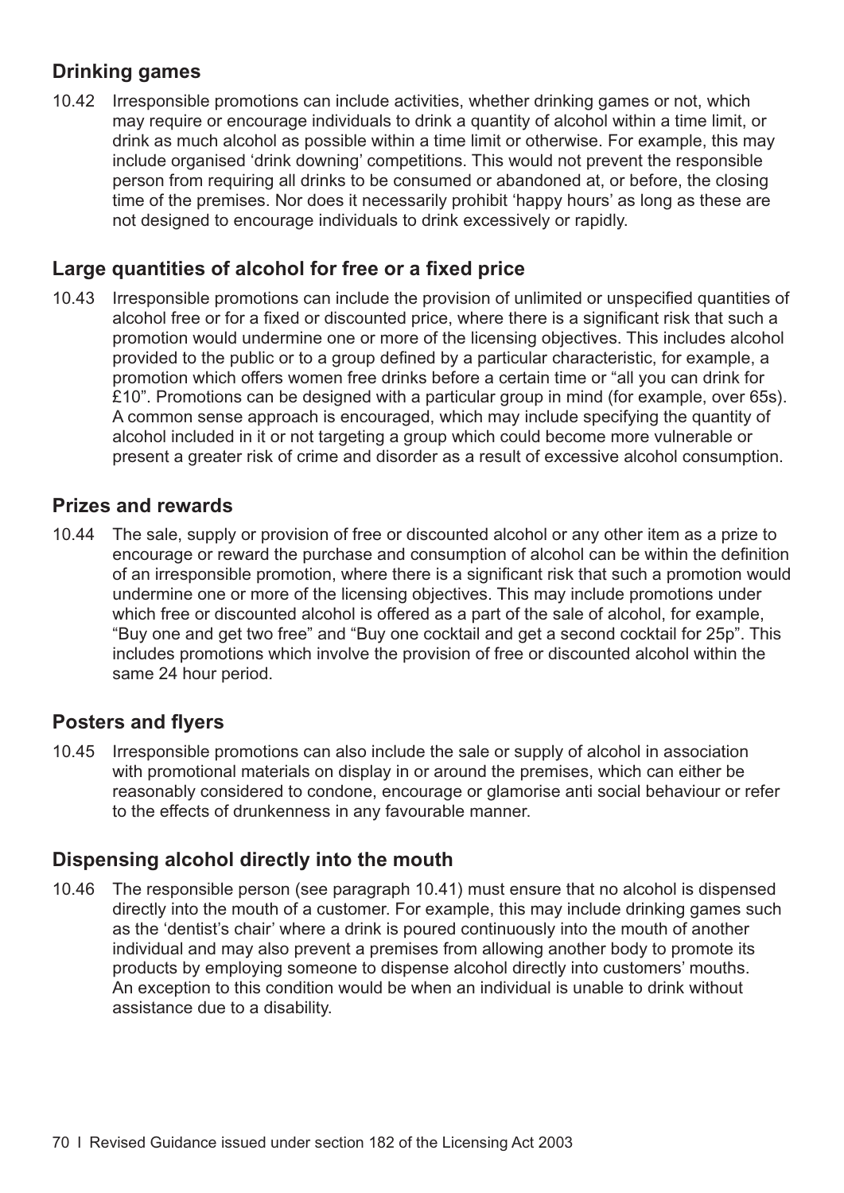## Drinking games

10.42 Irresponsible promotions can include activities, whether drinking games or not, which may require or encourage individuals to drink a quantity of alcohol within a time limit, or drink as much alcohol as possible within a time limit or otherwise. For example, this may include organised 'drink downing' competitions. This would not prevent the responsible person from requiring all drinks to be consumed or abandoned at, or before, the closing time of the premises. Nor does it necessarily prohibit 'happy hours' as long as these are not designed to encourage individuals to drink excessively or rapidly.

## Large quantities of alcohol for free or a fixed price

10.43 Irresponsible promotions can include the provision of unlimited or unspecified quantities of alcohol free or for a fixed or discounted price, where there is a significant risk that such a promotion would undermine one or more of the licensing objectives. This includes alcohol provided to the public or to a group defined by a particular characteristic, for example, a promotion which offers women free drinks before a certain time or "all you can drink for £10". Promotions can be designed with a particular group in mind (for example, over 65s). A common sense approach is encouraged, which may include specifying the quantity of alcohol included in it or not targeting a group which could become more vulnerable or present a greater risk of crime and disorder as a result of excessive alcohol consumption.

## Prizes and rewards

10.44 The sale, supply or provision of free or discounted alcohol or any other item as a prize to encourage or reward the purchase and consumption of alcohol can be within the definition of an irresponsible promotion, where there is a significant risk that such a promotion would undermine one or more of the licensing objectives. This may include promotions under which free or discounted alcohol is offered as a part of the sale of alcohol, for example, "Buy one and get two free" and "Buy one cocktail and get a second cocktail for 25p". This includes promotions which involve the provision of free or discounted alcohol within the same 24 hour period.

## Posters and flyers

10.45 Irresponsible promotions can also include the sale or supply of alcohol in association with promotional materials on display in or around the premises, which can either be reasonably considered to condone, encourage or glamorise anti social behaviour or refer to the effects of drunkenness in any favourable manner.

## Dispensing alcohol directly into the mouth

10.46 The responsible person (see paragraph 10.41) must ensure that no alcohol is dispensed directly into the mouth of a customer. For example, this may include drinking games such as the 'dentist's chair' where a drink is poured continuously into the mouth of another individual and may also prevent a premises from allowing another body to promote its products by employing someone to dispense alcohol directly into customers' mouths. An exception to this condition would be when an individual is unable to drink without assistance due to a disability.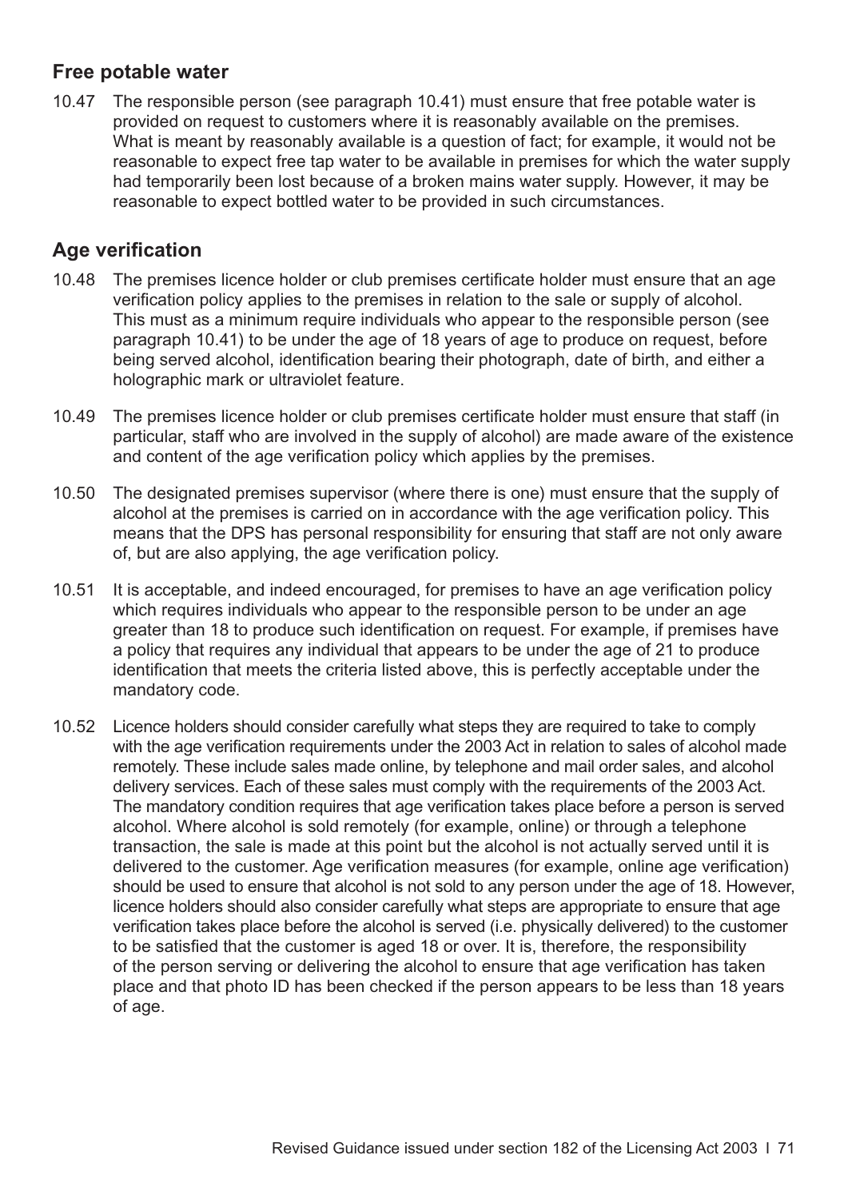## Free potable water

10.47 The responsible person (see paragraph 10.41) must ensure that free potable water is provided on request to customers where it is reasonably available on the premises. What is meant by reasonably available is a question of fact; for example, it would not be reasonable to expect free tap water to be available in premises for which the water supply had temporarily been lost because of a broken mains water supply. However, it may be reasonable to expect bottled water to be provided in such circumstances.

## Age verification

10.48 The premises licence holder or club premises certificate holder must ensure that an age verification policy applies to the premises in relation to the sale or supply of alcohol. This must as a minimum require individuals who appear to the responsible person (see paragraph 10.41) to be under the age of 18 years of age to produce on request, before being served alcohol, identification bearing their photograph, date of birth, and either a holographic mark or ultraviolet feature.

10.49 The premises licence holder or club premises certificate holder must ensure that staff (in particular, staff who are involved in the supply of alcohol) are made aware of the existence and content of the age verification policy which applies by the premises.

10.50 The designated premises supervisor (where there is one) must ensure that the supply of alcohol at the premises is carried on in accordance with the age verification policy. This means that the DPS has personal responsibility for ensuring that staff are not only aware of, but are also applying, the age verification policy.

10.51 It is acceptable, and indeed encouraged, for premises to have an age verification policy which requires individuals who appear to the responsible person to be under an age greater than 18 to produce such identification on request. For example, if premises have a policy that requires any individual that appears to be under the age of 21 to produce identification that meets the criteria listed above, this is perfectly acceptable under the mandatory code.

10.52 Licence holders should consider carefully what steps they are required to take to comply with the age verification requirements under the 2003 Act in relation to sales of alcohol made remotely. These include sales made online, by telephone and mail order sales, and alcohol delivery services. Each of these sales must comply with the requirements of the 2003 Act. The mandatory condition requires that age verification takes place before a person is served alcohol. Where alcohol is sold remotely (for example, online) or through a telephone transaction, the sale is made at this point but the alcohol is not actually served until it is delivered to the customer. Age verification measures (for example, online age verification) should be used to ensure that alcohol is not sold to any person under the age of 18. However, licence holders should also consider carefully what steps are appropriate to ensure that age verification takes place before the alcohol is served (i.e. physically delivered) to the customer to be satisfied that the customer is aged 18 or over. It is, therefore, the responsibility of the person serving or delivering the alcohol to ensure that age verification has taken place and that photo ID has been checked if the person appears to be less than 18 years of age.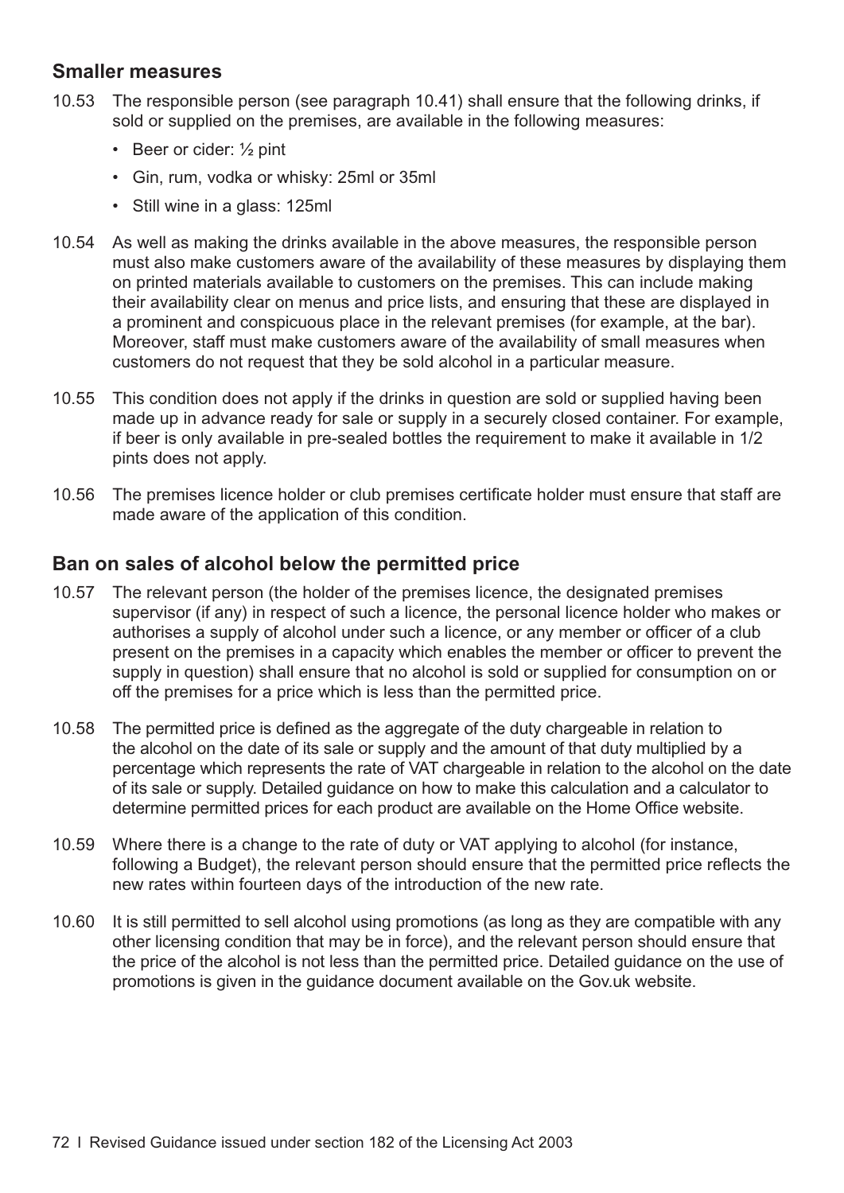## Smaller measures

10.53 The responsible person (see paragraph 10.41) shall ensure that the following drinks, if sold or supplied on the premises, are available in the following measures:

- Beer or cider: ½ pint
- Gin, rum, vodka or whisky: 25ml or 35ml
- Still wine in a glass: 125ml

10.54 As well as making the drinks available in the above measures, the responsible person must also make customers aware of the availability of these measures by displaying them on printed materials available to customers on the premises. This can include making their availability clear on menus and price lists, and ensuring that these are displayed in a prominent and conspicuous place in the relevant premises (for example, at the bar). Moreover, staff must make customers aware of the availability of small measures when customers do not request that they be sold alcohol in a particular measure.

10.55 This condition does not apply if the drinks in question are sold or supplied having been made up in advance ready for sale or supply in a securely closed container. For example, if beer is only available in pre-sealed bottles the requirement to make it available in 1/2 pints does not apply.

10.56 The premises licence holder or club premises certificate holder must ensure that staff are made aware of the application of this condition.

## Ban on sales of alcohol below the permitted price

10.57 The relevant person (the holder of the premises licence, the designated premises supervisor (if any) in respect of such a licence, the personal licence holder who makes or authorises a supply of alcohol under such a licence, or any member or officer of a club present on the premises in a capacity which enables the member or officer to prevent the supply in question) shall ensure that no alcohol is sold or supplied for consumption on or off the premises for a price which is less than the permitted price.

10.58 The permitted price is defined as the aggregate of the duty chargeable in relation to the alcohol on the date of its sale or supply and the amount of that duty multiplied by a percentage which represents the rate of VAT chargeable in relation to the alcohol on the date of its sale or supply. Detailed guidance on how to make this calculation and a calculator to determine permitted prices for each product are available on the Home Office website.

10.59 Where there is a change to the rate of duty or VAT applying to alcohol (for instance, following a Budget), the relevant person should ensure that the permitted price reflects the new rates within fourteen days of the introduction of the new rate.

10.60 It is still permitted to sell alcohol using promotions (as long as they are compatible with any other licensing condition that may be in force), and the relevant person should ensure that the price of the alcohol is not less than the permitted price. Detailed guidance on the use of promotions is given in the guidance document available on the Gov.uk website.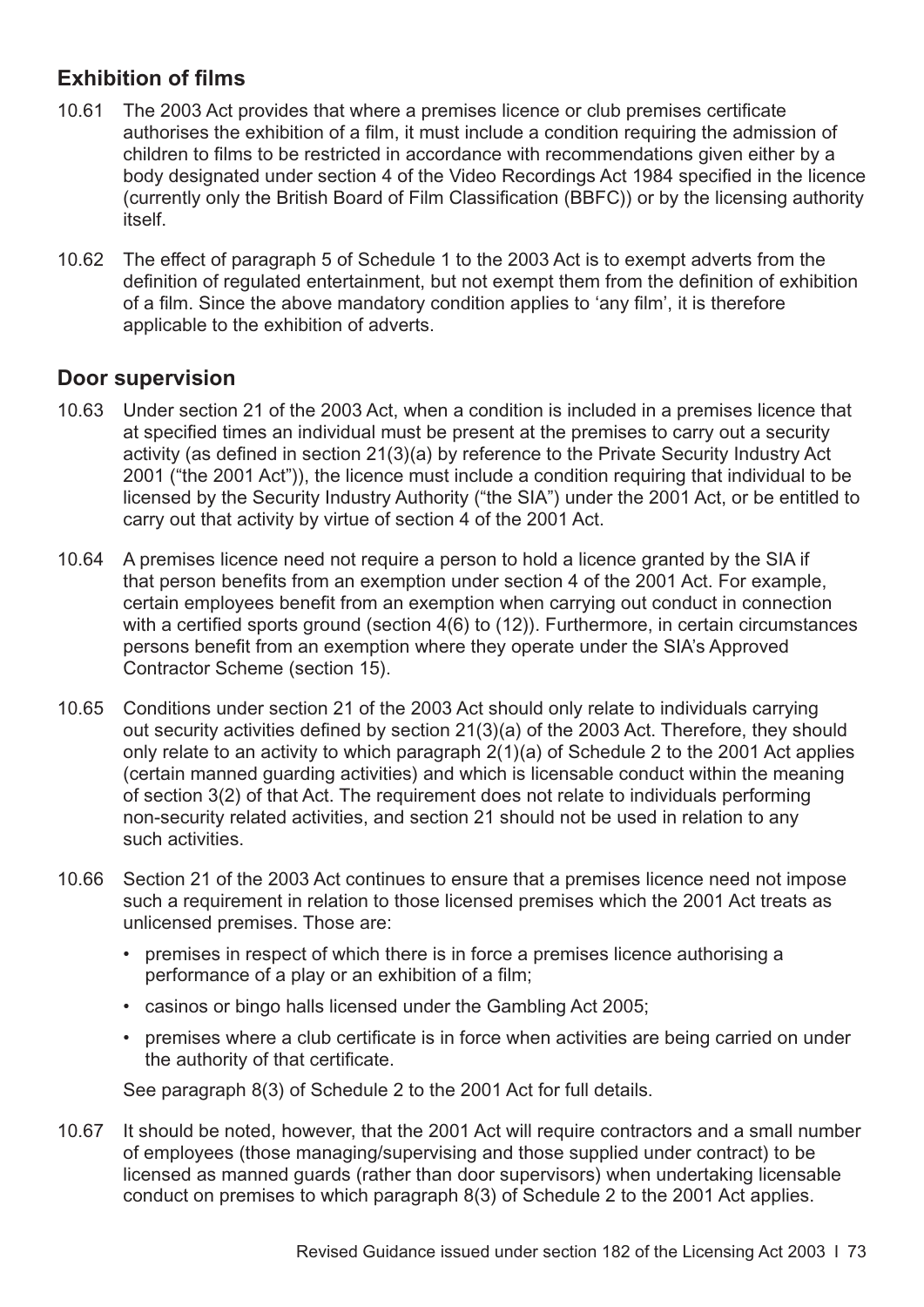## Exhibition of films

10.61 The 2003 Act provides that where a premises licence or club premises certificate authorises the exhibition of a film, it must include a condition requiring the admission of children to films to be restricted in accordance with recommendations given either by a body designated under section 4 of the Video Recordings Act 1984 specified in the licence (currently only the British Board of Film Classification (BBFC)) or by the licensing authority itself.

10.62 The effect of paragraph 5 of Schedule 1 to the 2003 Act is to exempt adverts from the definition of regulated entertainment, but not exempt them from the definition of exhibition of a film. Since the above mandatory condition applies to 'any film', it is therefore applicable to the exhibition of adverts.

## Door supervision

10.63 Under section 21 of the 2003 Act, when a condition is included in a premises licence that at specified times an individual must be present at the premises to carry out a security activity (as defined in section 21(3)(a) by reference to the Private Security Industry Act 2001 ("the 2001 Act")), the licence must include a condition requiring that individual to be licensed by the Security Industry Authority ("the SIA") under the 2001 Act, or be entitled to carry out that activity by virtue of section 4 of the 2001 Act.

10.64 A premises licence need not require a person to hold a licence granted by the SIA if that person benefits from an exemption under section 4 of the 2001 Act. For example, certain employees benefit from an exemption when carrying out conduct in connection with a certified sports ground (section 4(6) to (12)). Furthermore, in certain circumstances persons benefit from an exemption where they operate under the SIA's Approved Contractor Scheme (section 15).

10.65 Conditions under section 21 of the 2003 Act should only relate to individuals carrying out security activities defined by section 21(3)(a) of the 2003 Act. Therefore, they should only relate to an activity to which paragraph 2(1)(a) of Schedule 2 to the 2001 Act applies (certain manned guarding activities) and which is licensable conduct within the meaning of section 3(2) of that Act. The requirement does not relate to individuals performing non-security related activities, and section 21 should not be used in relation to any such activities.

10.66 Section 21 of the 2003 Act continues to ensure that a premises licence need not impose such a requirement in relation to those licensed premises which the 2001 Act treats as unlicensed premises. Those are:

- premises in respect of which there is in force a premises licence authorising a performance of a play or an exhibition of a film;
- casinos or bingo halls licensed under the Gambling Act 2005;
- premises where a club certificate is in force when activities are being carried on under the authority of that certificate.

See paragraph 8(3) of Schedule 2 to the 2001 Act for full details.

10.67 It should be noted, however, that the 2001 Act will require contractors and a small number of employees (those managing/supervising and those supplied under contract) to be licensed as manned guards (rather than door supervisors) when undertaking licensable conduct on premises to which paragraph 8(3) of Schedule 2 to the 2001 Act applies.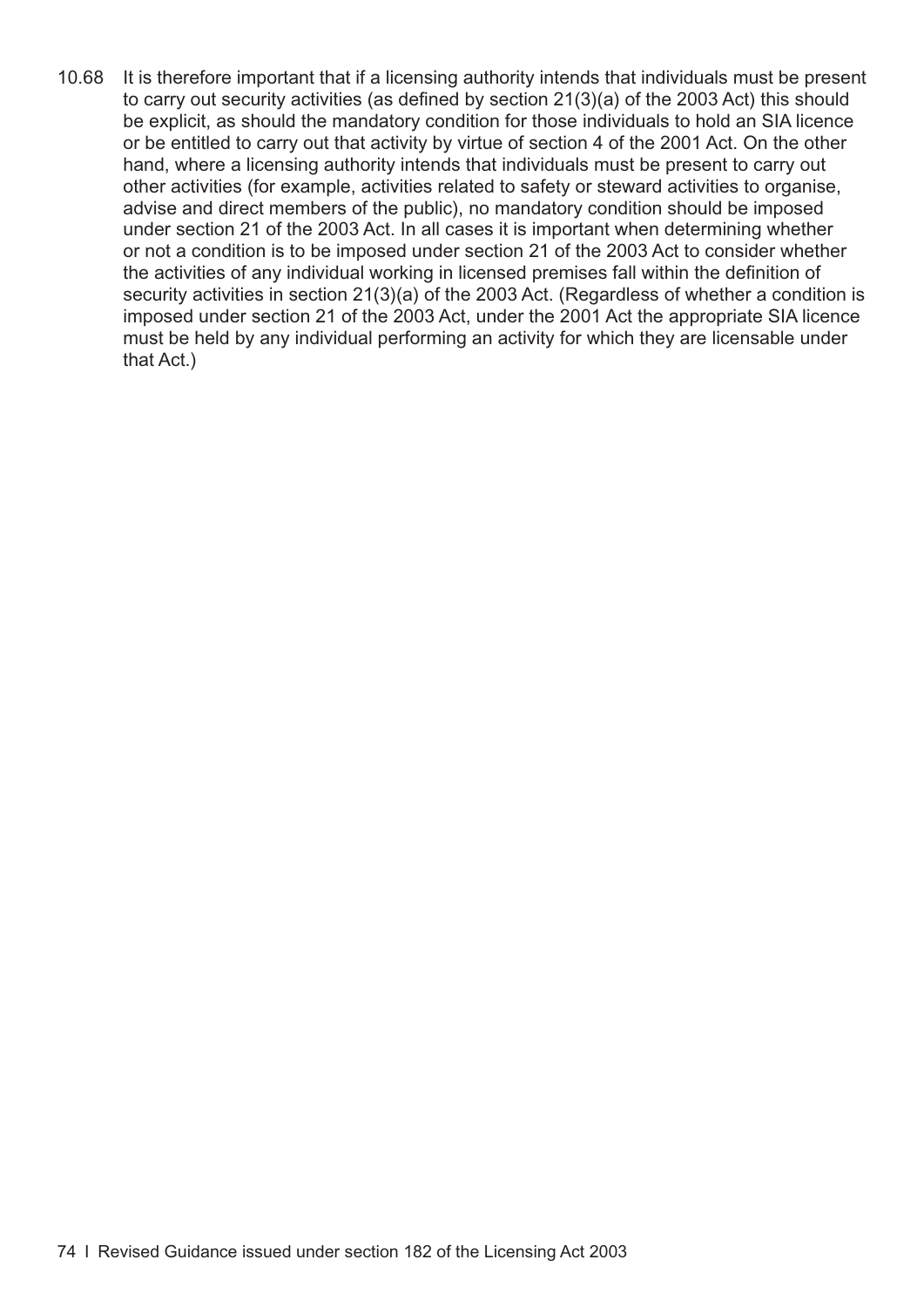10.68 It is therefore important that if a licensing authority intends that individuals must be present to carry out security activities (as defined by section 21(3)(a) of the 2003 Act) this should be explicit, as should the mandatory condition for those individuals to hold an SIA licence or be entitled to carry out that activity by virtue of section 4 of the 2001 Act. On the other hand, where a licensing authority intends that individuals must be present to carry out other activities (for example, activities related to safety or steward activities to organise, advise and direct members of the public), no mandatory condition should be imposed under section 21 of the 2003 Act. In all cases it is important when determining whether or not a condition is to be imposed under section 21 of the 2003 Act to consider whether the activities of any individual working in licensed premises fall within the definition of security activities in section 21(3)(a) of the 2003 Act. (Regardless of whether a condition is imposed under section 21 of the 2003 Act, under the 2001 Act the appropriate SIA licence must be held by any individual performing an activity for which they are licensable under that Act.)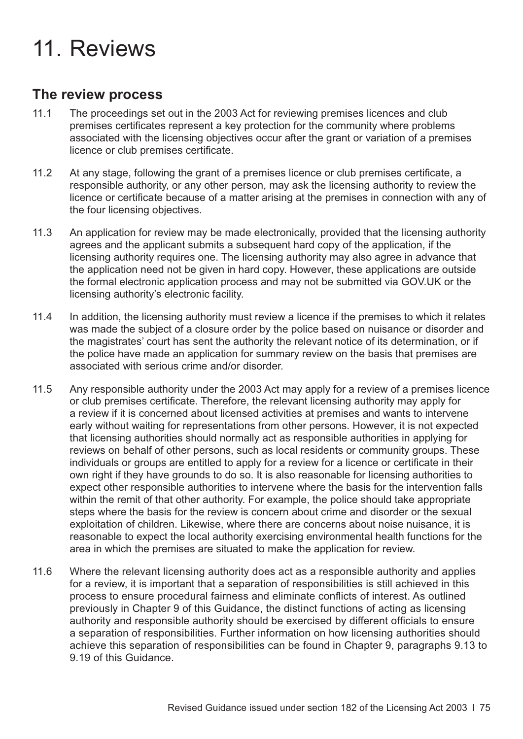# 11. Reviews

## The review process

11.1 The proceedings set out in the 2003 Act for reviewing premises licences and club premises certificates represent a key protection for the community where problems associated with the licensing objectives occur after the grant or variation of a premises licence or club premises certificate.

11.2 At any stage, following the grant of a premises licence or club premises certificate, a responsible authority, or any other person, may ask the licensing authority to review the licence or certificate because of a matter arising at the premises in connection with any of the four licensing objectives.

11.3 An application for review may be made electronically, provided that the licensing authority agrees and the applicant submits a subsequent hard copy of the application, if the licensing authority requires one. The licensing authority may also agree in advance that the application need not be given in hard copy. However, these applications are outside the formal electronic application process and may not be submitted via GOV.UK or the licensing authority's electronic facility.

11.4 In addition, the licensing authority must review a licence if the premises to which it relates was made the subject of a closure order by the police based on nuisance or disorder and the magistrates' court has sent the authority the relevant notice of its determination, or if the police have made an application for summary review on the basis that premises are associated with serious crime and/or disorder.

11.5 Any responsible authority under the 2003 Act may apply for a review of a premises licence or club premises certificate. Therefore, the relevant licensing authority may apply for a review if it is concerned about licensed activities at premises and wants to intervene early without waiting for representations from other persons. However, it is not expected that licensing authorities should normally act as responsible authorities in applying for reviews on behalf of other persons, such as local residents or community groups. These individuals or groups are entitled to apply for a review for a licence or certificate in their own right if they have grounds to do so. It is also reasonable for licensing authorities to expect other responsible authorities to intervene where the basis for the intervention falls within the remit of that other authority. For example, the police should take appropriate steps where the basis for the review is concern about crime and disorder or the sexual exploitation of children. Likewise, where there are concerns about noise nuisance, it is reasonable to expect the local authority exercising environmental health functions for the area in which the premises are situated to make the application for review.

11.6 Where the relevant licensing authority does act as a responsible authority and applies for a review, it is important that a separation of responsibilities is still achieved in this process to ensure procedural fairness and eliminate conflicts of interest. As outlined previously in Chapter 9 of this Guidance, the distinct functions of acting as licensing authority and responsible authority should be exercised by different officials to ensure a separation of responsibilities. Further information on how licensing authorities should achieve this separation of responsibilities can be found in Chapter 9, paragraphs 9.13 to 9.19 of this Guidance.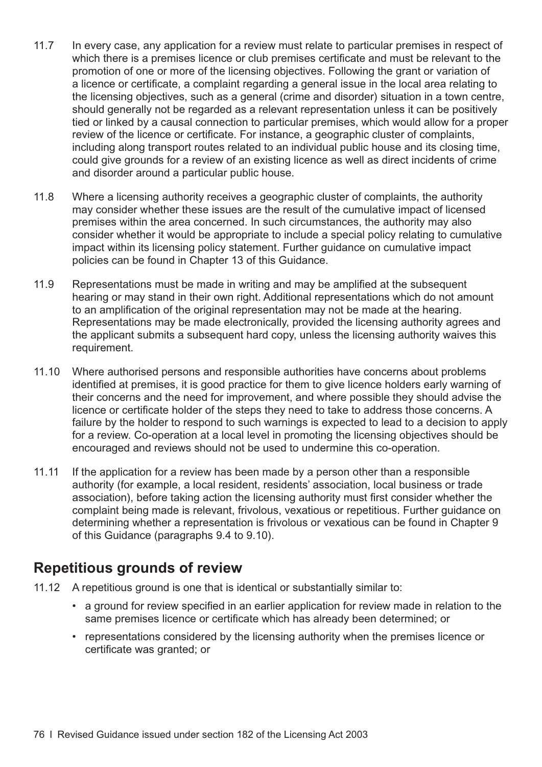11.7 In every case, any application for a review must relate to particular premises in respect of which there is a premises licence or club premises certificate and must be relevant to the promotion of one or more of the licensing objectives. Following the grant or variation of a licence or certificate, a complaint regarding a general issue in the local area relating to the licensing objectives, such as a general (crime and disorder) situation in a town centre, should generally not be regarded as a relevant representation unless it can be positively tied or linked by a causal connection to particular premises, which would allow for a proper review of the licence or certificate. For instance, a geographic cluster of complaints, including along transport routes related to an individual public house and its closing time, could give grounds for a review of an existing licence as well as direct incidents of crime and disorder around a particular public house.

11.8 Where a licensing authority receives a geographic cluster of complaints, the authority may consider whether these issues are the result of the cumulative impact of licensed premises within the area concerned. In such circumstances, the authority may also consider whether it would be appropriate to include a special policy relating to cumulative impact within its licensing policy statement. Further guidance on cumulative impact policies can be found in Chapter 13 of this Guidance.

11.9 Representations must be made in writing and may be amplified at the subsequent hearing or may stand in their own right. Additional representations which do not amount to an amplification of the original representation may not be made at the hearing. Representations may be made electronically, provided the licensing authority agrees and the applicant submits a subsequent hard copy, unless the licensing authority waives this requirement.

11.10 Where authorised persons and responsible authorities have concerns about problems identified at premises, it is good practice for them to give licence holders early warning of their concerns and the need for improvement, and where possible they should advise the licence or certificate holder of the steps they need to take to address those concerns. A failure by the holder to respond to such warnings is expected to lead to a decision to apply for a review. Co-operation at a local level in promoting the licensing objectives should be encouraged and reviews should not be used to undermine this co-operation.

11.11 If the application for a review has been made by a person other than a responsible authority (for example, a local resident, residents' association, local business or trade association), before taking action the licensing authority must first consider whether the complaint being made is relevant, frivolous, vexatious or repetitious. Further guidance on determining whether a representation is frivolous or vexatious can be found in Chapter 9 of this Guidance (paragraphs 9.4 to 9.10).

## Repetitious grounds of review

11.12 A repetitious ground is one that is identical or substantially similar to:

- a ground for review specified in an earlier application for review made in relation to the same premises licence or certificate which has already been determined; or
- representations considered by the licensing authority when the premises licence or certificate was granted; or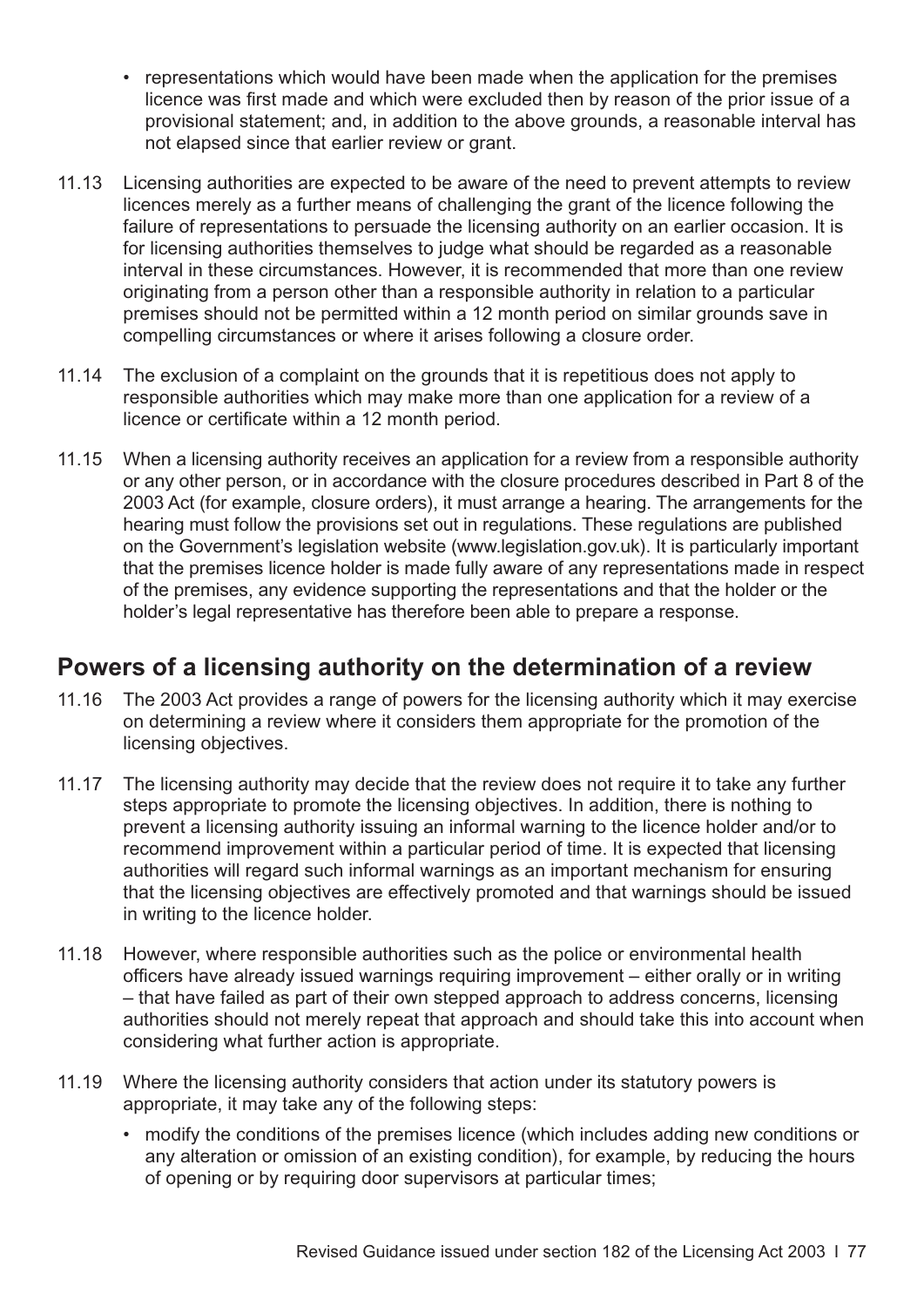- representations which would have been made when the application for the premises licence was first made and which were excluded then by reason of the prior issue of a provisional statement; and, in addition to the above grounds, a reasonable interval has not elapsed since that earlier review or grant.

11.13 Licensing authorities are expected to be aware of the need to prevent attempts to review licences merely as a further means of challenging the grant of the licence following the failure of representations to persuade the licensing authority on an earlier occasion. It is for licensing authorities themselves to judge what should be regarded as a reasonable interval in these circumstances. However, it is recommended that more than one review originating from a person other than a responsible authority in relation to a particular premises should not be permitted within a 12 month period on similar grounds save in compelling circumstances or where it arises following a closure order.

11.14 The exclusion of a complaint on the grounds that it is repetitious does not apply to responsible authorities which may make more than one application for a review of a licence or certificate within a 12 month period.

11.15 When a licensing authority receives an application for a review from a responsible authority or any other person, or in accordance with the closure procedures described in Part 8 of the 2003 Act (for example, closure orders), it must arrange a hearing. The arrangements for the hearing must follow the provisions set out in regulations. These regulations are published on the Government's legislation website (www.legislation.gov.uk). It is particularly important that the premises licence holder is made fully aware of any representations made in respect of the premises, any evidence supporting the representations and that the holder or the holder's legal representative has therefore been able to prepare a response.

## Powers of a licensing authority on the determination of a review

11.16 The 2003 Act provides a range of powers for the licensing authority which it may exercise on determining a review where it considers them appropriate for the promotion of the licensing objectives.

11.17 The licensing authority may decide that the review does not require it to take any further steps appropriate to promote the licensing objectives. In addition, there is nothing to prevent a licensing authority issuing an informal warning to the licence holder and/or to recommend improvement within a particular period of time. It is expected that licensing authorities will regard such informal warnings as an important mechanism for ensuring that the licensing objectives are effectively promoted and that warnings should be issued in writing to the licence holder.

11.18 However, where responsible authorities such as the police or environmental health officers have already issued warnings requiring improvement – either orally or in writing – that have failed as part of their own stepped approach to address concerns, licensing authorities should not merely repeat that approach and should take this into account when considering what further action is appropriate.

11.19 Where the licensing authority considers that action under its statutory powers is appropriate, it may take any of the following steps:

- modify the conditions of the premises licence (which includes adding new conditions or any alteration or omission of an existing condition), for example, by reducing the hours of opening or by requiring door supervisors at particular times;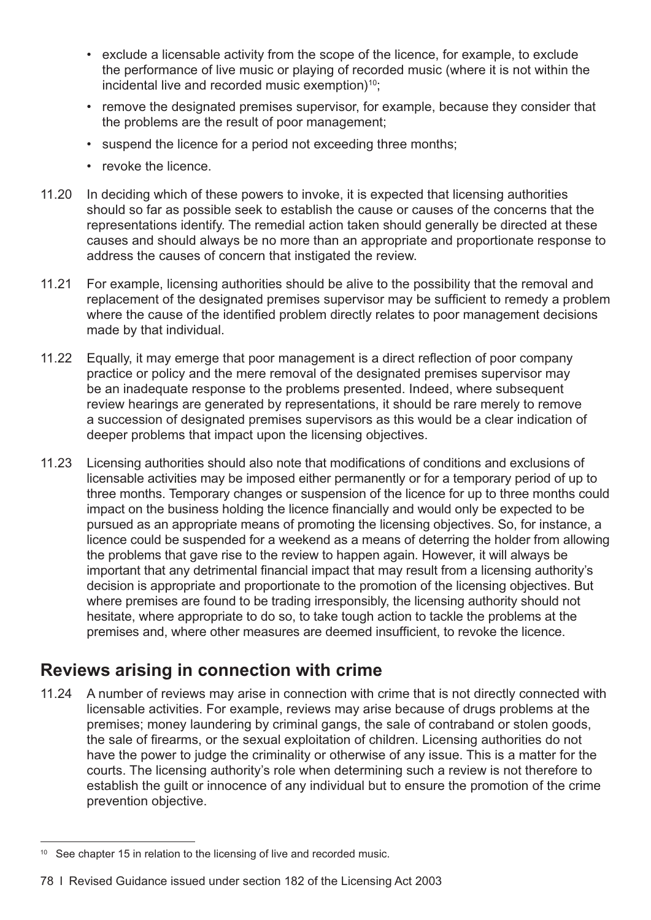- exclude a licensable activity from the scope of the licence, for example, to exclude the performance of live music or playing of recorded music (where it is not within the incidental live and recorded music exemption)[10];
- remove the designated premises supervisor, for example, because they consider that the problems are the result of poor management;
- suspend the licence for a period not exceeding three months;
- revoke the licence.

11.20 In deciding which of these powers to invoke, it is expected that licensing authorities should so far as possible seek to establish the cause or causes of the concerns that the representations identify. The remedial action taken should generally be directed at these causes and should always be no more than an appropriate and proportionate response to address the causes of concern that instigated the review.

11.21 For example, licensing authorities should be alive to the possibility that the removal and replacement of the designated premises supervisor may be sufficient to remedy a problem where the cause of the identified problem directly relates to poor management decisions made by that individual.

11.22 Equally, it may emerge that poor management is a direct reflection of poor company practice or policy and the mere removal of the designated premises supervisor may be an inadequate response to the problems presented. Indeed, where subsequent review hearings are generated by representations, it should be rare merely to remove a succession of designated premises supervisors as this would be a clear indication of deeper problems that impact upon the licensing objectives.

11.23 Licensing authorities should also note that modifications of conditions and exclusions of licensable activities may be imposed either permanently or for a temporary period of up to three months. Temporary changes or suspension of the licence for up to three months could impact on the business holding the licence financially and would only be expected to be pursued as an appropriate means of promoting the licensing objectives. So, for instance, a licence could be suspended for a weekend as a means of deterring the holder from allowing the problems that gave rise to the review to happen again. However, it will always be important that any detrimental financial impact that may result from a licensing authority's decision is appropriate and proportionate to the promotion of the licensing objectives. But where premises are found to be trading irresponsibly, the licensing authority should not hesitate, where appropriate to do so, to take tough action to tackle the problems at the premises and, where other measures are deemed insufficient, to revoke the licence.

## Reviews arising in connection with crime

11.24 A number of reviews may arise in connection with crime that is not directly connected with licensable activities. For example, reviews may arise because of drugs problems at the premises; money laundering by criminal gangs, the sale of contraband or stolen goods, the sale of firearms, or the sexual exploitation of children. Licensing authorities do not have the power to judge the criminality or otherwise of any issue. This is a matter for the courts. The licensing authority's role when determining such a review is not therefore to establish the guilt or innocence of any individual but to ensure the promotion of the crime prevention objective.

[10] See chapter 15 in relation to the licensing of live and recorded music.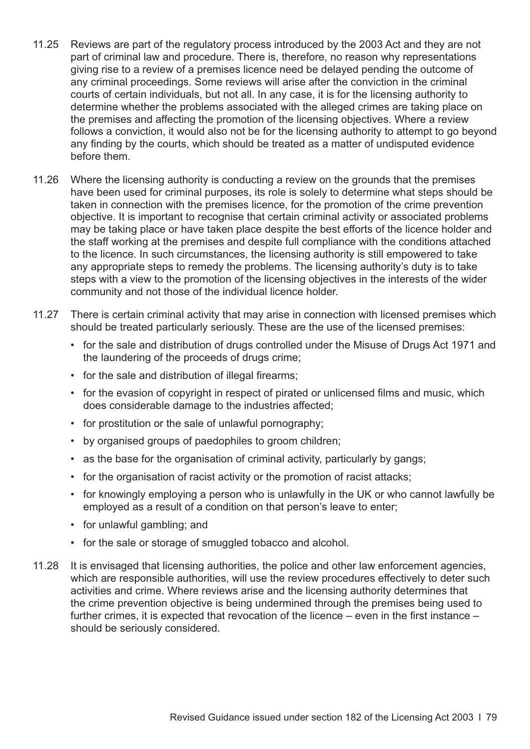11.25 Reviews are part of the regulatory process introduced by the 2003 Act and they are not part of criminal law and procedure. There is, therefore, no reason why representations giving rise to a review of a premises licence need be delayed pending the outcome of any criminal proceedings. Some reviews will arise after the conviction in the criminal courts of certain individuals, but not all. In any case, it is for the licensing authority to determine whether the problems associated with the alleged crimes are taking place on the premises and affecting the promotion of the licensing objectives. Where a review follows a conviction, it would also not be for the licensing authority to attempt to go beyond any finding by the courts, which should be treated as a matter of undisputed evidence before them.

11.26 Where the licensing authority is conducting a review on the grounds that the premises have been used for criminal purposes, its role is solely to determine what steps should be taken in connection with the premises licence, for the promotion of the crime prevention objective. It is important to recognise that certain criminal activity or associated problems may be taking place or have taken place despite the best efforts of the licence holder and the staff working at the premises and despite full compliance with the conditions attached to the licence. In such circumstances, the licensing authority is still empowered to take any appropriate steps to remedy the problems. The licensing authority's duty is to take steps with a view to the promotion of the licensing objectives in the interests of the wider community and not those of the individual licence holder.

11.27 There is certain criminal activity that may arise in connection with licensed premises which should be treated particularly seriously. These are the use of the licensed premises:

- for the sale and distribution of drugs controlled under the Misuse of Drugs Act 1971 and the laundering of the proceeds of drugs crime;
- for the sale and distribution of illegal firearms;
- for the evasion of copyright in respect of pirated or unlicensed films and music, which does considerable damage to the industries affected;
- for prostitution or the sale of unlawful pornography;
- by organised groups of paedophiles to groom children;
- as the base for the organisation of criminal activity, particularly by gangs;
- for the organisation of racist activity or the promotion of racist attacks;
- for knowingly employing a person who is unlawfully in the UK or who cannot lawfully be employed as a result of a condition on that person's leave to enter;
- for unlawful gambling; and
- for the sale or storage of smuggled tobacco and alcohol.

11.28 It is envisaged that licensing authorities, the police and other law enforcement agencies, which are responsible authorities, will use the review procedures effectively to deter such activities and crime. Where reviews arise and the licensing authority determines that the crime prevention objective is being undermined through the premises being used to further crimes, it is expected that revocation of the licence – even in the first instance – should be seriously considered.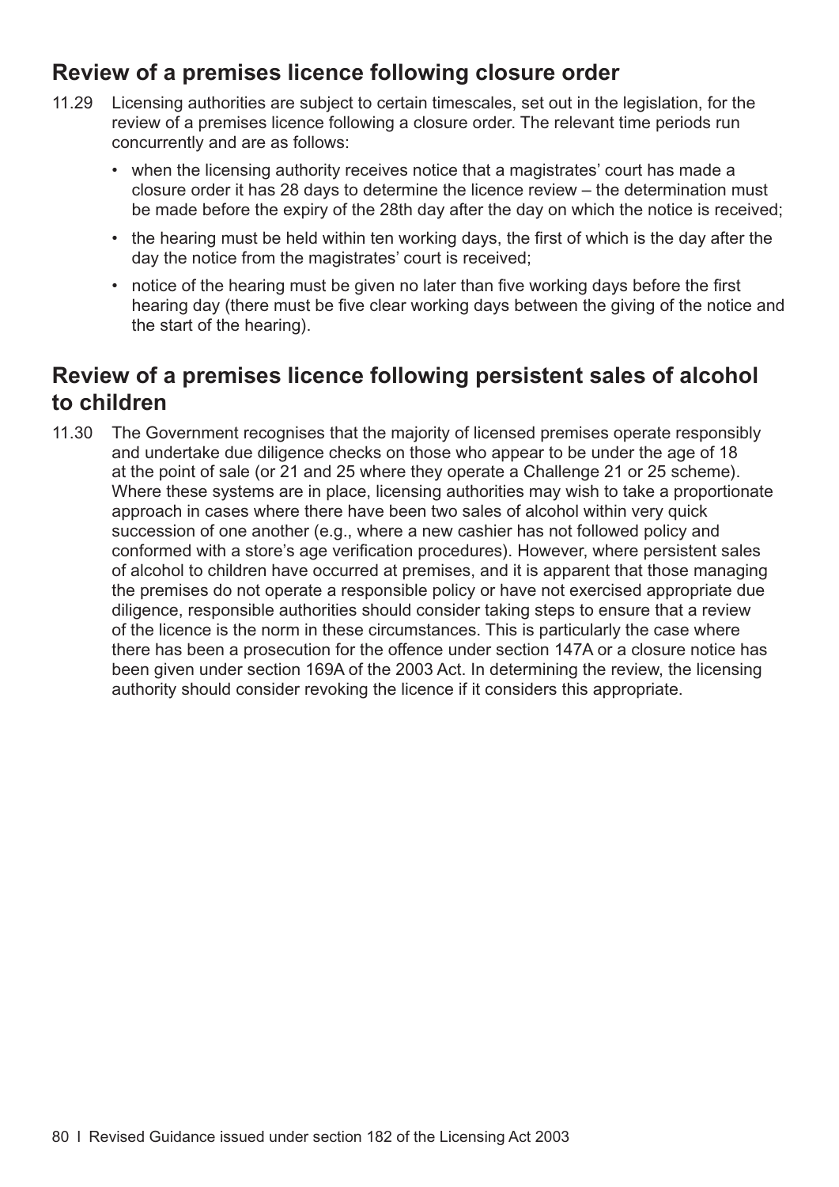## Review of a premises licence following closure order

11.29 Licensing authorities are subject to certain timescales, set out in the legislation, for the review of a premises licence following a closure order. The relevant time periods run concurrently and are as follows:

- when the licensing authority receives notice that a magistrates' court has made a closure order it has 28 days to determine the licence review – the determination must be made before the expiry of the 28th day after the day on which the notice is received;
- the hearing must be held within ten working days, the first of which is the day after the day the notice from the magistrates' court is received;
- notice of the hearing must be given no later than five working days before the first hearing day (there must be five clear working days between the giving of the notice and the start of the hearing).

## Review of a premises licence following persistent sales of alcohol to children

11.30 The Government recognises that the majority of licensed premises operate responsibly and undertake due diligence checks on those who appear to be under the age of 18 at the point of sale (or 21 and 25 where they operate a Challenge 21 or 25 scheme). Where these systems are in place, licensing authorities may wish to take a proportionate approach in cases where there have been two sales of alcohol within very quick succession of one another (e.g., where a new cashier has not followed policy and conformed with a store's age verification procedures). However, where persistent sales of alcohol to children have occurred at premises, and it is apparent that those managing the premises do not operate a responsible policy or have not exercised appropriate due diligence, responsible authorities should consider taking steps to ensure that a review of the licence is the norm in these circumstances. This is particularly the case where there has been a prosecution for the offence under section 147A or a closure notice has been given under section 169A of the 2003 Act. In determining the review, the licensing authority should consider revoking the licence if it considers this appropriate.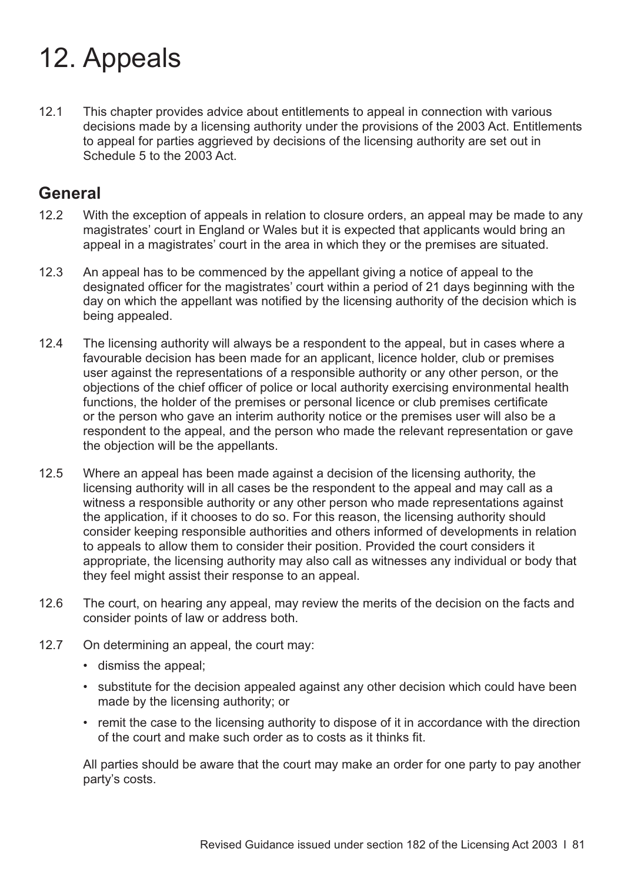# 12. Appeals

12.1 This chapter provides advice about entitlements to appeal in connection with various decisions made by a licensing authority under the provisions of the 2003 Act. Entitlements to appeal for parties aggrieved by decisions of the licensing authority are set out in Schedule 5 to the 2003 Act.

## General

12.2 With the exception of appeals in relation to closure orders, an appeal may be made to any magistrates' court in England or Wales but it is expected that applicants would bring an appeal in a magistrates' court in the area in which they or the premises are situated.

12.3 An appeal has to be commenced by the appellant giving a notice of appeal to the designated officer for the magistrates' court within a period of 21 days beginning with the day on which the appellant was notified by the licensing authority of the decision which is being appealed.

12.4 The licensing authority will always be a respondent to the appeal, but in cases where a favourable decision has been made for an applicant, licence holder, club or premises user against the representations of a responsible authority or any other person, or the objections of the chief officer of police or local authority exercising environmental health functions, the holder of the premises or personal licence or club premises certificate or the person who gave an interim authority notice or the premises user will also be a respondent to the appeal, and the person who made the relevant representation or gave the objection will be the appellants.

12.5 Where an appeal has been made against a decision of the licensing authority, the licensing authority will in all cases be the respondent to the appeal and may call as a witness a responsible authority or any other person who made representations against the application, if it chooses to do so. For this reason, the licensing authority should consider keeping responsible authorities and others informed of developments in relation to appeals to allow them to consider their position. Provided the court considers it appropriate, the licensing authority may also call as witnesses any individual or body that they feel might assist their response to an appeal.

12.6 The court, on hearing any appeal, may review the merits of the decision on the facts and consider points of law or address both.

12.7 On determining an appeal, the court may:

- dismiss the appeal;
- substitute for the decision appealed against any other decision which could have been made by the licensing authority; or
- remit the case to the licensing authority to dispose of it in accordance with the direction of the court and make such order as to costs as it thinks fit.

All parties should be aware that the court may make an order for one party to pay another party's costs.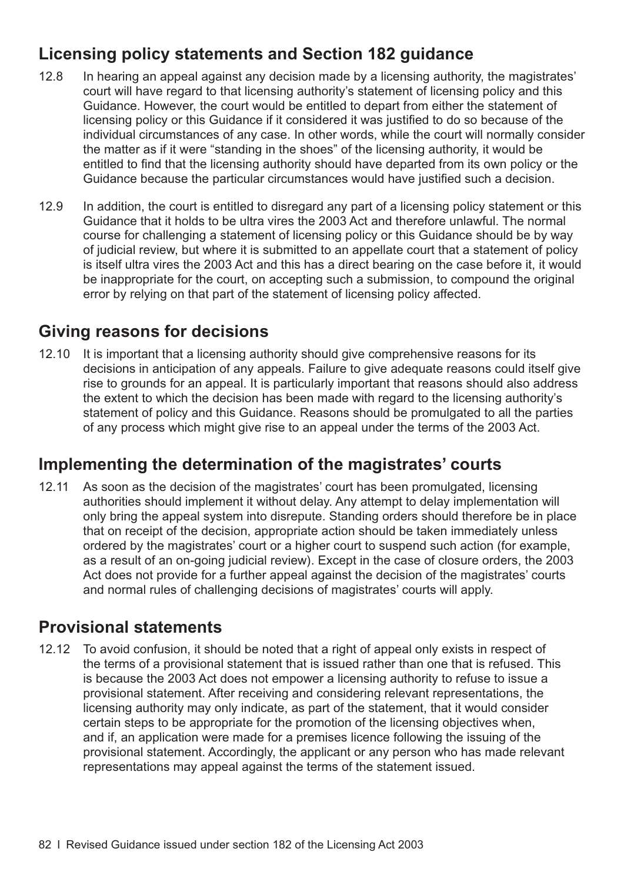## Licensing policy statements and Section 182 guidance

12.8 In hearing an appeal against any decision made by a licensing authority, the magistrates' court will have regard to that licensing authority's statement of licensing policy and this Guidance. However, the court would be entitled to depart from either the statement of licensing policy or this Guidance if it considered it was justified to do so because of the individual circumstances of any case. In other words, while the court will normally consider the matter as if it were "standing in the shoes" of the licensing authority, it would be entitled to find that the licensing authority should have departed from its own policy or the Guidance because the particular circumstances would have justified such a decision.

12.9 In addition, the court is entitled to disregard any part of a licensing policy statement or this Guidance that it holds to be ultra vires the 2003 Act and therefore unlawful. The normal course for challenging a statement of licensing policy or this Guidance should be by way of judicial review, but where it is submitted to an appellate court that a statement of policy is itself ultra vires the 2003 Act and this has a direct bearing on the case before it, it would be inappropriate for the court, on accepting such a submission, to compound the original error by relying on that part of the statement of licensing policy affected.

## Giving reasons for decisions

12.10 It is important that a licensing authority should give comprehensive reasons for its decisions in anticipation of any appeals. Failure to give adequate reasons could itself give rise to grounds for an appeal. It is particularly important that reasons should also address the extent to which the decision has been made with regard to the licensing authority's statement of policy and this Guidance. Reasons should be promulgated to all the parties of any process which might give rise to an appeal under the terms of the 2003 Act.

## Implementing the determination of the magistrates' courts

12.11 As soon as the decision of the magistrates' court has been promulgated, licensing authorities should implement it without delay. Any attempt to delay implementation will only bring the appeal system into disrepute. Standing orders should therefore be in place that on receipt of the decision, appropriate action should be taken immediately unless ordered by the magistrates' court or a higher court to suspend such action (for example, as a result of an on-going judicial review). Except in the case of closure orders, the 2003 Act does not provide for a further appeal against the decision of the magistrates' courts and normal rules of challenging decisions of magistrates' courts will apply.

## Provisional statements

12.12 To avoid confusion, it should be noted that a right of appeal only exists in respect of the terms of a provisional statement that is issued rather than one that is refused. This is because the 2003 Act does not empower a licensing authority to refuse to issue a provisional statement. After receiving and considering relevant representations, the licensing authority may only indicate, as part of the statement, that it would consider certain steps to be appropriate for the promotion of the licensing objectives when, and if, an application were made for a premises licence following the issuing of the provisional statement. Accordingly, the applicant or any person who has made relevant representations may appeal against the terms of the statement issued.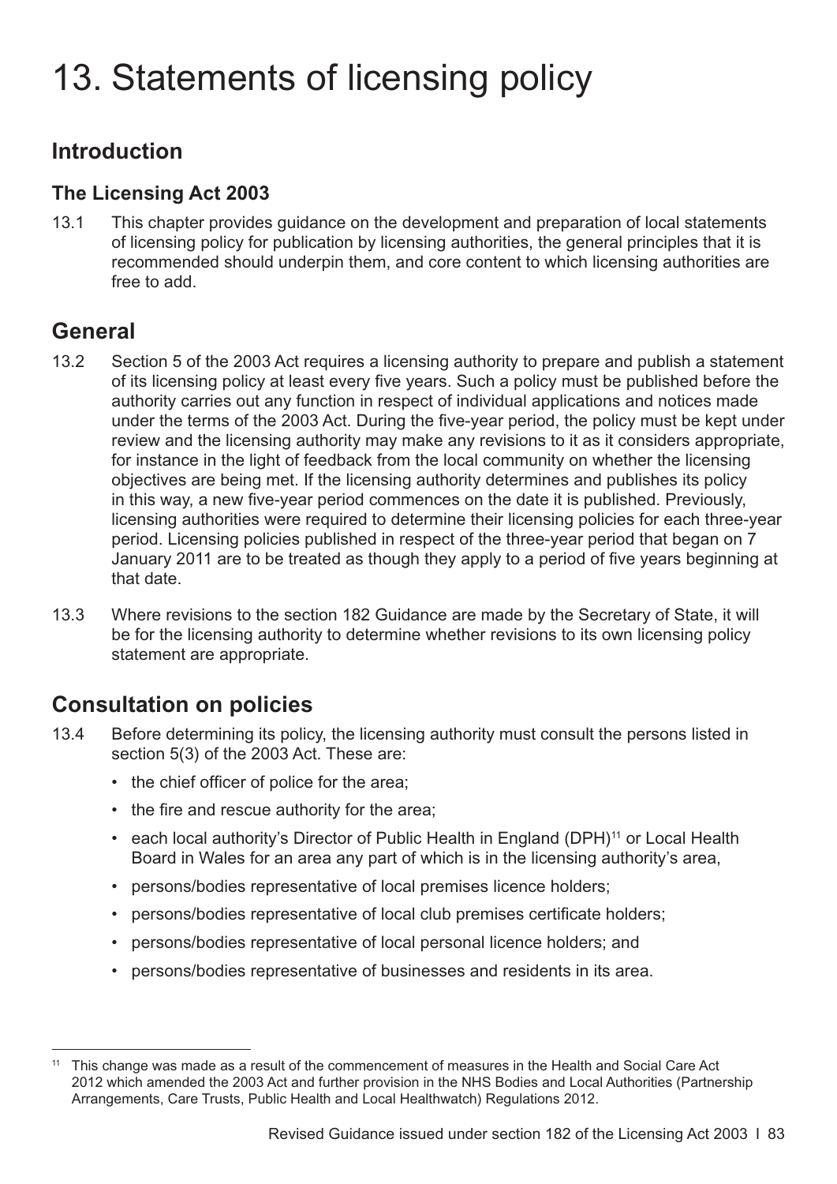# 13. Statements of licensing policy

## Introduction

### The Licensing Act 2003

13.1 This chapter provides guidance on the development and preparation of local statements of licensing policy for publication by licensing authorities, the general principles that it is recommended should underpin them, and core content to which licensing authorities are free to add.

## General

13.2 Section 5 of the 2003 Act requires a licensing authority to prepare and publish a statement of its licensing policy at least every five years. Such a policy must be published before the authority carries out any function in respect of individual applications and notices made under the terms of the 2003 Act. During the five-year period, the policy must be kept under review and the licensing authority may make any revisions to it as it considers appropriate, for instance in the light of feedback from the local community on whether the licensing objectives are being met. If the licensing authority determines and publishes its policy in this way, a new five-year period commences on the date it is published. Previously, licensing authorities were required to determine their licensing policies for each three-year period. Licensing policies published in respect of the three-year period that began on 7 January 2011 are to be treated as though they apply to a period of five years beginning at that date.

13.3 Where revisions to the section 182 Guidance are made by the Secretary of State, it will be for the licensing authority to determine whether revisions to its own licensing policy statement are appropriate.

## Consultation on policies

13.4 Before determining its policy, the licensing authority must consult the persons listed in section 5(3) of the 2003 Act. These are:

- the chief officer of police for the area;
- the fire and rescue authority for the area;
- each local authority's Director of Public Health in England (DPH)[11] or Local Health Board in Wales for an area any part of which is in the licensing authority's area,
- persons/bodies representative of local premises licence holders;
- persons/bodies representative of local club premises certificate holders;
- persons/bodies representative of local personal licence holders; and
- persons/bodies representative of businesses and residents in its area.

[11] This change was made as a result of the commencement of measures in the Health and Social Care Act 2012 which amended the 2003 Act and further provision in the NHS Bodies and Local Authorities (Partnership Arrangements, Care Trusts, Public Health and Local Healthwatch) Regulations 2012.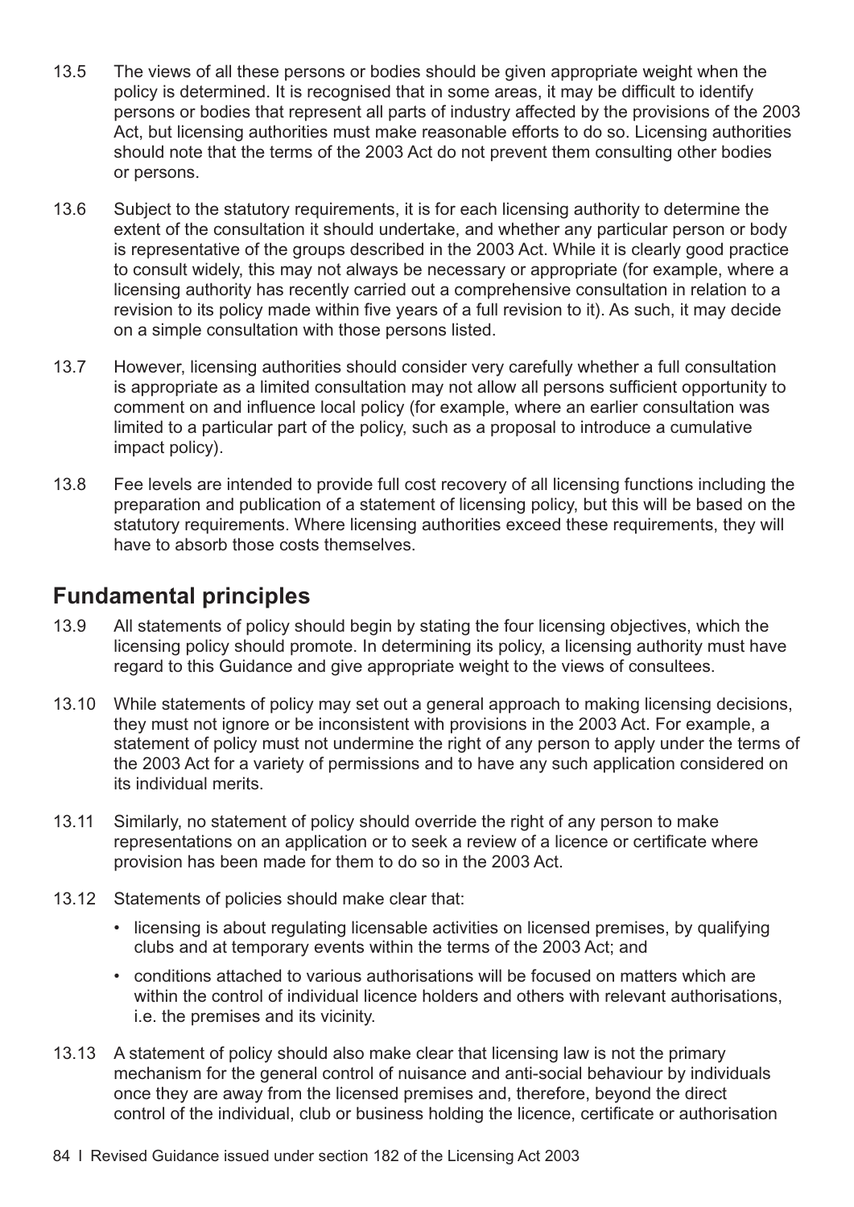13.5 The views of all these persons or bodies should be given appropriate weight when the policy is determined. It is recognised that in some areas, it may be difficult to identify persons or bodies that represent all parts of industry affected by the provisions of the 2003 Act, but licensing authorities must make reasonable efforts to do so. Licensing authorities should note that the terms of the 2003 Act do not prevent them consulting other bodies or persons.

13.6 Subject to the statutory requirements, it is for each licensing authority to determine the extent of the consultation it should undertake, and whether any particular person or body is representative of the groups described in the 2003 Act. While it is clearly good practice to consult widely, this may not always be necessary or appropriate (for example, where a licensing authority has recently carried out a comprehensive consultation in relation to a revision to its policy made within five years of a full revision to it). As such, it may decide on a simple consultation with those persons listed.

13.7 However, licensing authorities should consider very carefully whether a full consultation is appropriate as a limited consultation may not allow all persons sufficient opportunity to comment on and influence local policy (for example, where an earlier consultation was limited to a particular part of the policy, such as a proposal to introduce a cumulative impact policy).

13.8 Fee levels are intended to provide full cost recovery of all licensing functions including the preparation and publication of a statement of licensing policy, but this will be based on the statutory requirements. Where licensing authorities exceed these requirements, they will have to absorb those costs themselves.

## Fundamental principles

13.9 All statements of policy should begin by stating the four licensing objectives, which the licensing policy should promote. In determining its policy, a licensing authority must have regard to this Guidance and give appropriate weight to the views of consultees.

13.10 While statements of policy may set out a general approach to making licensing decisions, they must not ignore or be inconsistent with provisions in the 2003 Act. For example, a statement of policy must not undermine the right of any person to apply under the terms of the 2003 Act for a variety of permissions and to have any such application considered on its individual merits.

13.11 Similarly, no statement of policy should override the right of any person to make representations on an application or to seek a review of a licence or certificate where provision has been made for them to do so in the 2003 Act.

13.12 Statements of policies should make clear that:

- licensing is about regulating licensable activities on licensed premises, by qualifying clubs and at temporary events within the terms of the 2003 Act; and
- conditions attached to various authorisations will be focused on matters which are within the control of individual licence holders and others with relevant authorisations, i.e. the premises and its vicinity.

13.13 A statement of policy should also make clear that licensing law is not the primary mechanism for the general control of nuisance and anti-social behaviour by individuals once they are away from the licensed premises and, therefore, beyond the direct control of the individual, club or business holding the licence, certificate or authorisation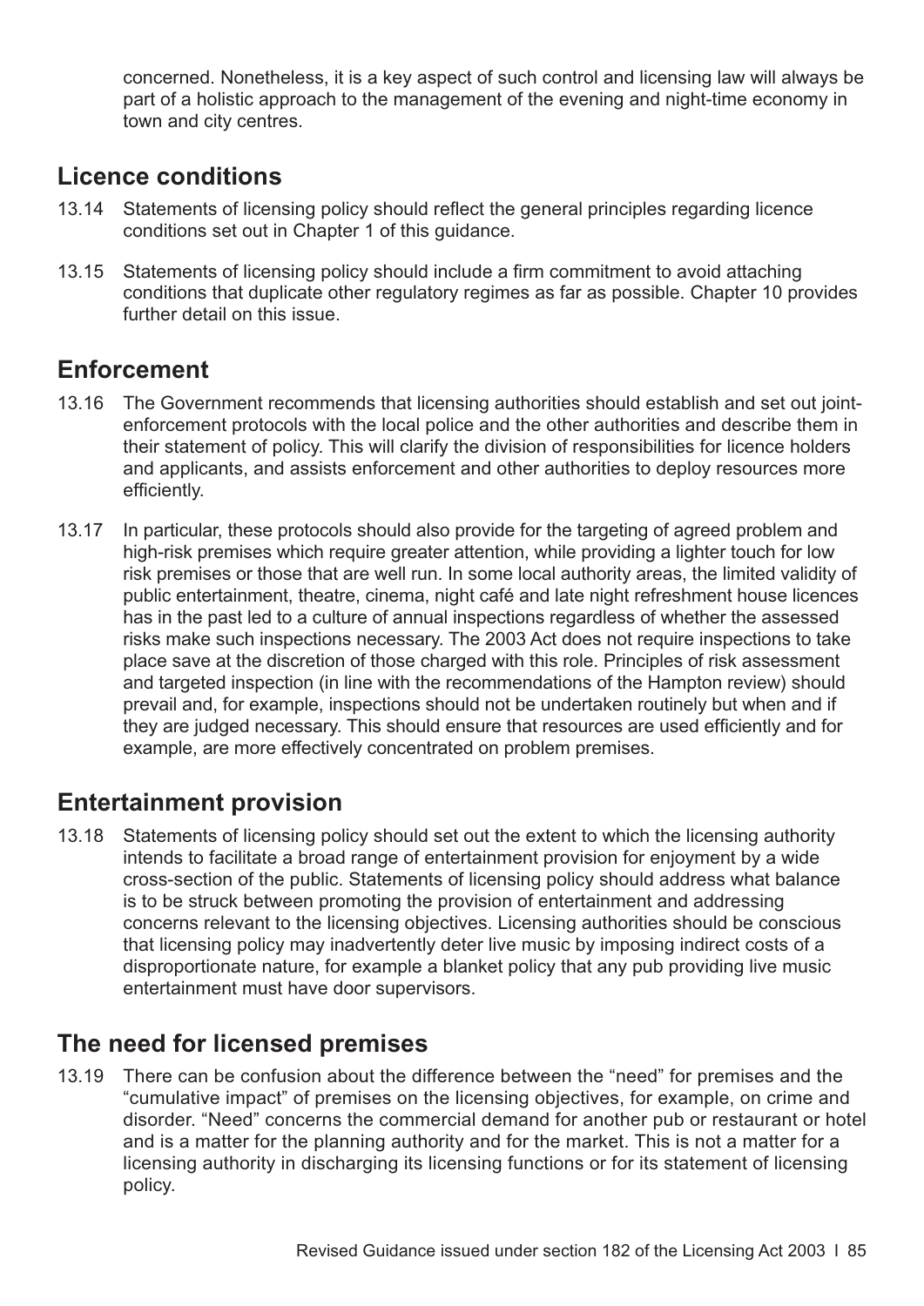concerned. Nonetheless, it is a key aspect of such control and licensing law will always be part of a holistic approach to the management of the evening and night-time economy in town and city centres.

## Licence conditions

13.14 Statements of licensing policy should reflect the general principles regarding licence conditions set out in Chapter 1 of this guidance.

13.15 Statements of licensing policy should include a firm commitment to avoid attaching conditions that duplicate other regulatory regimes as far as possible. Chapter 10 provides further detail on this issue.

## Enforcement

13.16 The Government recommends that licensing authorities should establish and set out joint-enforcement protocols with the local police and the other authorities and describe them in their statement of policy. This will clarify the division of responsibilities for licence holders and applicants, and assists enforcement and other authorities to deploy resources more efficiently.

13.17 In particular, these protocols should also provide for the targeting of agreed problem and high-risk premises which require greater attention, while providing a lighter touch for low risk premises or those that are well run. In some local authority areas, the limited validity of public entertainment, theatre, cinema, night café and late night refreshment house licences has in the past led to a culture of annual inspections regardless of whether the assessed risks make such inspections necessary. The 2003 Act does not require inspections to take place save at the discretion of those charged with this role. Principles of risk assessment and targeted inspection (in line with the recommendations of the Hampton review) should prevail and, for example, inspections should not be undertaken routinely but when and if they are judged necessary. This should ensure that resources are used efficiently and for example, are more effectively concentrated on problem premises.

## Entertainment provision

13.18 Statements of licensing policy should set out the extent to which the licensing authority intends to facilitate a broad range of entertainment provision for enjoyment by a wide cross-section of the public. Statements of licensing policy should address what balance is to be struck between promoting the provision of entertainment and addressing concerns relevant to the licensing objectives. Licensing authorities should be conscious that licensing policy may inadvertently deter live music by imposing indirect costs of a disproportionate nature, for example a blanket policy that any pub providing live music entertainment must have door supervisors.

## The need for licensed premises

13.19 There can be confusion about the difference between the "need" for premises and the "cumulative impact" of premises on the licensing objectives, for example, on crime and disorder. "Need" concerns the commercial demand for another pub or restaurant or hotel and is a matter for the planning authority and for the market. This is not a matter for a licensing authority in discharging its licensing functions or for its statement of licensing policy.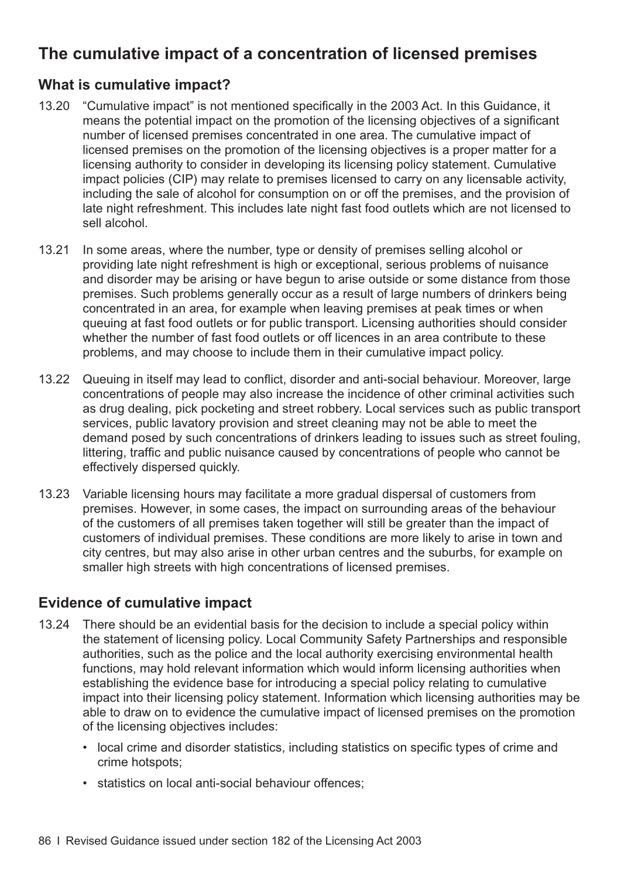## The cumulative impact of a concentration of licensed premises

### What is cumulative impact?

13.20 "Cumulative impact" is not mentioned specifically in the 2003 Act. In this Guidance, it means the potential impact on the promotion of the licensing objectives of a significant number of licensed premises concentrated in one area. The cumulative impact of licensed premises on the promotion of the licensing objectives is a proper matter for a licensing authority to consider in developing its licensing policy statement. Cumulative impact policies (CIP) may relate to premises licensed to carry on any licensable activity, including the sale of alcohol for consumption on or off the premises, and the provision of late night refreshment. This includes late night fast food outlets which are not licensed to sell alcohol.

13.21 In some areas, where the number, type or density of premises selling alcohol or providing late night refreshment is high or exceptional, serious problems of nuisance and disorder may be arising or have begun to arise outside or some distance from those premises. Such problems generally occur as a result of large numbers of drinkers being concentrated in an area, for example when leaving premises at peak times or when queuing at fast food outlets or for public transport. Licensing authorities should consider whether the number of fast food outlets or off licences in an area contribute to these problems, and may choose to include them in their cumulative impact policy.

13.22 Queuing in itself may lead to conflict, disorder and anti-social behaviour. Moreover, large concentrations of people may also increase the incidence of other criminal activities such as drug dealing, pick pocketing and street robbery. Local services such as public transport services, public lavatory provision and street cleaning may not be able to meet the demand posed by such concentrations of drinkers leading to issues such as street fouling, littering, traffic and public nuisance caused by concentrations of people who cannot be effectively dispersed quickly.

13.23 Variable licensing hours may facilitate a more gradual dispersal of customers from premises. However, in some cases, the impact on surrounding areas of the behaviour of the customers of all premises taken together will still be greater than the impact of customers of individual premises. These conditions are more likely to arise in town and city centres, but may also arise in other urban centres and the suburbs, for example on smaller high streets with high concentrations of licensed premises.

### Evidence of cumulative impact

13.24 There should be an evidential basis for the decision to include a special policy within the statement of licensing policy. Local Community Safety Partnerships and responsible authorities, such as the police and the local authority exercising environmental health functions, may hold relevant information which would inform licensing authorities when establishing the evidence base for introducing a special policy relating to cumulative impact into their licensing policy statement. Information which licensing authorities may be able to draw on to evidence the cumulative impact of licensed premises on the promotion of the licensing objectives includes:

- local crime and disorder statistics, including statistics on specific types of crime and crime hotspots;
- statistics on local anti-social behaviour offences;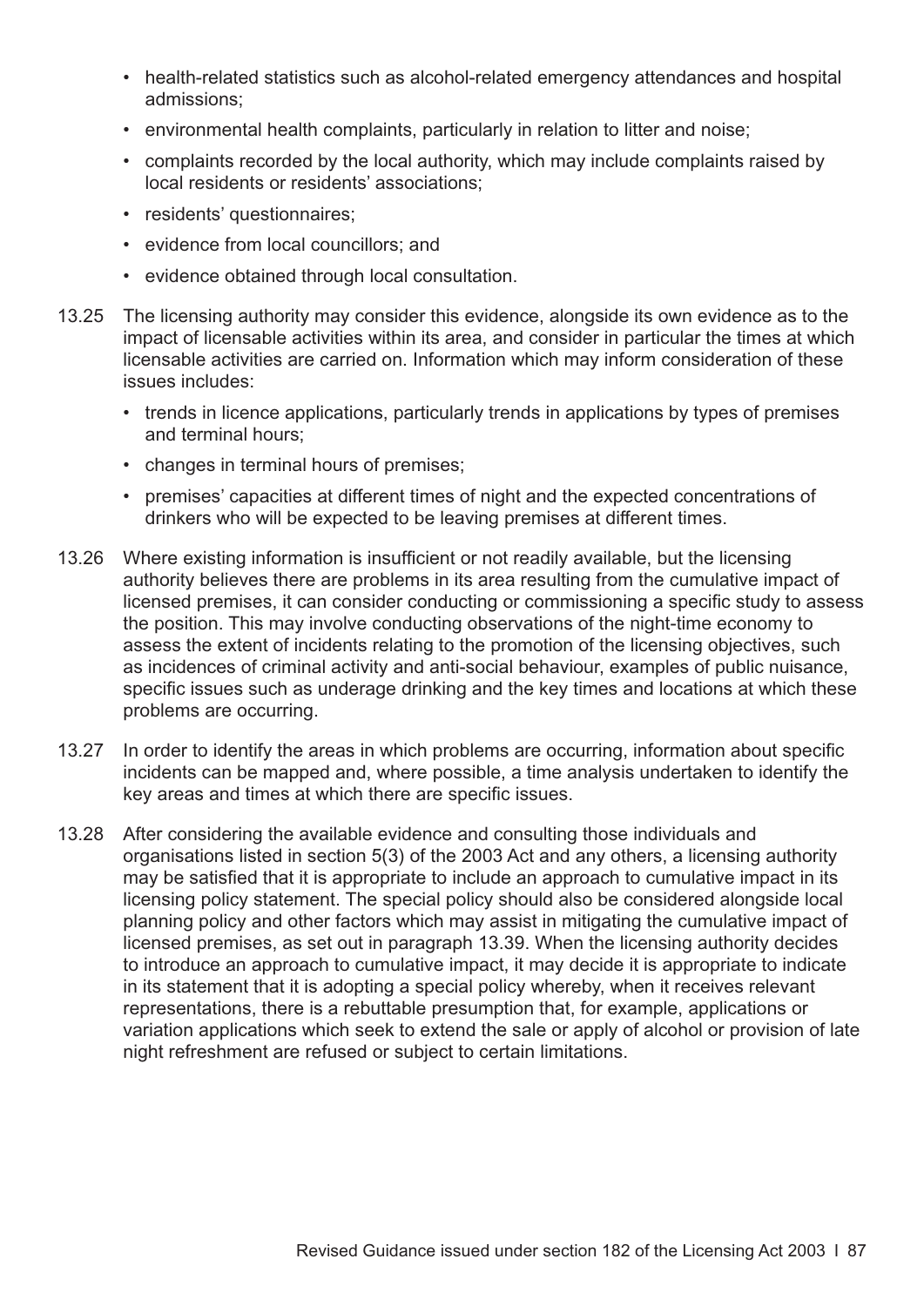- health-related statistics such as alcohol-related emergency attendances and hospital admissions;
- environmental health complaints, particularly in relation to litter and noise;
- complaints recorded by the local authority, which may include complaints raised by local residents or residents' associations;
- residents' questionnaires;
- evidence from local councillors; and
- evidence obtained through local consultation.

13.25 The licensing authority may consider this evidence, alongside its own evidence as to the impact of licensable activities within its area, and consider in particular the times at which licensable activities are carried on. Information which may inform consideration of these issues includes:

- trends in licence applications, particularly trends in applications by types of premises and terminal hours;
- changes in terminal hours of premises;
- premises' capacities at different times of night and the expected concentrations of drinkers who will be expected to be leaving premises at different times.

13.26 Where existing information is insufficient or not readily available, but the licensing authority believes there are problems in its area resulting from the cumulative impact of licensed premises, it can consider conducting or commissioning a specific study to assess the position. This may involve conducting observations of the night-time economy to assess the extent of incidents relating to the promotion of the licensing objectives, such as incidences of criminal activity and anti-social behaviour, examples of public nuisance, specific issues such as underage drinking and the key times and locations at which these problems are occurring.

13.27 In order to identify the areas in which problems are occurring, information about specific incidents can be mapped and, where possible, a time analysis undertaken to identify the key areas and times at which there are specific issues.

13.28 After considering the available evidence and consulting those individuals and organisations listed in section 5(3) of the 2003 Act and any others, a licensing authority may be satisfied that it is appropriate to include an approach to cumulative impact in its licensing policy statement. The special policy should also be considered alongside local planning policy and other factors which may assist in mitigating the cumulative impact of licensed premises, as set out in paragraph 13.39. When the licensing authority decides to introduce an approach to cumulative impact, it may decide it is appropriate to indicate in its statement that it is adopting a special policy whereby, when it receives relevant representations, there is a rebuttable presumption that, for example, applications or variation applications which seek to extend the sale or apply of alcohol or provision of late night refreshment are refused or subject to certain limitations.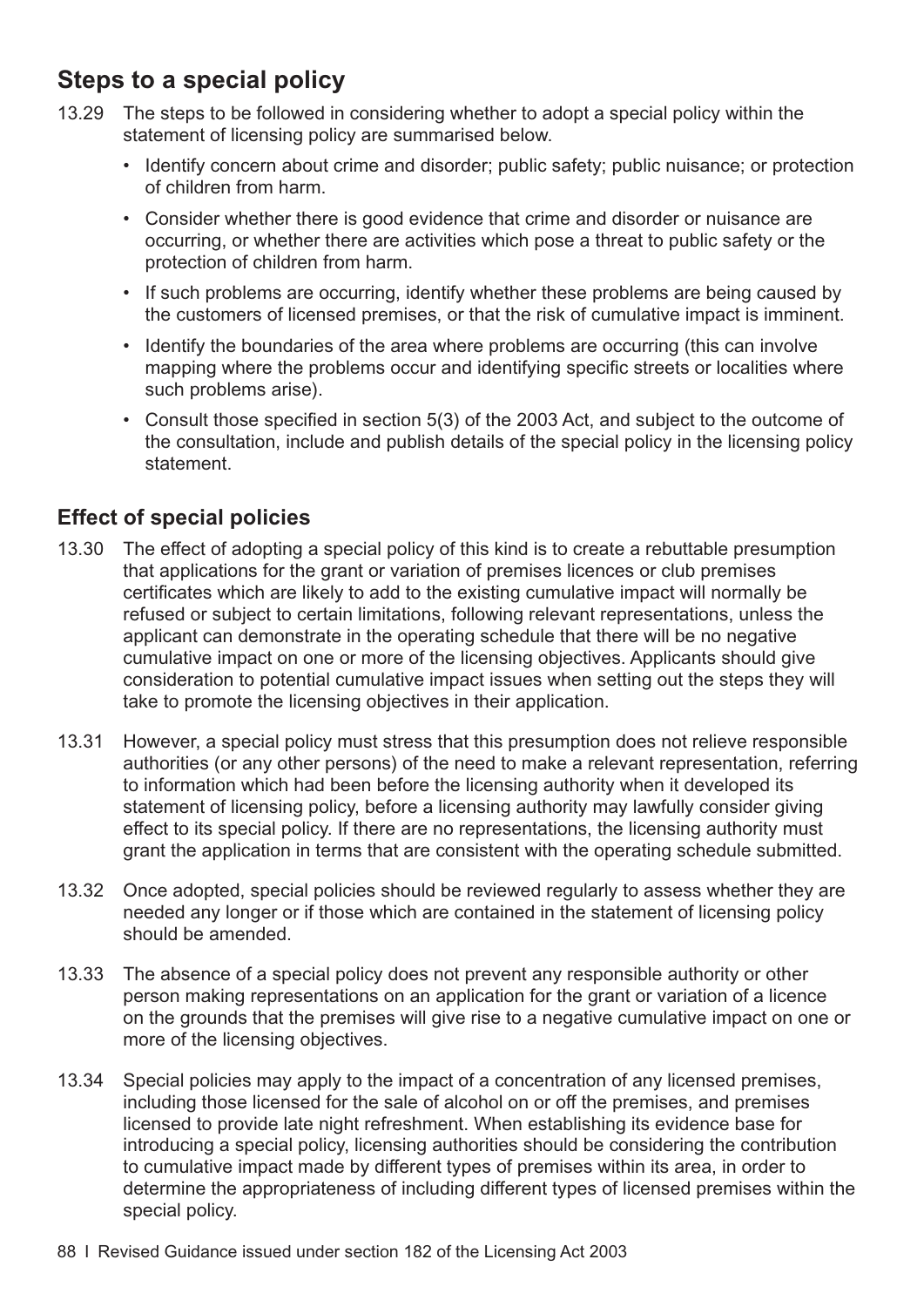## Steps to a special policy

13.29 The steps to be followed in considering whether to adopt a special policy within the statement of licensing policy are summarised below.

- Identify concern about crime and disorder; public safety; public nuisance; or protection of children from harm.
- Consider whether there is good evidence that crime and disorder or nuisance are occurring, or whether there are activities which pose a threat to public safety or the protection of children from harm.
- If such problems are occurring, identify whether these problems are being caused by the customers of licensed premises, or that the risk of cumulative impact is imminent.
- Identify the boundaries of the area where problems are occurring (this can involve mapping where the problems occur and identifying specific streets or localities where such problems arise).
- Consult those specified in section 5(3) of the 2003 Act, and subject to the outcome of the consultation, include and publish details of the special policy in the licensing policy statement.

## Effect of special policies

13.30 The effect of adopting a special policy of this kind is to create a rebuttable presumption that applications for the grant or variation of premises licences or club premises certificates which are likely to add to the existing cumulative impact will normally be refused or subject to certain limitations, following relevant representations, unless the applicant can demonstrate in the operating schedule that there will be no negative cumulative impact on one or more of the licensing objectives. Applicants should give consideration to potential cumulative impact issues when setting out the steps they will take to promote the licensing objectives in their application.

13.31 However, a special policy must stress that this presumption does not relieve responsible authorities (or any other persons) of the need to make a relevant representation, referring to information which had been before the licensing authority when it developed its statement of licensing policy, before a licensing authority may lawfully consider giving effect to its special policy. If there are no representations, the licensing authority must grant the application in terms that are consistent with the operating schedule submitted.

13.32 Once adopted, special policies should be reviewed regularly to assess whether they are needed any longer or if those which are contained in the statement of licensing policy should be amended.

13.33 The absence of a special policy does not prevent any responsible authority or other person making representations on an application for the grant or variation of a licence on the grounds that the premises will give rise to a negative cumulative impact on one or more of the licensing objectives.

13.34 Special policies may apply to the impact of a concentration of any licensed premises, including those licensed for the sale of alcohol on or off the premises, and premises licensed to provide late night refreshment. When establishing its evidence base for introducing a special policy, licensing authorities should be considering the contribution to cumulative impact made by different types of premises within its area, in order to determine the appropriateness of including different types of licensed premises within the special policy.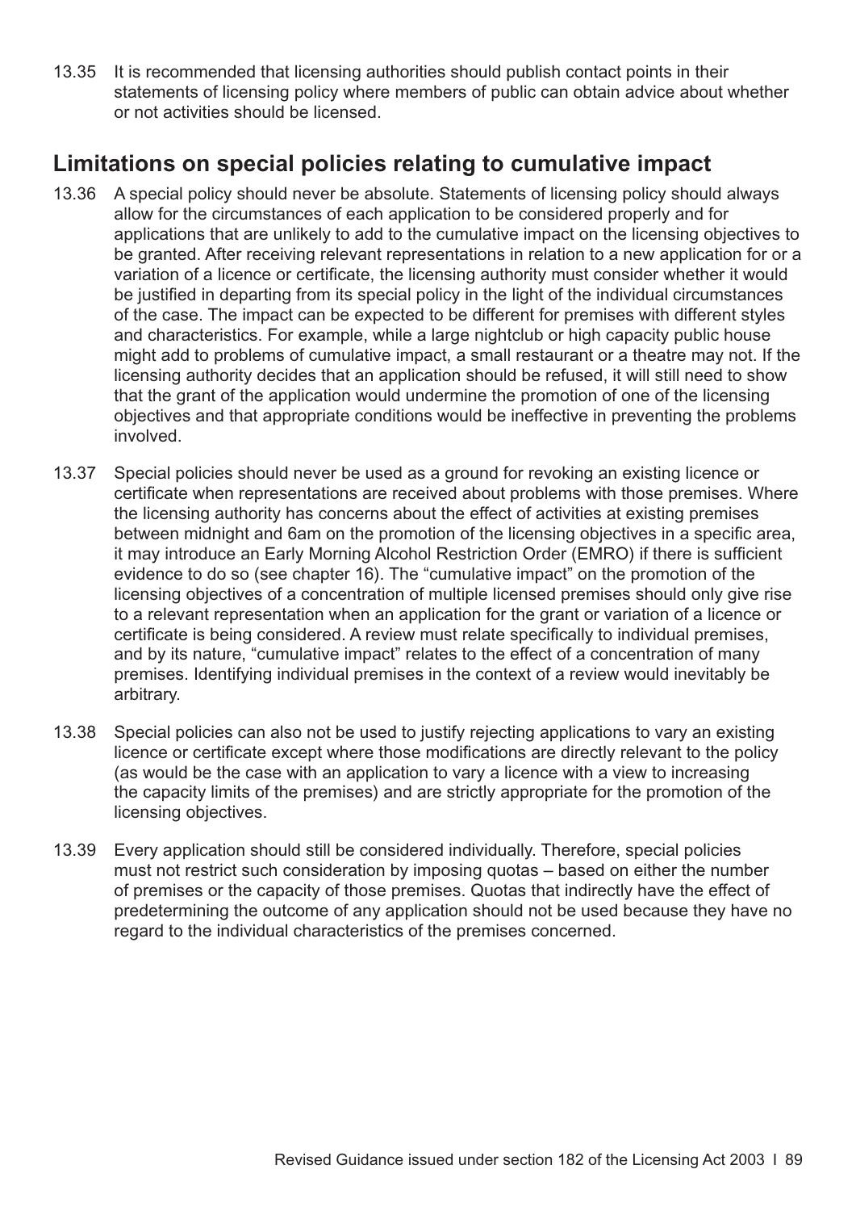13.35 It is recommended that licensing authorities should publish contact points in their statements of licensing policy where members of public can obtain advice about whether or not activities should be licensed.

## Limitations on special policies relating to cumulative impact

13.36 A special policy should never be absolute. Statements of licensing policy should always allow for the circumstances of each application to be considered properly and for applications that are unlikely to add to the cumulative impact on the licensing objectives to be granted. After receiving relevant representations in relation to a new application for or a variation of a licence or certificate, the licensing authority must consider whether it would be justified in departing from its special policy in the light of the individual circumstances of the case. The impact can be expected to be different for premises with different styles and characteristics. For example, while a large nightclub or high capacity public house might add to problems of cumulative impact, a small restaurant or a theatre may not. If the licensing authority decides that an application should be refused, it will still need to show that the grant of the application would undermine the promotion of one of the licensing objectives and that appropriate conditions would be ineffective in preventing the problems involved.

13.37 Special policies should never be used as a ground for revoking an existing licence or certificate when representations are received about problems with those premises. Where the licensing authority has concerns about the effect of activities at existing premises between midnight and 6am on the promotion of the licensing objectives in a specific area, it may introduce an Early Morning Alcohol Restriction Order (EMRO) if there is sufficient evidence to do so (see chapter 16). The "cumulative impact" on the promotion of the licensing objectives of a concentration of multiple licensed premises should only give rise to a relevant representation when an application for the grant or variation of a licence or certificate is being considered. A review must relate specifically to individual premises, and by its nature, "cumulative impact" relates to the effect of a concentration of many premises. Identifying individual premises in the context of a review would inevitably be arbitrary.

13.38 Special policies can also not be used to justify rejecting applications to vary an existing licence or certificate except where those modifications are directly relevant to the policy (as would be the case with an application to vary a licence with a view to increasing the capacity limits of the premises) and are strictly appropriate for the promotion of the licensing objectives.

13.39 Every application should still be considered individually. Therefore, special policies must not restrict such consideration by imposing quotas – based on either the number of premises or the capacity of those premises. Quotas that indirectly have the effect of predetermining the outcome of any application should not be used because they have no regard to the individual characteristics of the premises concerned.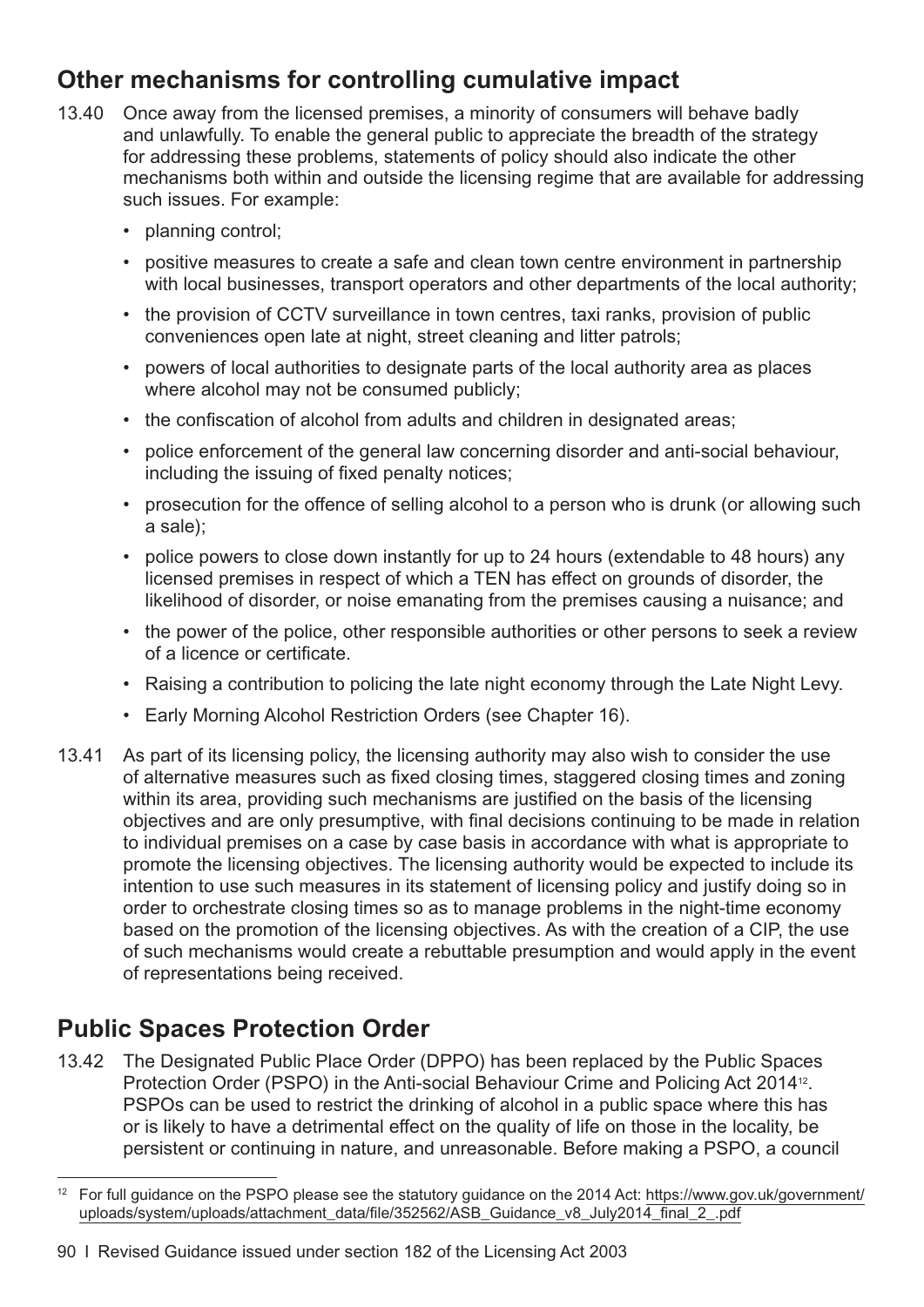## Other mechanisms for controlling cumulative impact

13.40 Once away from the licensed premises, a minority of consumers will behave badly and unlawfully. To enable the general public to appreciate the breadth of the strategy for addressing these problems, statements of policy should also indicate the other mechanisms both within and outside the licensing regime that are available for addressing such issues. For example:

- planning control;
- positive measures to create a safe and clean town centre environment in partnership with local businesses, transport operators and other departments of the local authority;
- the provision of CCTV surveillance in town centres, taxi ranks, provision of public conveniences open late at night, street cleaning and litter patrols;
- powers of local authorities to designate parts of the local authority area as places where alcohol may not be consumed publicly;
- the confiscation of alcohol from adults and children in designated areas;
- police enforcement of the general law concerning disorder and anti-social behaviour, including the issuing of fixed penalty notices;
- prosecution for the offence of selling alcohol to a person who is drunk (or allowing such a sale);
- police powers to close down instantly for up to 24 hours (extendable to 48 hours) any licensed premises in respect of which a TEN has effect on grounds of disorder, the likelihood of disorder, or noise emanating from the premises causing a nuisance; and
- the power of the police, other responsible authorities or other persons to seek a review of a licence or certificate.
- Raising a contribution to policing the late night economy through the Late Night Levy.
- Early Morning Alcohol Restriction Orders (see Chapter 16).

13.41 As part of its licensing policy, the licensing authority may also wish to consider the use of alternative measures such as fixed closing times, staggered closing times and zoning within its area, providing such mechanisms are justified on the basis of the licensing objectives and are only presumptive, with final decisions continuing to be made in relation to individual premises on a case by case basis in accordance with what is appropriate to promote the licensing objectives. The licensing authority would be expected to include its intention to use such measures in its statement of licensing policy and justify doing so in order to orchestrate closing times so as to manage problems in the night-time economy based on the promotion of the licensing objectives. As with the creation of a CIP, the use of such mechanisms would create a rebuttable presumption and would apply in the event of representations being received.

## Public Spaces Protection Order

13.42 The Designated Public Place Order (DPPO) has been replaced by the Public Spaces Protection Order (PSPO) in the Anti-social Behaviour Crime and Policing Act 2014[12]. PSPOs can be used to restrict the drinking of alcohol in a public space where this has or is likely to have a detrimental effect on the quality of life on those in the locality, be persistent or continuing in nature, and unreasonable. Before making a PSPO, a council

[12] For full guidance on the PSPO please see the statutory guidance on the 2014 Act: https://www.gov.uk/government/uploads/system/uploads/attachment_data/file/352562/ASB_Guidance_v8_July2014_final_2_.pdf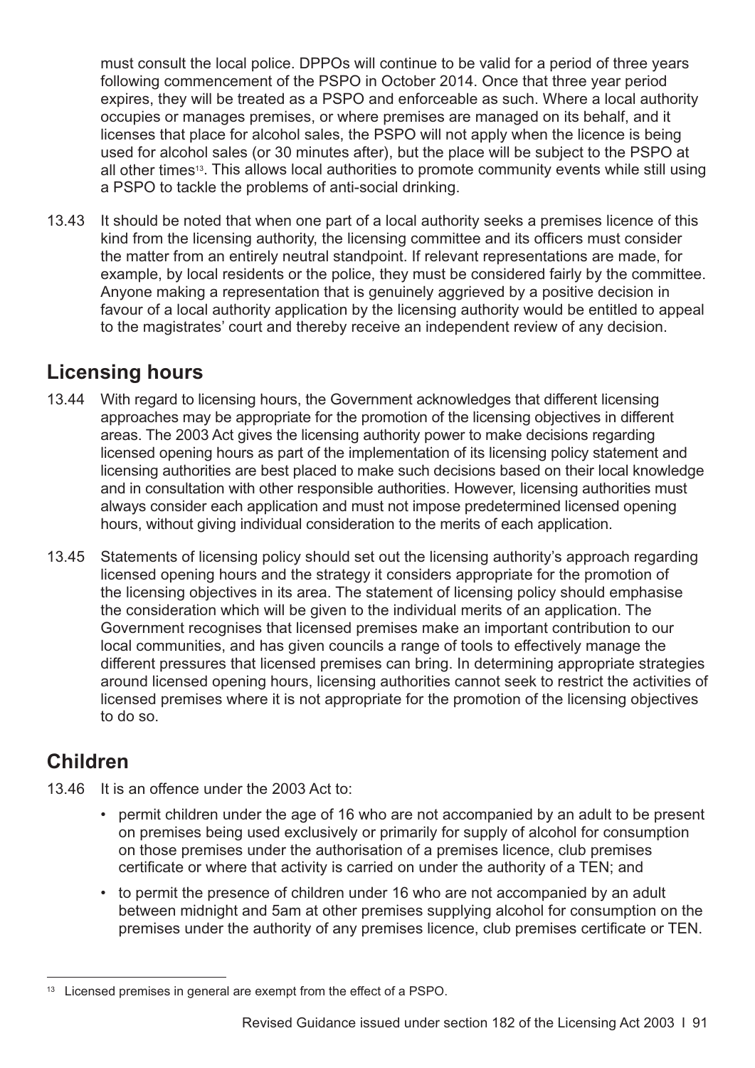must consult the local police. DPPOs will continue to be valid for a period of three years following commencement of the PSPO in October 2014. Once that three year period expires, they will be treated as a PSPO and enforceable as such. Where a local authority occupies or manages premises, or where premises are managed on its behalf, and it licenses that place for alcohol sales, the PSPO will not apply when the licence is being used for alcohol sales (or 30 minutes after), but the place will be subject to the PSPO at all other times[13]. This allows local authorities to promote community events while still using a PSPO to tackle the problems of anti-social drinking.

13.43 It should be noted that when one part of a local authority seeks a premises licence of this kind from the licensing authority, the licensing committee and its officers must consider the matter from an entirely neutral standpoint. If relevant representations are made, for example, by local residents or the police, they must be considered fairly by the committee. Anyone making a representation that is genuinely aggrieved by a positive decision in favour of a local authority application by the licensing authority would be entitled to appeal to the magistrates' court and thereby receive an independent review of any decision.

## Licensing hours

13.44 With regard to licensing hours, the Government acknowledges that different licensing approaches may be appropriate for the promotion of the licensing objectives in different areas. The 2003 Act gives the licensing authority power to make decisions regarding licensed opening hours as part of the implementation of its licensing policy statement and licensing authorities are best placed to make such decisions based on their local knowledge and in consultation with other responsible authorities. However, licensing authorities must always consider each application and must not impose predetermined licensed opening hours, without giving individual consideration to the merits of each application.

13.45 Statements of licensing policy should set out the licensing authority's approach regarding licensed opening hours and the strategy it considers appropriate for the promotion of the licensing objectives in its area. The statement of licensing policy should emphasise the consideration which will be given to the individual merits of an application. The Government recognises that licensed premises make an important contribution to our local communities, and has given councils a range of tools to effectively manage the different pressures that licensed premises can bring. In determining appropriate strategies around licensed opening hours, licensing authorities cannot seek to restrict the activities of licensed premises where it is not appropriate for the promotion of the licensing objectives to do so.

## Children

13.46 It is an offence under the 2003 Act to:

- permit children under the age of 16 who are not accompanied by an adult to be present on premises being used exclusively or primarily for supply of alcohol for consumption on those premises under the authorisation of a premises licence, club premises certificate or where that activity is carried on under the authority of a TEN; and
- to permit the presence of children under 16 who are not accompanied by an adult between midnight and 5am at other premises supplying alcohol for consumption on the premises under the authority of any premises licence, club premises certificate or TEN.

[13] Licensed premises in general are exempt from the effect of a PSPO.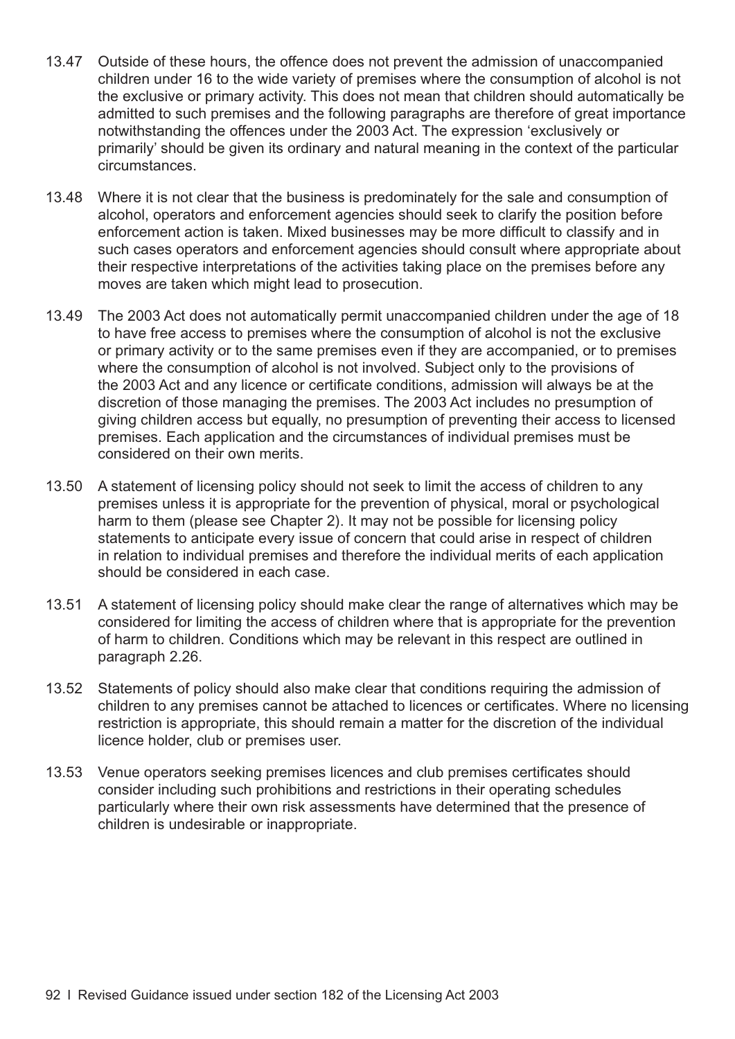13.47 Outside of these hours, the offence does not prevent the admission of unaccompanied children under 16 to the wide variety of premises where the consumption of alcohol is not the exclusive or primary activity. This does not mean that children should automatically be admitted to such premises and the following paragraphs are therefore of great importance notwithstanding the offences under the 2003 Act. The expression 'exclusively or primarily' should be given its ordinary and natural meaning in the context of the particular circumstances.

13.48 Where it is not clear that the business is predominately for the sale and consumption of alcohol, operators and enforcement agencies should seek to clarify the position before enforcement action is taken. Mixed businesses may be more difficult to classify and in such cases operators and enforcement agencies should consult where appropriate about their respective interpretations of the activities taking place on the premises before any moves are taken which might lead to prosecution.

13.49 The 2003 Act does not automatically permit unaccompanied children under the age of 18 to have free access to premises where the consumption of alcohol is not the exclusive or primary activity or to the same premises even if they are accompanied, or to premises where the consumption of alcohol is not involved. Subject only to the provisions of the 2003 Act and any licence or certificate conditions, admission will always be at the discretion of those managing the premises. The 2003 Act includes no presumption of giving children access but equally, no presumption of preventing their access to licensed premises. Each application and the circumstances of individual premises must be considered on their own merits.

13.50 A statement of licensing policy should not seek to limit the access of children to any premises unless it is appropriate for the prevention of physical, moral or psychological harm to them (please see Chapter 2). It may not be possible for licensing policy statements to anticipate every issue of concern that could arise in respect of children in relation to individual premises and therefore the individual merits of each application should be considered in each case.

13.51 A statement of licensing policy should make clear the range of alternatives which may be considered for limiting the access of children where that is appropriate for the prevention of harm to children. Conditions which may be relevant in this respect are outlined in paragraph 2.26.

13.52 Statements of policy should also make clear that conditions requiring the admission of children to any premises cannot be attached to licences or certificates. Where no licensing restriction is appropriate, this should remain a matter for the discretion of the individual licence holder, club or premises user.

13.53 Venue operators seeking premises licences and club premises certificates should consider including such prohibitions and restrictions in their operating schedules particularly where their own risk assessments have determined that the presence of children is undesirable or inappropriate.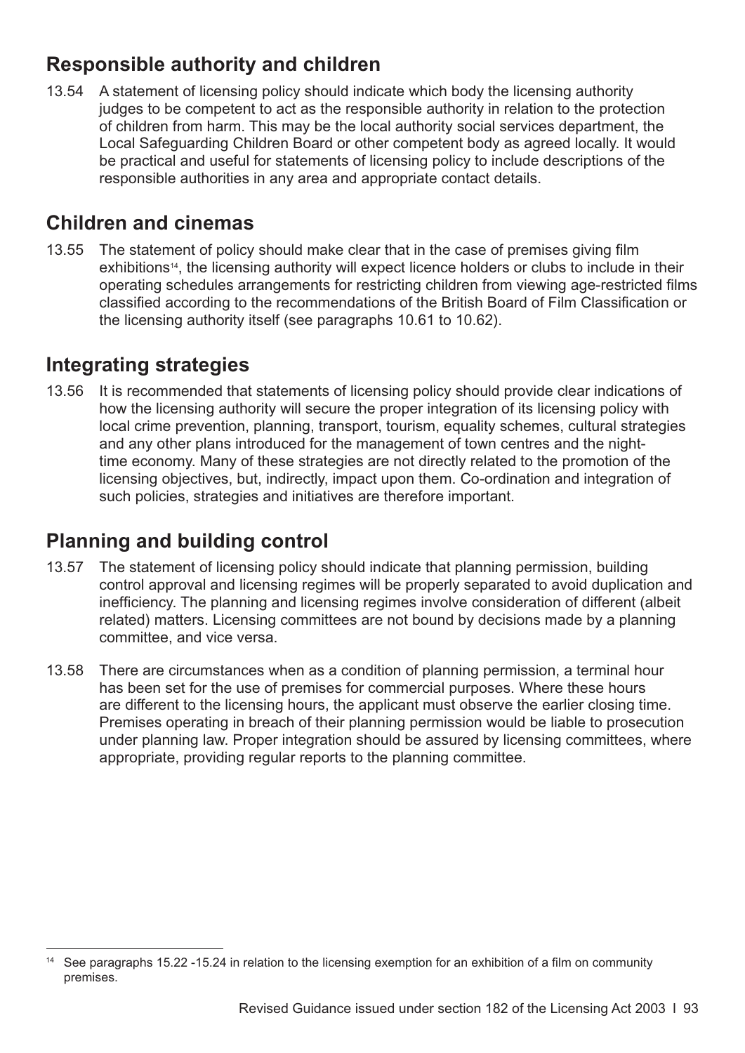## Responsible authority and children

13.54 A statement of licensing policy should indicate which body the licensing authority judges to be competent to act as the responsible authority in relation to the protection of children from harm. This may be the local authority social services department, the Local Safeguarding Children Board or other competent body as agreed locally. It would be practical and useful for statements of licensing policy to include descriptions of the responsible authorities in any area and appropriate contact details.

## Children and cinemas

13.55 The statement of policy should make clear that in the case of premises giving film exhibitions[14], the licensing authority will expect licence holders or clubs to include in their operating schedules arrangements for restricting children from viewing age-restricted films classified according to the recommendations of the British Board of Film Classification or the licensing authority itself (see paragraphs 10.61 to 10.62).

## Integrating strategies

13.56 It is recommended that statements of licensing policy should provide clear indications of how the licensing authority will secure the proper integration of its licensing policy with local crime prevention, planning, transport, tourism, equality schemes, cultural strategies and any other plans introduced for the management of town centres and the night-time economy. Many of these strategies are not directly related to the promotion of the licensing objectives, but, indirectly, impact upon them. Co-ordination and integration of such policies, strategies and initiatives are therefore important.

## Planning and building control

13.57 The statement of licensing policy should indicate that planning permission, building control approval and licensing regimes will be properly separated to avoid duplication and inefficiency. The planning and licensing regimes involve consideration of different (albeit related) matters. Licensing committees are not bound by decisions made by a planning committee, and vice versa.

13.58 There are circumstances when as a condition of planning permission, a terminal hour has been set for the use of premises for commercial purposes. Where these hours are different to the licensing hours, the applicant must observe the earlier closing time. Premises operating in breach of their planning permission would be liable to prosecution under planning law. Proper integration should be assured by licensing committees, where appropriate, providing regular reports to the planning committee.

[14] See paragraphs 15.22 -15.24 in relation to the licensing exemption for an exhibition of a film on community premises.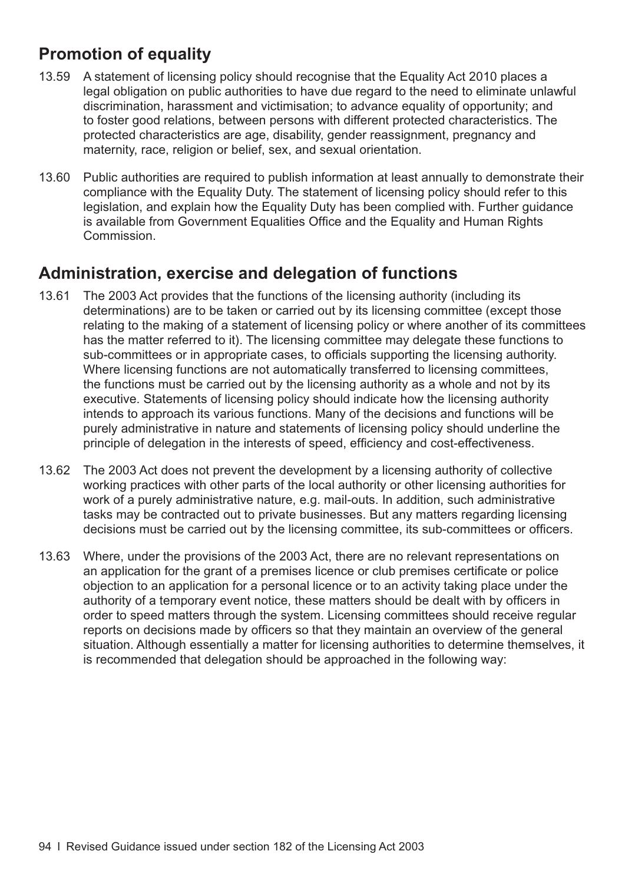## Promotion of equality

13.59 A statement of licensing policy should recognise that the Equality Act 2010 places a legal obligation on public authorities to have due regard to the need to eliminate unlawful discrimination, harassment and victimisation; to advance equality of opportunity; and to foster good relations, between persons with different protected characteristics. The protected characteristics are age, disability, gender reassignment, pregnancy and maternity, race, religion or belief, sex, and sexual orientation.

13.60 Public authorities are required to publish information at least annually to demonstrate their compliance with the Equality Duty. The statement of licensing policy should refer to this legislation, and explain how the Equality Duty has been complied with. Further guidance is available from Government Equalities Office and the Equality and Human Rights Commission.

## Administration, exercise and delegation of functions

13.61 The 2003 Act provides that the functions of the licensing authority (including its determinations) are to be taken or carried out by its licensing committee (except those relating to the making of a statement of licensing policy or where another of its committees has the matter referred to it). The licensing committee may delegate these functions to sub-committees or in appropriate cases, to officials supporting the licensing authority. Where licensing functions are not automatically transferred to licensing committees, the functions must be carried out by the licensing authority as a whole and not by its executive. Statements of licensing policy should indicate how the licensing authority intends to approach its various functions. Many of the decisions and functions will be purely administrative in nature and statements of licensing policy should underline the principle of delegation in the interests of speed, efficiency and cost-effectiveness.

13.62 The 2003 Act does not prevent the development by a licensing authority of collective working practices with other parts of the local authority or other licensing authorities for work of a purely administrative nature, e.g. mail-outs. In addition, such administrative tasks may be contracted out to private businesses. But any matters regarding licensing decisions must be carried out by the licensing committee, its sub-committees or officers.

13.63 Where, under the provisions of the 2003 Act, there are no relevant representations on an application for the grant of a premises licence or club premises certificate or police objection to an application for a personal licence or to an activity taking place under the authority of a temporary event notice, these matters should be dealt with by officers in order to speed matters through the system. Licensing committees should receive regular reports on decisions made by officers so that they maintain an overview of the general situation. Although essentially a matter for licensing authorities to determine themselves, it is recommended that delegation should be approached in the following way: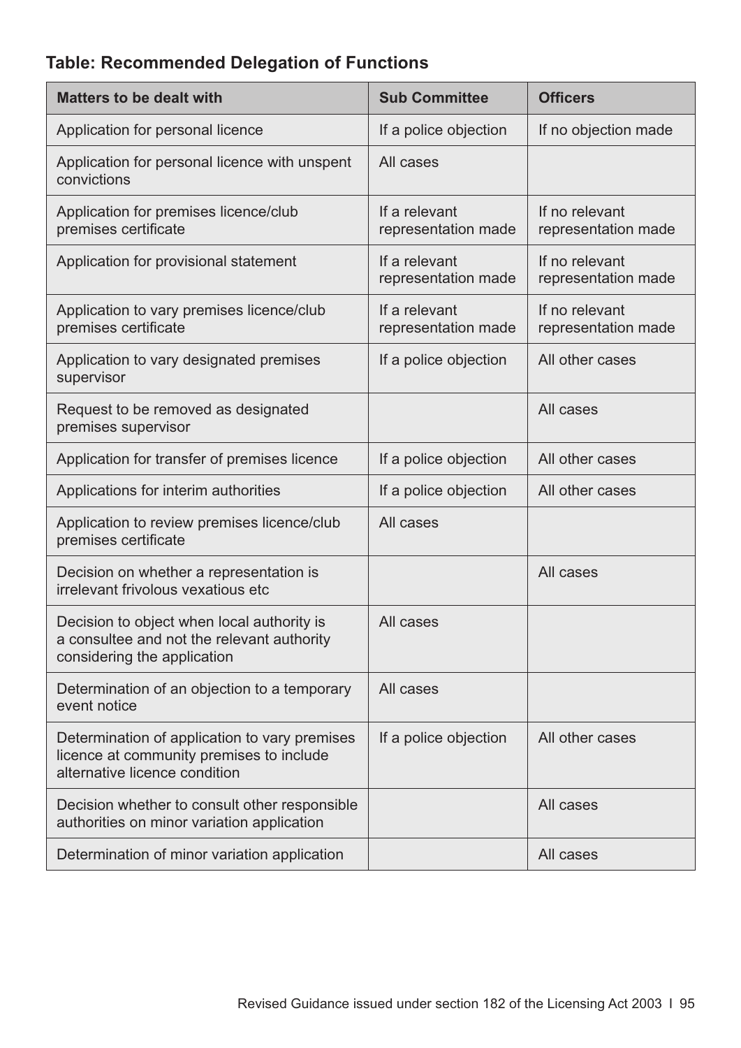### Table: Recommended Delegation of Functions

| Matters to be dealt with | Sub Committee | Officers |
|---|---|---|
| Application for personal licence | If a police objection | If no objection made |
| Application for personal licence with unspent convictions | All cases | |
| Application for premises licence/club premises certificate | If a relevant representation made | If no relevant representation made |
| Application for provisional statement | If a relevant representation made | If no relevant representation made |
| Application to vary premises licence/club premises certificate | If a relevant representation made | If no relevant representation made |
| Application to vary designated premises supervisor | If a police objection | All other cases |
| Request to be removed as designated premises supervisor | | All cases |
| Application for transfer of premises licence | If a police objection | All other cases |
| Applications for interim authorities | If a police objection | All other cases |
| Application to review premises licence/club premises certificate | All cases | |
| Decision on whether a representation is irrelevant frivolous vexatious etc | | All cases |
| Decision to object when local authority is a consultee and not the relevant authority considering the application | All cases | |
| Determination of an objection to a temporary event notice | All cases | |
| Determination of application to vary premises licence at community premises to include alternative licence condition | If a police objection | All other cases |
| Decision whether to consult other responsible authorities on minor variation application | | All cases |
| Determination of minor variation application | | All cases |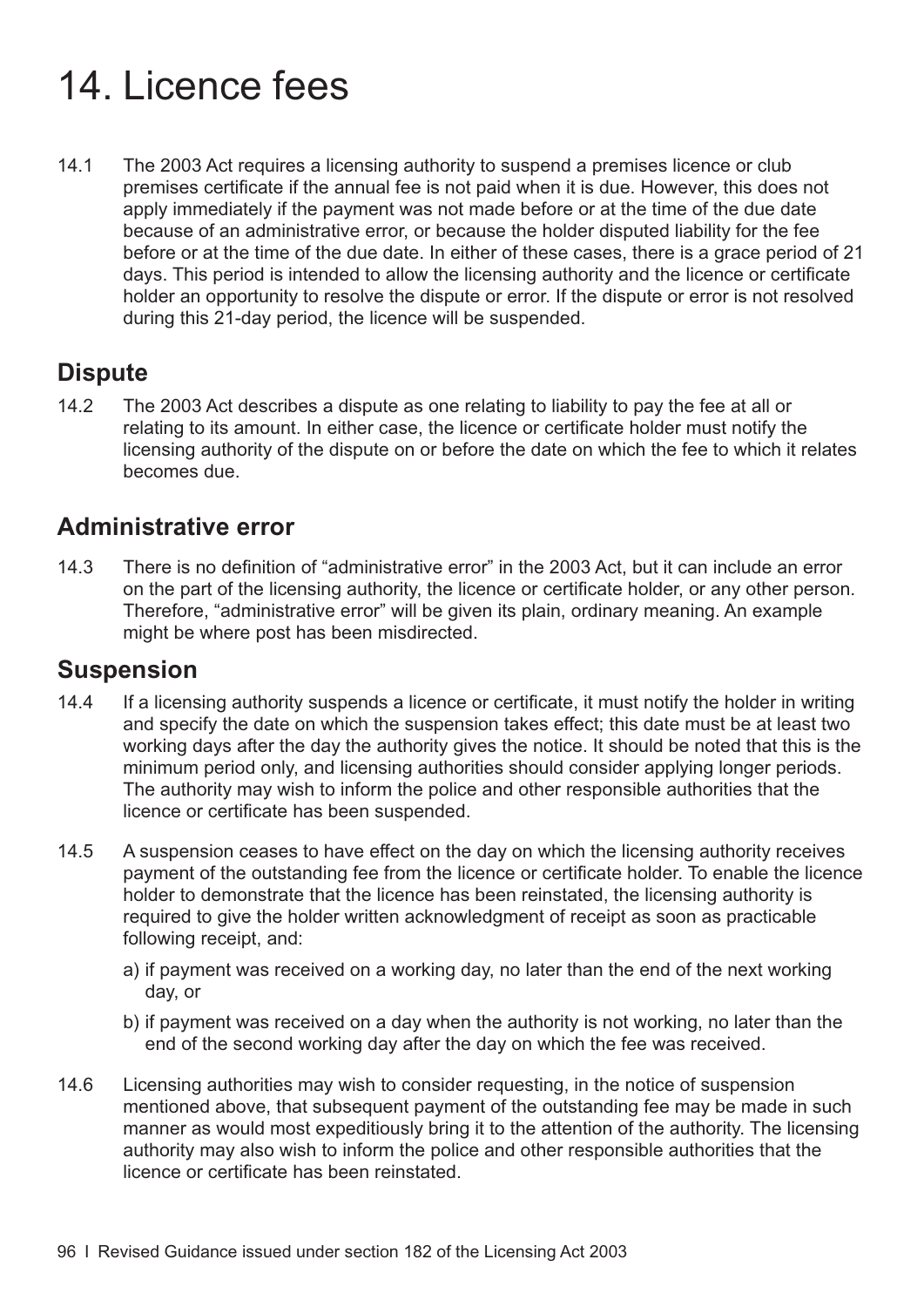# 14. Licence fees

14.1 The 2003 Act requires a licensing authority to suspend a premises licence or club premises certificate if the annual fee is not paid when it is due. However, this does not apply immediately if the payment was not made before or at the time of the due date because of an administrative error, or because the holder disputed liability for the fee before or at the time of the due date. In either of these cases, there is a grace period of 21 days. This period is intended to allow the licensing authority and the licence or certificate holder an opportunity to resolve the dispute or error. If the dispute or error is not resolved during this 21-day period, the licence will be suspended.

## Dispute

14.2 The 2003 Act describes a dispute as one relating to liability to pay the fee at all or relating to its amount. In either case, the licence or certificate holder must notify the licensing authority of the dispute on or before the date on which the fee to which it relates becomes due.

## Administrative error

14.3 There is no definition of "administrative error" in the 2003 Act, but it can include an error on the part of the licensing authority, the licence or certificate holder, or any other person. Therefore, "administrative error" will be given its plain, ordinary meaning. An example might be where post has been misdirected.

## Suspension

14.4 If a licensing authority suspends a licence or certificate, it must notify the holder in writing and specify the date on which the suspension takes effect; this date must be at least two working days after the day the authority gives the notice. It should be noted that this is the minimum period only, and licensing authorities should consider applying longer periods. The authority may wish to inform the police and other responsible authorities that the licence or certificate has been suspended.

14.5 A suspension ceases to have effect on the day on which the licensing authority receives payment of the outstanding fee from the licence or certificate holder. To enable the licence holder to demonstrate that the licence has been reinstated, the licensing authority is required to give the holder written acknowledgment of receipt as soon as practicable following receipt, and:

a) if payment was received on a working day, no later than the end of the next working day, or

b) if payment was received on a day when the authority is not working, no later than the end of the second working day after the day on which the fee was received.

14.6 Licensing authorities may wish to consider requesting, in the notice of suspension mentioned above, that subsequent payment of the outstanding fee may be made in such manner as would most expeditiously bring it to the attention of the authority. The licensing authority may also wish to inform the police and other responsible authorities that the licence or certificate has been reinstated.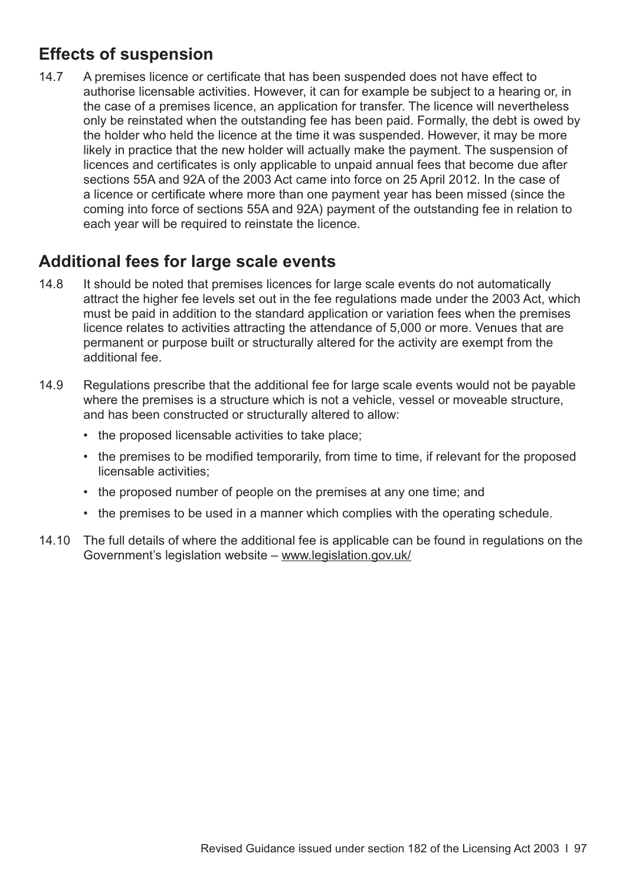## Effects of suspension

14.7 A premises licence or certificate that has been suspended does not have effect to authorise licensable activities. However, it can for example be subject to a hearing or, in the case of a premises licence, an application for transfer. The licence will nevertheless only be reinstated when the outstanding fee has been paid. Formally, the debt is owed by the holder who held the licence at the time it was suspended. However, it may be more likely in practice that the new holder will actually make the payment. The suspension of licences and certificates is only applicable to unpaid annual fees that become due after sections 55A and 92A of the 2003 Act came into force on 25 April 2012. In the case of a licence or certificate where more than one payment year has been missed (since the coming into force of sections 55A and 92A) payment of the outstanding fee in relation to each year will be required to reinstate the licence.

## Additional fees for large scale events

14.8 It should be noted that premises licences for large scale events do not automatically attract the higher fee levels set out in the fee regulations made under the 2003 Act, which must be paid in addition to the standard application or variation fees when the premises licence relates to activities attracting the attendance of 5,000 or more. Venues that are permanent or purpose built or structurally altered for the activity are exempt from the additional fee.

14.9 Regulations prescribe that the additional fee for large scale events would not be payable where the premises is a structure which is not a vehicle, vessel or moveable structure, and has been constructed or structurally altered to allow:

- the proposed licensable activities to take place;
- the premises to be modified temporarily, from time to time, if relevant for the proposed licensable activities;
- the proposed number of people on the premises at any one time; and
- the premises to be used in a manner which complies with the operating schedule.

14.10 The full details of where the additional fee is applicable can be found in regulations on the Government's legislation website – www.legislation.gov.uk/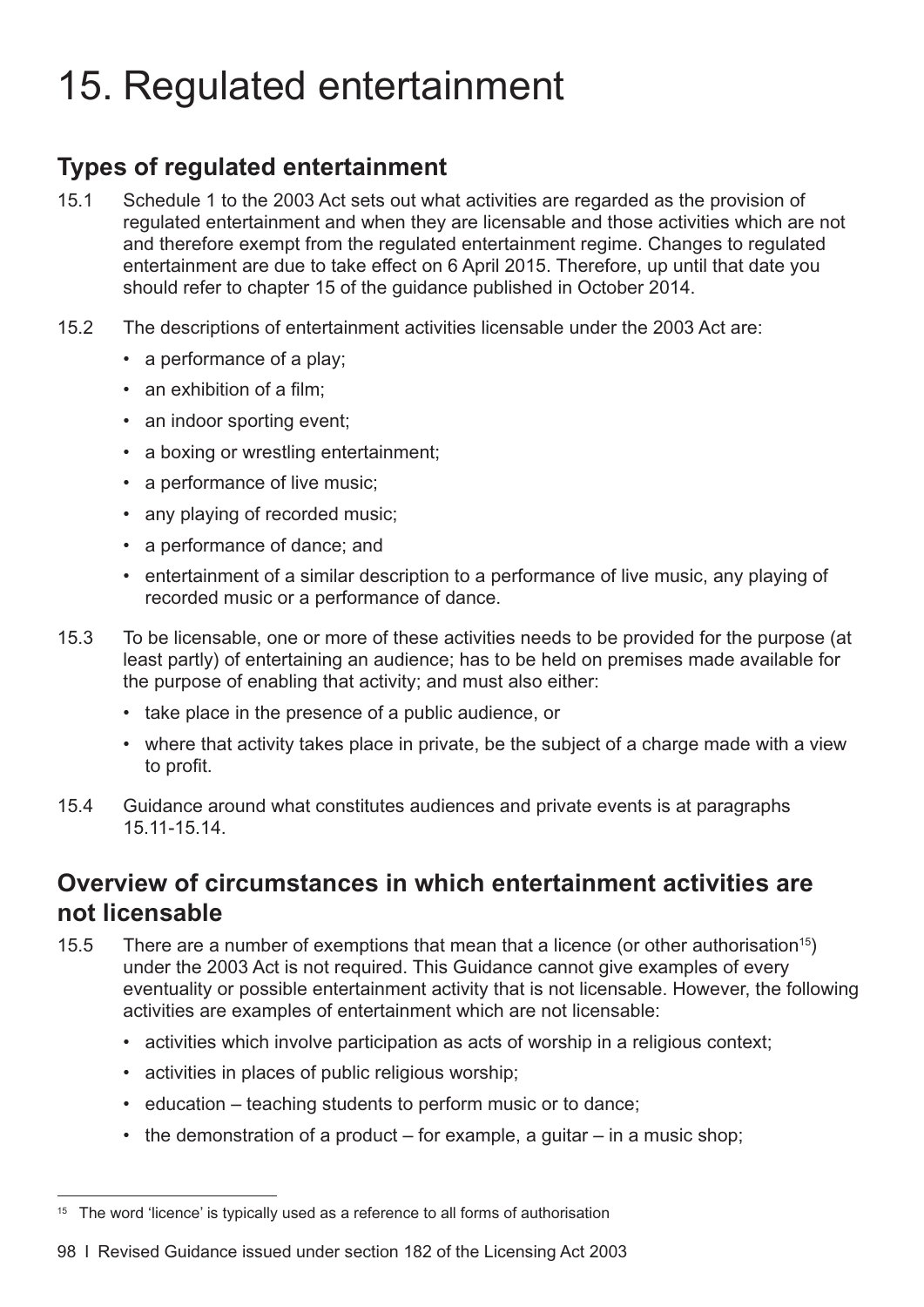# 15. Regulated entertainment

## Types of regulated entertainment

15.1 Schedule 1 to the 2003 Act sets out what activities are regarded as the provision of regulated entertainment and when they are licensable and those activities which are not and therefore exempt from the regulated entertainment regime. Changes to regulated entertainment are due to take effect on 6 April 2015. Therefore, up until that date you should refer to chapter 15 of the guidance published in October 2014.

15.2 The descriptions of entertainment activities licensable under the 2003 Act are:

- a performance of a play;
- an exhibition of a film;
- an indoor sporting event;
- a boxing or wrestling entertainment;
- a performance of live music;
- any playing of recorded music;
- a performance of dance; and
- entertainment of a similar description to a performance of live music, any playing of recorded music or a performance of dance.

15.3 To be licensable, one or more of these activities needs to be provided for the purpose (at least partly) of entertaining an audience; has to be held on premises made available for the purpose of enabling that activity; and must also either:

- take place in the presence of a public audience, or
- where that activity takes place in private, be the subject of a charge made with a view to profit.

15.4 Guidance around what constitutes audiences and private events is at paragraphs 15.11-15.14.

## Overview of circumstances in which entertainment activities are not licensable

15.5 There are a number of exemptions that mean that a licence (or other authorisation[15]) under the 2003 Act is not required. This Guidance cannot give examples of every eventuality or possible entertainment activity that is not licensable. However, the following activities are examples of entertainment which are not licensable:

- activities which involve participation as acts of worship in a religious context;
- activities in places of public religious worship;
- education – teaching students to perform music or to dance;
- the demonstration of a product – for example, a guitar – in a music shop;

[15] The word 'licence' is typically used as a reference to all forms of authorisation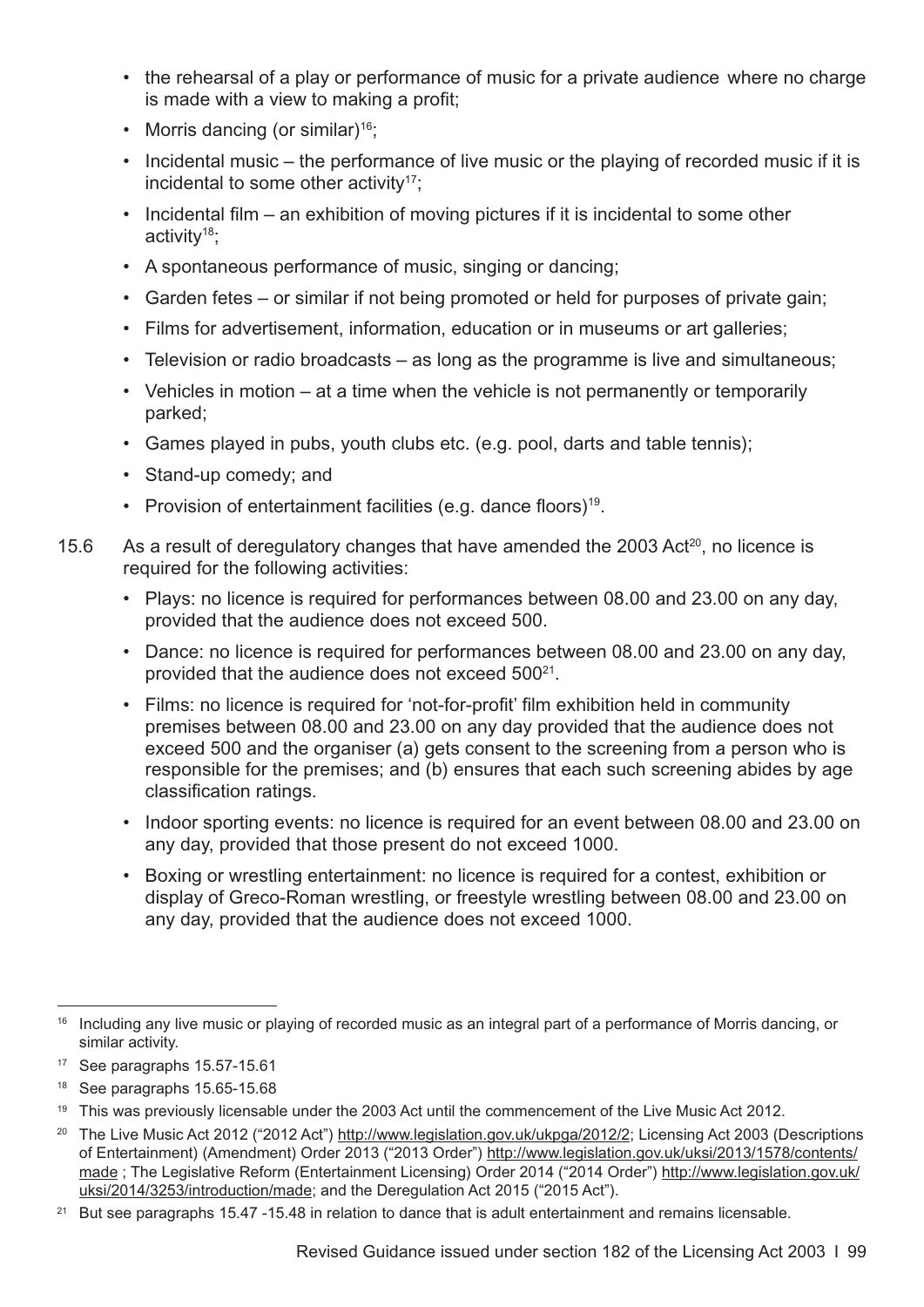- the rehearsal of a play or performance of music for a private audience where no charge is made with a view to making a profit;
- Morris dancing (or similar)[16];
- Incidental music – the performance of live music or the playing of recorded music if it is incidental to some other activity[17];
- Incidental film – an exhibition of moving pictures if it is incidental to some other activity[18];
- A spontaneous performance of music, singing or dancing;
- Garden fetes – or similar if not being promoted or held for purposes of private gain;
- Films for advertisement, information, education or in museums or art galleries;
- Television or radio broadcasts – as long as the programme is live and simultaneous;
- Vehicles in motion – at a time when the vehicle is not permanently or temporarily parked;
- Games played in pubs, youth clubs etc. (e.g. pool, darts and table tennis);
- Stand-up comedy; and
- Provision of entertainment facilities (e.g. dance floors)[19].

15.6 As a result of deregulatory changes that have amended the 2003 Act[20], no licence is required for the following activities:

- Plays: no licence is required for performances between 08.00 and 23.00 on any day, provided that the audience does not exceed 500.
- Dance: no licence is required for performances between 08.00 and 23.00 on any day, provided that the audience does not exceed 500[21].
- Films: no licence is required for 'not-for-profit' film exhibition held in community premises between 08.00 and 23.00 on any day provided that the audience does not exceed 500 and the organiser (a) gets consent to the screening from a person who is responsible for the premises; and (b) ensures that each such screening abides by age classification ratings.
- Indoor sporting events: no licence is required for an event between 08.00 and 23.00 on any day, provided that those present do not exceed 1000.
- Boxing or wrestling entertainment: no licence is required for a contest, exhibition or display of Greco-Roman wrestling, or freestyle wrestling between 08.00 and 23.00 on any day, provided that the audience does not exceed 1000.

---

[16] Including any live music or playing of recorded music as an integral part of a performance of Morris dancing, or similar activity.

[17] See paragraphs 15.57-15.61

[18] See paragraphs 15.65-15.68

[19] This was previously licensable under the 2003 Act until the commencement of the Live Music Act 2012.

[20] The Live Music Act 2012 ("2012 Act") http://www.legislation.gov.uk/ukpga/2012/2; Licensing Act 2003 (Descriptions of Entertainment) (Amendment) Order 2013 ("2013 Order") http://www.legislation.gov.uk/uksi/2013/1578/contents/made ; The Legislative Reform (Entertainment Licensing) Order 2014 ("2014 Order") http://www.legislation.gov.uk/uksi/2014/3253/introduction/made; and the Deregulation Act 2015 ("2015 Act").

[21] But see paragraphs 15.47 -15.48 in relation to dance that is adult entertainment and remains licensable.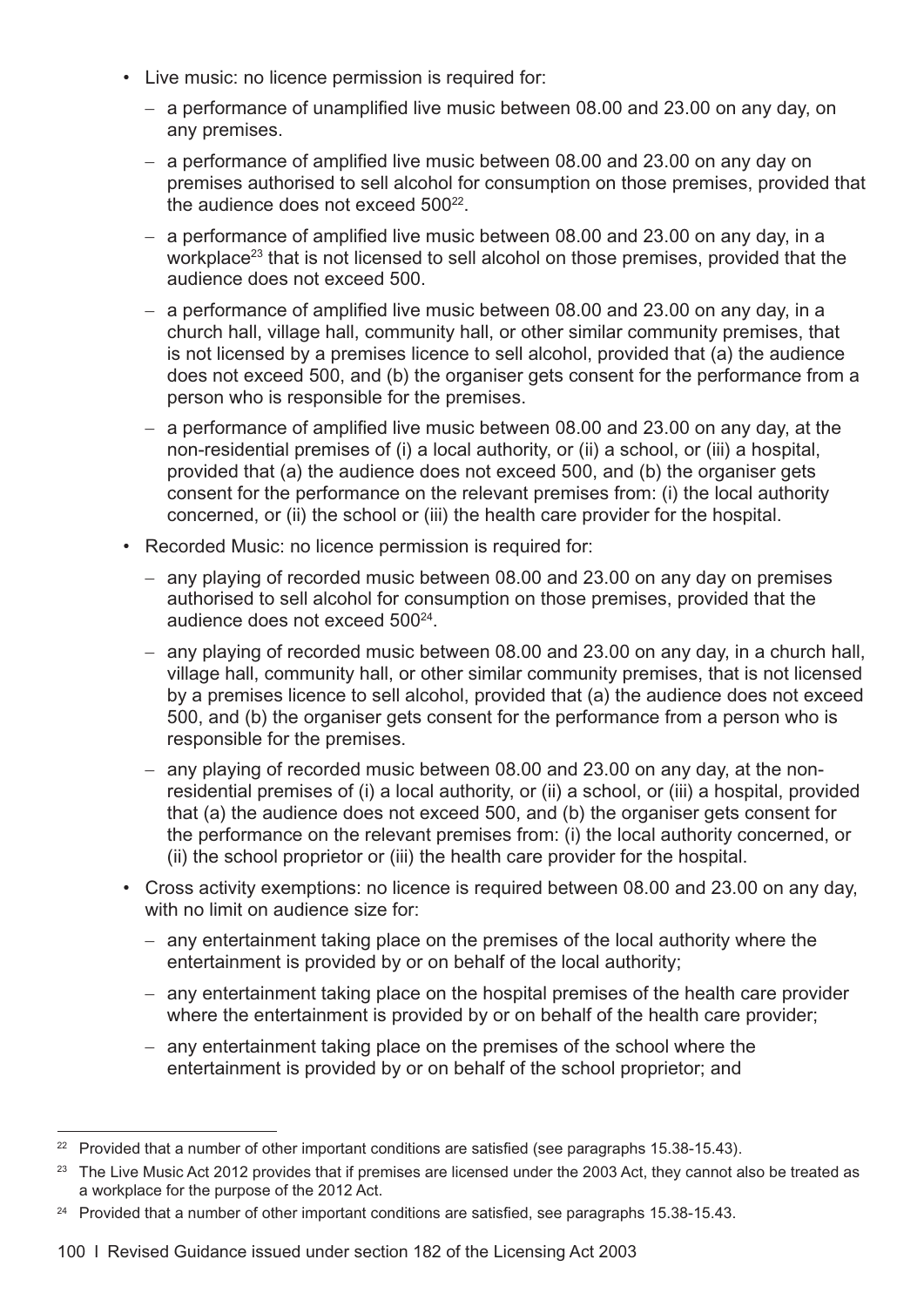- Live music: no licence permission is required for:
  - a performance of unamplified live music between 08.00 and 23.00 on any day, on any premises.
  - a performance of amplified live music between 08.00 and 23.00 on any day on premises authorised to sell alcohol for consumption on those premises, provided that the audience does not exceed 500[22].
  - a performance of amplified live music between 08.00 and 23.00 on any day, in a workplace[23] that is not licensed to sell alcohol on those premises, provided that the audience does not exceed 500.
  - a performance of amplified live music between 08.00 and 23.00 on any day, in a church hall, village hall, community hall, or other similar community premises, that is not licensed by a premises licence to sell alcohol, provided that (a) the audience does not exceed 500, and (b) the organiser gets consent for the performance from a person who is responsible for the premises.
  - a performance of amplified live music between 08.00 and 23.00 on any day, at the non-residential premises of (i) a local authority, or (ii) a school, or (iii) a hospital, provided that (a) the audience does not exceed 500, and (b) the organiser gets consent for the performance on the relevant premises from: (i) the local authority concerned, or (ii) the school or (iii) the health care provider for the hospital.
- Recorded Music: no licence permission is required for:
  - any playing of recorded music between 08.00 and 23.00 on any day on premises authorised to sell alcohol for consumption on those premises, provided that the audience does not exceed 500[24].
  - any playing of recorded music between 08.00 and 23.00 on any day, in a church hall, village hall, community hall, or other similar community premises, that is not licensed by a premises licence to sell alcohol, provided that (a) the audience does not exceed 500, and (b) the organiser gets consent for the performance from a person who is responsible for the premises.
  - any playing of recorded music between 08.00 and 23.00 on any day, at the non-residential premises of (i) a local authority, or (ii) a school, or (iii) a hospital, provided that (a) the audience does not exceed 500, and (b) the organiser gets consent for the performance on the relevant premises from: (i) the local authority concerned, or (ii) the school proprietor or (iii) the health care provider for the hospital.
- Cross activity exemptions: no licence is required between 08.00 and 23.00 on any day, with no limit on audience size for:
  - any entertainment taking place on the premises of the local authority where the entertainment is provided by or on behalf of the local authority;
  - any entertainment taking place on the hospital premises of the health care provider where the entertainment is provided by or on behalf of the health care provider;
  - any entertainment taking place on the premises of the school where the entertainment is provided by or on behalf of the school proprietor; and

---

[22] Provided that a number of other important conditions are satisfied (see paragraphs 15.38-15.43).

[23] The Live Music Act 2012 provides that if premises are licensed under the 2003 Act, they cannot also be treated as a workplace for the purpose of the 2012 Act.

[24] Provided that a number of other important conditions are satisfied, see paragraphs 15.38-15.43.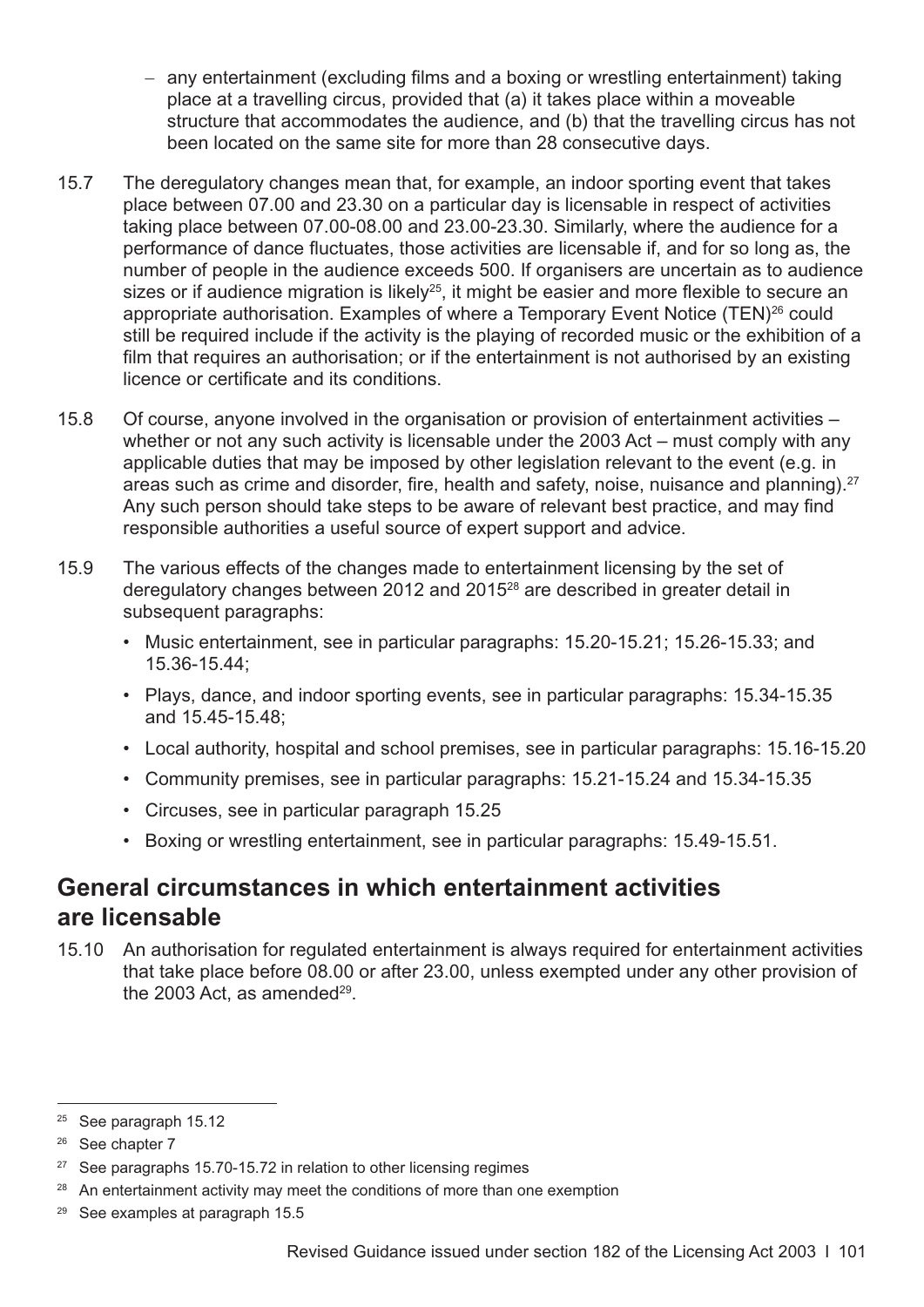- any entertainment (excluding films and a boxing or wrestling entertainment) taking place at a travelling circus, provided that (a) it takes place within a moveable structure that accommodates the audience, and (b) that the travelling circus has not been located on the same site for more than 28 consecutive days.

15.7 The deregulatory changes mean that, for example, an indoor sporting event that takes place between 07.00 and 23.30 on a particular day is licensable in respect of activities taking place between 07.00-08.00 and 23.00-23.30. Similarly, where the audience for a performance of dance fluctuates, those activities are licensable if, and for so long as, the number of people in the audience exceeds 500. If organisers are uncertain as to audience sizes or if audience migration is likely[25], it might be easier and more flexible to secure an appropriate authorisation. Examples of where a Temporary Event Notice (TEN)[26] could still be required include if the activity is the playing of recorded music or the exhibition of a film that requires an authorisation; or if the entertainment is not authorised by an existing licence or certificate and its conditions.

15.8 Of course, anyone involved in the organisation or provision of entertainment activities – whether or not any such activity is licensable under the 2003 Act – must comply with any applicable duties that may be imposed by other legislation relevant to the event (e.g. in areas such as crime and disorder, fire, health and safety, noise, nuisance and planning).[27] Any such person should take steps to be aware of relevant best practice, and may find responsible authorities a useful source of expert support and advice.

15.9 The various effects of the changes made to entertainment licensing by the set of deregulatory changes between 2012 and 2015[28] are described in greater detail in subsequent paragraphs:

- Music entertainment, see in particular paragraphs: 15.20-15.21; 15.26-15.33; and 15.36-15.44;
- Plays, dance, and indoor sporting events, see in particular paragraphs: 15.34-15.35 and 15.45-15.48;
- Local authority, hospital and school premises, see in particular paragraphs: 15.16-15.20
- Community premises, see in particular paragraphs: 15.21-15.24 and 15.34-15.35
- Circuses, see in particular paragraph 15.25
- Boxing or wrestling entertainment, see in particular paragraphs: 15.49-15.51.

## General circumstances in which entertainment activities are licensable

15.10 An authorisation for regulated entertainment is always required for entertainment activities that take place before 08.00 or after 23.00, unless exempted under any other provision of the 2003 Act, as amended[29].

---

[25] See paragraph 15.12

[26] See chapter 7

[27] See paragraphs 15.70-15.72 in relation to other licensing regimes

[28] An entertainment activity may meet the conditions of more than one exemption

[29] See examples at paragraph 15.5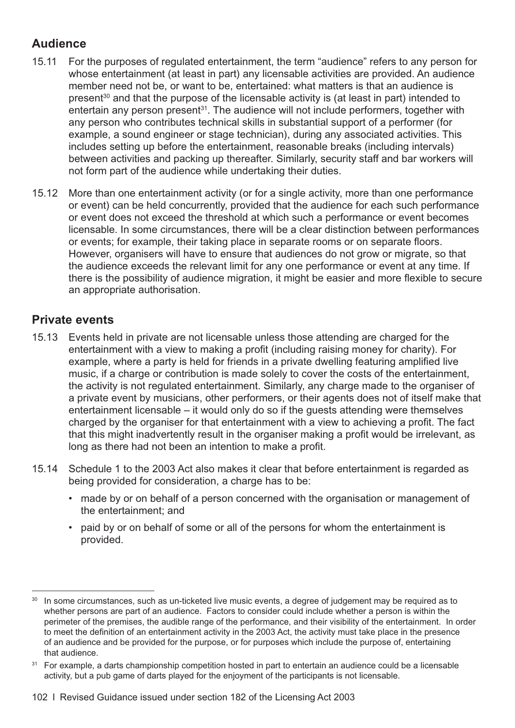## Audience

15.11 For the purposes of regulated entertainment, the term "audience" refers to any person for whose entertainment (at least in part) any licensable activities are provided. An audience member need not be, or want to be, entertained: what matters is that an audience is present[30] and that the purpose of the licensable activity is (at least in part) intended to entertain any person present[31]. The audience will not include performers, together with any person who contributes technical skills in substantial support of a performer (for example, a sound engineer or stage technician), during any associated activities. This includes setting up before the entertainment, reasonable breaks (including intervals) between activities and packing up thereafter. Similarly, security staff and bar workers will not form part of the audience while undertaking their duties.

15.12 More than one entertainment activity (or for a single activity, more than one performance or event) can be held concurrently, provided that the audience for each such performance or event does not exceed the threshold at which such a performance or event becomes licensable. In some circumstances, there will be a clear distinction between performances or events; for example, their taking place in separate rooms or on separate floors. However, organisers will have to ensure that audiences do not grow or migrate, so that the audience exceeds the relevant limit for any one performance or event at any time. If there is the possibility of audience migration, it might be easier and more flexible to secure an appropriate authorisation.

## Private events

15.13 Events held in private are not licensable unless those attending are charged for the entertainment with a view to making a profit (including raising money for charity). For example, where a party is held for friends in a private dwelling featuring amplified live music, if a charge or contribution is made solely to cover the costs of the entertainment, the activity is not regulated entertainment. Similarly, any charge made to the organiser of a private event by musicians, other performers, or their agents does not of itself make that entertainment licensable – it would only do so if the guests attending were themselves charged by the organiser for that entertainment with a view to achieving a profit. The fact that this might inadvertently result in the organiser making a profit would be irrelevant, as long as there had not been an intention to make a profit.

15.14 Schedule 1 to the 2003 Act also makes it clear that before entertainment is regarded as being provided for consideration, a charge has to be:

- made by or on behalf of a person concerned with the organisation or management of the entertainment; and
- paid by or on behalf of some or all of the persons for whom the entertainment is provided.

---

[30] In some circumstances, such as un-ticketed live music events, a degree of judgement may be required as to whether persons are part of an audience. Factors to consider could include whether a person is within the perimeter of the premises, the audible range of the performance, and their visibility of the entertainment. In order to meet the definition of an entertainment activity in the 2003 Act, the activity must take place in the presence of an audience and be provided for the purpose, or for purposes which include the purpose of, entertaining that audience.

[31] For example, a darts championship competition hosted in part to entertain an audience could be a licensable activity, but a pub game of darts played for the enjoyment of the participants is not licensable.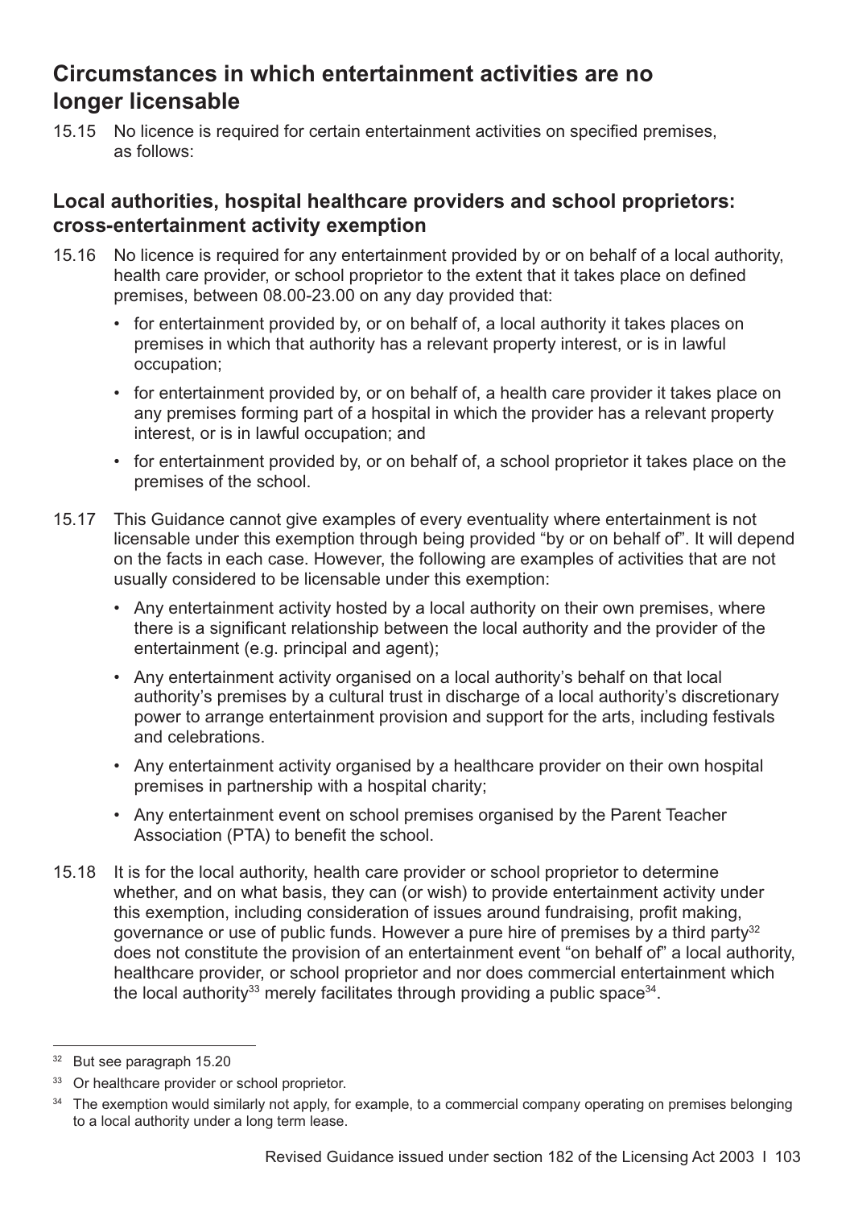## Circumstances in which entertainment activities are no longer licensable

15.15 No licence is required for certain entertainment activities on specified premises, as follows:

### Local authorities, hospital healthcare providers and school proprietors: cross-entertainment activity exemption

15.16 No licence is required for any entertainment provided by or on behalf of a local authority, health care provider, or school proprietor to the extent that it takes place on defined premises, between 08.00-23.00 on any day provided that:

- for entertainment provided by, or on behalf of, a local authority it takes places on premises in which that authority has a relevant property interest, or is in lawful occupation;
- for entertainment provided by, or on behalf of, a health care provider it takes place on any premises forming part of a hospital in which the provider has a relevant property interest, or is in lawful occupation; and
- for entertainment provided by, or on behalf of, a school proprietor it takes place on the premises of the school.

15.17 This Guidance cannot give examples of every eventuality where entertainment is not licensable under this exemption through being provided "by or on behalf of". It will depend on the facts in each case. However, the following are examples of activities that are not usually considered to be licensable under this exemption:

- Any entertainment activity hosted by a local authority on their own premises, where there is a significant relationship between the local authority and the provider of the entertainment (e.g. principal and agent);
- Any entertainment activity organised on a local authority's behalf on that local authority's premises by a cultural trust in discharge of a local authority's discretionary power to arrange entertainment provision and support for the arts, including festivals and celebrations.
- Any entertainment activity organised by a healthcare provider on their own hospital premises in partnership with a hospital charity;
- Any entertainment event on school premises organised by the Parent Teacher Association (PTA) to benefit the school.

15.18 It is for the local authority, health care provider or school proprietor to determine whether, and on what basis, they can (or wish) to provide entertainment activity under this exemption, including consideration of issues around fundraising, profit making, governance or use of public funds. However a pure hire of premises by a third party[32] does not constitute the provision of an entertainment event "on behalf of" a local authority, healthcare provider, or school proprietor and nor does commercial entertainment which the local authority[33] merely facilitates through providing a public space[34].

---

[32] But see paragraph 15.20

[33] Or healthcare provider or school proprietor.

[34] The exemption would similarly not apply, for example, to a commercial company operating on premises belonging to a local authority under a long term lease.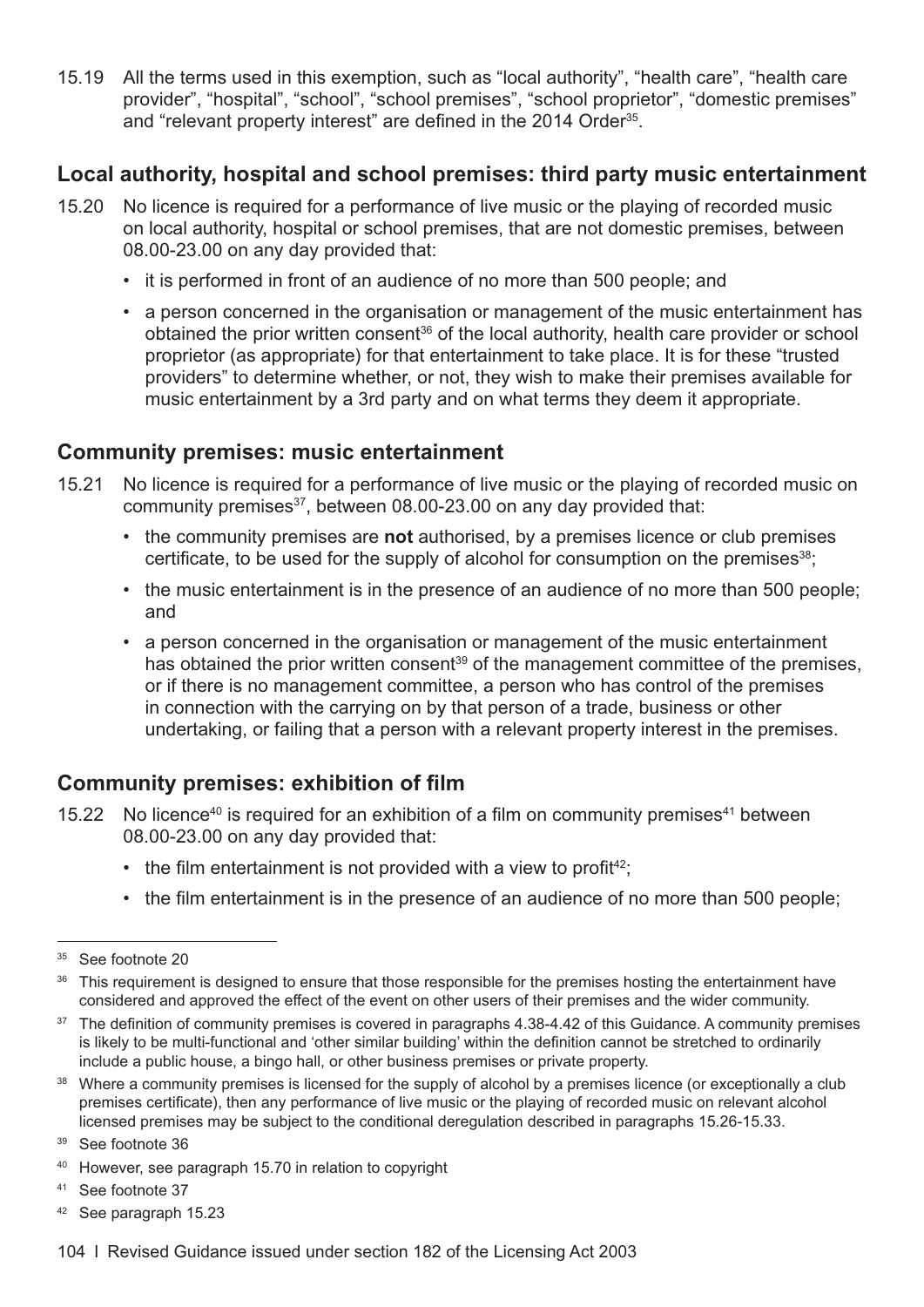15.19 All the terms used in this exemption, such as "local authority", "health care", "health care provider", "hospital", "school", "school premises", "school proprietor", "domestic premises" and "relevant property interest" are defined in the 2014 Order[35].

## Local authority, hospital and school premises: third party music entertainment

15.20 No licence is required for a performance of live music or the playing of recorded music on local authority, hospital or school premises, that are not domestic premises, between 08.00-23.00 on any day provided that:

- it is performed in front of an audience of no more than 500 people; and
- a person concerned in the organisation or management of the music entertainment has obtained the prior written consent[36] of the local authority, health care provider or school proprietor (as appropriate) for that entertainment to take place. It is for these "trusted providers" to determine whether, or not, they wish to make their premises available for music entertainment by a 3rd party and on what terms they deem it appropriate.

## Community premises: music entertainment

15.21 No licence is required for a performance of live music or the playing of recorded music on community premises[37], between 08.00-23.00 on any day provided that:

- the community premises are **not** authorised, by a premises licence or club premises certificate, to be used for the supply of alcohol for consumption on the premises[38];
- the music entertainment is in the presence of an audience of no more than 500 people; and
- a person concerned in the organisation or management of the music entertainment has obtained the prior written consent[39] of the management committee of the premises, or if there is no management committee, a person who has control of the premises in connection with the carrying on by that person of a trade, business or other undertaking, or failing that a person with a relevant property interest in the premises.

## Community premises: exhibition of film

15.22 No licence[40] is required for an exhibition of a film on community premises[41] between 08.00-23.00 on any day provided that:

- the film entertainment is not provided with a view to profit[42];
- the film entertainment is in the presence of an audience of no more than 500 people;

---

[35] See footnote 20

[36] This requirement is designed to ensure that those responsible for the premises hosting the entertainment have considered and approved the effect of the event on other users of their premises and the wider community.

[37] The definition of community premises is covered in paragraphs 4.38-4.42 of this Guidance. A community premises is likely to be multi-functional and 'other similar building' within the definition cannot be stretched to ordinarily include a public house, a bingo hall, or other business premises or private property.

[38] Where a community premises is licensed for the supply of alcohol by a premises licence (or exceptionally a club premises certificate), then any performance of live music or the playing of recorded music on relevant alcohol licensed premises may be subject to the conditional deregulation described in paragraphs 15.26-15.33.

[39] See footnote 36

[40] However, see paragraph 15.70 in relation to copyright

[41] See footnote 37

[42] See paragraph 15.23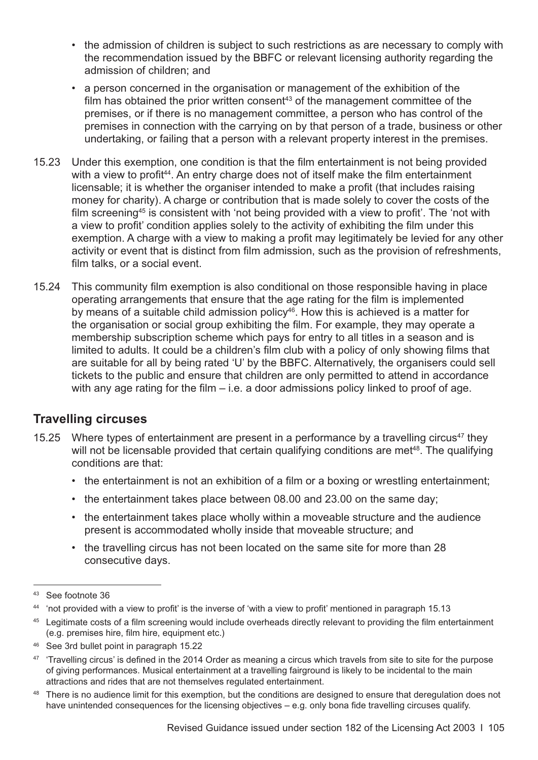- the admission of children is subject to such restrictions as are necessary to comply with the recommendation issued by the BBFC or relevant licensing authority regarding the admission of children; and
- a person concerned in the organisation or management of the exhibition of the film has obtained the prior written consent[43] of the management committee of the premises, or if there is no management committee, a person who has control of the premises in connection with the carrying on by that person of a trade, business or other undertaking, or failing that a person with a relevant property interest in the premises.

15.23 Under this exemption, one condition is that the film entertainment is not being provided with a view to profit[44]. An entry charge does not of itself make the film entertainment licensable; it is whether the organiser intended to make a profit (that includes raising money for charity). A charge or contribution that is made solely to cover the costs of the film screening[45] is consistent with 'not being provided with a view to profit'. The 'not with a view to profit' condition applies solely to the activity of exhibiting the film under this exemption. A charge with a view to making a profit may legitimately be levied for any other activity or event that is distinct from film admission, such as the provision of refreshments, film talks, or a social event.

15.24 This community film exemption is also conditional on those responsible having in place operating arrangements that ensure that the age rating for the film is implemented by means of a suitable child admission policy[46]. How this is achieved is a matter for the organisation or social group exhibiting the film. For example, they may operate a membership subscription scheme which pays for entry to all titles in a season and is limited to adults. It could be a children's film club with a policy of only showing films that are suitable for all by being rated 'U' by the BBFC. Alternatively, the organisers could sell tickets to the public and ensure that children are only permitted to attend in accordance with any age rating for the film – i.e. a door admissions policy linked to proof of age.

## Travelling circuses

15.25 Where types of entertainment are present in a performance by a travelling circus[47] they will not be licensable provided that certain qualifying conditions are met[48]. The qualifying conditions are that:

- the entertainment is not an exhibition of a film or a boxing or wrestling entertainment;
- the entertainment takes place between 08.00 and 23.00 on the same day;
- the entertainment takes place wholly within a moveable structure and the audience present is accommodated wholly inside that moveable structure; and
- the travelling circus has not been located on the same site for more than 28 consecutive days.

---

[43] See footnote 36

[44] 'not provided with a view to profit' is the inverse of 'with a view to profit' mentioned in paragraph 15.13

[45] Legitimate costs of a film screening would include overheads directly relevant to providing the film entertainment (e.g. premises hire, film hire, equipment etc.)

[46] See 3rd bullet point in paragraph 15.22

[47] 'Travelling circus' is defined in the 2014 Order as meaning a circus which travels from site to site for the purpose of giving performances. Musical entertainment at a travelling fairground is likely to be incidental to the main attractions and rides that are not themselves regulated entertainment.

[48] There is no audience limit for this exemption, but the conditions are designed to ensure that deregulation does not have unintended consequences for the licensing objectives – e.g. only bona fide travelling circuses qualify.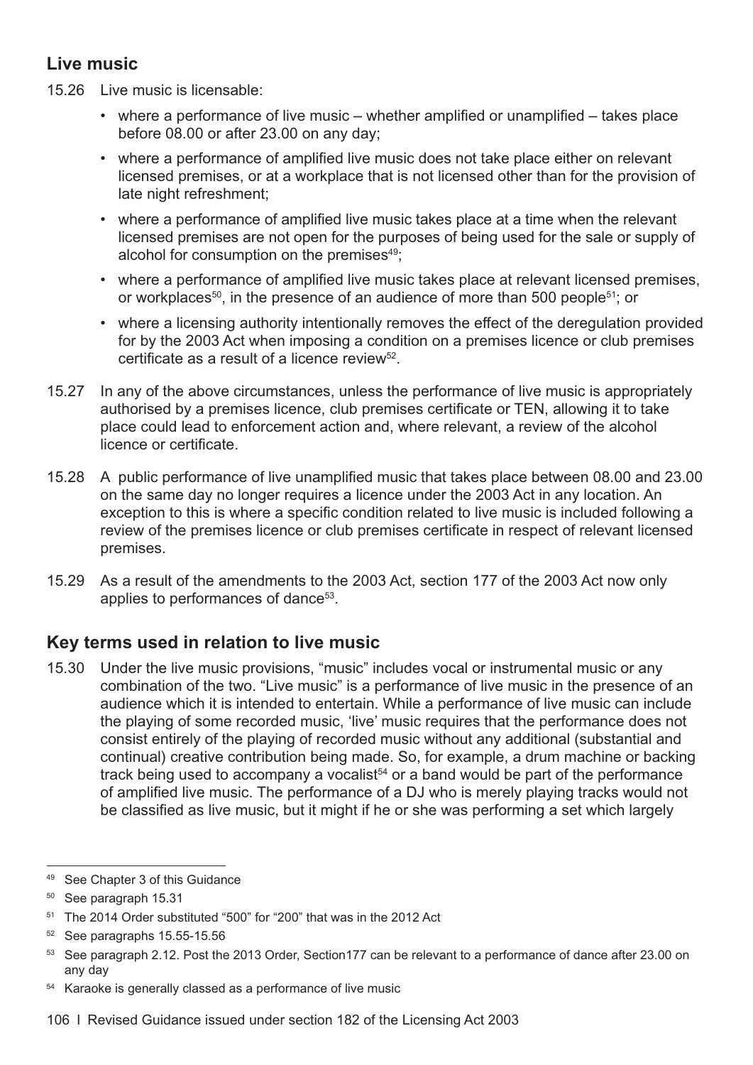## Live music

15.26 Live music is licensable:

- where a performance of live music – whether amplified or unamplified – takes place before 08.00 or after 23.00 on any day;
- where a performance of amplified live music does not take place either on relevant licensed premises, or at a workplace that is not licensed other than for the provision of late night refreshment;
- where a performance of amplified live music takes place at a time when the relevant licensed premises are not open for the purposes of being used for the sale or supply of alcohol for consumption on the premises[49];
- where a performance of amplified live music takes place at relevant licensed premises, or workplaces[50], in the presence of an audience of more than 500 people[51]; or
- where a licensing authority intentionally removes the effect of the deregulation provided for by the 2003 Act when imposing a condition on a premises licence or club premises certificate as a result of a licence review[52].

15.27 In any of the above circumstances, unless the performance of live music is appropriately authorised by a premises licence, club premises certificate or TEN, allowing it to take place could lead to enforcement action and, where relevant, a review of the alcohol licence or certificate.

15.28 A public performance of live unamplified music that takes place between 08.00 and 23.00 on the same day no longer requires a licence under the 2003 Act in any location. An exception to this is where a specific condition related to live music is included following a review of the premises licence or club premises certificate in respect of relevant licensed premises.

15.29 As a result of the amendments to the 2003 Act, section 177 of the 2003 Act now only applies to performances of dance[53].

## Key terms used in relation to live music

15.30 Under the live music provisions, "music" includes vocal or instrumental music or any combination of the two. "Live music" is a performance of live music in the presence of an audience which it is intended to entertain. While a performance of live music can include the playing of some recorded music, 'live' music requires that the performance does not consist entirely of the playing of recorded music without any additional (substantial and continual) creative contribution being made. So, for example, a drum machine or backing track being used to accompany a vocalist[54] or a band would be part of the performance of amplified live music. The performance of a DJ who is merely playing tracks would not be classified as live music, but it might if he or she was performing a set which largely

---

[49] See Chapter 3 of this Guidance

[50] See paragraph 15.31

[51] The 2014 Order substituted "500" for "200" that was in the 2012 Act

[52] See paragraphs 15.55-15.56

[53] See paragraph 2.12. Post the 2013 Order, Section177 can be relevant to a performance of dance after 23.00 on any day

[54] Karaoke is generally classed as a performance of live music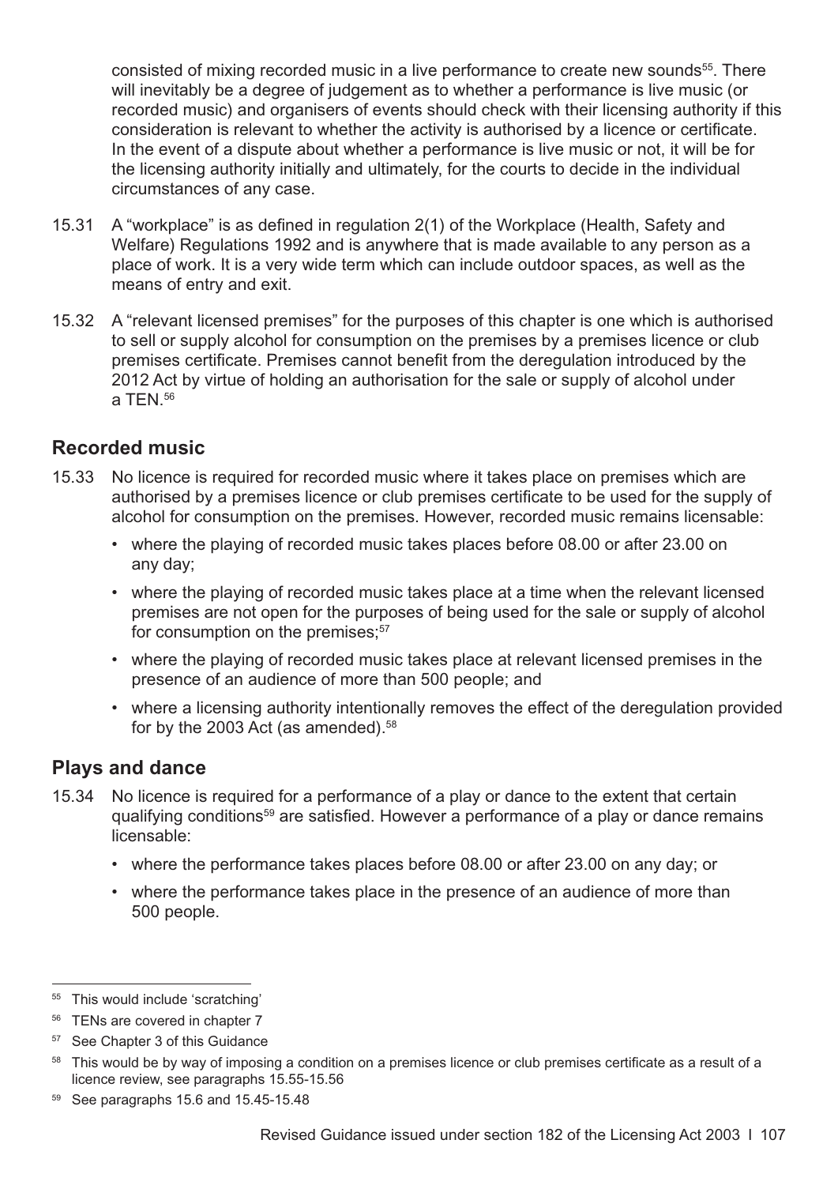consisted of mixing recorded music in a live performance to create new sounds[55]. There will inevitably be a degree of judgement as to whether a performance is live music (or recorded music) and organisers of events should check with their licensing authority if this consideration is relevant to whether the activity is authorised by a licence or certificate. In the event of a dispute about whether a performance is live music or not, it will be for the licensing authority initially and ultimately, for the courts to decide in the individual circumstances of any case.

15.31 A "workplace" is as defined in regulation 2(1) of the Workplace (Health, Safety and Welfare) Regulations 1992 and is anywhere that is made available to any person as a place of work. It is a very wide term which can include outdoor spaces, as well as the means of entry and exit.

15.32 A "relevant licensed premises" for the purposes of this chapter is one which is authorised to sell or supply alcohol for consumption on the premises by a premises licence or club premises certificate. Premises cannot benefit from the deregulation introduced by the 2012 Act by virtue of holding an authorisation for the sale or supply of alcohol under a TEN.[56]

## Recorded music

15.33 No licence is required for recorded music where it takes place on premises which are authorised by a premises licence or club premises certificate to be used for the supply of alcohol for consumption on the premises. However, recorded music remains licensable:

- where the playing of recorded music takes places before 08.00 or after 23.00 on any day;
- where the playing of recorded music takes place at a time when the relevant licensed premises are not open for the purposes of being used for the sale or supply of alcohol for consumption on the premises;[57]
- where the playing of recorded music takes place at relevant licensed premises in the presence of an audience of more than 500 people; and
- where a licensing authority intentionally removes the effect of the deregulation provided for by the 2003 Act (as amended).[58]

## Plays and dance

15.34 No licence is required for a performance of a play or dance to the extent that certain qualifying conditions[59] are satisfied. However a performance of a play or dance remains licensable:

- where the performance takes places before 08.00 or after 23.00 on any day; or
- where the performance takes place in the presence of an audience of more than 500 people.

---

[55] This would include 'scratching'

[56] TENs are covered in chapter 7

[57] See Chapter 3 of this Guidance

[58] This would be by way of imposing a condition on a premises licence or club premises certificate as a result of a licence review, see paragraphs 15.55-15.56

[59] See paragraphs 15.6 and 15.45-15.48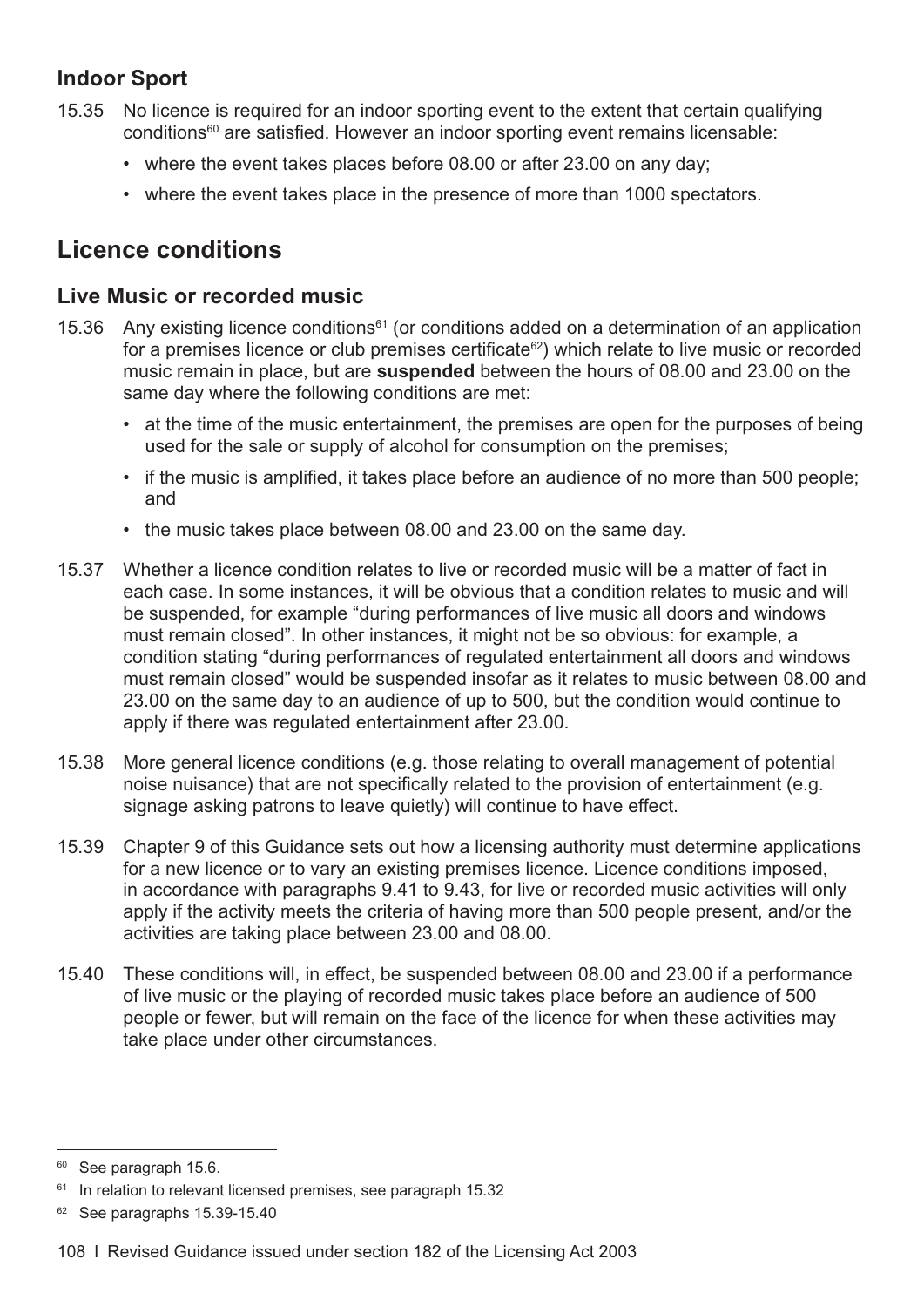### Indoor Sport

15.35 No licence is required for an indoor sporting event to the extent that certain qualifying conditions[60] are satisfied. However an indoor sporting event remains licensable:

- where the event takes places before 08.00 or after 23.00 on any day;
- where the event takes place in the presence of more than 1000 spectators.

## Licence conditions

### Live Music or recorded music

15.36 Any existing licence conditions[61] (or conditions added on a determination of an application for a premises licence or club premises certificate[62]) which relate to live music or recorded music remain in place, but are **suspended** between the hours of 08.00 and 23.00 on the same day where the following conditions are met:

- at the time of the music entertainment, the premises are open for the purposes of being used for the sale or supply of alcohol for consumption on the premises;
- if the music is amplified, it takes place before an audience of no more than 500 people; and
- the music takes place between 08.00 and 23.00 on the same day.

15.37 Whether a licence condition relates to live or recorded music will be a matter of fact in each case. In some instances, it will be obvious that a condition relates to music and will be suspended, for example "during performances of live music all doors and windows must remain closed". In other instances, it might not be so obvious: for example, a condition stating "during performances of regulated entertainment all doors and windows must remain closed" would be suspended insofar as it relates to music between 08.00 and 23.00 on the same day to an audience of up to 500, but the condition would continue to apply if there was regulated entertainment after 23.00.

15.38 More general licence conditions (e.g. those relating to overall management of potential noise nuisance) that are not specifically related to the provision of entertainment (e.g. signage asking patrons to leave quietly) will continue to have effect.

15.39 Chapter 9 of this Guidance sets out how a licensing authority must determine applications for a new licence or to vary an existing premises licence. Licence conditions imposed, in accordance with paragraphs 9.41 to 9.43, for live or recorded music activities will only apply if the activity meets the criteria of having more than 500 people present, and/or the activities are taking place between 23.00 and 08.00.

15.40 These conditions will, in effect, be suspended between 08.00 and 23.00 if a performance of live music or the playing of recorded music takes place before an audience of 500 people or fewer, but will remain on the face of the licence for when these activities may take place under other circumstances.

---

[60] See paragraph 15.6.

[61] In relation to relevant licensed premises, see paragraph 15.32

[62] See paragraphs 15.39-15.40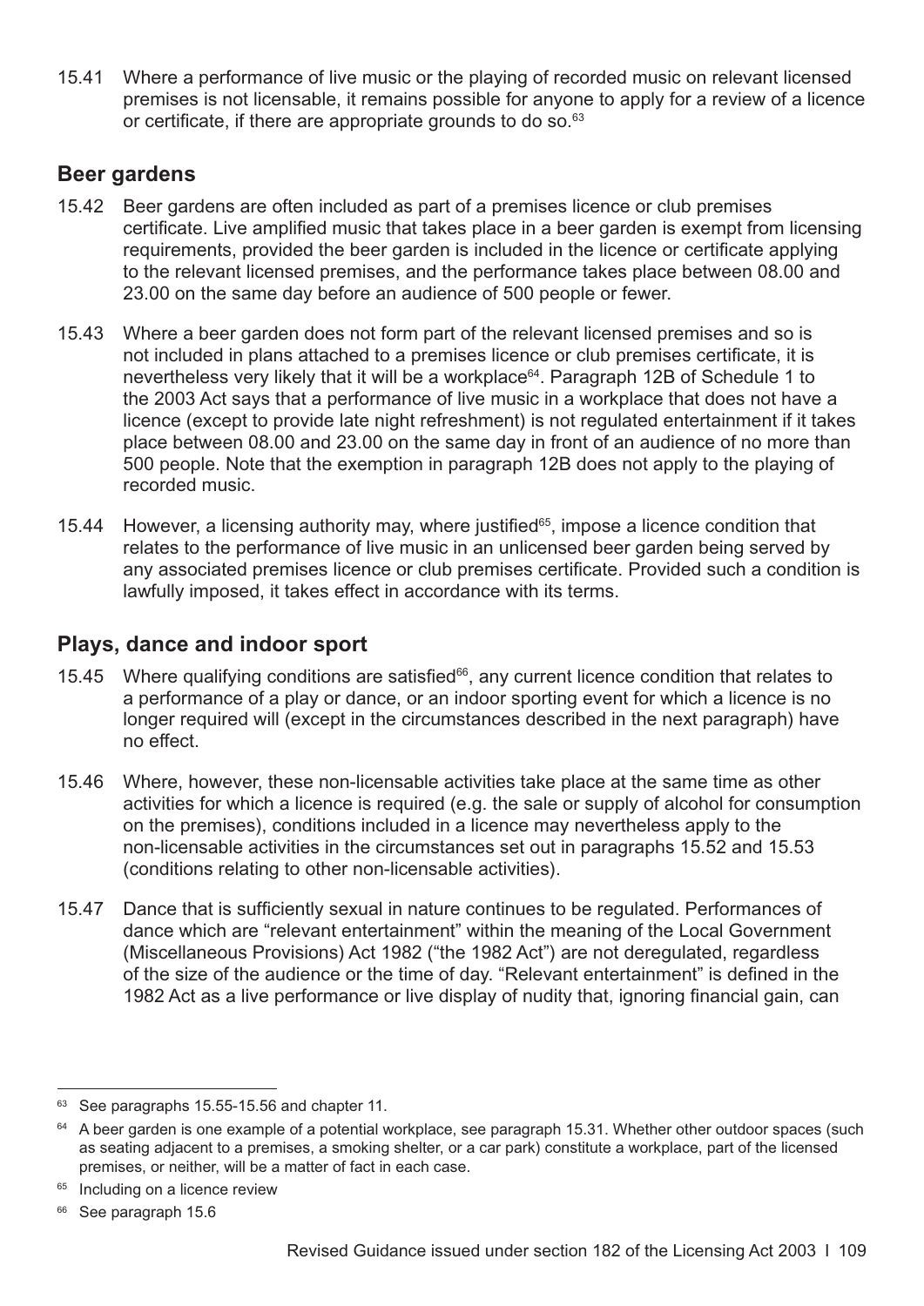15.41 Where a performance of live music or the playing of recorded music on relevant licensed premises is not licensable, it remains possible for anyone to apply for a review of a licence or certificate, if there are appropriate grounds to do so.[63]

## Beer gardens

15.42 Beer gardens are often included as part of a premises licence or club premises certificate. Live amplified music that takes place in a beer garden is exempt from licensing requirements, provided the beer garden is included in the licence or certificate applying to the relevant licensed premises, and the performance takes place between 08.00 and 23.00 on the same day before an audience of 500 people or fewer.

15.43 Where a beer garden does not form part of the relevant licensed premises and so is not included in plans attached to a premises licence or club premises certificate, it is nevertheless very likely that it will be a workplace[64]. Paragraph 12B of Schedule 1 to the 2003 Act says that a performance of live music in a workplace that does not have a licence (except to provide late night refreshment) is not regulated entertainment if it takes place between 08.00 and 23.00 on the same day in front of an audience of no more than 500 people. Note that the exemption in paragraph 12B does not apply to the playing of recorded music.

15.44 However, a licensing authority may, where justified[65], impose a licence condition that relates to the performance of live music in an unlicensed beer garden being served by any associated premises licence or club premises certificate. Provided such a condition is lawfully imposed, it takes effect in accordance with its terms.

## Plays, dance and indoor sport

15.45 Where qualifying conditions are satisfied[66], any current licence condition that relates to a performance of a play or dance, or an indoor sporting event for which a licence is no longer required will (except in the circumstances described in the next paragraph) have no effect.

15.46 Where, however, these non-licensable activities take place at the same time as other activities for which a licence is required (e.g. the sale or supply of alcohol for consumption on the premises), conditions included in a licence may nevertheless apply to the non-licensable activities in the circumstances set out in paragraphs 15.52 and 15.53 (conditions relating to other non-licensable activities).

15.47 Dance that is sufficiently sexual in nature continues to be regulated. Performances of dance which are "relevant entertainment" within the meaning of the Local Government (Miscellaneous Provisions) Act 1982 ("the 1982 Act") are not deregulated, regardless of the size of the audience or the time of day. "Relevant entertainment" is defined in the 1982 Act as a live performance or live display of nudity that, ignoring financial gain, can

---

[63] See paragraphs 15.55-15.56 and chapter 11.

[64] A beer garden is one example of a potential workplace, see paragraph 15.31. Whether other outdoor spaces (such as seating adjacent to a premises, a smoking shelter, or a car park) constitute a workplace, part of the licensed premises, or neither, will be a matter of fact in each case.

[65] Including on a licence review

[66] See paragraph 15.6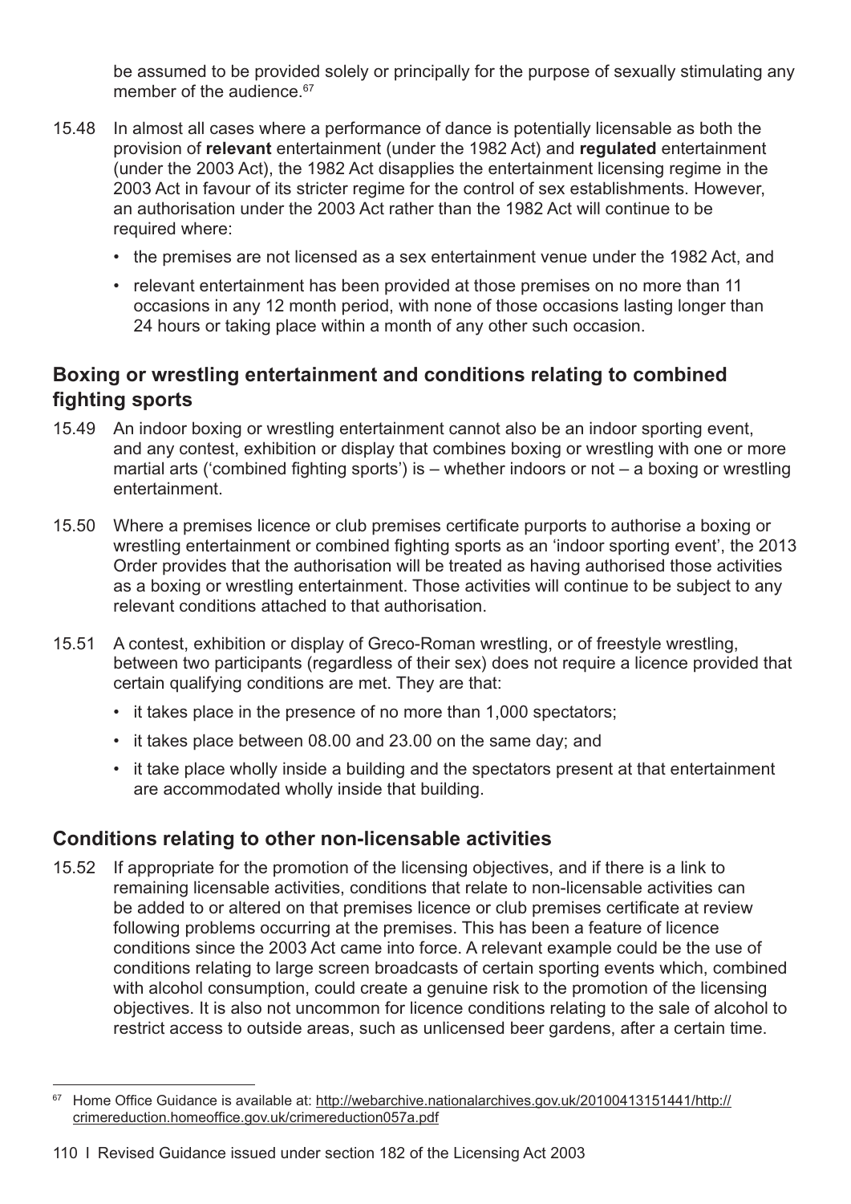be assumed to be provided solely or principally for the purpose of sexually stimulating any member of the audience.[67]

15.48 In almost all cases where a performance of dance is potentially licensable as both the provision of **relevant** entertainment (under the 1982 Act) and **regulated** entertainment (under the 2003 Act), the 1982 Act disapplies the entertainment licensing regime in the 2003 Act in favour of its stricter regime for the control of sex establishments. However, an authorisation under the 2003 Act rather than the 1982 Act will continue to be required where:

- the premises are not licensed as a sex entertainment venue under the 1982 Act, and
- relevant entertainment has been provided at those premises on no more than 11 occasions in any 12 month period, with none of those occasions lasting longer than 24 hours or taking place within a month of any other such occasion.

## Boxing or wrestling entertainment and conditions relating to combined fighting sports

15.49 An indoor boxing or wrestling entertainment cannot also be an indoor sporting event, and any contest, exhibition or display that combines boxing or wrestling with one or more martial arts ('combined fighting sports') is – whether indoors or not – a boxing or wrestling entertainment.

15.50 Where a premises licence or club premises certificate purports to authorise a boxing or wrestling entertainment or combined fighting sports as an 'indoor sporting event', the 2013 Order provides that the authorisation will be treated as having authorised those activities as a boxing or wrestling entertainment. Those activities will continue to be subject to any relevant conditions attached to that authorisation.

15.51 A contest, exhibition or display of Greco-Roman wrestling, or of freestyle wrestling, between two participants (regardless of their sex) does not require a licence provided that certain qualifying conditions are met. They are that:

- it takes place in the presence of no more than 1,000 spectators;
- it takes place between 08.00 and 23.00 on the same day; and
- it take place wholly inside a building and the spectators present at that entertainment are accommodated wholly inside that building.

## Conditions relating to other non-licensable activities

15.52 If appropriate for the promotion of the licensing objectives, and if there is a link to remaining licensable activities, conditions that relate to non-licensable activities can be added to or altered on that premises licence or club premises certificate at review following problems occurring at the premises. This has been a feature of licence conditions since the 2003 Act came into force. A relevant example could be the use of conditions relating to large screen broadcasts of certain sporting events which, combined with alcohol consumption, could create a genuine risk to the promotion of the licensing objectives. It is also not uncommon for licence conditions relating to the sale of alcohol to restrict access to outside areas, such as unlicensed beer gardens, after a certain time.

[67] Home Office Guidance is available at: http://webarchive.nationalarchives.gov.uk/20100413151441/http://crimereduction.homeoffice.gov.uk/crimereduction057a.pdf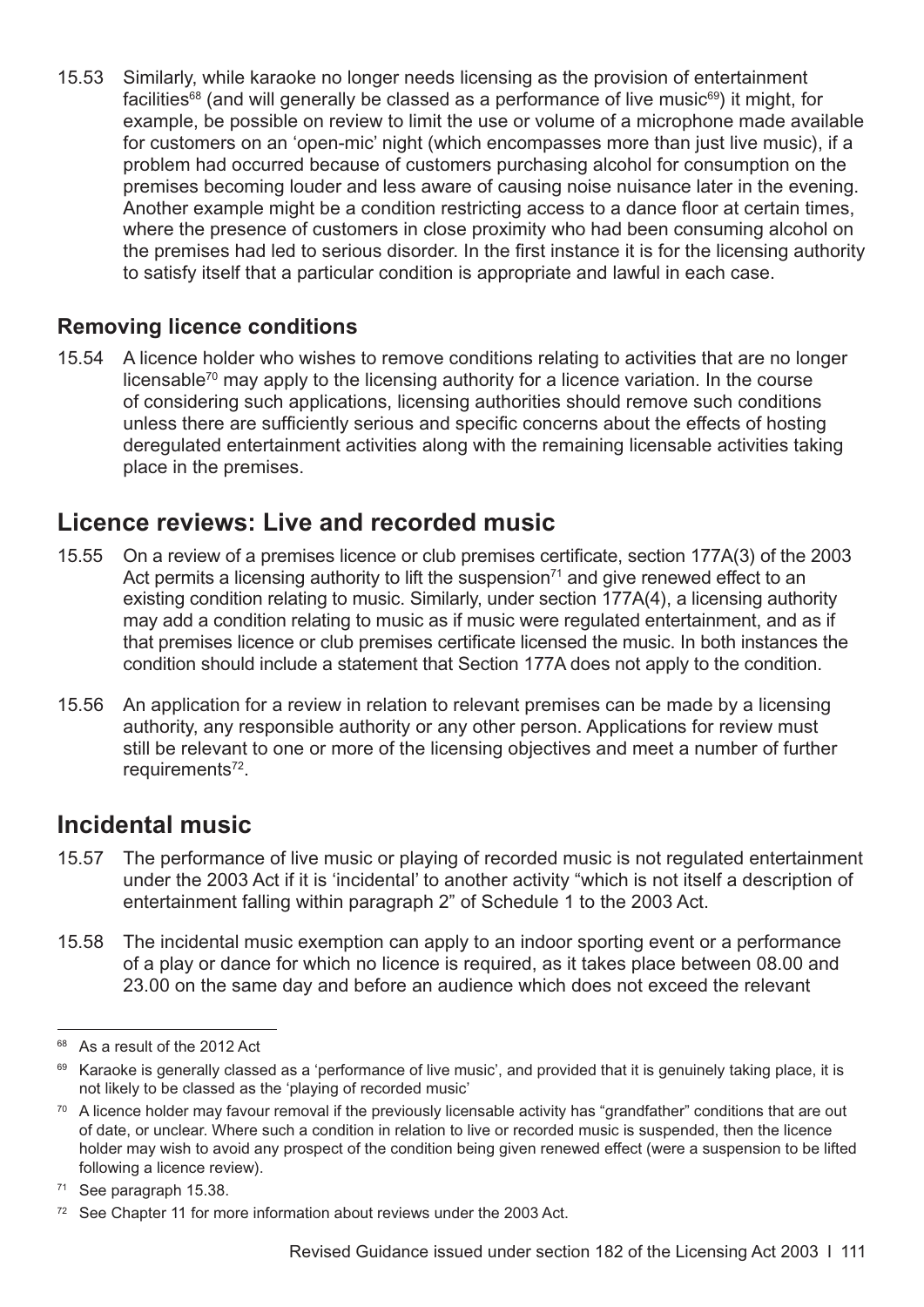15.53 Similarly, while karaoke no longer needs licensing as the provision of entertainment facilities[68] (and will generally be classed as a performance of live music[69]) it might, for example, be possible on review to limit the use or volume of a microphone made available for customers on an 'open-mic' night (which encompasses more than just live music), if a problem had occurred because of customers purchasing alcohol for consumption on the premises becoming louder and less aware of causing noise nuisance later in the evening. Another example might be a condition restricting access to a dance floor at certain times, where the presence of customers in close proximity who had been consuming alcohol on the premises had led to serious disorder. In the first instance it is for the licensing authority to satisfy itself that a particular condition is appropriate and lawful in each case.

### Removing licence conditions

15.54 A licence holder who wishes to remove conditions relating to activities that are no longer licensable[70] may apply to the licensing authority for a licence variation. In the course of considering such applications, licensing authorities should remove such conditions unless there are sufficiently serious and specific concerns about the effects of hosting deregulated entertainment activities along with the remaining licensable activities taking place in the premises.

## Licence reviews: Live and recorded music

15.55 On a review of a premises licence or club premises certificate, section 177A(3) of the 2003 Act permits a licensing authority to lift the suspension[71] and give renewed effect to an existing condition relating to music. Similarly, under section 177A(4), a licensing authority may add a condition relating to music as if music were regulated entertainment, and as if that premises licence or club premises certificate licensed the music. In both instances the condition should include a statement that Section 177A does not apply to the condition.

15.56 An application for a review in relation to relevant premises can be made by a licensing authority, any responsible authority or any other person. Applications for review must still be relevant to one or more of the licensing objectives and meet a number of further requirements[72].

## Incidental music

15.57 The performance of live music or playing of recorded music is not regulated entertainment under the 2003 Act if it is 'incidental' to another activity "which is not itself a description of entertainment falling within paragraph 2" of Schedule 1 to the 2003 Act.

15.58 The incidental music exemption can apply to an indoor sporting event or a performance of a play or dance for which no licence is required, as it takes place between 08.00 and 23.00 on the same day and before an audience which does not exceed the relevant

---

[68] As a result of the 2012 Act

[69] Karaoke is generally classed as a 'performance of live music', and provided that it is genuinely taking place, it is not likely to be classed as the 'playing of recorded music'

[70] A licence holder may favour removal if the previously licensable activity has "grandfather" conditions that are out of date, or unclear. Where such a condition in relation to live or recorded music is suspended, then the licence holder may wish to avoid any prospect of the condition being given renewed effect (were a suspension to be lifted following a licence review).

[71] See paragraph 15.38.

[72] See Chapter 11 for more information about reviews under the 2003 Act.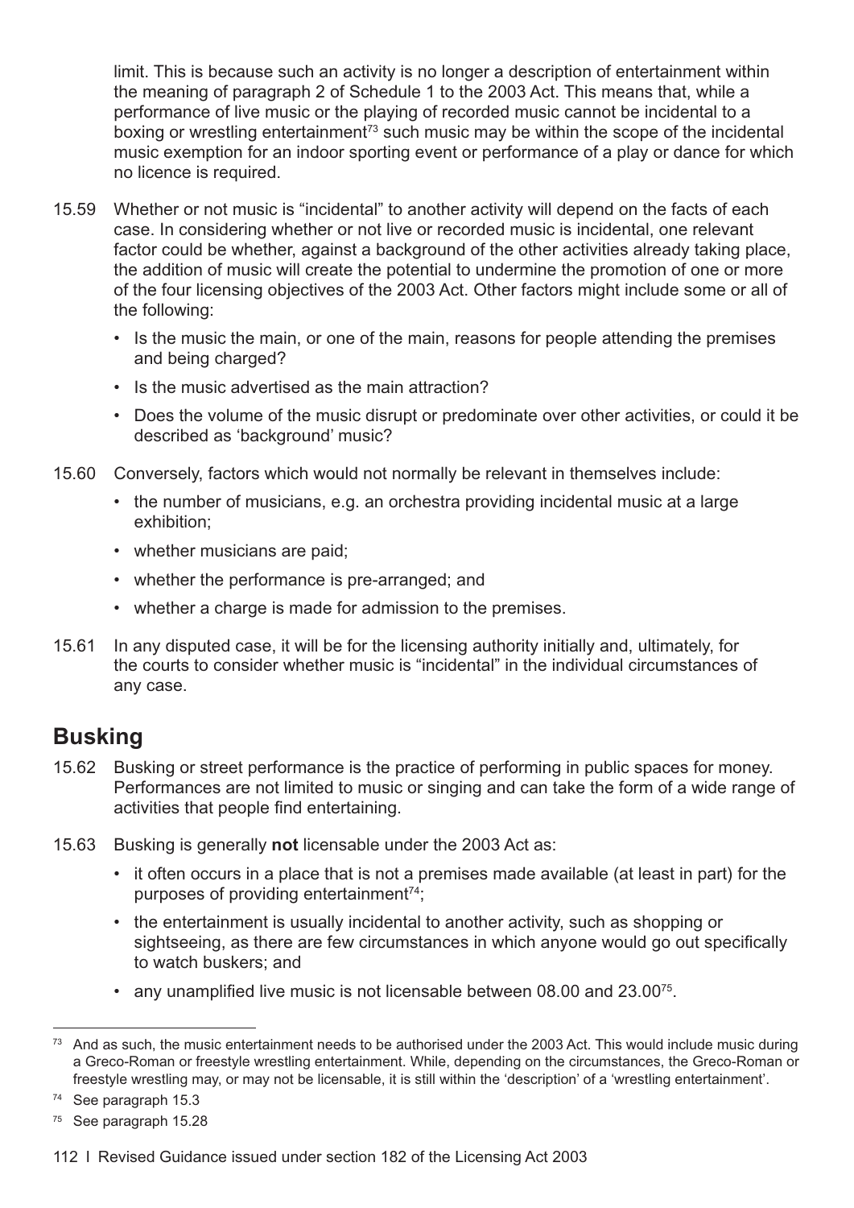limit. This is because such an activity is no longer a description of entertainment within the meaning of paragraph 2 of Schedule 1 to the 2003 Act. This means that, while a performance of live music or the playing of recorded music cannot be incidental to a boxing or wrestling entertainment[73] such music may be within the scope of the incidental music exemption for an indoor sporting event or performance of a play or dance for which no licence is required.

15.59 Whether or not music is "incidental" to another activity will depend on the facts of each case. In considering whether or not live or recorded music is incidental, one relevant factor could be whether, against a background of the other activities already taking place, the addition of music will create the potential to undermine the promotion of one or more of the four licensing objectives of the 2003 Act. Other factors might include some or all of the following:

- Is the music the main, or one of the main, reasons for people attending the premises and being charged?
- Is the music advertised as the main attraction?
- Does the volume of the music disrupt or predominate over other activities, or could it be described as 'background' music?

15.60 Conversely, factors which would not normally be relevant in themselves include:

- the number of musicians, e.g. an orchestra providing incidental music at a large exhibition;
- whether musicians are paid;
- whether the performance is pre-arranged; and
- whether a charge is made for admission to the premises.

15.61 In any disputed case, it will be for the licensing authority initially and, ultimately, for the courts to consider whether music is "incidental" in the individual circumstances of any case.

## Busking

15.62 Busking or street performance is the practice of performing in public spaces for money. Performances are not limited to music or singing and can take the form of a wide range of activities that people find entertaining.

15.63 Busking is generally **not** licensable under the 2003 Act as:

- it often occurs in a place that is not a premises made available (at least in part) for the purposes of providing entertainment[74];
- the entertainment is usually incidental to another activity, such as shopping or sightseeing, as there are few circumstances in which anyone would go out specifically to watch buskers; and
- any unamplified live music is not licensable between 08.00 and 23.00[75].

---

[73] And as such, the music entertainment needs to be authorised under the 2003 Act. This would include music during a Greco-Roman or freestyle wrestling entertainment. While, depending on the circumstances, the Greco-Roman or freestyle wrestling may, or may not be licensable, it is still within the 'description' of a 'wrestling entertainment'.

[74] See paragraph 15.3

[75] See paragraph 15.28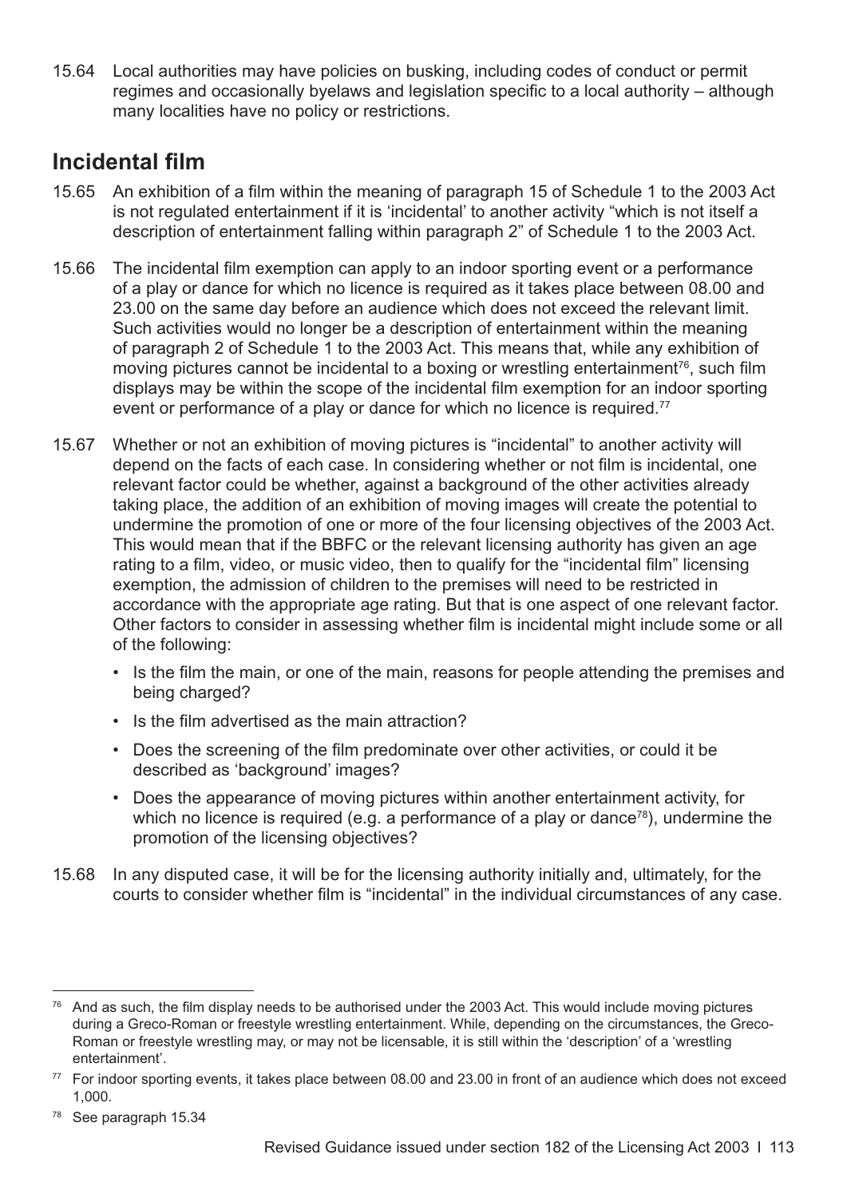15.64 Local authorities may have policies on busking, including codes of conduct or permit regimes and occasionally byelaws and legislation specific to a local authority – although many localities have no policy or restrictions.

## Incidental film

15.65 An exhibition of a film within the meaning of paragraph 15 of Schedule 1 to the 2003 Act is not regulated entertainment if it is 'incidental' to another activity "which is not itself a description of entertainment falling within paragraph 2" of Schedule 1 to the 2003 Act.

15.66 The incidental film exemption can apply to an indoor sporting event or a performance of a play or dance for which no licence is required as it takes place between 08.00 and 23.00 on the same day before an audience which does not exceed the relevant limit. Such activities would no longer be a description of entertainment within the meaning of paragraph 2 of Schedule 1 to the 2003 Act. This means that, while any exhibition of moving pictures cannot be incidental to a boxing or wrestling entertainment[76], such film displays may be within the scope of the incidental film exemption for an indoor sporting event or performance of a play or dance for which no licence is required.[77]

15.67 Whether or not an exhibition of moving pictures is "incidental" to another activity will depend on the facts of each case. In considering whether or not film is incidental, one relevant factor could be whether, against a background of the other activities already taking place, the addition of an exhibition of moving images will create the potential to undermine the promotion of one or more of the four licensing objectives of the 2003 Act. This would mean that if the BBFC or the relevant licensing authority has given an age rating to a film, video, or music video, then to qualify for the "incidental film" licensing exemption, the admission of children to the premises will need to be restricted in accordance with the appropriate age rating. But that is one aspect of one relevant factor. Other factors to consider in assessing whether film is incidental might include some or all of the following:

- Is the film the main, or one of the main, reasons for people attending the premises and being charged?
- Is the film advertised as the main attraction?
- Does the screening of the film predominate over other activities, or could it be described as 'background' images?
- Does the appearance of moving pictures within another entertainment activity, for which no licence is required (e.g. a performance of a play or dance[78]), undermine the promotion of the licensing objectives?

15.68 In any disputed case, it will be for the licensing authority initially and, ultimately, for the courts to consider whether film is "incidental" in the individual circumstances of any case.

---

[76] And as such, the film display needs to be authorised under the 2003 Act. This would include moving pictures during a Greco-Roman or freestyle wrestling entertainment. While, depending on the circumstances, the Greco-Roman or freestyle wrestling may, or may not be licensable, it is still within the 'description' of a 'wrestling entertainment'.

[77] For indoor sporting events, it takes place between 08.00 and 23.00 in front of an audience which does not exceed 1,000.

[78] See paragraph 15.34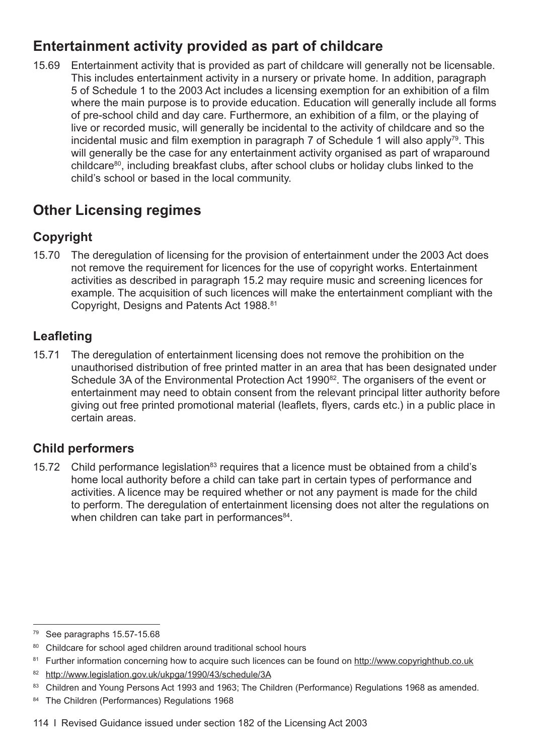## Entertainment activity provided as part of childcare

15.69 Entertainment activity that is provided as part of childcare will generally not be licensable. This includes entertainment activity in a nursery or private home. In addition, paragraph 5 of Schedule 1 to the 2003 Act includes a licensing exemption for an exhibition of a film where the main purpose is to provide education. Education will generally include all forms of pre-school child and day care. Furthermore, an exhibition of a film, or the playing of live or recorded music, will generally be incidental to the activity of childcare and so the incidental music and film exemption in paragraph 7 of Schedule 1 will also apply[79]. This will generally be the case for any entertainment activity organised as part of wraparound childcare[80], including breakfast clubs, after school clubs or holiday clubs linked to the child's school or based in the local community.

## Other Licensing regimes

### Copyright

15.70 The deregulation of licensing for the provision of entertainment under the 2003 Act does not remove the requirement for licences for the use of copyright works. Entertainment activities as described in paragraph 15.2 may require music and screening licences for example. The acquisition of such licences will make the entertainment compliant with the Copyright, Designs and Patents Act 1988.[81]

### Leafleting

15.71 The deregulation of entertainment licensing does not remove the prohibition on the unauthorised distribution of free printed matter in an area that has been designated under Schedule 3A of the Environmental Protection Act 1990[82]. The organisers of the event or entertainment may need to obtain consent from the relevant principal litter authority before giving out free printed promotional material (leaflets, flyers, cards etc.) in a public place in certain areas.

### Child performers

15.72 Child performance legislation[83] requires that a licence must be obtained from a child's home local authority before a child can take part in certain types of performance and activities. A licence may be required whether or not any payment is made for the child to perform. The deregulation of entertainment licensing does not alter the regulations on when children can take part in performances[84].

---

[79] See paragraphs 15.57-15.68

[80] Childcare for school aged children around traditional school hours

[81] Further information concerning how to acquire such licences can be found on http://www.copyrighthub.co.uk

[82] http://www.legislation.gov.uk/ukpga/1990/43/schedule/3A

[83] Children and Young Persons Act 1993 and 1963; The Children (Performance) Regulations 1968 as amended.

[84] The Children (Performances) Regulations 1968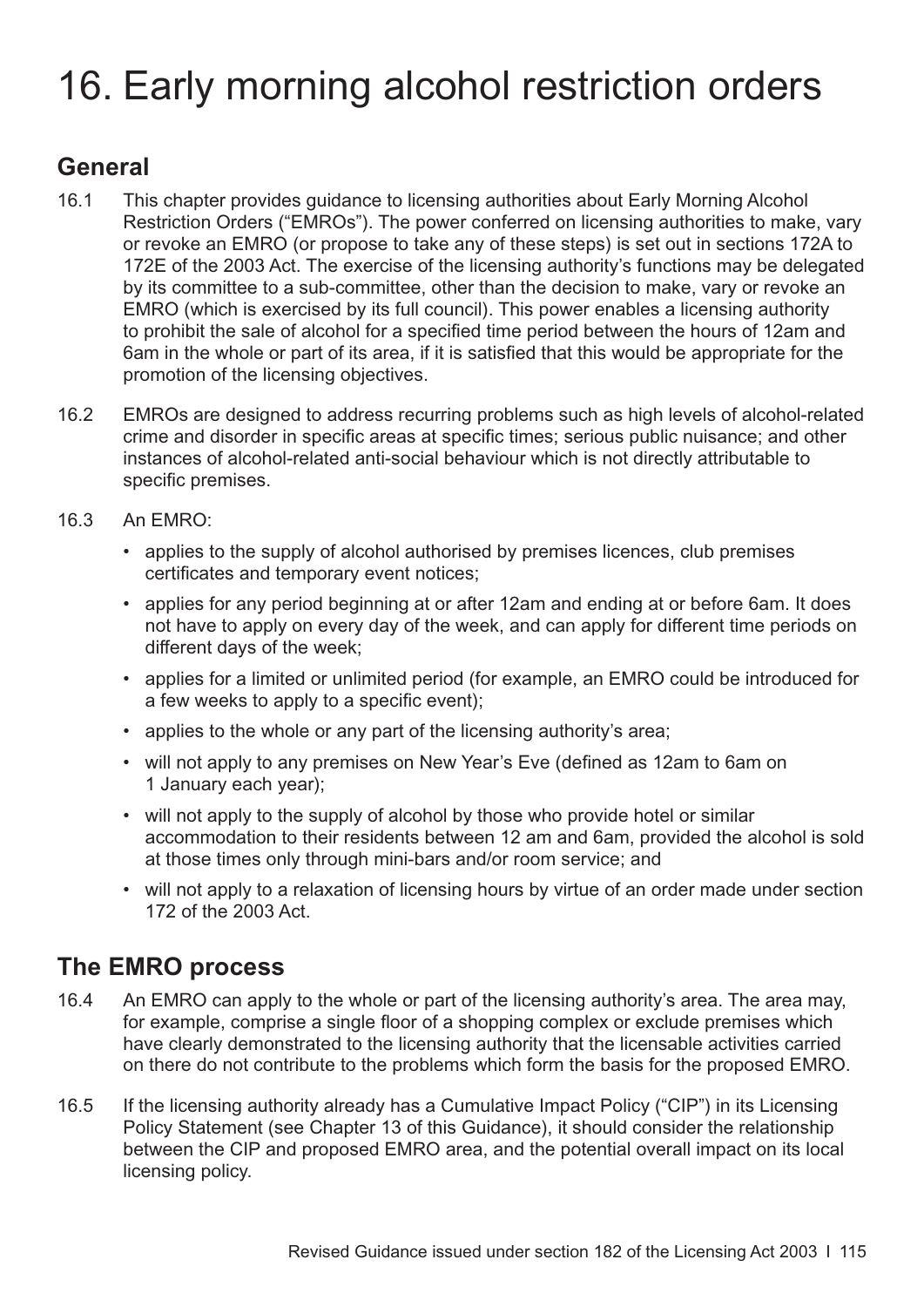# 16. Early morning alcohol restriction orders

## General

16.1 This chapter provides guidance to licensing authorities about Early Morning Alcohol Restriction Orders ("EMROs"). The power conferred on licensing authorities to make, vary or revoke an EMRO (or propose to take any of these steps) is set out in sections 172A to 172E of the 2003 Act. The exercise of the licensing authority's functions may be delegated by its committee to a sub-committee, other than the decision to make, vary or revoke an EMRO (which is exercised by its full council). This power enables a licensing authority to prohibit the sale of alcohol for a specified time period between the hours of 12am and 6am in the whole or part of its area, if it is satisfied that this would be appropriate for the promotion of the licensing objectives.

16.2 EMROs are designed to address recurring problems such as high levels of alcohol-related crime and disorder in specific areas at specific times; serious public nuisance; and other instances of alcohol-related anti-social behaviour which is not directly attributable to specific premises.

16.3 An EMRO:

- applies to the supply of alcohol authorised by premises licences, club premises certificates and temporary event notices;
- applies for any period beginning at or after 12am and ending at or before 6am. It does not have to apply on every day of the week, and can apply for different time periods on different days of the week;
- applies for a limited or unlimited period (for example, an EMRO could be introduced for a few weeks to apply to a specific event);
- applies to the whole or any part of the licensing authority's area;
- will not apply to any premises on New Year's Eve (defined as 12am to 6am on 1 January each year);
- will not apply to the supply of alcohol by those who provide hotel or similar accommodation to their residents between 12 am and 6am, provided the alcohol is sold at those times only through mini-bars and/or room service; and
- will not apply to a relaxation of licensing hours by virtue of an order made under section 172 of the 2003 Act.

## The EMRO process

16.4 An EMRO can apply to the whole or part of the licensing authority's area. The area may, for example, comprise a single floor of a shopping complex or exclude premises which have clearly demonstrated to the licensing authority that the licensable activities carried on there do not contribute to the problems which form the basis for the proposed EMRO.

16.5 If the licensing authority already has a Cumulative Impact Policy ("CIP") in its Licensing Policy Statement (see Chapter 13 of this Guidance), it should consider the relationship between the CIP and proposed EMRO area, and the potential overall impact on its local licensing policy.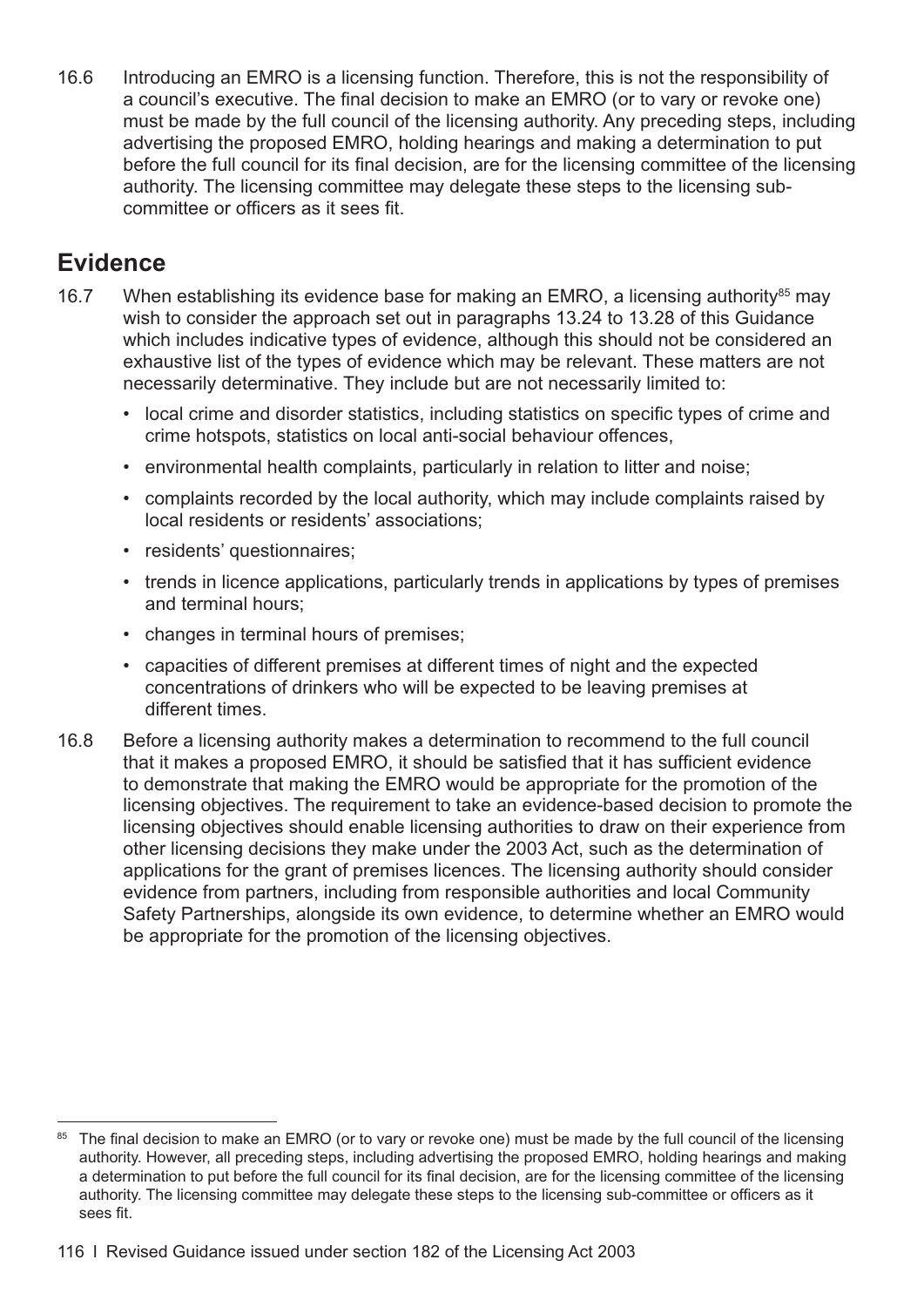16.6 Introducing an EMRO is a licensing function. Therefore, this is not the responsibility of a council's executive. The final decision to make an EMRO (or to vary or revoke one) must be made by the full council of the licensing authority. Any preceding steps, including advertising the proposed EMRO, holding hearings and making a determination to put before the full council for its final decision, are for the licensing committee of the licensing authority. The licensing committee may delegate these steps to the licensing sub-committee or officers as it sees fit.

## Evidence

16.7 When establishing its evidence base for making an EMRO, a licensing authority[85] may wish to consider the approach set out in paragraphs 13.24 to 13.28 of this Guidance which includes indicative types of evidence, although this should not be considered an exhaustive list of the types of evidence which may be relevant. These matters are not necessarily determinative. They include but are not necessarily limited to:

- local crime and disorder statistics, including statistics on specific types of crime and crime hotspots, statistics on local anti-social behaviour offences,
- environmental health complaints, particularly in relation to litter and noise;
- complaints recorded by the local authority, which may include complaints raised by local residents or residents' associations;
- residents' questionnaires;
- trends in licence applications, particularly trends in applications by types of premises and terminal hours;
- changes in terminal hours of premises;
- capacities of different premises at different times of night and the expected concentrations of drinkers who will be expected to be leaving premises at different times.

16.8 Before a licensing authority makes a determination to recommend to the full council that it makes a proposed EMRO, it should be satisfied that it has sufficient evidence to demonstrate that making the EMRO would be appropriate for the promotion of the licensing objectives. The requirement to take an evidence-based decision to promote the licensing objectives should enable licensing authorities to draw on their experience from other licensing decisions they make under the 2003 Act, such as the determination of applications for the grant of premises licences. The licensing authority should consider evidence from partners, including from responsible authorities and local Community Safety Partnerships, alongside its own evidence, to determine whether an EMRO would be appropriate for the promotion of the licensing objectives.

[85] The final decision to make an EMRO (or to vary or revoke one) must be made by the full council of the licensing authority. However, all preceding steps, including advertising the proposed EMRO, holding hearings and making a determination to put before the full council for its final decision, are for the licensing committee of the licensing authority. The licensing committee may delegate these steps to the licensing sub-committee or officers as it sees fit.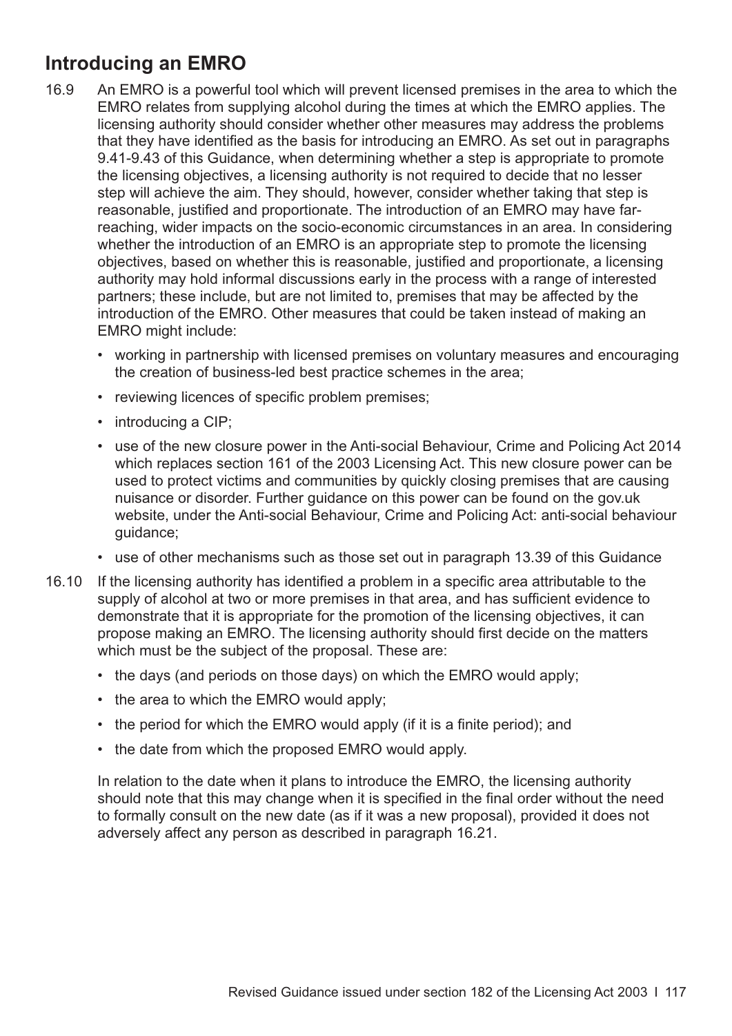## Introducing an EMRO

16.9 An EMRO is a powerful tool which will prevent licensed premises in the area to which the EMRO relates from supplying alcohol during the times at which the EMRO applies. The licensing authority should consider whether other measures may address the problems that they have identified as the basis for introducing an EMRO. As set out in paragraphs 9.41-9.43 of this Guidance, when determining whether a step is appropriate to promote the licensing objectives, a licensing authority is not required to decide that no lesser step will achieve the aim. They should, however, consider whether taking that step is reasonable, justified and proportionate. The introduction of an EMRO may have far-reaching, wider impacts on the socio-economic circumstances in an area. In considering whether the introduction of an EMRO is an appropriate step to promote the licensing objectives, based on whether this is reasonable, justified and proportionate, a licensing authority may hold informal discussions early in the process with a range of interested partners; these include, but are not limited to, premises that may be affected by the introduction of the EMRO. Other measures that could be taken instead of making an EMRO might include:

- working in partnership with licensed premises on voluntary measures and encouraging the creation of business-led best practice schemes in the area;
- reviewing licences of specific problem premises;
- introducing a CIP;
- use of the new closure power in the Anti-social Behaviour, Crime and Policing Act 2014 which replaces section 161 of the 2003 Licensing Act. This new closure power can be used to protect victims and communities by quickly closing premises that are causing nuisance or disorder. Further guidance on this power can be found on the gov.uk website, under the Anti-social Behaviour, Crime and Policing Act: anti-social behaviour guidance;
- use of other mechanisms such as those set out in paragraph 13.39 of this Guidance

16.10 If the licensing authority has identified a problem in a specific area attributable to the supply of alcohol at two or more premises in that area, and has sufficient evidence to demonstrate that it is appropriate for the promotion of the licensing objectives, it can propose making an EMRO. The licensing authority should first decide on the matters which must be the subject of the proposal. These are:

- the days (and periods on those days) on which the EMRO would apply;
- the area to which the EMRO would apply;
- the period for which the EMRO would apply (if it is a finite period); and
- the date from which the proposed EMRO would apply.

In relation to the date when it plans to introduce the EMRO, the licensing authority should note that this may change when it is specified in the final order without the need to formally consult on the new date (as if it was a new proposal), provided it does not adversely affect any person as described in paragraph 16.21.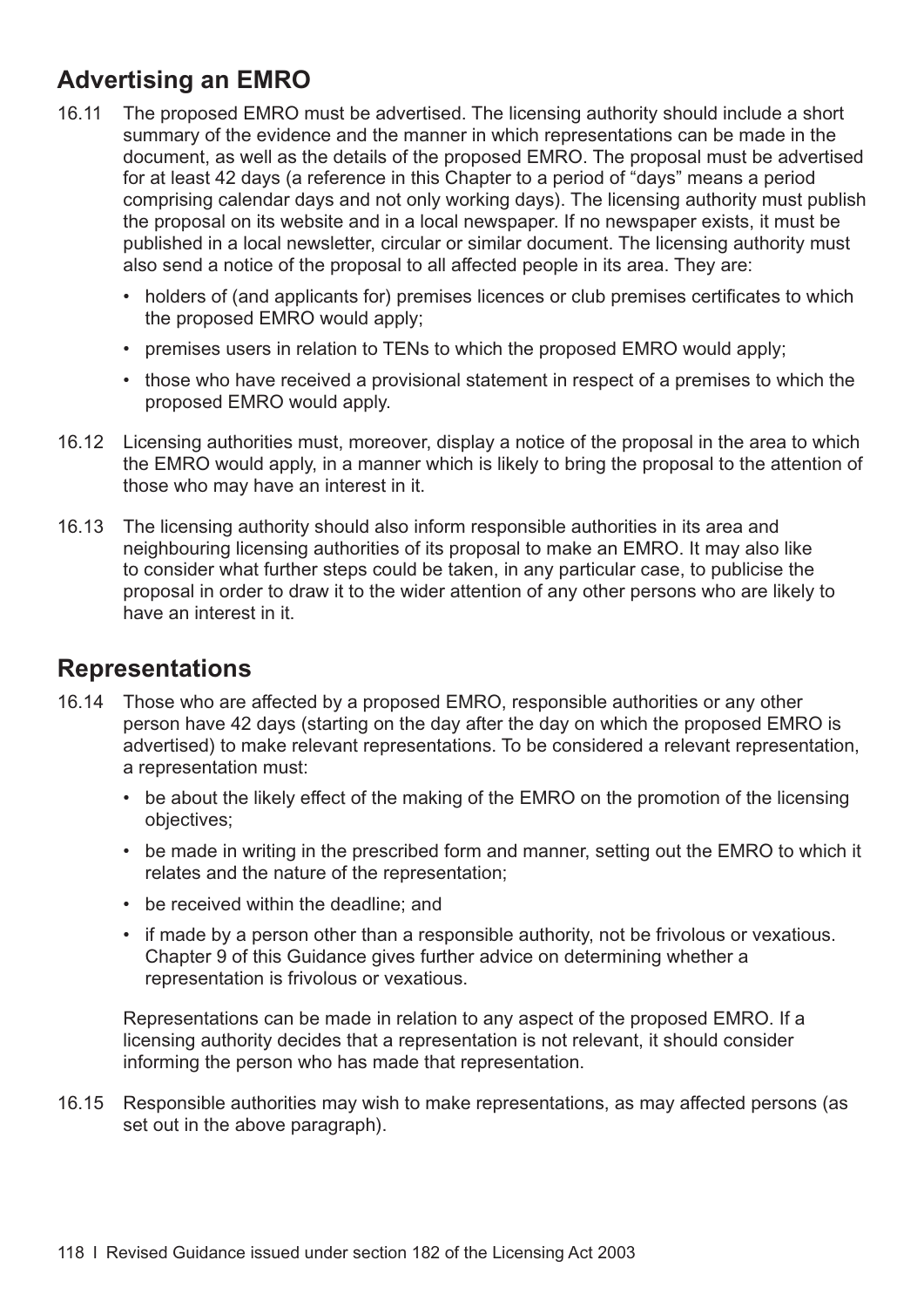## Advertising an EMRO

16.11 The proposed EMRO must be advertised. The licensing authority should include a short summary of the evidence and the manner in which representations can be made in the document, as well as the details of the proposed EMRO. The proposal must be advertised for at least 42 days (a reference in this Chapter to a period of "days" means a period comprising calendar days and not only working days). The licensing authority must publish the proposal on its website and in a local newspaper. If no newspaper exists, it must be published in a local newsletter, circular or similar document. The licensing authority must also send a notice of the proposal to all affected people in its area. They are:

- holders of (and applicants for) premises licences or club premises certificates to which the proposed EMRO would apply;
- premises users in relation to TENs to which the proposed EMRO would apply;
- those who have received a provisional statement in respect of a premises to which the proposed EMRO would apply.

16.12 Licensing authorities must, moreover, display a notice of the proposal in the area to which the EMRO would apply, in a manner which is likely to bring the proposal to the attention of those who may have an interest in it.

16.13 The licensing authority should also inform responsible authorities in its area and neighbouring licensing authorities of its proposal to make an EMRO. It may also like to consider what further steps could be taken, in any particular case, to publicise the proposal in order to draw it to the wider attention of any other persons who are likely to have an interest in it.

## Representations

16.14 Those who are affected by a proposed EMRO, responsible authorities or any other person have 42 days (starting on the day after the day on which the proposed EMRO is advertised) to make relevant representations. To be considered a relevant representation, a representation must:

- be about the likely effect of the making of the EMRO on the promotion of the licensing objectives;
- be made in writing in the prescribed form and manner, setting out the EMRO to which it relates and the nature of the representation;
- be received within the deadline; and
- if made by a person other than a responsible authority, not be frivolous or vexatious. Chapter 9 of this Guidance gives further advice on determining whether a representation is frivolous or vexatious.

Representations can be made in relation to any aspect of the proposed EMRO. If a licensing authority decides that a representation is not relevant, it should consider informing the person who has made that representation.

16.15 Responsible authorities may wish to make representations, as may affected persons (as set out in the above paragraph).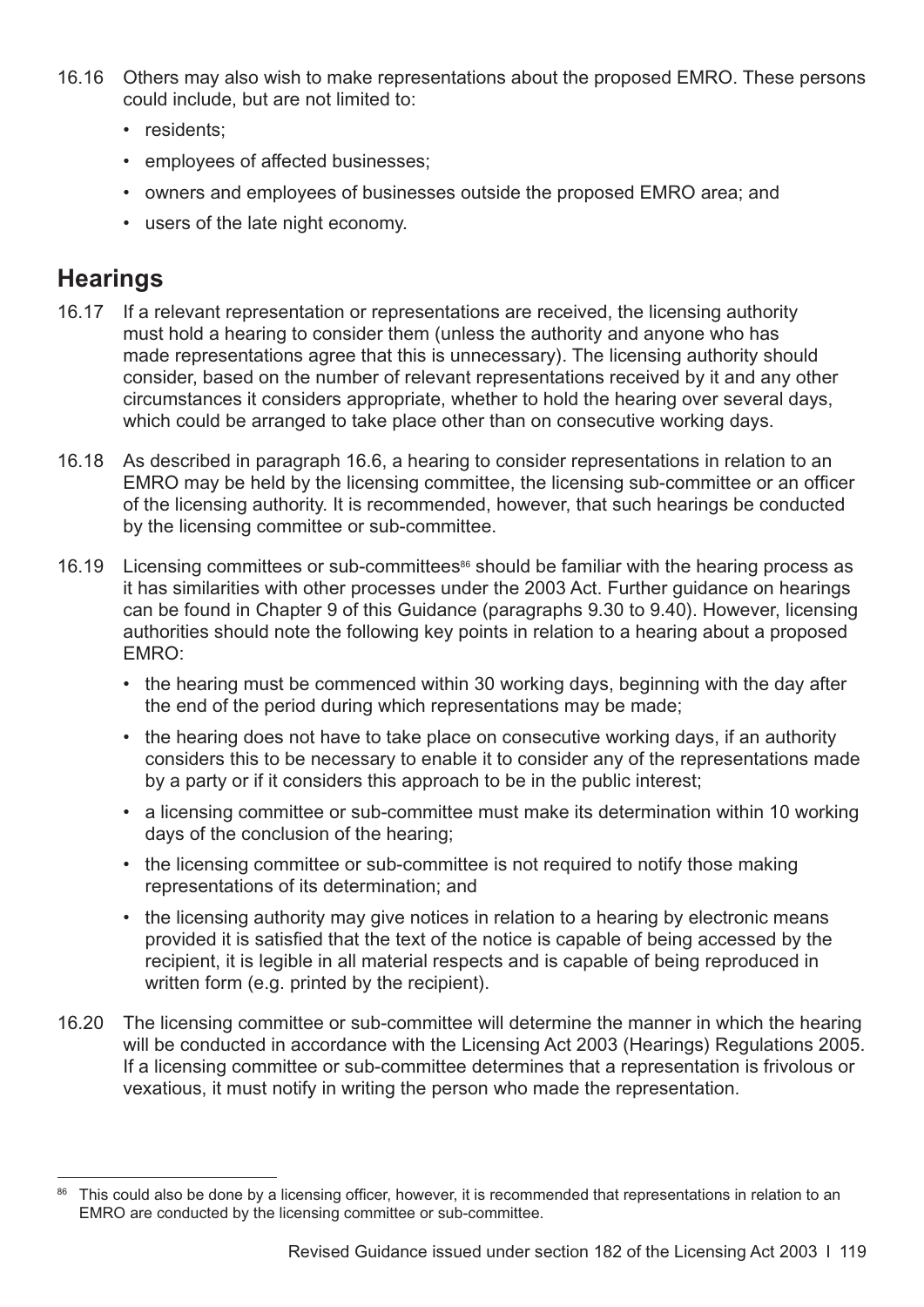16.16 Others may also wish to make representations about the proposed EMRO. These persons could include, but are not limited to:

- residents;
- employees of affected businesses;
- owners and employees of businesses outside the proposed EMRO area; and
- users of the late night economy.

## Hearings

16.17 If a relevant representation or representations are received, the licensing authority must hold a hearing to consider them (unless the authority and anyone who has made representations agree that this is unnecessary). The licensing authority should consider, based on the number of relevant representations received by it and any other circumstances it considers appropriate, whether to hold the hearing over several days, which could be arranged to take place other than on consecutive working days.

16.18 As described in paragraph 16.6, a hearing to consider representations in relation to an EMRO may be held by the licensing committee, the licensing sub-committee or an officer of the licensing authority. It is recommended, however, that such hearings be conducted by the licensing committee or sub-committee.

16.19 Licensing committees or sub-committees[86] should be familiar with the hearing process as it has similarities with other processes under the 2003 Act. Further guidance on hearings can be found in Chapter 9 of this Guidance (paragraphs 9.30 to 9.40). However, licensing authorities should note the following key points in relation to a hearing about a proposed EMRO:

- the hearing must be commenced within 30 working days, beginning with the day after the end of the period during which representations may be made;
- the hearing does not have to take place on consecutive working days, if an authority considers this to be necessary to enable it to consider any of the representations made by a party or if it considers this approach to be in the public interest;
- a licensing committee or sub-committee must make its determination within 10 working days of the conclusion of the hearing;
- the licensing committee or sub-committee is not required to notify those making representations of its determination; and
- the licensing authority may give notices in relation to a hearing by electronic means provided it is satisfied that the text of the notice is capable of being accessed by the recipient, it is legible in all material respects and is capable of being reproduced in written form (e.g. printed by the recipient).

16.20 The licensing committee or sub-committee will determine the manner in which the hearing will be conducted in accordance with the Licensing Act 2003 (Hearings) Regulations 2005. If a licensing committee or sub-committee determines that a representation is frivolous or vexatious, it must notify in writing the person who made the representation.

[86] This could also be done by a licensing officer, however, it is recommended that representations in relation to an EMRO are conducted by the licensing committee or sub-committee.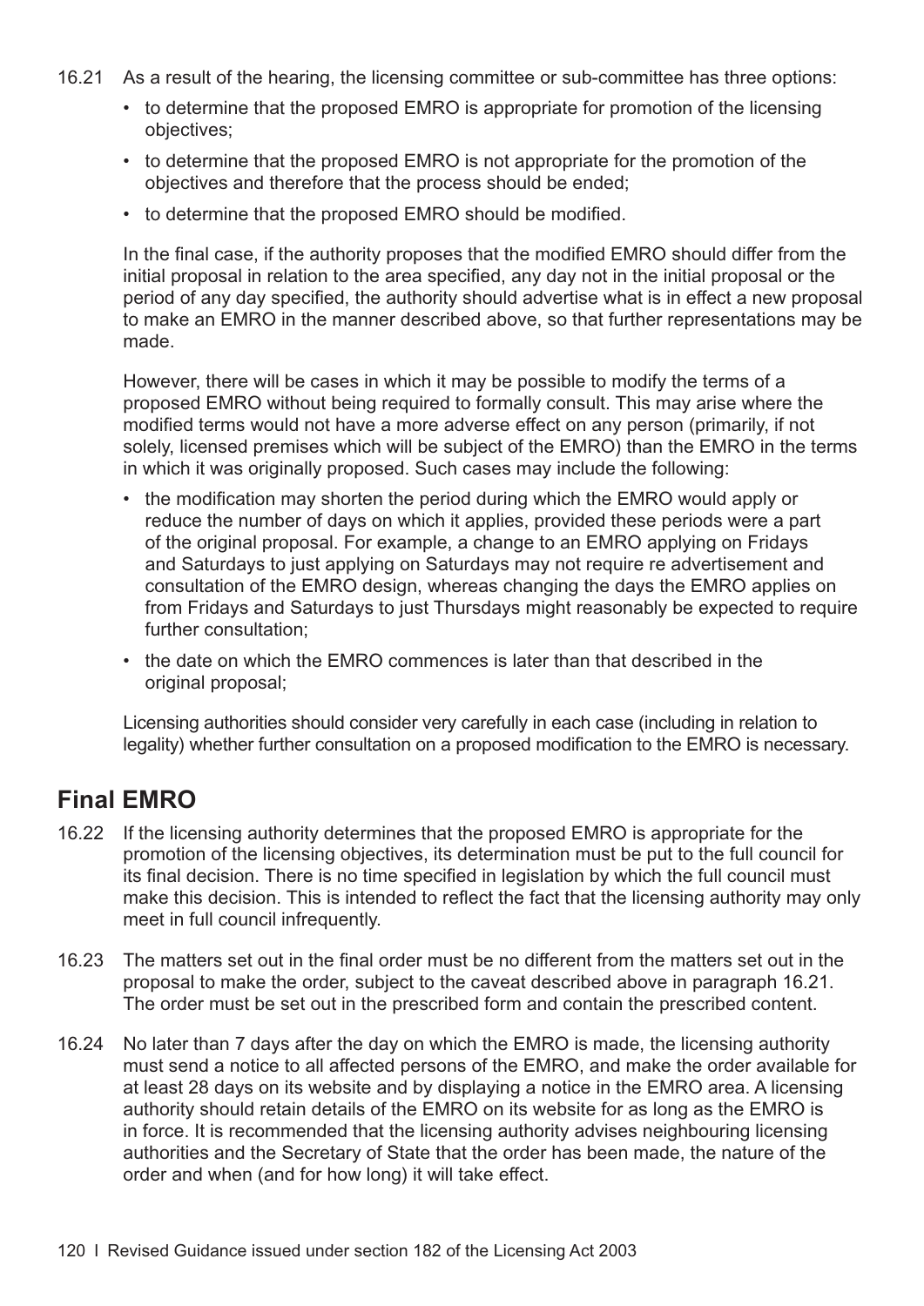16.21 As a result of the hearing, the licensing committee or sub-committee has three options:

- to determine that the proposed EMRO is appropriate for promotion of the licensing objectives;
- to determine that the proposed EMRO is not appropriate for the promotion of the objectives and therefore that the process should be ended;
- to determine that the proposed EMRO should be modified.

In the final case, if the authority proposes that the modified EMRO should differ from the initial proposal in relation to the area specified, any day not in the initial proposal or the period of any day specified, the authority should advertise what is in effect a new proposal to make an EMRO in the manner described above, so that further representations may be made.

However, there will be cases in which it may be possible to modify the terms of a proposed EMRO without being required to formally consult. This may arise where the modified terms would not have a more adverse effect on any person (primarily, if not solely, licensed premises which will be subject of the EMRO) than the EMRO in the terms in which it was originally proposed. Such cases may include the following:

- the modification may shorten the period during which the EMRO would apply or reduce the number of days on which it applies, provided these periods were a part of the original proposal. For example, a change to an EMRO applying on Fridays and Saturdays to just applying on Saturdays may not require re advertisement and consultation of the EMRO design, whereas changing the days the EMRO applies on from Fridays and Saturdays to just Thursdays might reasonably be expected to require further consultation;
- the date on which the EMRO commences is later than that described in the original proposal;

Licensing authorities should consider very carefully in each case (including in relation to legality) whether further consultation on a proposed modification to the EMRO is necessary.

## Final EMRO

16.22 If the licensing authority determines that the proposed EMRO is appropriate for the promotion of the licensing objectives, its determination must be put to the full council for its final decision. There is no time specified in legislation by which the full council must make this decision. This is intended to reflect the fact that the licensing authority may only meet in full council infrequently.

16.23 The matters set out in the final order must be no different from the matters set out in the proposal to make the order, subject to the caveat described above in paragraph 16.21. The order must be set out in the prescribed form and contain the prescribed content.

16.24 No later than 7 days after the day on which the EMRO is made, the licensing authority must send a notice to all affected persons of the EMRO, and make the order available for at least 28 days on its website and by displaying a notice in the EMRO area. A licensing authority should retain details of the EMRO on its website for as long as the EMRO is in force. It is recommended that the licensing authority advises neighbouring licensing authorities and the Secretary of State that the order has been made, the nature of the order and when (and for how long) it will take effect.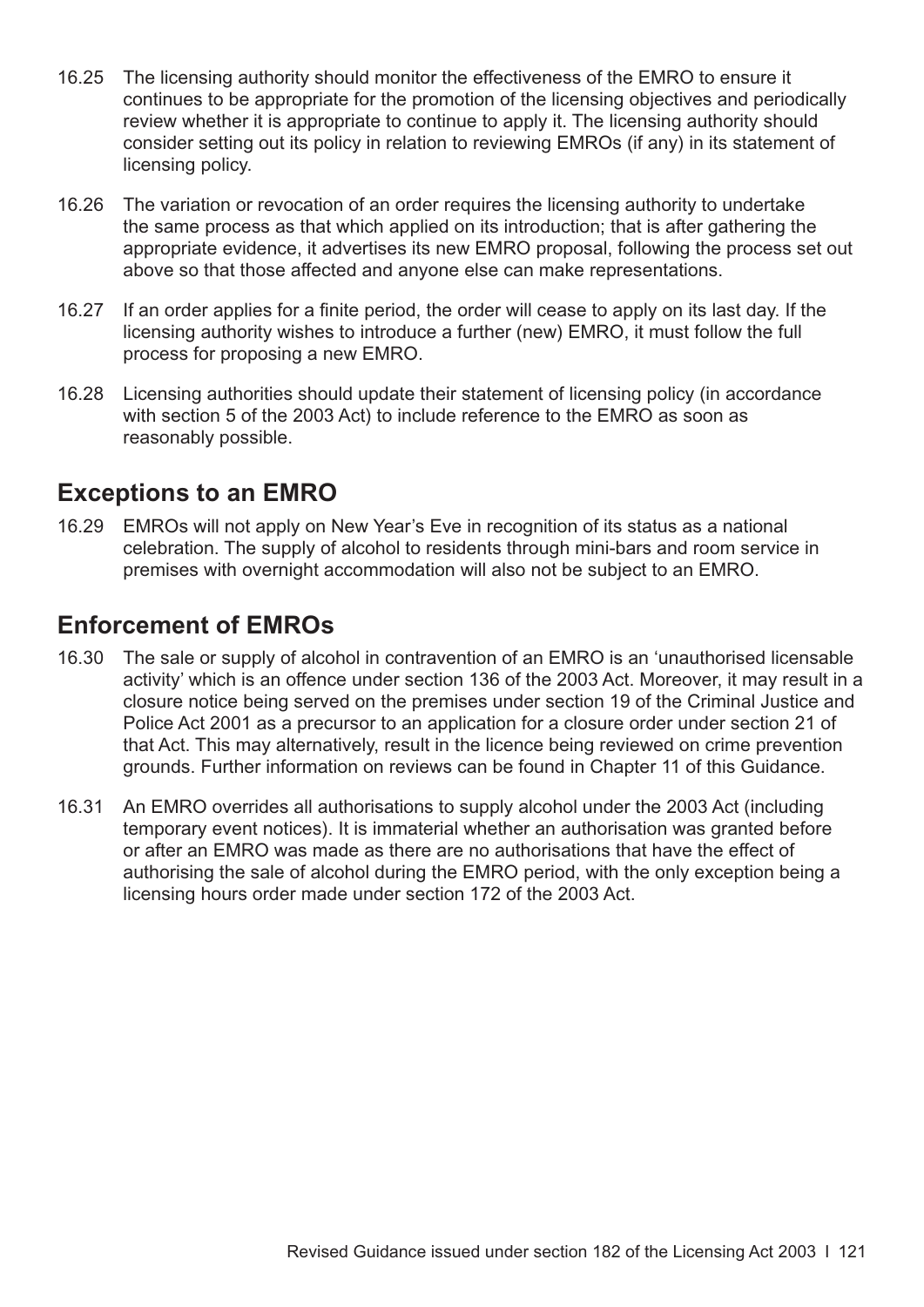16.25 The licensing authority should monitor the effectiveness of the EMRO to ensure it continues to be appropriate for the promotion of the licensing objectives and periodically review whether it is appropriate to continue to apply it. The licensing authority should consider setting out its policy in relation to reviewing EMROs (if any) in its statement of licensing policy.

16.26 The variation or revocation of an order requires the licensing authority to undertake the same process as that which applied on its introduction; that is after gathering the appropriate evidence, it advertises its new EMRO proposal, following the process set out above so that those affected and anyone else can make representations.

16.27 If an order applies for a finite period, the order will cease to apply on its last day. If the licensing authority wishes to introduce a further (new) EMRO, it must follow the full process for proposing a new EMRO.

16.28 Licensing authorities should update their statement of licensing policy (in accordance with section 5 of the 2003 Act) to include reference to the EMRO as soon as reasonably possible.

## Exceptions to an EMRO

16.29 EMROs will not apply on New Year's Eve in recognition of its status as a national celebration. The supply of alcohol to residents through mini-bars and room service in premises with overnight accommodation will also not be subject to an EMRO.

## Enforcement of EMROs

16.30 The sale or supply of alcohol in contravention of an EMRO is an 'unauthorised licensable activity' which is an offence under section 136 of the 2003 Act. Moreover, it may result in a closure notice being served on the premises under section 19 of the Criminal Justice and Police Act 2001 as a precursor to an application for a closure order under section 21 of that Act. This may alternatively, result in the licence being reviewed on crime prevention grounds. Further information on reviews can be found in Chapter 11 of this Guidance.

16.31 An EMRO overrides all authorisations to supply alcohol under the 2003 Act (including temporary event notices). It is immaterial whether an authorisation was granted before or after an EMRO was made as there are no authorisations that have the effect of authorising the sale of alcohol during the EMRO period, with the only exception being a licensing hours order made under section 172 of the 2003 Act.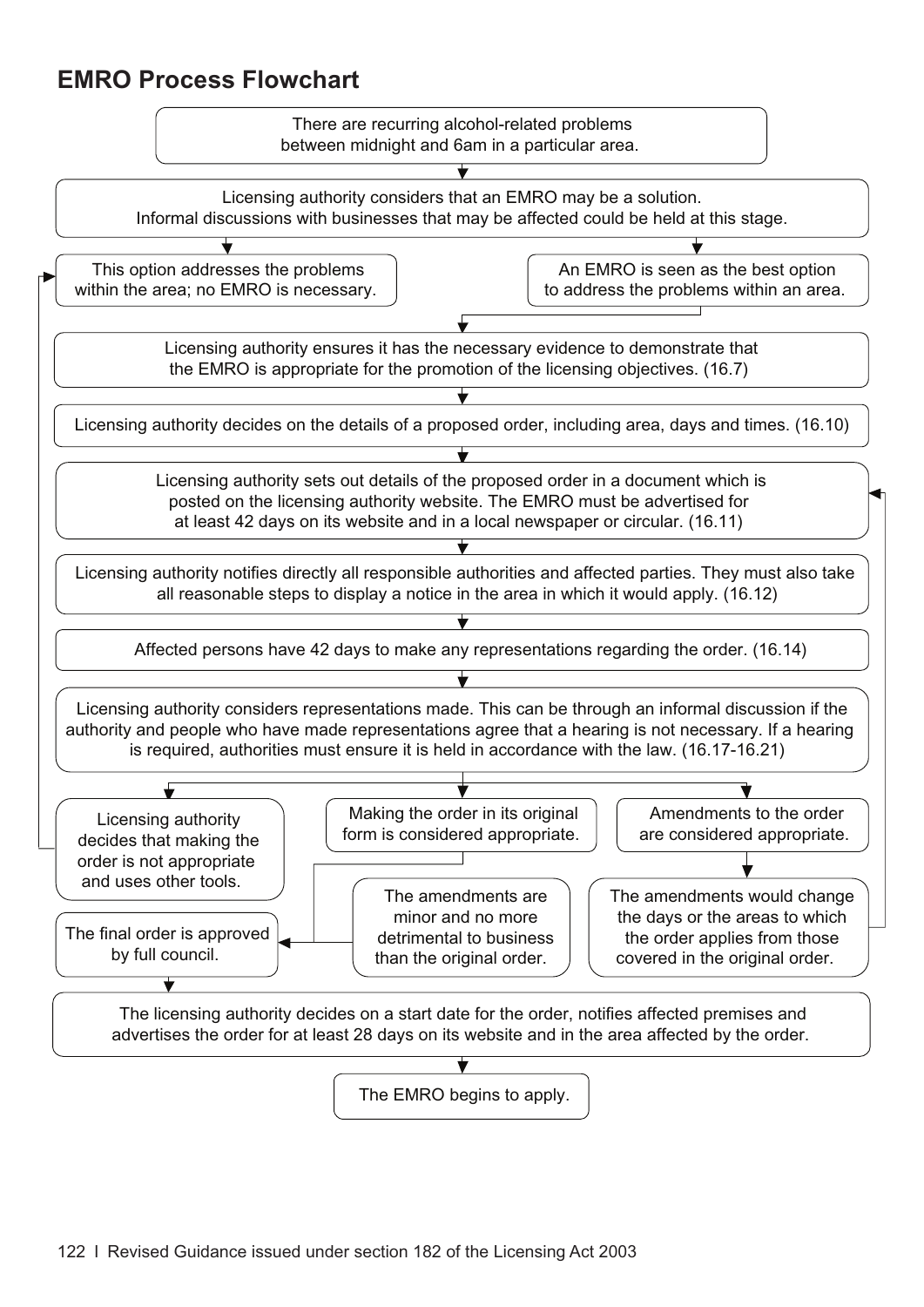## EMRO Process Flowchart

There are recurring alcohol-related problems between midnight and 6am in a particular area.

Licensing authority considers that an EMRO may be a solution. Informal discussions with businesses that may be affected could be held at this stage.

This option addresses the problems within the area; no EMRO is necessary.

An EMRO is seen as the best option to address the problems within an area.

Licensing authority ensures it has the necessary evidence to demonstrate that the EMRO is appropriate for the promotion of the licensing objectives. (16.7)

Licensing authority decides on the details of a proposed order, including area, days and times. (16.10)

Licensing authority sets out details of the proposed order in a document which is posted on the licensing authority website. The EMRO must be advertised for at least 42 days on its website and in a local newspaper or circular. (16.11)

Licensing authority notifies directly all responsible authorities and affected parties. They must also take all reasonable steps to display a notice in the area in which it would apply. (16.12)

Affected persons have 42 days to make any representations regarding the order. (16.14)

Licensing authority considers representations made. This can be through an informal discussion if the authority and people who have made representations agree that a hearing is not necessary. If a hearing is required, authorities must ensure it is held in accordance with the law. (16.17-16.21)

Licensing authority decides that making the order is not appropriate and uses other tools.

Making the order in its original form is considered appropriate.

Amendments to the order are considered appropriate.

The amendments are minor and no more detrimental to business than the original order.

The amendments would change the days or the areas to which the order applies from those covered in the original order.

The final order is approved by full council.

The licensing authority decides on a start date for the order, notifies affected premises and advertises the order for at least 28 days on its website and in the area affected by the order.

The EMRO begins to apply.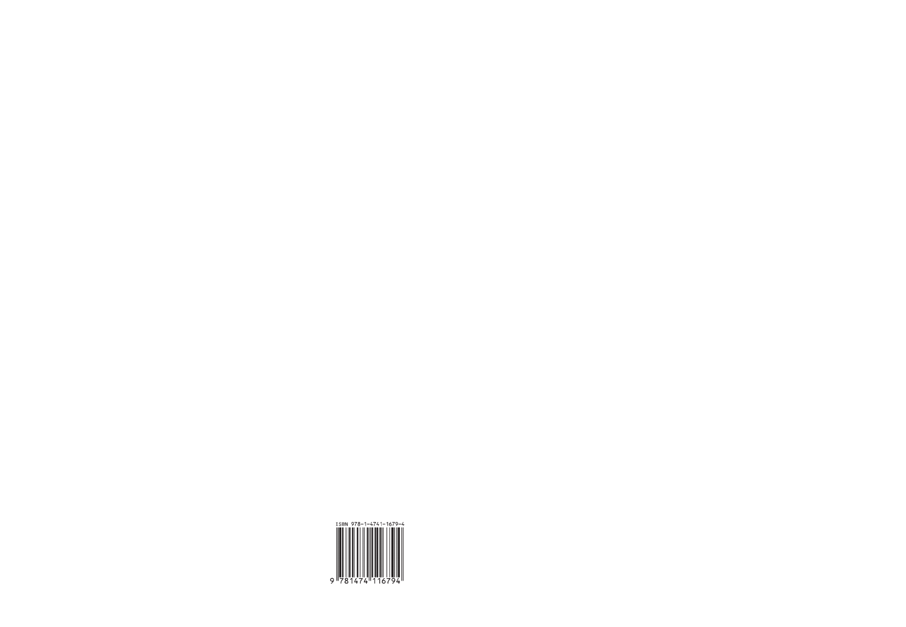ISBN 978-1-4741-1679-4

9 781474 116794